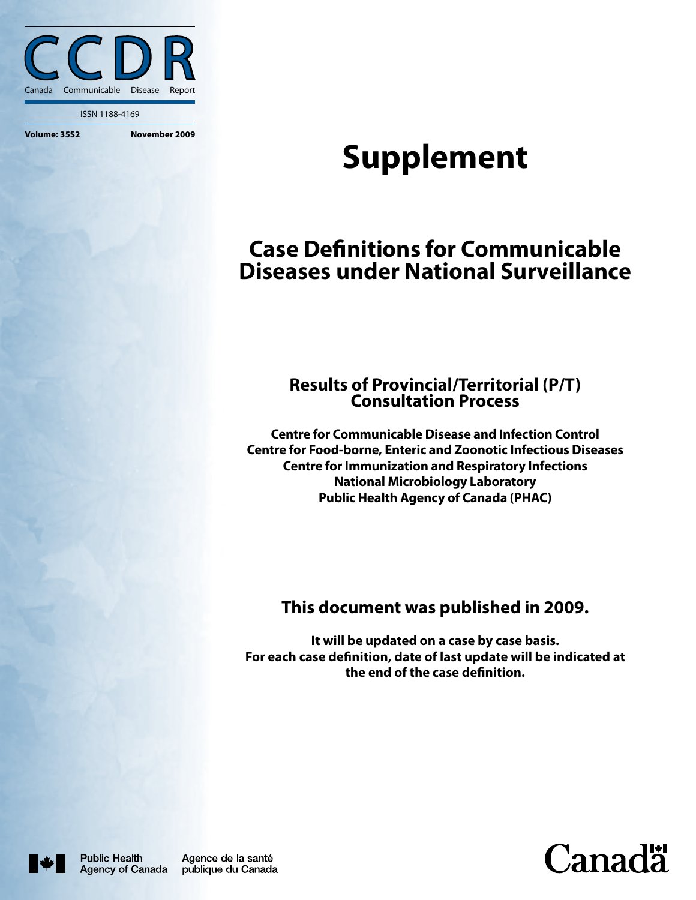# CCDR

Canada Communicable Disease Report

ISSN 1188-4169

**Volume: 35S2** **November 2009**

# Supplement

## Case Definitions for Communicable Diseases under National Surveillance

### Results of Provincial/Territorial (P/T) Consultation Process

**Centre for Communicable Disease and Infection Control**
**Centre for Food-borne, Enteric and Zoonotic Infectious Diseases**
**Centre for Immunization and Respiratory Infections**
**National Microbiology Laboratory**
**Public Health Agency of Canada (PHAC)**

### This document was published in 2009.

**It will be updated on a case by case basis.**
**For each case definition, date of last update will be indicated at the end of the case definition.**

Public Health Agency of Canada — Agence de la santé publique du Canada

Canada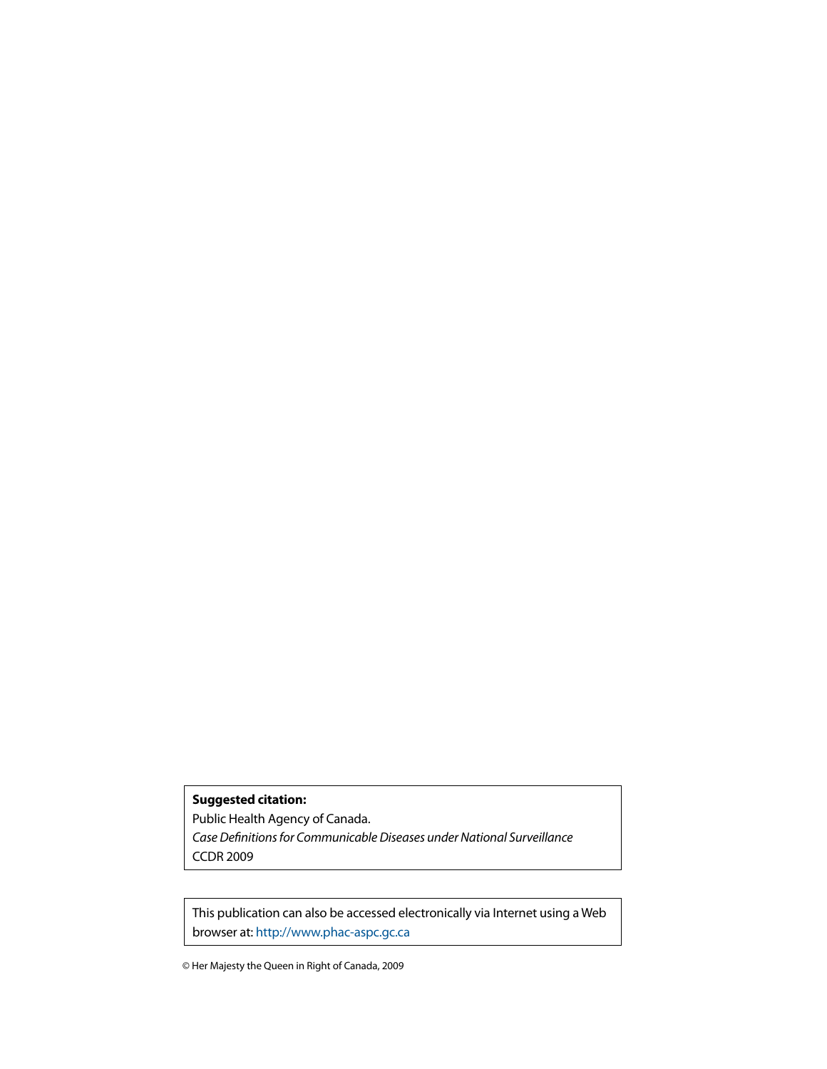**Suggested citation:**
Public Health Agency of Canada.
*Case Definitions for Communicable Diseases under National Surveillance*
CCDR 2009

This publication can also be accessed electronically via Internet using a Web browser at: http://www.phac-aspc.gc.ca

© Her Majesty the Queen in Right of Canada, 2009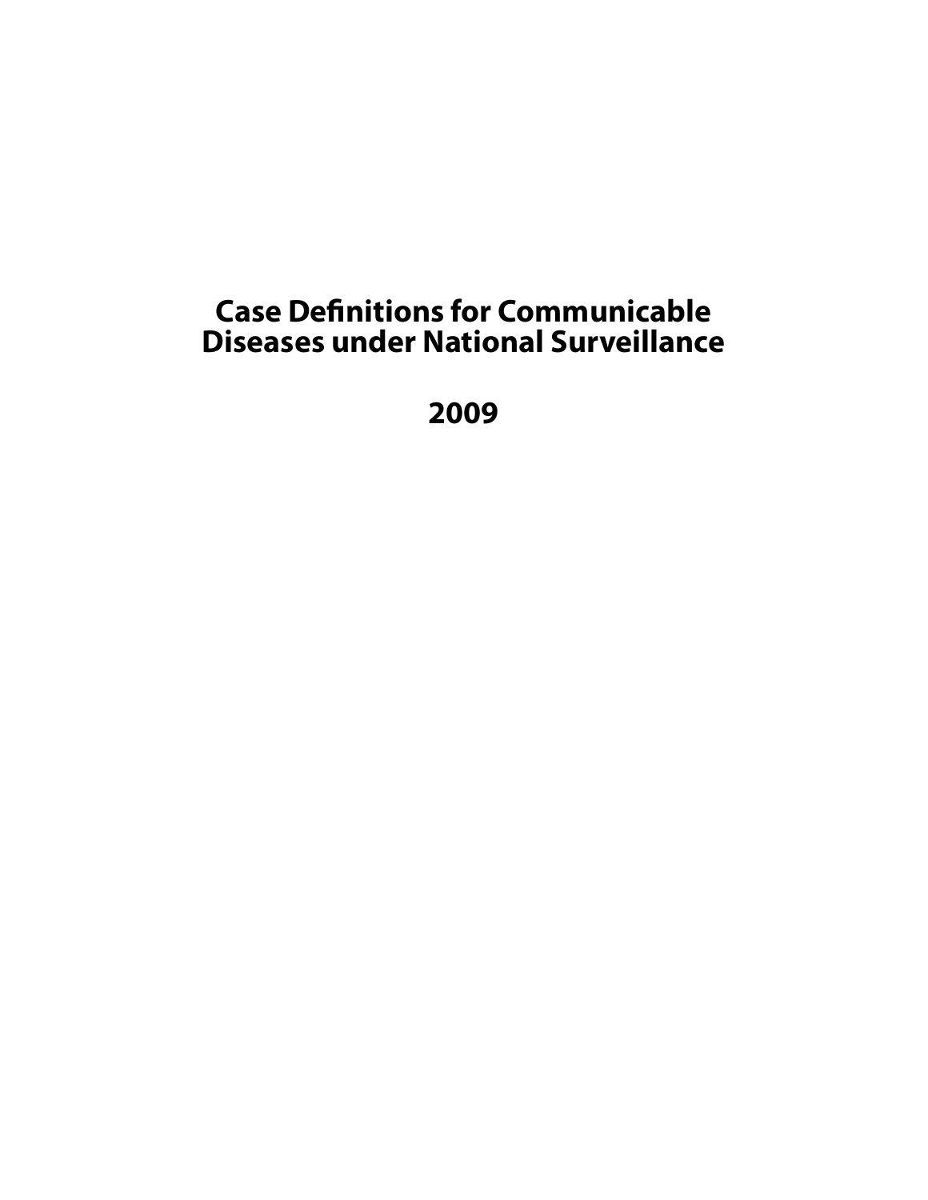# Case Definitions for Communicable Diseases under National Surveillance

# 2009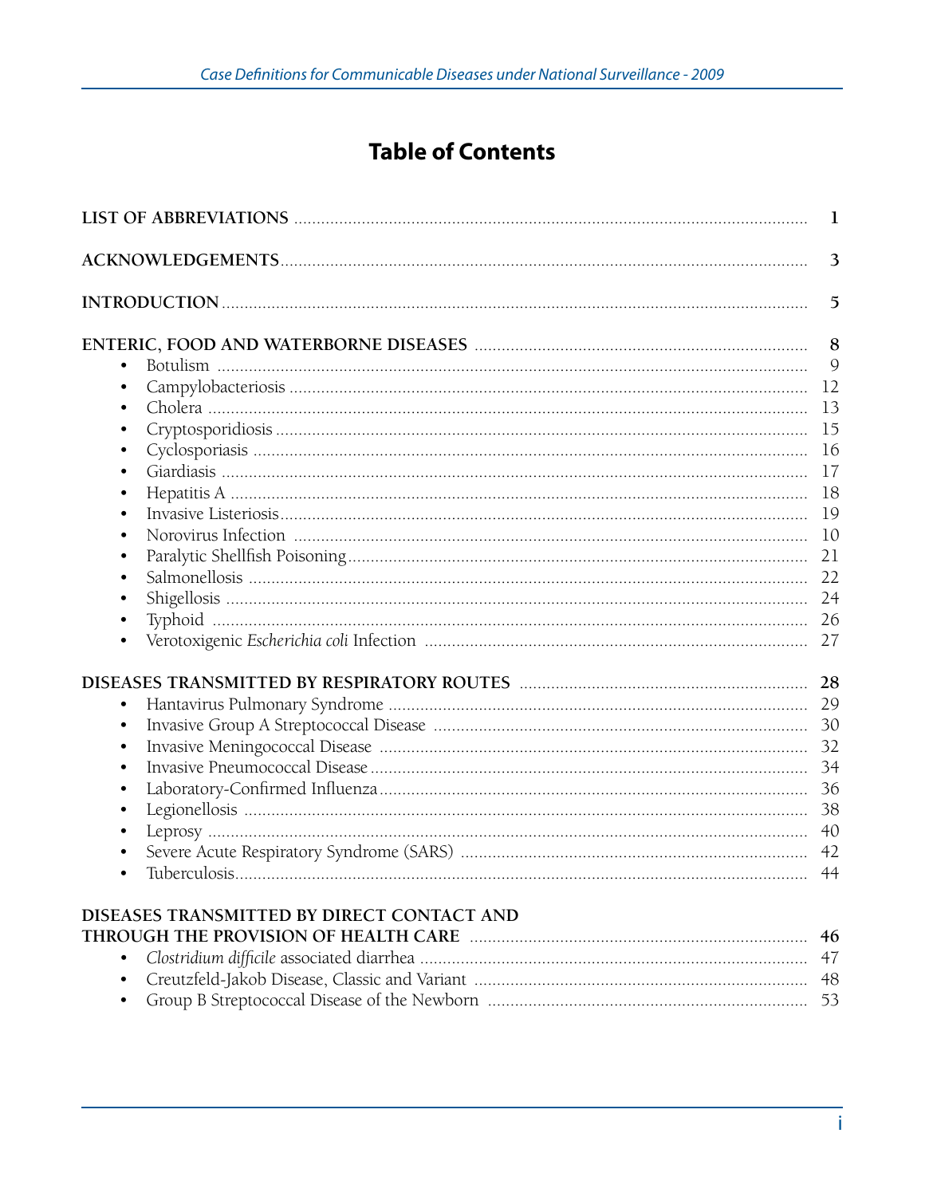# Table of Contents

| | |
|---|---|
| **LIST OF ABBREVIATIONS** | **1** |
| **ACKNOWLEDGEMENTS** | **3** |
| **INTRODUCTION** | **5** |
| **ENTERIC, FOOD AND WATERBORNE DISEASES** | **8** |
| • Botulism | 9 |
| • Campylobacteriosis | 12 |
| • Cholera | 13 |
| • Cryptosporidiosis | 15 |
| • Cyclosporiasis | 16 |
| • Giardiasis | 17 |
| • Hepatitis A | 18 |
| • Invasive Listeriosis | 19 |
| • Norovirus Infection | 10 |
| • Paralytic Shellfish Poisoning | 21 |
| • Salmonellosis | 22 |
| • Shigellosis | 24 |
| • Typhoid | 26 |
| • Verotoxigenic *Escherichia coli* Infection | 27 |
| **DISEASES TRANSMITTED BY RESPIRATORY ROUTES** | **28** |
| • Hantavirus Pulmonary Syndrome | 29 |
| • Invasive Group A Streptococcal Disease | 30 |
| • Invasive Meningococcal Disease | 32 |
| • Invasive Pneumococcal Disease | 34 |
| • Laboratory-Confirmed Influenza | 36 |
| • Legionellosis | 38 |
| • Leprosy | 40 |
| • Severe Acute Respiratory Syndrome (SARS) | 42 |
| • Tuberculosis | 44 |
| **DISEASES TRANSMITTED BY DIRECT CONTACT AND THROUGH THE PROVISION OF HEALTH CARE** | **46** |
| • *Clostridium difficile* associated diarrhea | 47 |
| • Creutzfeld-Jakob Disease, Classic and Variant | 48 |
| • Group B Streptococcal Disease of the Newborn | 53 |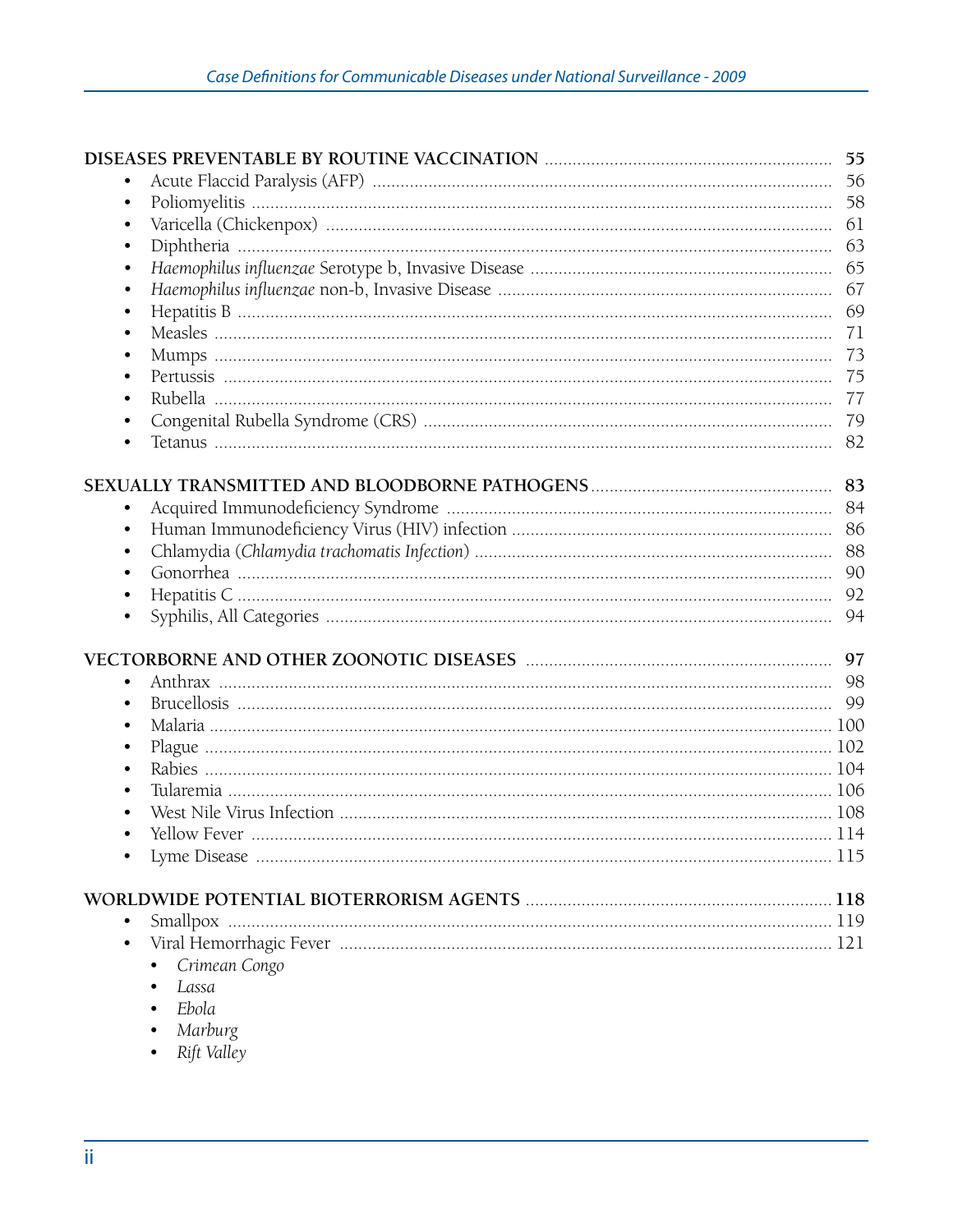**DISEASES PREVENTABLE BY ROUTINE VACCINATION** ..... **55**

- Acute Flaccid Paralysis (AFP) ..... 56
- Poliomyelitis ..... 58
- Varicella (Chickenpox) ..... 61
- Diphtheria ..... 63
- *Haemophilus influenzae* Serotype b, Invasive Disease ..... 65
- *Haemophilus influenzae* non-b, Invasive Disease ..... 67
- Hepatitis B ..... 69
- Measles ..... 71
- Mumps ..... 73
- Pertussis ..... 75
- Rubella ..... 77
- Congenital Rubella Syndrome (CRS) ..... 79
- Tetanus ..... 82

**SEXUALLY TRANSMITTED AND BLOODBORNE PATHOGENS** ..... **83**

- Acquired Immunodeficiency Syndrome ..... 84
- Human Immunodeficiency Virus (HIV) infection ..... 86
- Chlamydia (*Chlamydia trachomatis Infection*) ..... 88
- Gonorrhea ..... 90
- Hepatitis C ..... 92
- Syphilis, All Categories ..... 94

**VECTORBORNE AND OTHER ZOONOTIC DISEASES** ..... **97**

- Anthrax ..... 98
- Brucellosis ..... 99
- Malaria ..... 100
- Plague ..... 102
- Rabies ..... 104
- Tularemia ..... 106
- West Nile Virus Infection ..... 108
- Yellow Fever ..... 114
- Lyme Disease ..... 115

**WORLDWIDE POTENTIAL BIOTERRORISM AGENTS** ..... **118**

- Smallpox ..... 119
- Viral Hemorrhagic Fever ..... 121
  - *Crimean Congo*
  - *Lassa*
  - *Ebola*
  - *Marburg*
  - *Rift Valley*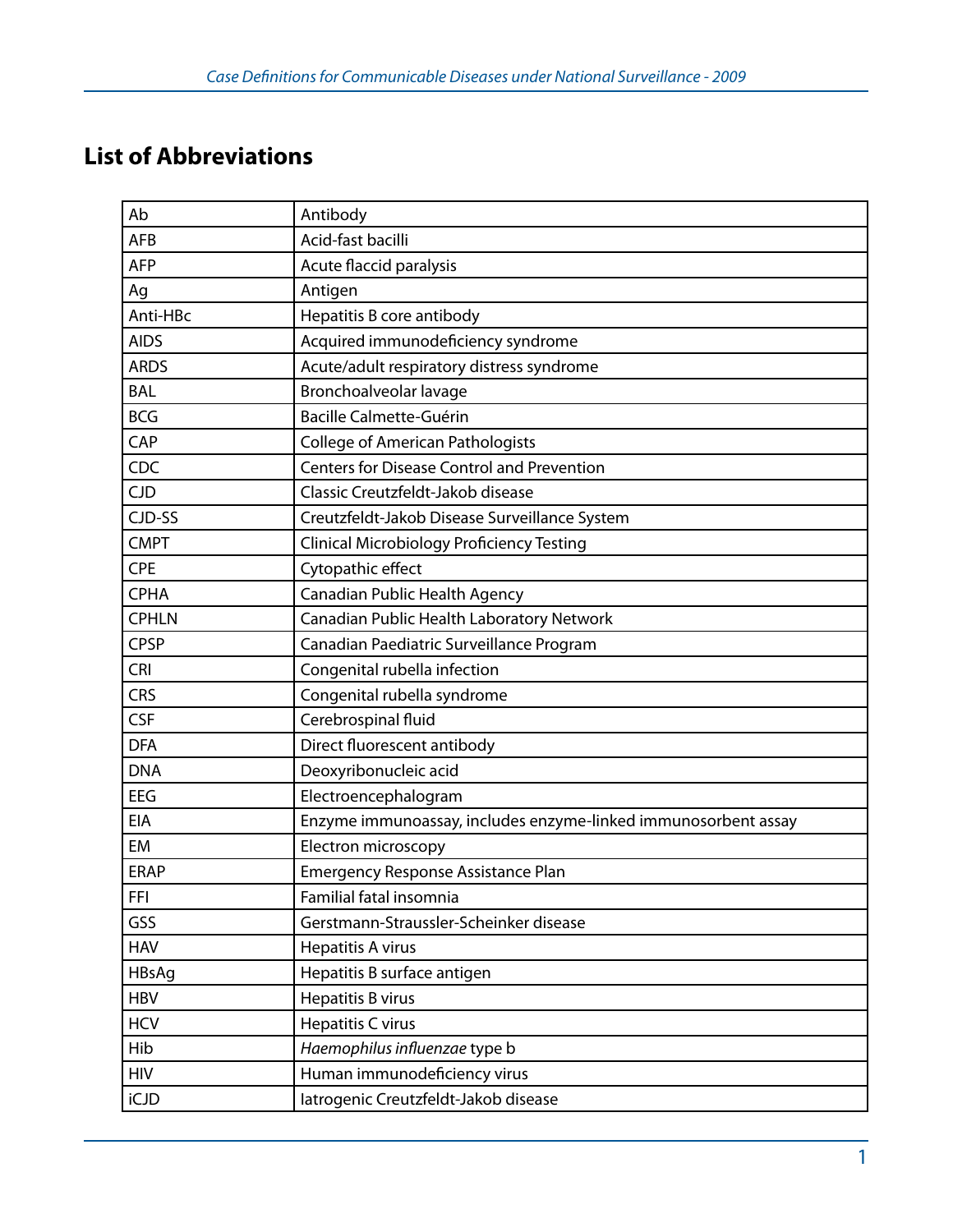## List of Abbreviations

| | |
|---|---|
| Ab | Antibody |
| AFB | Acid-fast bacilli |
| AFP | Acute flaccid paralysis |
| Ag | Antigen |
| Anti-HBc | Hepatitis B core antibody |
| AIDS | Acquired immunodeficiency syndrome |
| ARDS | Acute/adult respiratory distress syndrome |
| BAL | Bronchoalveolar lavage |
| BCG | Bacille Calmette-Guérin |
| CAP | College of American Pathologists |
| CDC | Centers for Disease Control and Prevention |
| CJD | Classic Creutzfeldt-Jakob disease |
| CJD-SS | Creutzfeldt-Jakob Disease Surveillance System |
| CMPT | Clinical Microbiology Proficiency Testing |
| CPE | Cytopathic effect |
| CPHA | Canadian Public Health Agency |
| CPHLN | Canadian Public Health Laboratory Network |
| CPSP | Canadian Paediatric Surveillance Program |
| CRI | Congenital rubella infection |
| CRS | Congenital rubella syndrome |
| CSF | Cerebrospinal fluid |
| DFA | Direct fluorescent antibody |
| DNA | Deoxyribonucleic acid |
| EEG | Electroencephalogram |
| EIA | Enzyme immunoassay, includes enzyme-linked immunosorbent assay |
| EM | Electron microscopy |
| ERAP | Emergency Response Assistance Plan |
| FFI | Familial fatal insomnia |
| GSS | Gerstmann-Straussler-Scheinker disease |
| HAV | Hepatitis A virus |
| HBsAg | Hepatitis B surface antigen |
| HBV | Hepatitis B virus |
| HCV | Hepatitis C virus |
| Hib | *Haemophilus influenzae* type b |
| HIV | Human immunodeficiency virus |
| iCJD | Iatrogenic Creutzfeldt-Jakob disease |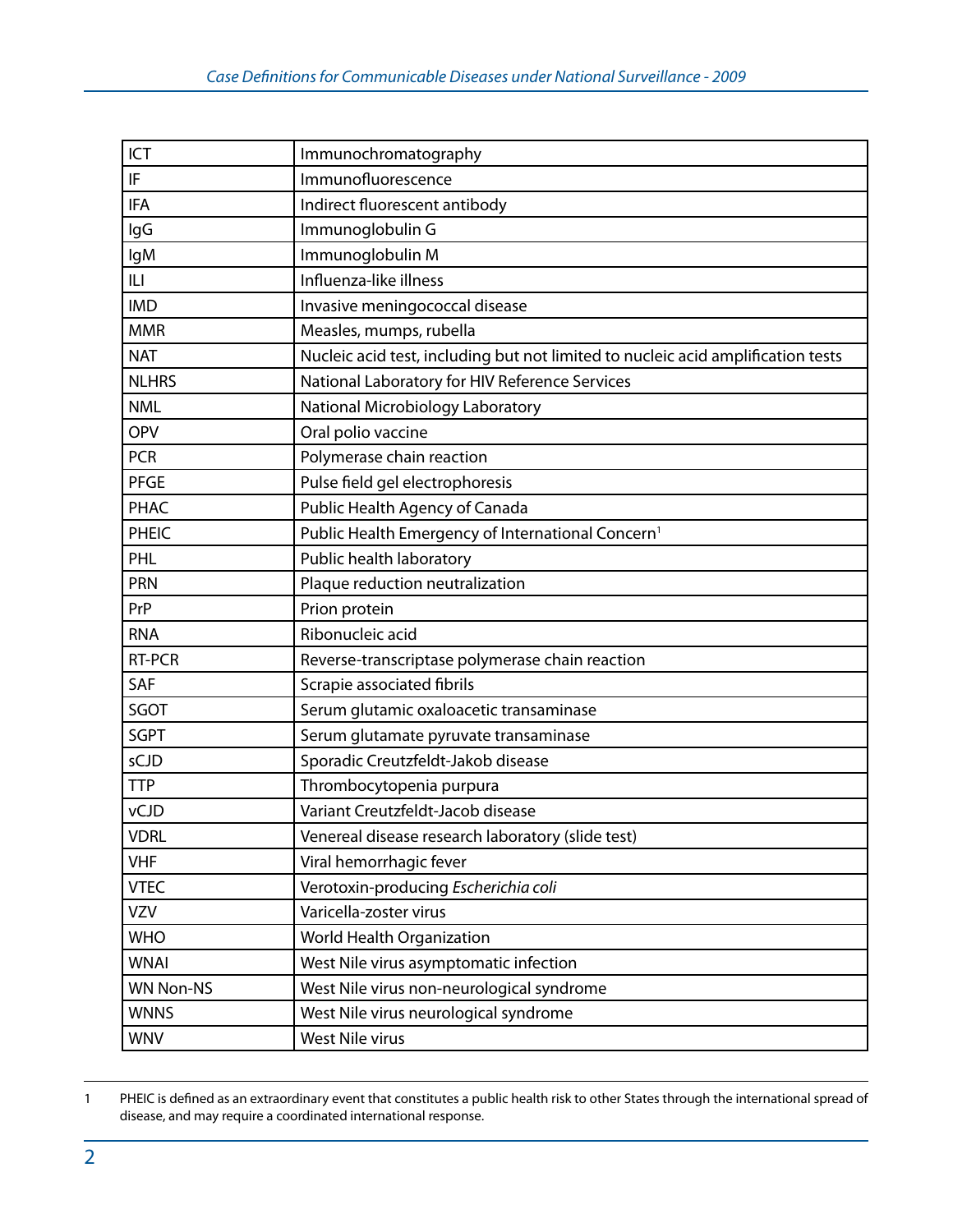| | |
|---|---|
| ICT | Immunochromatography |
| IF | Immunofluorescence |
| IFA | Indirect fluorescent antibody |
| IgG | Immunoglobulin G |
| IgM | Immunoglobulin M |
| ILI | Influenza-like illness |
| IMD | Invasive meningococcal disease |
| MMR | Measles, mumps, rubella |
| NAT | Nucleic acid test, including but not limited to nucleic acid amplification tests |
| NLHRS | National Laboratory for HIV Reference Services |
| NML | National Microbiology Laboratory |
| OPV | Oral polio vaccine |
| PCR | Polymerase chain reaction |
| PFGE | Pulse field gel electrophoresis |
| PHAC | Public Health Agency of Canada |
| PHEIC | Public Health Emergency of International Concern[1] |
| PHL | Public health laboratory |
| PRN | Plaque reduction neutralization |
| PrP | Prion protein |
| RNA | Ribonucleic acid |
| RT-PCR | Reverse-transcriptase polymerase chain reaction |
| SAF | Scrapie associated fibrils |
| SGOT | Serum glutamic oxaloacetic transaminase |
| SGPT | Serum glutamate pyruvate transaminase |
| sCJD | Sporadic Creutzfeldt-Jakob disease |
| TTP | Thrombocytopenia purpura |
| vCJD | Variant Creutzfeldt-Jacob disease |
| VDRL | Venereal disease research laboratory (slide test) |
| VHF | Viral hemorrhagic fever |
| VTEC | Verotoxin-producing *Escherichia coli* |
| VZV | Varicella-zoster virus |
| WHO | World Health Organization |
| WNAI | West Nile virus asymptomatic infection |
| WN Non-NS | West Nile virus non-neurological syndrome |
| WNNS | West Nile virus neurological syndrome |
| WNV | West Nile virus |

1 PHEIC is defined as an extraordinary event that constitutes a public health risk to other States through the international spread of disease, and may require a coordinated international response.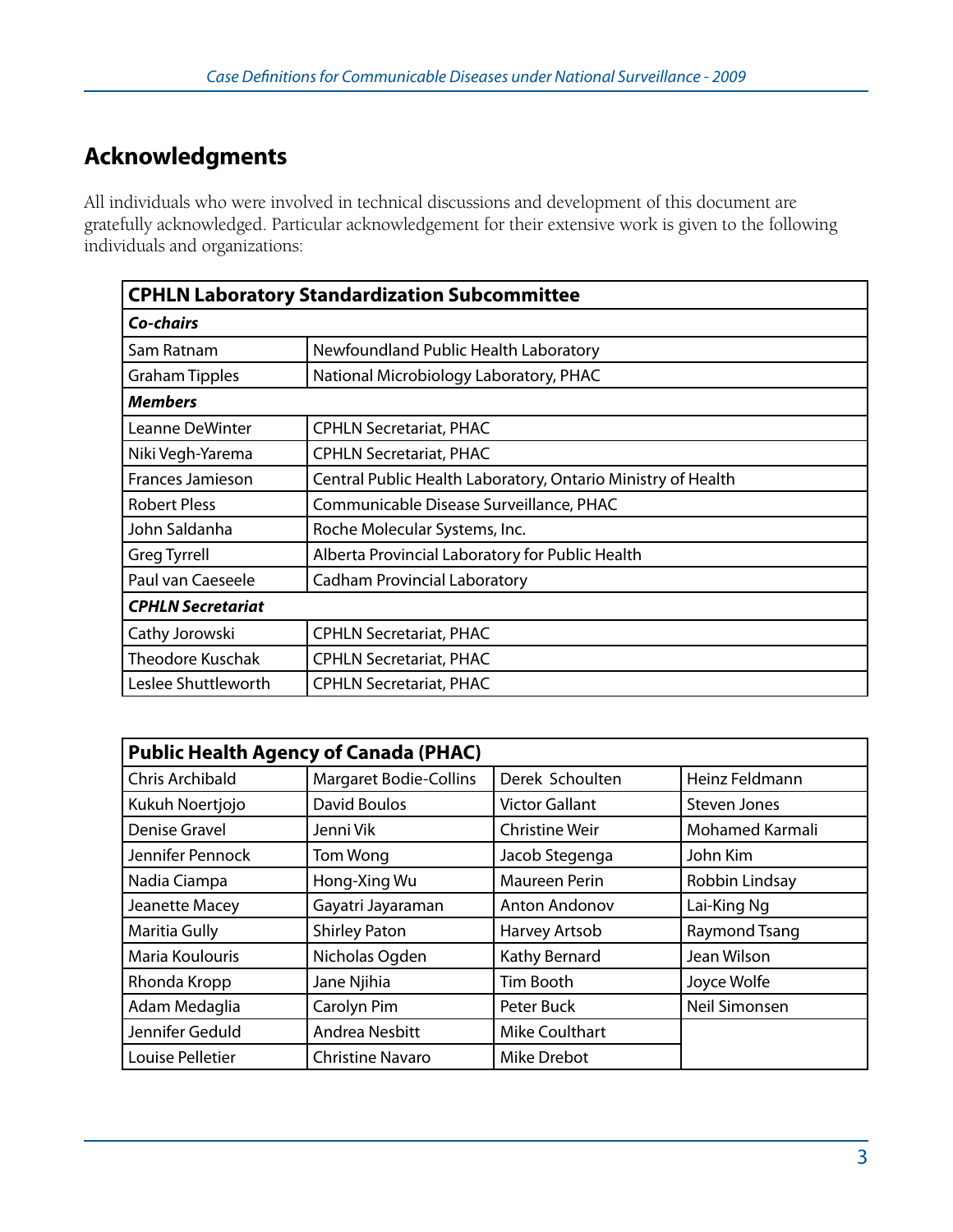## Acknowledgments

All individuals who were involved in technical discussions and development of this document are gratefully acknowledged. Particular acknowledgement for their extensive work is given to the following individuals and organizations:

| **CPHLN Laboratory Standardization Subcommittee** | |
|---|---|
| ***Co-chairs*** | |
| Sam Ratnam | Newfoundland Public Health Laboratory |
| Graham Tipples | National Microbiology Laboratory, PHAC |
| ***Members*** | |
| Leanne DeWinter | CPHLN Secretariat, PHAC |
| Niki Vegh-Yarema | CPHLN Secretariat, PHAC |
| Frances Jamieson | Central Public Health Laboratory, Ontario Ministry of Health |
| Robert Pless | Communicable Disease Surveillance, PHAC |
| John Saldanha | Roche Molecular Systems, Inc. |
| Greg Tyrrell | Alberta Provincial Laboratory for Public Health |
| Paul van Caeseele | Cadham Provincial Laboratory |
| ***CPHLN Secretariat*** | |
| Cathy Jorowski | CPHLN Secretariat, PHAC |
| Theodore Kuschak | CPHLN Secretariat, PHAC |
| Leslee Shuttleworth | CPHLN Secretariat, PHAC |

| **Public Health Agency of Canada (PHAC)** | | | |
|---|---|---|---|
| Chris Archibald | Margaret Bodie-Collins | Derek Schoulten | Heinz Feldmann |
| Kukuh Noertjojo | David Boulos | Victor Gallant | Steven Jones |
| Denise Gravel | Jenni Vik | Christine Weir | Mohamed Karmali |
| Jennifer Pennock | Tom Wong | Jacob Stegenga | John Kim |
| Nadia Ciampa | Hong-Xing Wu | Maureen Perin | Robbin Lindsay |
| Jeanette Macey | Gayatri Jayaraman | Anton Andonov | Lai-King Ng |
| Maritia Gully | Shirley Paton | Harvey Artsob | Raymond Tsang |
| Maria Koulouris | Nicholas Ogden | Kathy Bernard | Jean Wilson |
| Rhonda Kropp | Jane Njihia | Tim Booth | Joyce Wolfe |
| Adam Medaglia | Carolyn Pim | Peter Buck | Neil Simonsen |
| Jennifer Geduld | Andrea Nesbitt | Mike Coulthart | |
| Louise Pelletier | Christine Navaro | Mike Drebot | |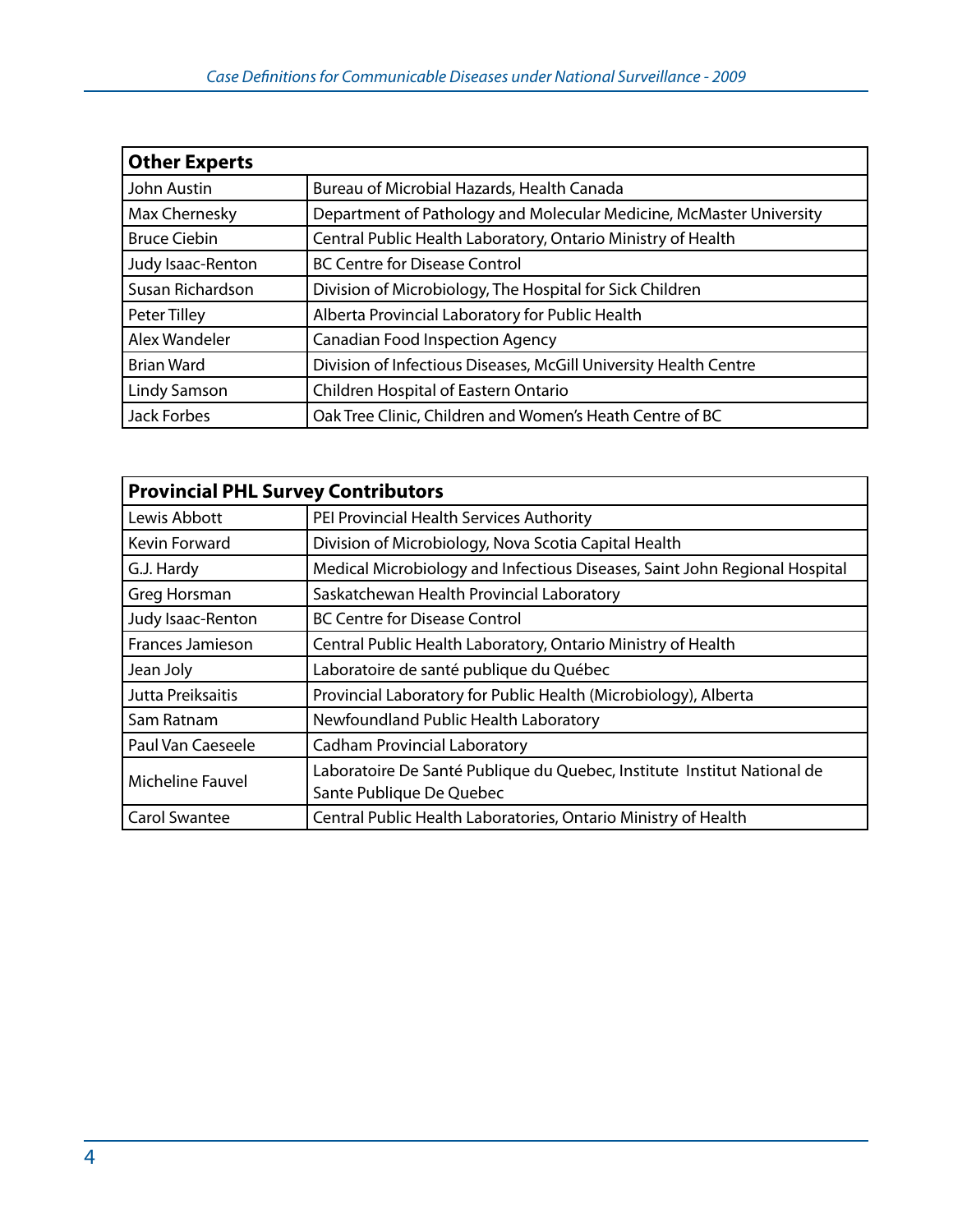| Other Experts | |
|---|---|
| John Austin | Bureau of Microbial Hazards, Health Canada |
| Max Chernesky | Department of Pathology and Molecular Medicine, McMaster University |
| Bruce Ciebin | Central Public Health Laboratory, Ontario Ministry of Health |
| Judy Isaac-Renton | BC Centre for Disease Control |
| Susan Richardson | Division of Microbiology, The Hospital for Sick Children |
| Peter Tilley | Alberta Provincial Laboratory for Public Health |
| Alex Wandeler | Canadian Food Inspection Agency |
| Brian Ward | Division of Infectious Diseases, McGill University Health Centre |
| Lindy Samson | Children Hospital of Eastern Ontario |
| Jack Forbes | Oak Tree Clinic, Children and Women's Heath Centre of BC |

| Provincial PHL Survey Contributors | |
|---|---|
| Lewis Abbott | PEI Provincial Health Services Authority |
| Kevin Forward | Division of Microbiology, Nova Scotia Capital Health |
| G.J. Hardy | Medical Microbiology and Infectious Diseases, Saint John Regional Hospital |
| Greg Horsman | Saskatchewan Health Provincial Laboratory |
| Judy Isaac-Renton | BC Centre for Disease Control |
| Frances Jamieson | Central Public Health Laboratory, Ontario Ministry of Health |
| Jean Joly | Laboratoire de santé publique du Québec |
| Jutta Preiksaitis | Provincial Laboratory for Public Health (Microbiology), Alberta |
| Sam Ratnam | Newfoundland Public Health Laboratory |
| Paul Van Caeseele | Cadham Provincial Laboratory |
| Micheline Fauvel | Laboratoire De Santé Publique du Quebec, Institute Institut National de Sante Publique De Quebec |
| Carol Swantee | Central Public Health Laboratories, Ontario Ministry of Health |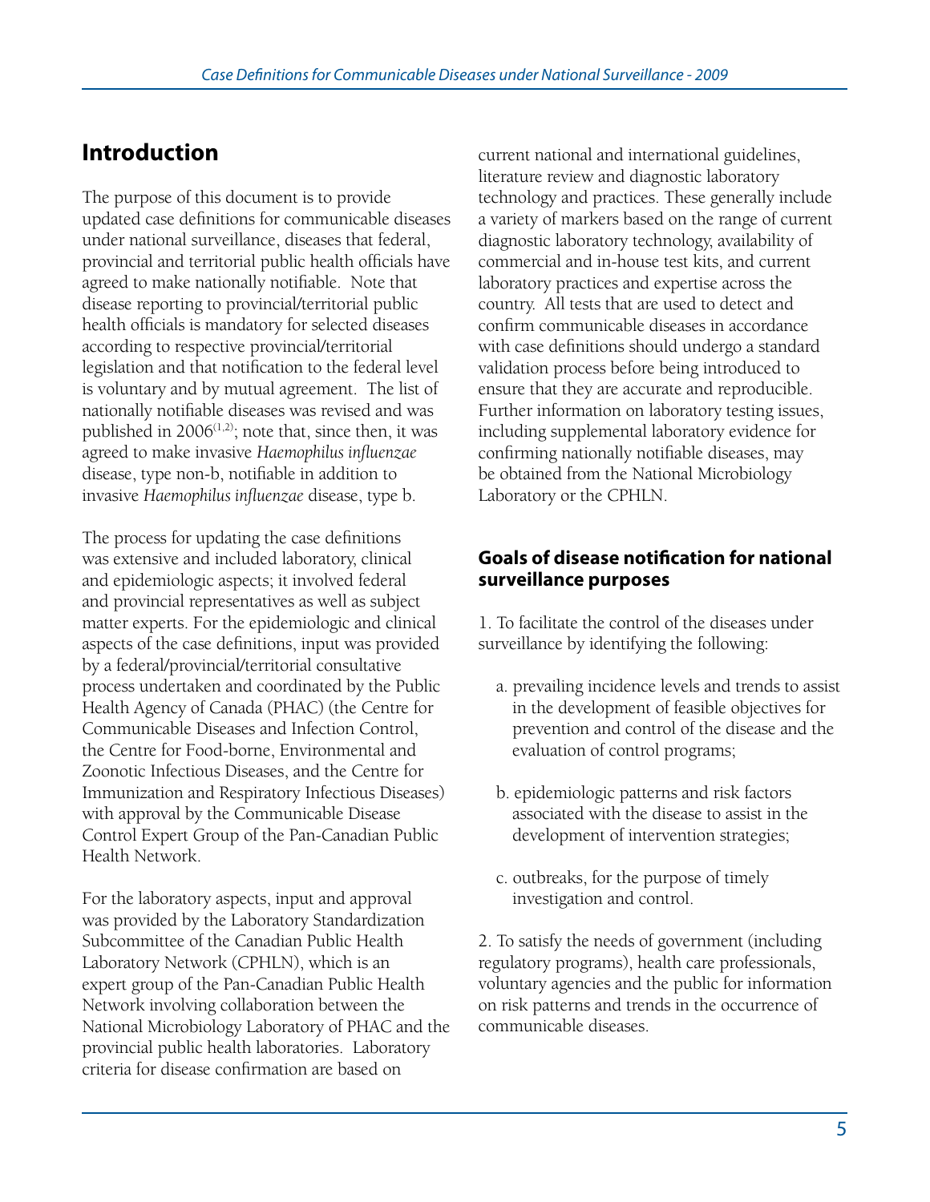# Introduction

The purpose of this document is to provide updated case definitions for communicable diseases under national surveillance, diseases that federal, provincial and territorial public health officials have agreed to make nationally notifiable. Note that disease reporting to provincial/territorial public health officials is mandatory for selected diseases according to respective provincial/territorial legislation and that notification to the federal level is voluntary and by mutual agreement. The list of nationally notifiable diseases was revised and was published in 2006[1,2]; note that, since then, it was agreed to make invasive *Haemophilus influenzae* disease, type non-b, notifiable in addition to invasive *Haemophilus influenzae* disease, type b.

The process for updating the case definitions was extensive and included laboratory, clinical and epidemiologic aspects; it involved federal and provincial representatives as well as subject matter experts. For the epidemiologic and clinical aspects of the case definitions, input was provided by a federal/provincial/territorial consultative process undertaken and coordinated by the Public Health Agency of Canada (PHAC) (the Centre for Communicable Diseases and Infection Control, the Centre for Food-borne, Environmental and Zoonotic Infectious Diseases, and the Centre for Immunization and Respiratory Infectious Diseases) with approval by the Communicable Disease Control Expert Group of the Pan-Canadian Public Health Network.

For the laboratory aspects, input and approval was provided by the Laboratory Standardization Subcommittee of the Canadian Public Health Laboratory Network (CPHLN), which is an expert group of the Pan-Canadian Public Health Network involving collaboration between the National Microbiology Laboratory of PHAC and the provincial public health laboratories. Laboratory criteria for disease confirmation are based on current national and international guidelines, literature review and diagnostic laboratory technology and practices. These generally include a variety of markers based on the range of current diagnostic laboratory technology, availability of commercial and in-house test kits, and current laboratory practices and expertise across the country. All tests that are used to detect and confirm communicable diseases in accordance with case definitions should undergo a standard validation process before being introduced to ensure that they are accurate and reproducible. Further information on laboratory testing issues, including supplemental laboratory evidence for confirming nationally notifiable diseases, may be obtained from the National Microbiology Laboratory or the CPHLN.

### Goals of disease notification for national surveillance purposes

1. To facilitate the control of the diseases under surveillance by identifying the following:

   a. prevailing incidence levels and trends to assist in the development of feasible objectives for prevention and control of the disease and the evaluation of control programs;

   b. epidemiologic patterns and risk factors associated with the disease to assist in the development of intervention strategies;

   c. outbreaks, for the purpose of timely investigation and control.

2. To satisfy the needs of government (including regulatory programs), health care professionals, voluntary agencies and the public for information on risk patterns and trends in the occurrence of communicable diseases.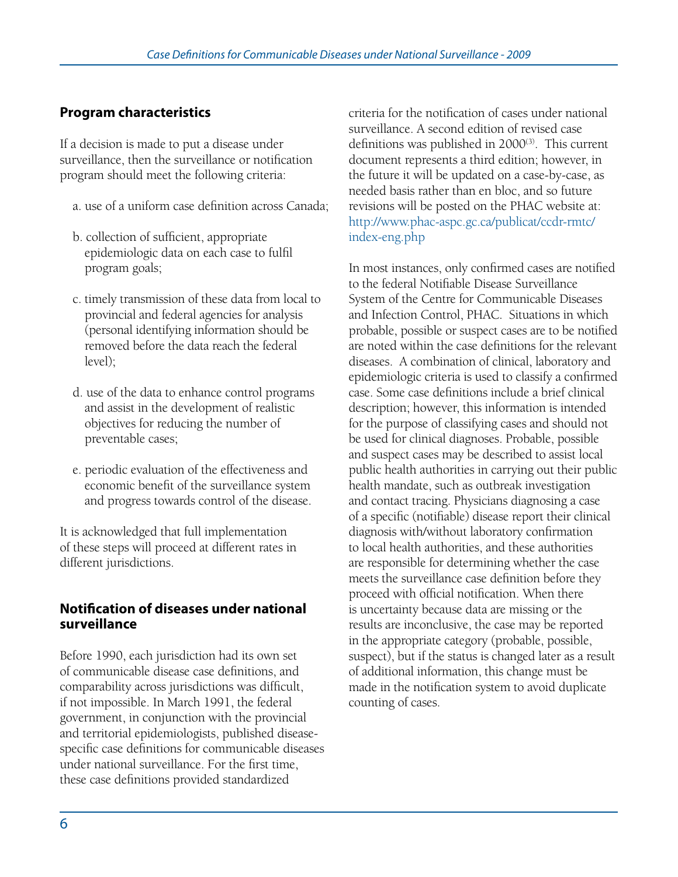## Program characteristics

If a decision is made to put a disease under surveillance, then the surveillance or notification program should meet the following criteria:

a. use of a uniform case definition across Canada;

b. collection of sufficient, appropriate epidemiologic data on each case to fulfil program goals;

c. timely transmission of these data from local to provincial and federal agencies for analysis (personal identifying information should be removed before the data reach the federal level);

d. use of the data to enhance control programs and assist in the development of realistic objectives for reducing the number of preventable cases;

e. periodic evaluation of the effectiveness and economic benefit of the surveillance system and progress towards control of the disease.

It is acknowledged that full implementation of these steps will proceed at different rates in different jurisdictions.

## Notification of diseases under national surveillance

Before 1990, each jurisdiction had its own set of communicable disease case definitions, and comparability across jurisdictions was difficult, if not impossible. In March 1991, the federal government, in conjunction with the provincial and territorial epidemiologists, published disease-specific case definitions for communicable diseases under national surveillance. For the first time, these case definitions provided standardized criteria for the notification of cases under national surveillance. A second edition of revised case definitions was published in 2000[3]. This current document represents a third edition; however, in the future it will be updated on a case-by-case, as needed basis rather than en bloc, and so future revisions will be posted on the PHAC website at: http://www.phac-aspc.gc.ca/publicat/ccdr-rmtc/index-eng.php

In most instances, only confirmed cases are notified to the federal Notifiable Disease Surveillance System of the Centre for Communicable Diseases and Infection Control, PHAC. Situations in which probable, possible or suspect cases are to be notified are noted within the case definitions for the relevant diseases. A combination of clinical, laboratory and epidemiologic criteria is used to classify a confirmed case. Some case definitions include a brief clinical description; however, this information is intended for the purpose of classifying cases and should not be used for clinical diagnoses. Probable, possible and suspect cases may be described to assist local public health authorities in carrying out their public health mandate, such as outbreak investigation and contact tracing. Physicians diagnosing a case of a specific (notifiable) disease report their clinical diagnosis with/without laboratory confirmation to local health authorities, and these authorities are responsible for determining whether the case meets the surveillance case definition before they proceed with official notification. When there is uncertainty because data are missing or the results are inconclusive, the case may be reported in the appropriate category (probable, possible, suspect), but if the status is changed later as a result of additional information, this change must be made in the notification system to avoid duplicate counting of cases.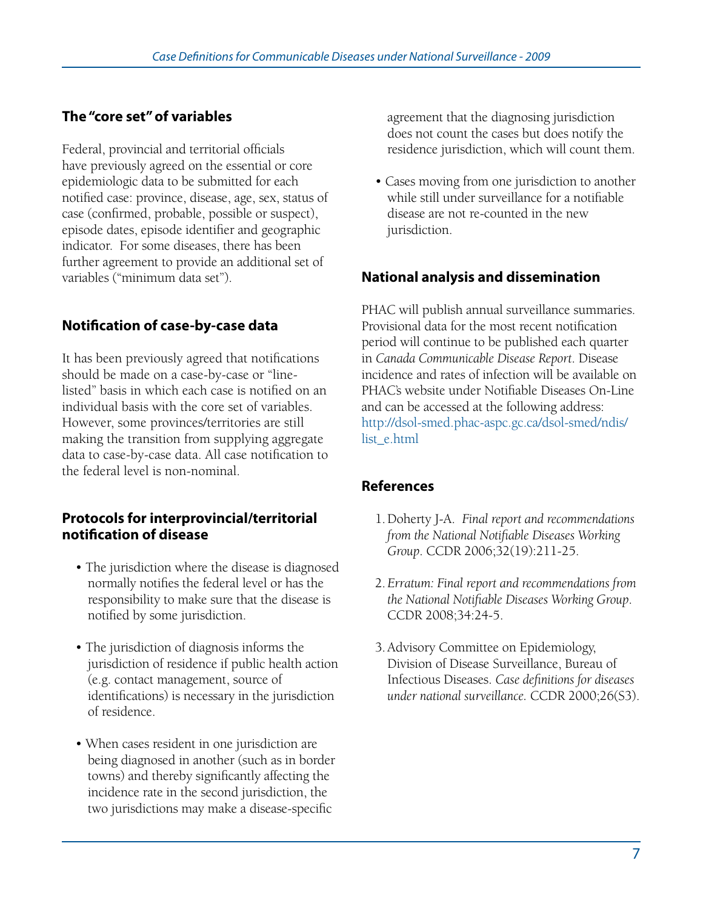## The "core set" of variables

Federal, provincial and territorial officials have previously agreed on the essential or core epidemiologic data to be submitted for each notified case: province, disease, age, sex, status of case (confirmed, probable, possible or suspect), episode dates, episode identifier and geographic indicator. For some diseases, there has been further agreement to provide an additional set of variables ("minimum data set").

## Notification of case-by-case data

It has been previously agreed that notifications should be made on a case-by-case or "line-listed" basis in which each case is notified on an individual basis with the core set of variables. However, some provinces/territories are still making the transition from supplying aggregate data to case-by-case data. All case notification to the federal level is non-nominal.

## Protocols for interprovincial/territorial notification of disease

- The jurisdiction where the disease is diagnosed normally notifies the federal level or has the responsibility to make sure that the disease is notified by some jurisdiction.
- The jurisdiction of diagnosis informs the jurisdiction of residence if public health action (e.g. contact management, source of identifications) is necessary in the jurisdiction of residence.
- When cases resident in one jurisdiction are being diagnosed in another (such as in border towns) and thereby significantly affecting the incidence rate in the second jurisdiction, the two jurisdictions may make a disease-specific agreement that the diagnosing jurisdiction does not count the cases but does notify the residence jurisdiction, which will count them.
- Cases moving from one jurisdiction to another while still under surveillance for a notifiable disease are not re-counted in the new jurisdiction.

## National analysis and dissemination

PHAC will publish annual surveillance summaries. Provisional data for the most recent notification period will continue to be published each quarter in *Canada Communicable Disease Report*. Disease incidence and rates of infection will be available on PHAC's website under Notifiable Diseases On-Line and can be accessed at the following address: http://dsol-smed.phac-aspc.gc.ca/dsol-smed/ndis/list_e.html

## References

1. Doherty J-A. *Final report and recommendations from the National Notifiable Diseases Working Group*. CCDR 2006;32(19):211-25.
2. *Erratum: Final report and recommendations from the National Notifiable Diseases Working Group*. CCDR 2008;34:24-5.
3. Advisory Committee on Epidemiology, Division of Disease Surveillance, Bureau of Infectious Diseases. *Case definitions for diseases under national surveillance*. CCDR 2000;26(S3).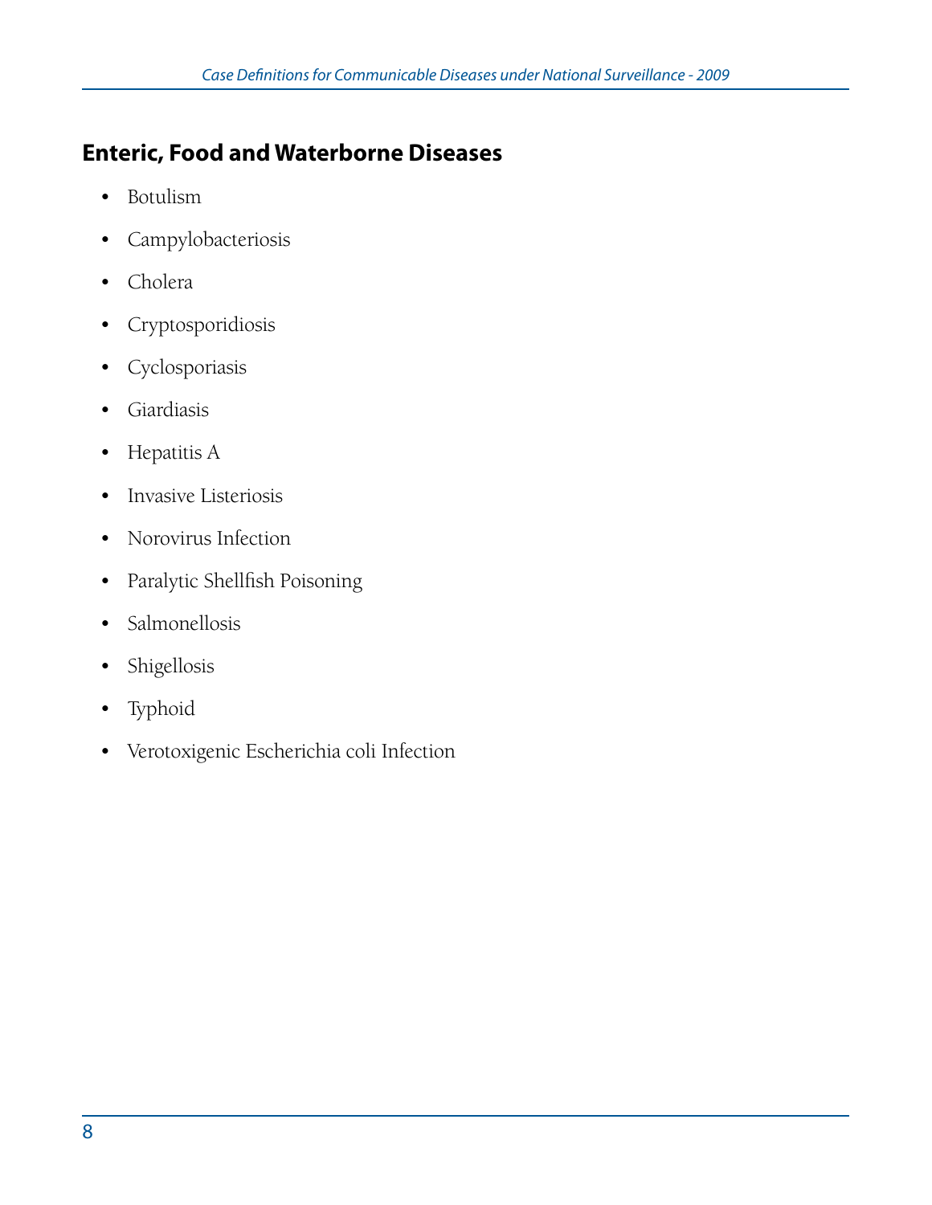## Enteric, Food and Waterborne Diseases

- Botulism
- Campylobacteriosis
- Cholera
- Cryptosporidiosis
- Cyclosporiasis
- Giardiasis
- Hepatitis A
- Invasive Listeriosis
- Norovirus Infection
- Paralytic Shellfish Poisoning
- Salmonellosis
- Shigellosis
- Typhoid
- Verotoxigenic Escherichia coli Infection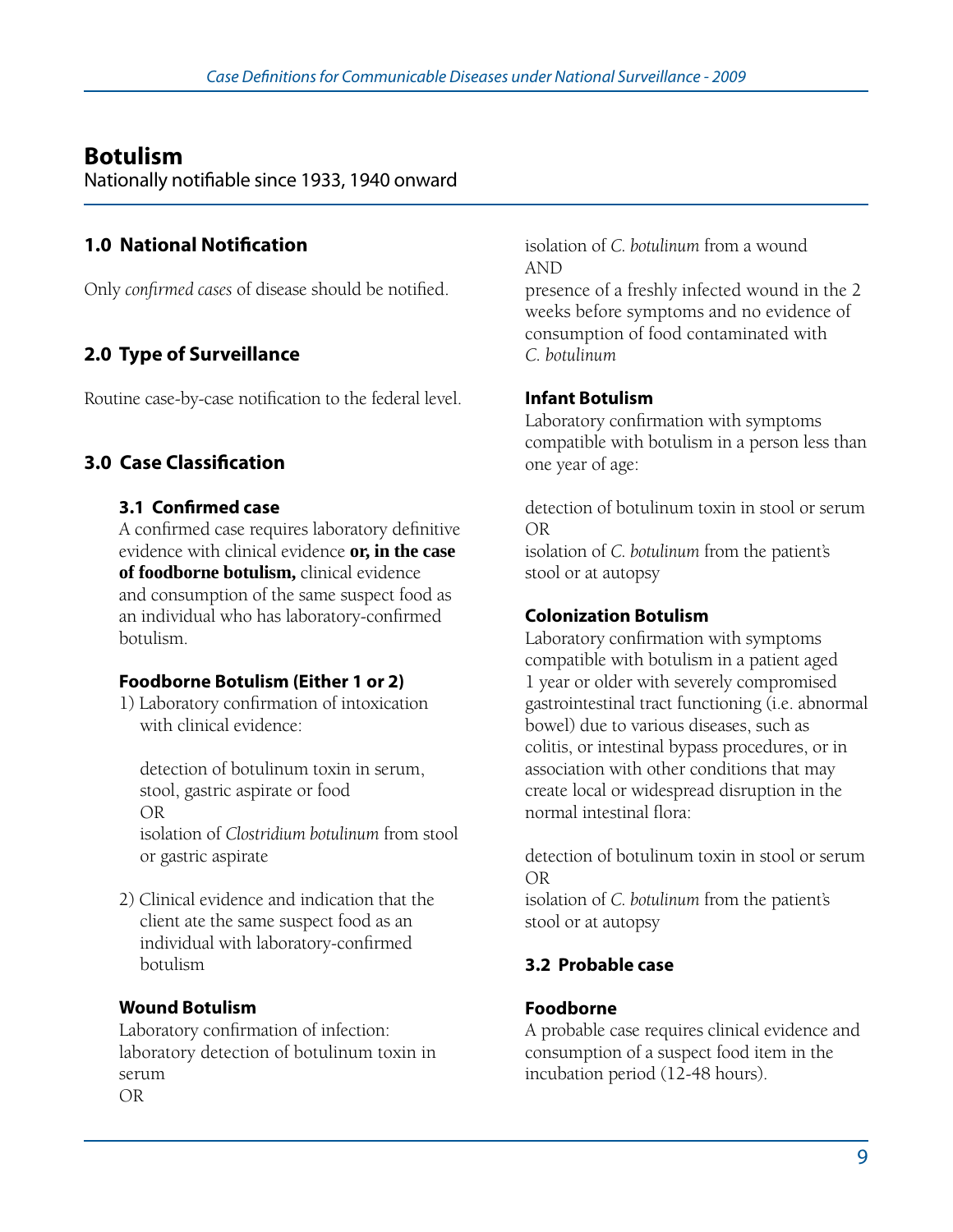# Botulism

Nationally notifiable since 1933, 1940 onward

## 1.0 National Notification

Only *confirmed cases* of disease should be notified.

## 2.0 Type of Surveillance

Routine case-by-case notification to the federal level.

## 3.0 Case Classification

### 3.1 Confirmed case

A confirmed case requires laboratory definitive evidence with clinical evidence **or, in the case of foodborne botulism,** clinical evidence and consumption of the same suspect food as an individual who has laboratory-confirmed botulism.

#### Foodborne Botulism (Either 1 or 2)

1) Laboratory confirmation of intoxication with clinical evidence:

   detection of botulinum toxin in serum, stool, gastric aspirate or food
   OR
   isolation of *Clostridium botulinum* from stool or gastric aspirate

2) Clinical evidence and indication that the client ate the same suspect food as an individual with laboratory-confirmed botulism

#### Wound Botulism

Laboratory confirmation of infection:
laboratory detection of botulinum toxin in serum
OR
isolation of *C. botulinum* from a wound
AND
presence of a freshly infected wound in the 2 weeks before symptoms and no evidence of consumption of food contaminated with *C. botulinum*

#### Infant Botulism

Laboratory confirmation with symptoms compatible with botulism in a person less than one year of age:

detection of botulinum toxin in stool or serum
OR
isolation of *C. botulinum* from the patient's stool or at autopsy

#### Colonization Botulism

Laboratory confirmation with symptoms compatible with botulism in a patient aged 1 year or older with severely compromised gastrointestinal tract functioning (i.e. abnormal bowel) due to various diseases, such as colitis, or intestinal bypass procedures, or in association with other conditions that may create local or widespread disruption in the normal intestinal flora:

detection of botulinum toxin in stool or serum
OR
isolation of *C. botulinum* from the patient's stool or at autopsy

### 3.2 Probable case

#### Foodborne

A probable case requires clinical evidence and consumption of a suspect food item in the incubation period (12-48 hours).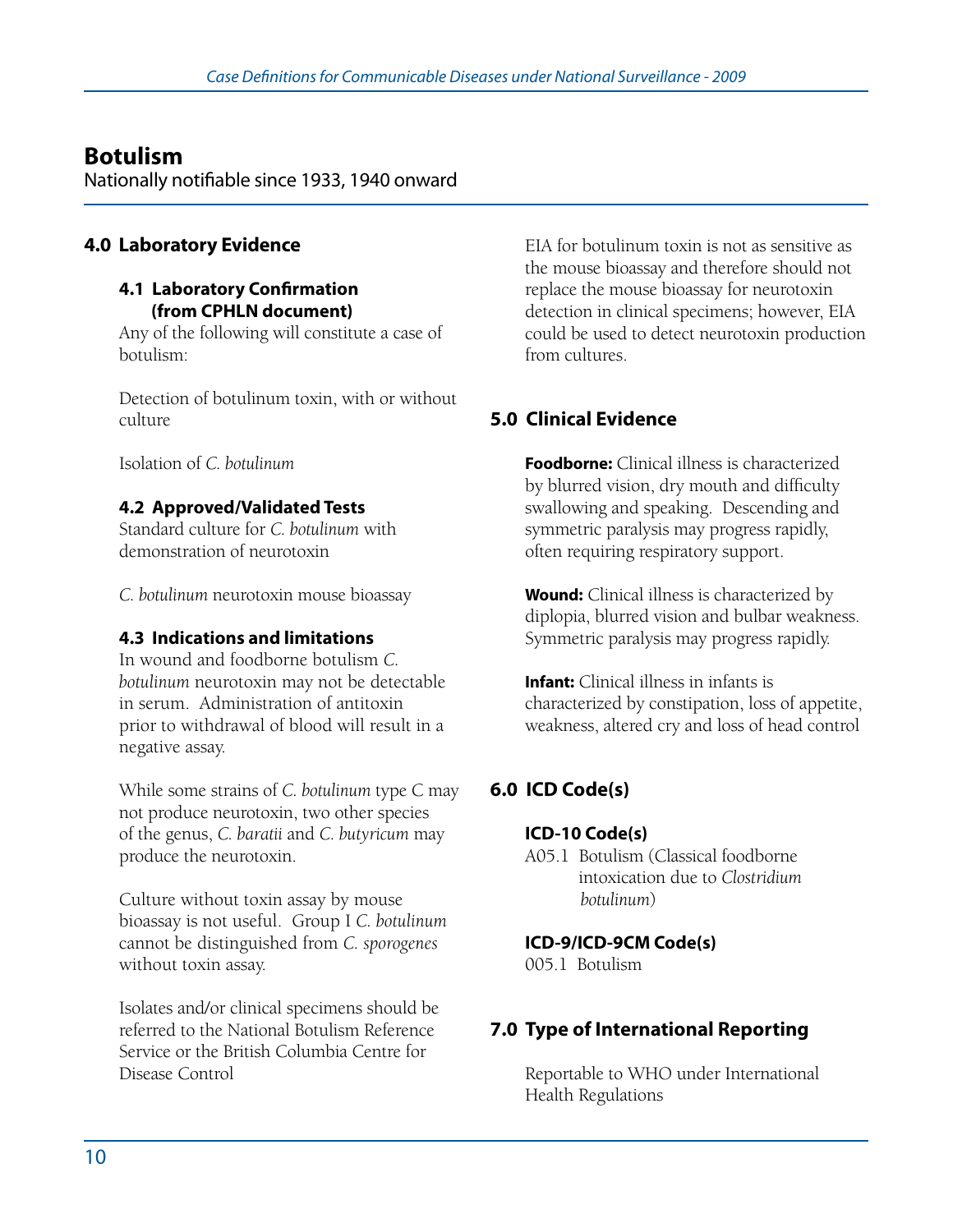# Botulism

Nationally notifiable since 1933, 1940 onward

## 4.0 Laboratory Evidence

### 4.1 Laboratory Confirmation (from CPHLN document)

Any of the following will constitute a case of botulism:

Detection of botulinum toxin, with or without culture

Isolation of *C. botulinum*

### 4.2 Approved/Validated Tests

Standard culture for *C. botulinum* with demonstration of neurotoxin

*C. botulinum* neurotoxin mouse bioassay

### 4.3 Indications and limitations

In wound and foodborne botulism *C. botulinum* neurotoxin may not be detectable in serum. Administration of antitoxin prior to withdrawal of blood will result in a negative assay.

While some strains of *C. botulinum* type C may not produce neurotoxin, two other species of the genus, *C. baratii* and *C. butyricum* may produce the neurotoxin.

Culture without toxin assay by mouse bioassay is not useful. Group I *C. botulinum* cannot be distinguished from *C. sporogenes* without toxin assay.

Isolates and/or clinical specimens should be referred to the National Botulism Reference Service or the British Columbia Centre for Disease Control

EIA for botulinum toxin is not as sensitive as the mouse bioassay and therefore should not replace the mouse bioassay for neurotoxin detection in clinical specimens; however, EIA could be used to detect neurotoxin production from cultures.

## 5.0 Clinical Evidence

**Foodborne:** Clinical illness is characterized by blurred vision, dry mouth and difficulty swallowing and speaking. Descending and symmetric paralysis may progress rapidly, often requiring respiratory support.

**Wound:** Clinical illness is characterized by diplopia, blurred vision and bulbar weakness. Symmetric paralysis may progress rapidly.

**Infant:** Clinical illness in infants is characterized by constipation, loss of appetite, weakness, altered cry and loss of head control

## 6.0 ICD Code(s)

### ICD-10 Code(s)

A05.1 Botulism (Classical foodborne intoxication due to *Clostridium botulinum*)

### ICD-9/ICD-9CM Code(s)

005.1 Botulism

## 7.0 Type of International Reporting

Reportable to WHO under International Health Regulations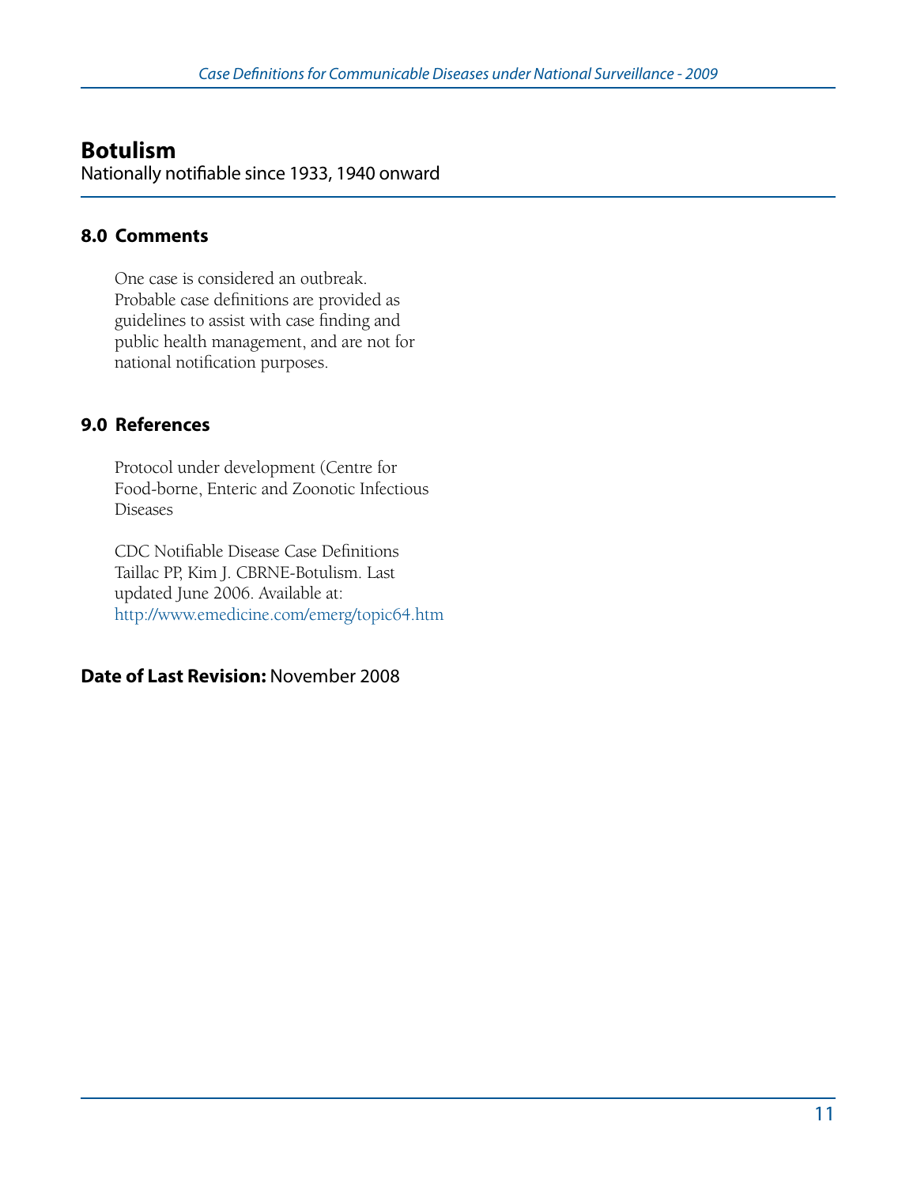# Botulism

Nationally notifiable since 1933, 1940 onward

## 8.0 Comments

One case is considered an outbreak. Probable case definitions are provided as guidelines to assist with case finding and public health management, and are not for national notification purposes.

## 9.0 References

Protocol under development (Centre for Food-borne, Enteric and Zoonotic Infectious Diseases

CDC Notifiable Disease Case Definitions
Taillac PP, Kim J. CBRNE-Botulism. Last updated June 2006. Available at: http://www.emedicine.com/emerg/topic64.htm

**Date of Last Revision:** November 2008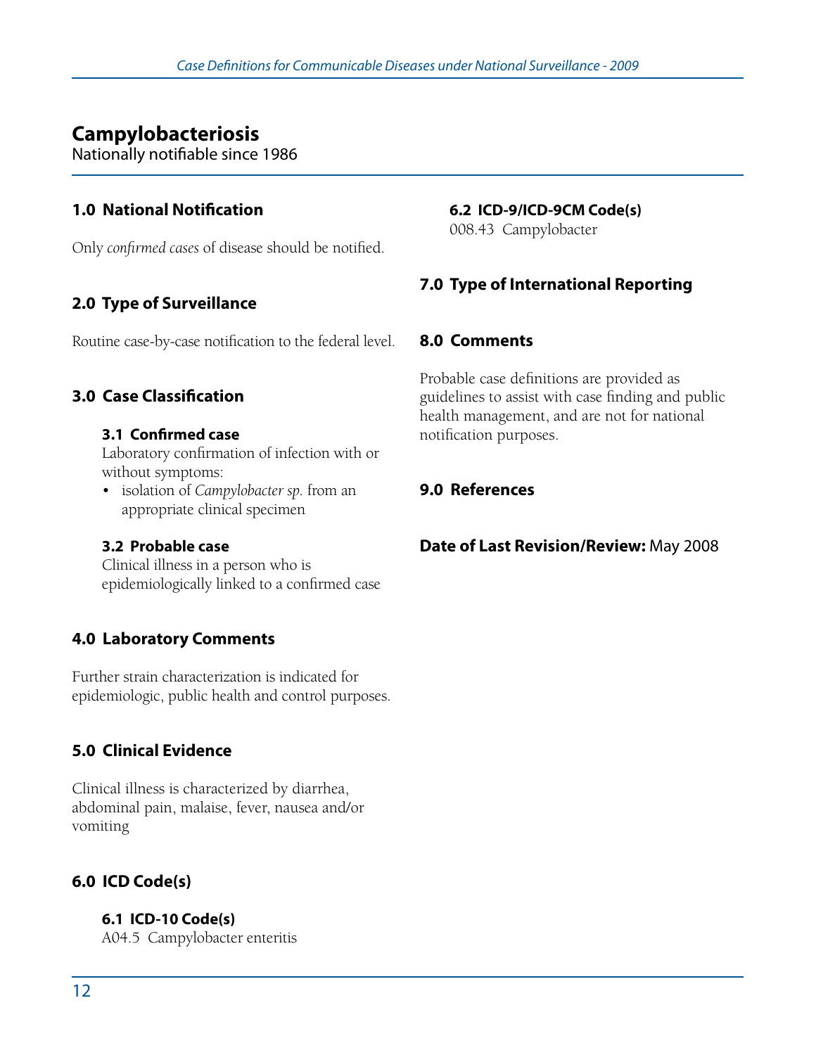# Campylobacteriosis

Nationally notifiable since 1986

## 1.0 National Notification

Only *confirmed cases* of disease should be notified.

## 2.0 Type of Surveillance

Routine case-by-case notification to the federal level.

## 3.0 Case Classification

### 3.1 Confirmed case

Laboratory confirmation of infection with or without symptoms:

- isolation of *Campylobacter sp.* from an appropriate clinical specimen

### 3.2 Probable case

Clinical illness in a person who is epidemiologically linked to a confirmed case

## 4.0 Laboratory Comments

Further strain characterization is indicated for epidemiologic, public health and control purposes.

## 5.0 Clinical Evidence

Clinical illness is characterized by diarrhea, abdominal pain, malaise, fever, nausea and/or vomiting

## 6.0 ICD Code(s)

### 6.1 ICD-10 Code(s)

A04.5 Campylobacter enteritis

### 6.2 ICD-9/ICD-9CM Code(s)

008.43 Campylobacter

## 7.0 Type of International Reporting

## 8.0 Comments

Probable case definitions are provided as guidelines to assist with case finding and public health management, and are not for national notification purposes.

## 9.0 References

**Date of Last Revision/Review:** May 2008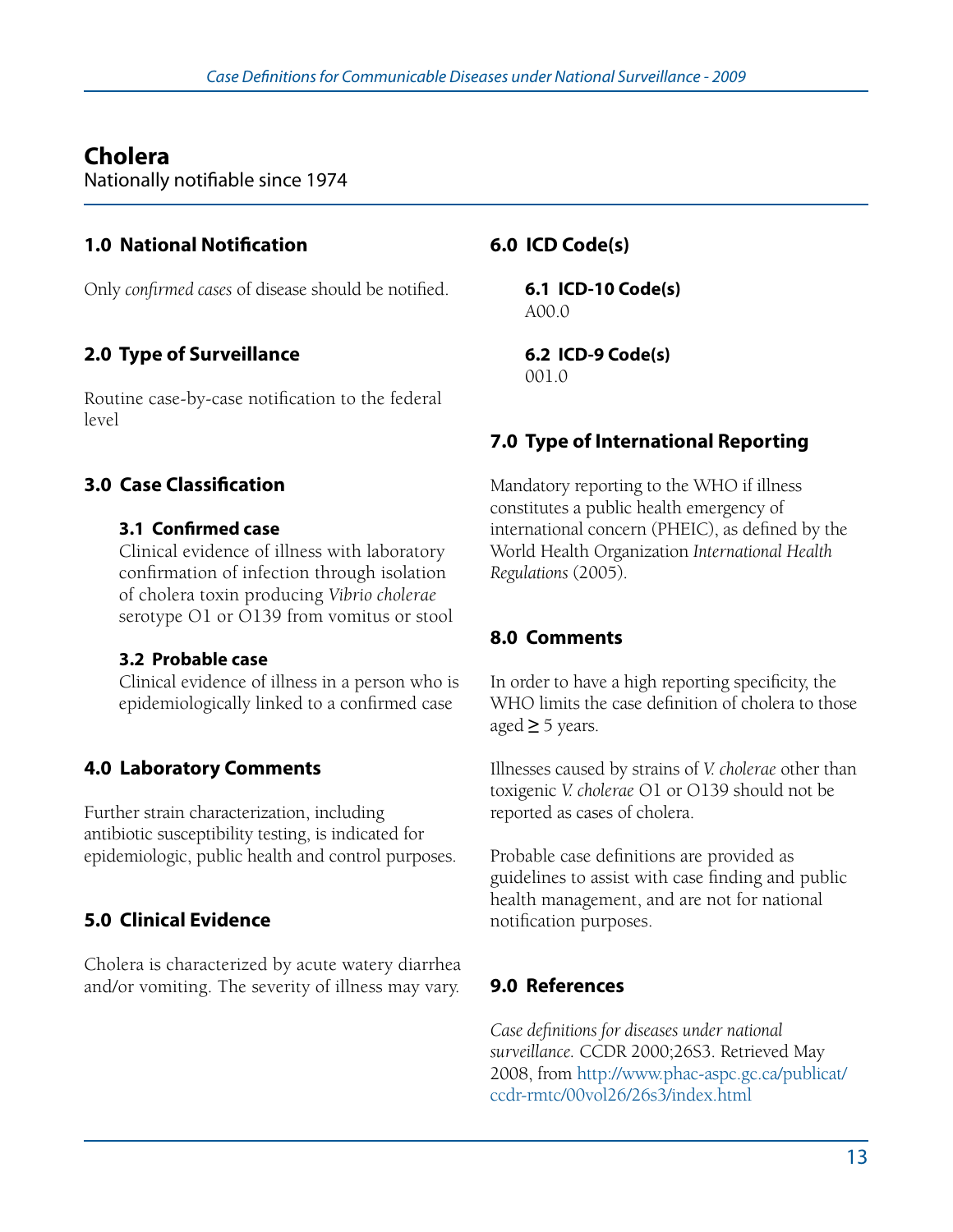# Cholera

Nationally notifiable since 1974

## 1.0 National Notification

Only *confirmed cases* of disease should be notified.

## 2.0 Type of Surveillance

Routine case-by-case notification to the federal level

## 3.0 Case Classification

### 3.1 Confirmed case

Clinical evidence of illness with laboratory confirmation of infection through isolation of cholera toxin producing *Vibrio cholerae* serotype O1 or O139 from vomitus or stool

### 3.2 Probable case

Clinical evidence of illness in a person who is epidemiologically linked to a confirmed case

## 4.0 Laboratory Comments

Further strain characterization, including antibiotic susceptibility testing, is indicated for epidemiologic, public health and control purposes.

## 5.0 Clinical Evidence

Cholera is characterized by acute watery diarrhea and/or vomiting. The severity of illness may vary.

## 6.0 ICD Code(s)

### 6.1 ICD-10 Code(s)

A00.0

### 6.2 ICD-9 Code(s)

001.0

## 7.0 Type of International Reporting

Mandatory reporting to the WHO if illness constitutes a public health emergency of international concern (PHEIC), as defined by the World Health Organization *International Health Regulations* (2005).

## 8.0 Comments

In order to have a high reporting specificity, the WHO limits the case definition of cholera to those aged ≥ 5 years.

Illnesses caused by strains of *V. cholerae* other than toxigenic *V. cholerae* O1 or O139 should not be reported as cases of cholera.

Probable case definitions are provided as guidelines to assist with case finding and public health management, and are not for national notification purposes.

## 9.0 References

*Case definitions for diseases under national surveillance.* CCDR 2000;26S3. Retrieved May 2008, from http://www.phac-aspc.gc.ca/publicat/ccdr-rmtc/00vol26/26s3/index.html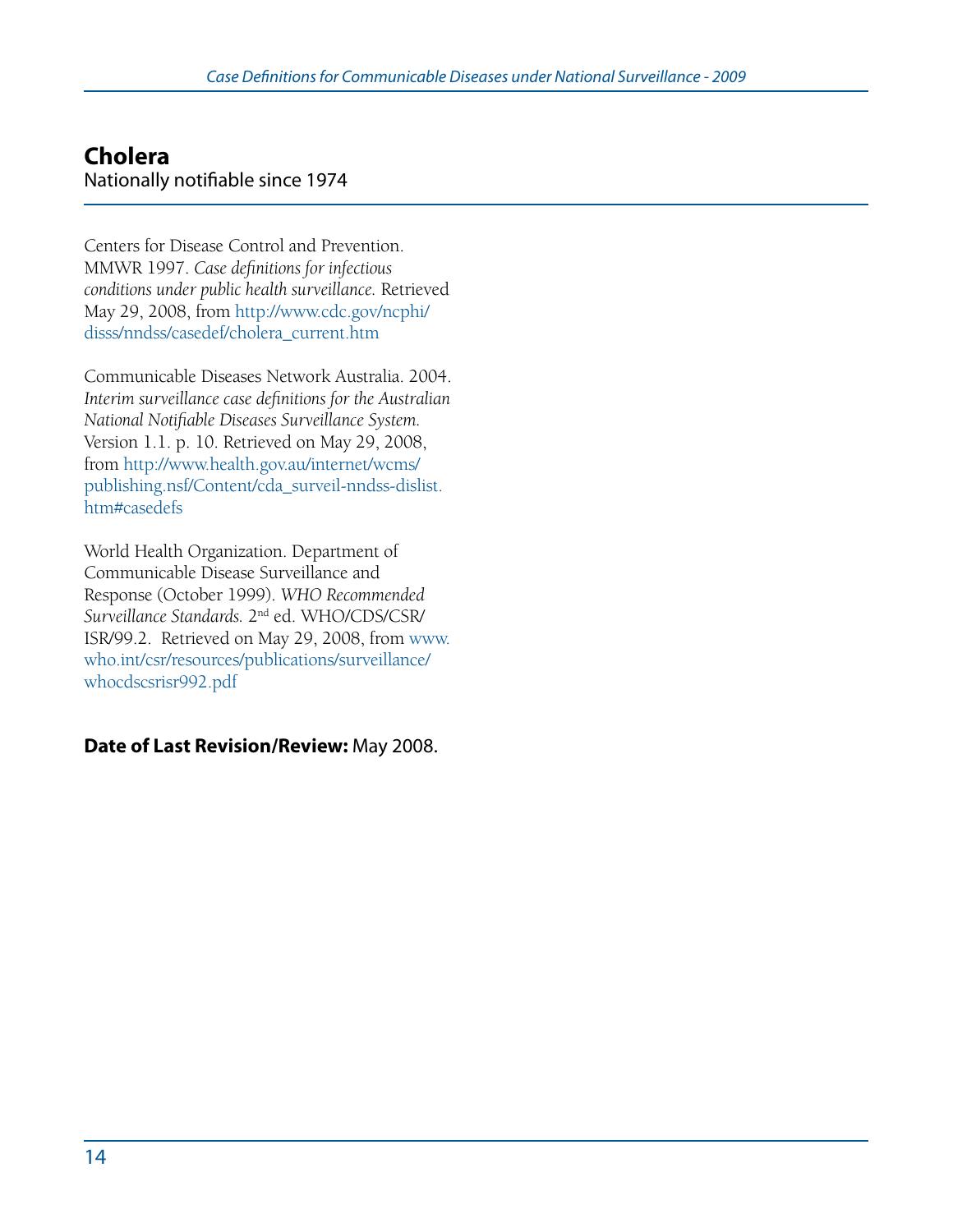# Cholera

Nationally notifiable since 1974

Centers for Disease Control and Prevention. MMWR 1997. *Case definitions for infectious conditions under public health surveillance.* Retrieved May 29, 2008, from http://www.cdc.gov/ncphi/disss/nndss/casedef/cholera_current.htm

Communicable Diseases Network Australia. 2004. *Interim surveillance case definitions for the Australian National Notifiable Diseases Surveillance System.* Version 1.1. p. 10. Retrieved on May 29, 2008, from http://www.health.gov.au/internet/wcms/publishing.nsf/Content/cda_surveil-nndss-dislist.htm#casedefs

World Health Organization. Department of Communicable Disease Surveillance and Response (October 1999). *WHO Recommended Surveillance Standards.* 2nd ed. WHO/CDS/CSR/ISR/99.2. Retrieved on May 29, 2008, from www.who.int/csr/resources/publications/surveillance/whocdscsrisr992.pdf

**Date of Last Revision/Review:** May 2008.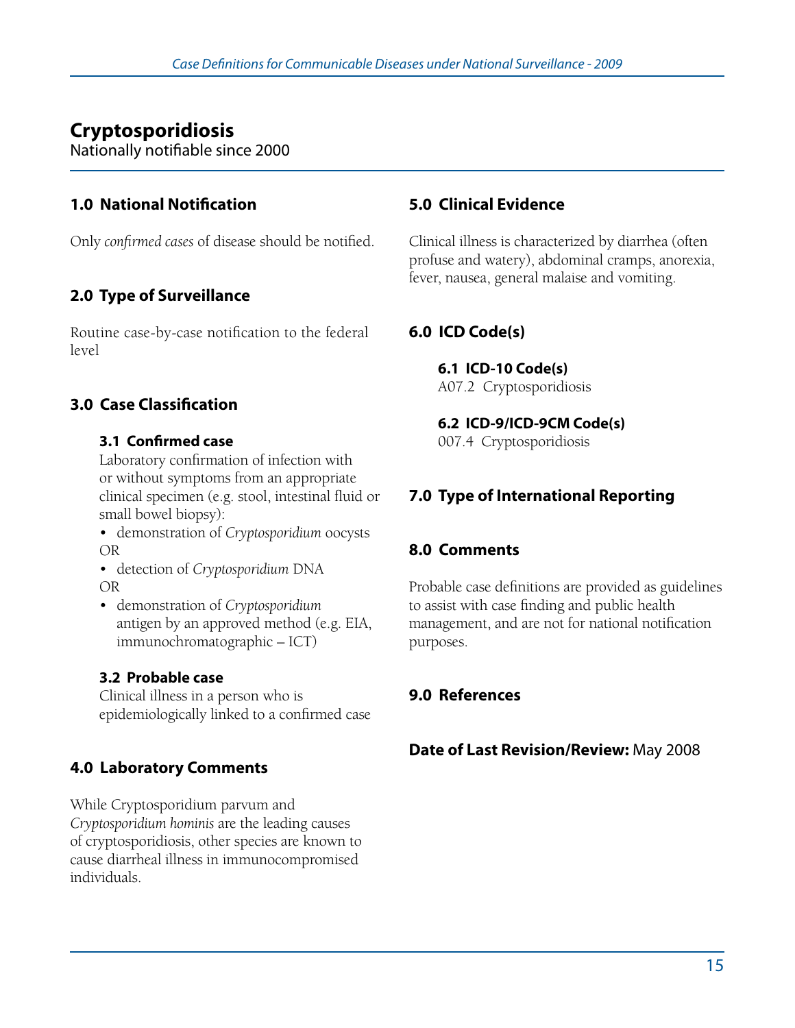# Cryptosporidiosis

Nationally notifiable since 2000

## 1.0 National Notification

Only *confirmed cases* of disease should be notified.

## 2.0 Type of Surveillance

Routine case-by-case notification to the federal level

## 3.0 Case Classification

### 3.1 Confirmed case

Laboratory confirmation of infection with or without symptoms from an appropriate clinical specimen (e.g. stool, intestinal fluid or small bowel biopsy):

- demonstration of *Cryptosporidium* oocysts

OR

- detection of *Cryptosporidium* DNA

OR

- demonstration of *Cryptosporidium* antigen by an approved method (e.g. EIA, immunochromatographic – ICT)

### 3.2 Probable case

Clinical illness in a person who is epidemiologically linked to a confirmed case

## 4.0 Laboratory Comments

While Cryptosporidium parvum and *Cryptosporidium hominis* are the leading causes of cryptosporidiosis, other species are known to cause diarrheal illness in immunocompromised individuals.

## 5.0 Clinical Evidence

Clinical illness is characterized by diarrhea (often profuse and watery), abdominal cramps, anorexia, fever, nausea, general malaise and vomiting.

## 6.0 ICD Code(s)

### 6.1 ICD-10 Code(s)

A07.2 Cryptosporidiosis

### 6.2 ICD-9/ICD-9CM Code(s)

007.4 Cryptosporidiosis

## 7.0 Type of International Reporting

## 8.0 Comments

Probable case definitions are provided as guidelines to assist with case finding and public health management, and are not for national notification purposes.

## 9.0 References

**Date of Last Revision/Review:** May 2008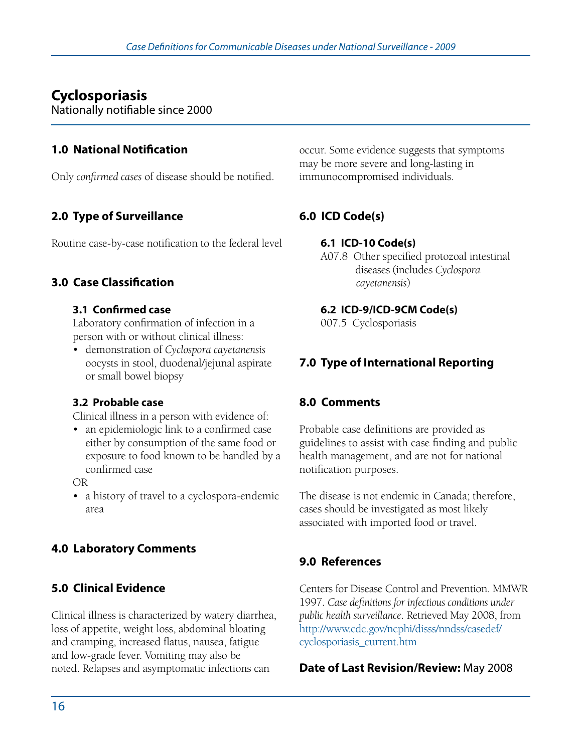# Cyclosporiasis

Nationally notifiable since 2000

## 1.0 National Notification

Only *confirmed cases* of disease should be notified.

## 2.0 Type of Surveillance

Routine case-by-case notification to the federal level

## 3.0 Case Classification

### 3.1 Confirmed case

Laboratory confirmation of infection in a person with or without clinical illness:

- demonstration of *Cyclospora cayetanensis* oocysts in stool, duodenal/jejunal aspirate or small bowel biopsy

### 3.2 Probable case

Clinical illness in a person with evidence of:

- an epidemiologic link to a confirmed case either by consumption of the same food or exposure to food known to be handled by a confirmed case

OR

- a history of travel to a cyclospora-endemic area

## 4.0 Laboratory Comments

## 5.0 Clinical Evidence

Clinical illness is characterized by watery diarrhea, loss of appetite, weight loss, abdominal bloating and cramping, increased flatus, nausea, fatigue and low-grade fever. Vomiting may also be noted. Relapses and asymptomatic infections can occur. Some evidence suggests that symptoms may be more severe and long-lasting in immunocompromised individuals.

## 6.0 ICD Code(s)

### 6.1 ICD-10 Code(s)

A07.8 Other specified protozoal intestinal diseases (includes *Cyclospora cayetanensis*)

### 6.2 ICD-9/ICD-9CM Code(s)

007.5 Cyclosporiasis

## 7.0 Type of International Reporting

## 8.0 Comments

Probable case definitions are provided as guidelines to assist with case finding and public health management, and are not for national notification purposes.

The disease is not endemic in Canada; therefore, cases should be investigated as most likely associated with imported food or travel.

## 9.0 References

Centers for Disease Control and Prevention. MMWR 1997. *Case definitions for infectious conditions under public health surveillance*. Retrieved May 2008, from http://www.cdc.gov/ncphi/disss/nndss/casedef/cyclosporiasis_current.htm

**Date of Last Revision/Review:** May 2008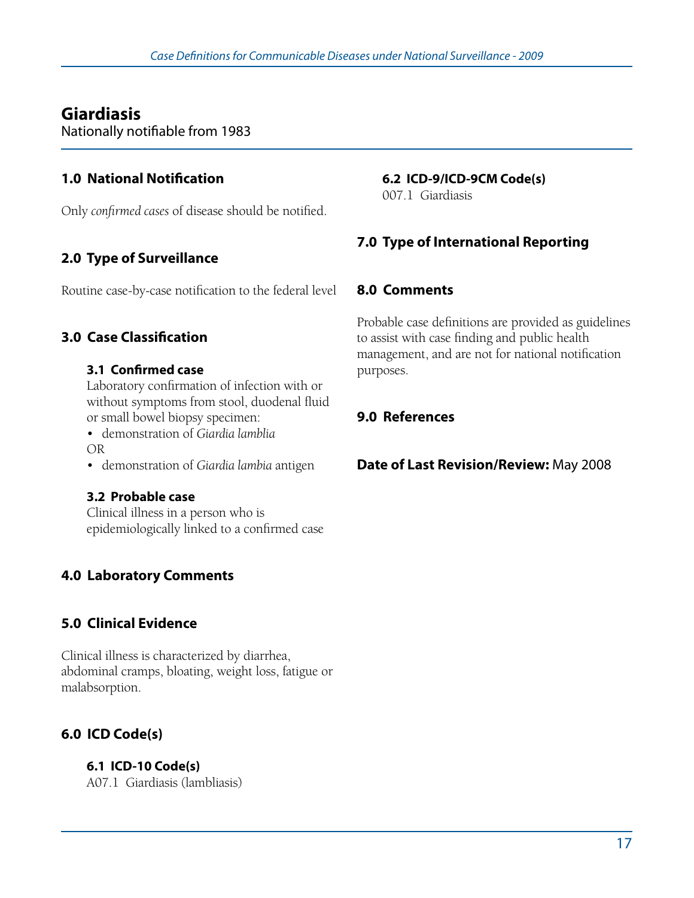# Giardiasis

Nationally notifiable from 1983

## 1.0 National Notification

Only *confirmed cases* of disease should be notified.

## 2.0 Type of Surveillance

Routine case-by-case notification to the federal level

## 3.0 Case Classification

### 3.1 Confirmed case

Laboratory confirmation of infection with or without symptoms from stool, duodenal fluid or small bowel biopsy specimen:

- demonstration of *Giardia lamblia*

OR

- demonstration of *Giardia lambia* antigen

### 3.2 Probable case

Clinical illness in a person who is epidemiologically linked to a confirmed case

## 4.0 Laboratory Comments

## 5.0 Clinical Evidence

Clinical illness is characterized by diarrhea, abdominal cramps, bloating, weight loss, fatigue or malabsorption.

## 6.0 ICD Code(s)

### 6.1 ICD-10 Code(s)

A07.1 Giardiasis (lambliasis)

### 6.2 ICD-9/ICD-9CM Code(s)

007.1 Giardiasis

## 7.0 Type of International Reporting

## 8.0 Comments

Probable case definitions are provided as guidelines to assist with case finding and public health management, and are not for national notification purposes.

## 9.0 References

**Date of Last Revision/Review:** May 2008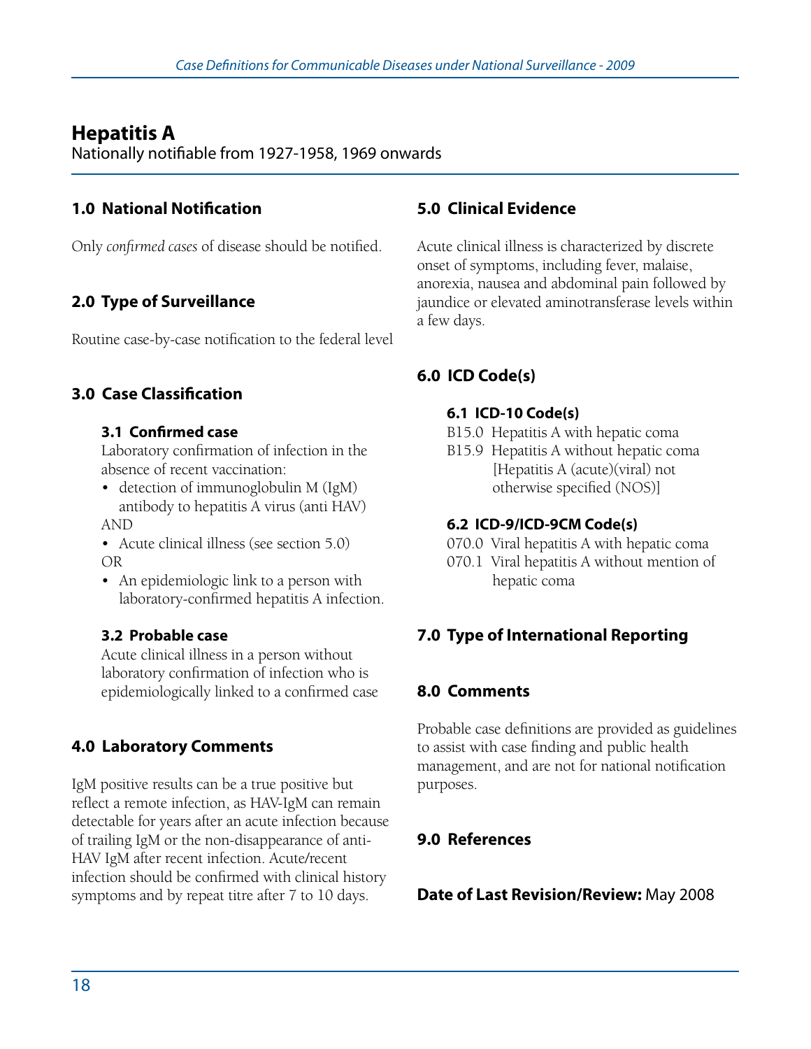# Hepatitis A

Nationally notifiable from 1927-1958, 1969 onwards

## 1.0 National Notification

Only *confirmed cases* of disease should be notified.

## 2.0 Type of Surveillance

Routine case-by-case notification to the federal level

## 3.0 Case Classification

### 3.1 Confirmed case

Laboratory confirmation of infection in the absence of recent vaccination:

- detection of immunoglobulin M (IgM) antibody to hepatitis A virus (anti HAV)

AND

- Acute clinical illness (see section 5.0)

OR

- An epidemiologic link to a person with laboratory-confirmed hepatitis A infection.

### 3.2 Probable case

Acute clinical illness in a person without laboratory confirmation of infection who is epidemiologically linked to a confirmed case

## 4.0 Laboratory Comments

IgM positive results can be a true positive but reflect a remote infection, as HAV-IgM can remain detectable for years after an acute infection because of trailing IgM or the non-disappearance of anti-HAV IgM after recent infection. Acute/recent infection should be confirmed with clinical history symptoms and by repeat titre after 7 to 10 days.

## 5.0 Clinical Evidence

Acute clinical illness is characterized by discrete onset of symptoms, including fever, malaise, anorexia, nausea and abdominal pain followed by jaundice or elevated aminotransferase levels within a few days.

## 6.0 ICD Code(s)

### 6.1 ICD-10 Code(s)

B15.0 Hepatitis A with hepatic coma
B15.9 Hepatitis A without hepatic coma [Hepatitis A (acute)(viral) not otherwise specified (NOS)]

### 6.2 ICD-9/ICD-9CM Code(s)

070.0 Viral hepatitis A with hepatic coma
070.1 Viral hepatitis A without mention of hepatic coma

## 7.0 Type of International Reporting

## 8.0 Comments

Probable case definitions are provided as guidelines to assist with case finding and public health management, and are not for national notification purposes.

## 9.0 References

**Date of Last Revision/Review:** May 2008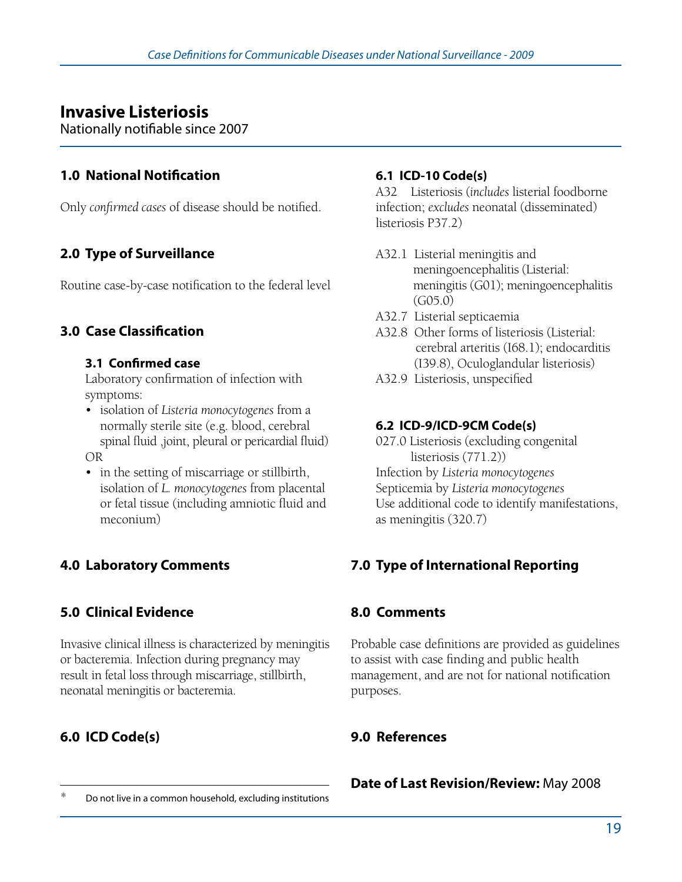# Invasive Listeriosis

Nationally notifiable since 2007

## 1.0 National Notification

Only *confirmed cases* of disease should be notified.

## 2.0 Type of Surveillance

Routine case-by-case notification to the federal level

## 3.0 Case Classification

### 3.1 Confirmed case

Laboratory confirmation of infection with symptoms:

- isolation of *Listeria monocytogenes* from a normally sterile site (e.g. blood, cerebral spinal fluid ,joint, pleural or pericardial fluid)

OR

- in the setting of miscarriage or stillbirth, isolation of *L. monocytogenes* from placental or fetal tissue (including amniotic fluid and meconium)

## 4.0 Laboratory Comments

## 5.0 Clinical Evidence

Invasive clinical illness is characterized by meningitis or bacteremia. Infection during pregnancy may result in fetal loss through miscarriage, stillbirth, neonatal meningitis or bacteremia.

## 6.0 ICD Code(s)

### 6.1 ICD-10 Code(s)

A32 Listeriosis (*includes* listerial foodborne infection; *excludes* neonatal (disseminated) listeriosis P37.2)

A32.1 Listerial meningitis and meningoencephalitis (Listerial: meningitis (G01); meningoencephalitis (G05.0)

A32.7 Listerial septicaemia

A32.8 Other forms of listeriosis (Listerial: cerebral arteritis (I68.1); endocarditis (I39.8), Oculoglandular listeriosis)

A32.9 Listeriosis, unspecified

### 6.2 ICD-9/ICD-9CM Code(s)

027.0 Listeriosis (excluding congenital listeriosis (771.2))

Infection by *Listeria monocytogenes*

Septicemia by *Listeria monocytogenes*

Use additional code to identify manifestations, as meningitis (320.7)

## 7.0 Type of International Reporting

## 8.0 Comments

Probable case definitions are provided as guidelines to assist with case finding and public health management, and are not for national notification purposes.

## 9.0 References

**Date of Last Revision/Review:** May 2008

---

\* Do not live in a common household, excluding institutions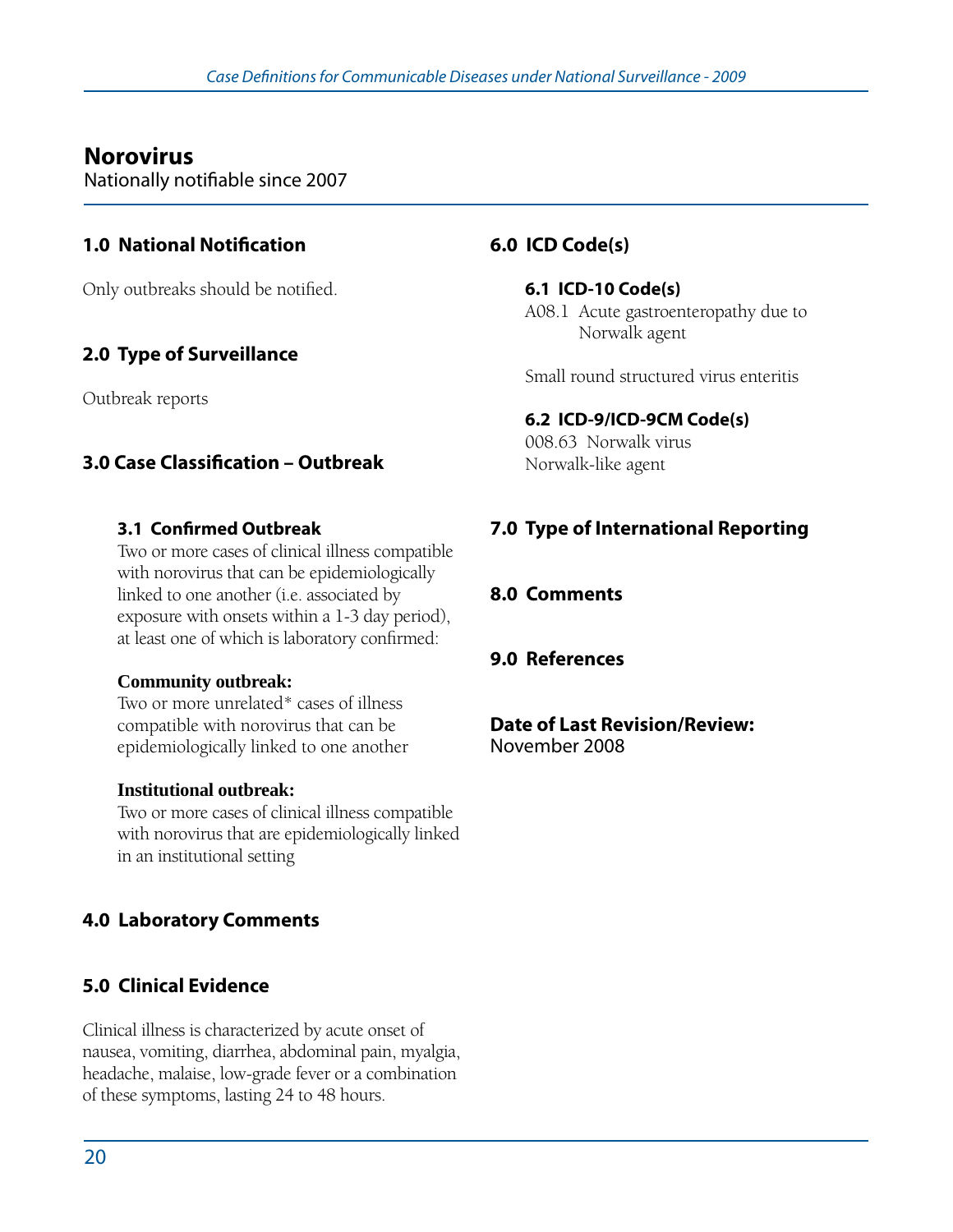# Norovirus

Nationally notifiable since 2007

## 1.0 National Notification

Only outbreaks should be notified.

## 2.0 Type of Surveillance

Outbreak reports

## 3.0 Case Classification – Outbreak

### 3.1 Confirmed Outbreak

Two or more cases of clinical illness compatible with norovirus that can be epidemiologically linked to one another (i.e. associated by exposure with onsets within a 1-3 day period), at least one of which is laboratory confirmed:

**Community outbreak:**
Two or more unrelated* cases of illness compatible with norovirus that can be epidemiologically linked to one another

**Institutional outbreak:**
Two or more cases of clinical illness compatible with norovirus that are epidemiologically linked in an institutional setting

## 4.0 Laboratory Comments

## 5.0 Clinical Evidence

Clinical illness is characterized by acute onset of nausea, vomiting, diarrhea, abdominal pain, myalgia, headache, malaise, low-grade fever or a combination of these symptoms, lasting 24 to 48 hours.

## 6.0 ICD Code(s)

### 6.1 ICD-10 Code(s)

A08.1 Acute gastroenteropathy due to Norwalk agent

Small round structured virus enteritis

### 6.2 ICD-9/ICD-9CM Code(s)

008.63 Norwalk virus
Norwalk-like agent

## 7.0 Type of International Reporting

## 8.0 Comments

## 9.0 References

**Date of Last Revision/Review:**
November 2008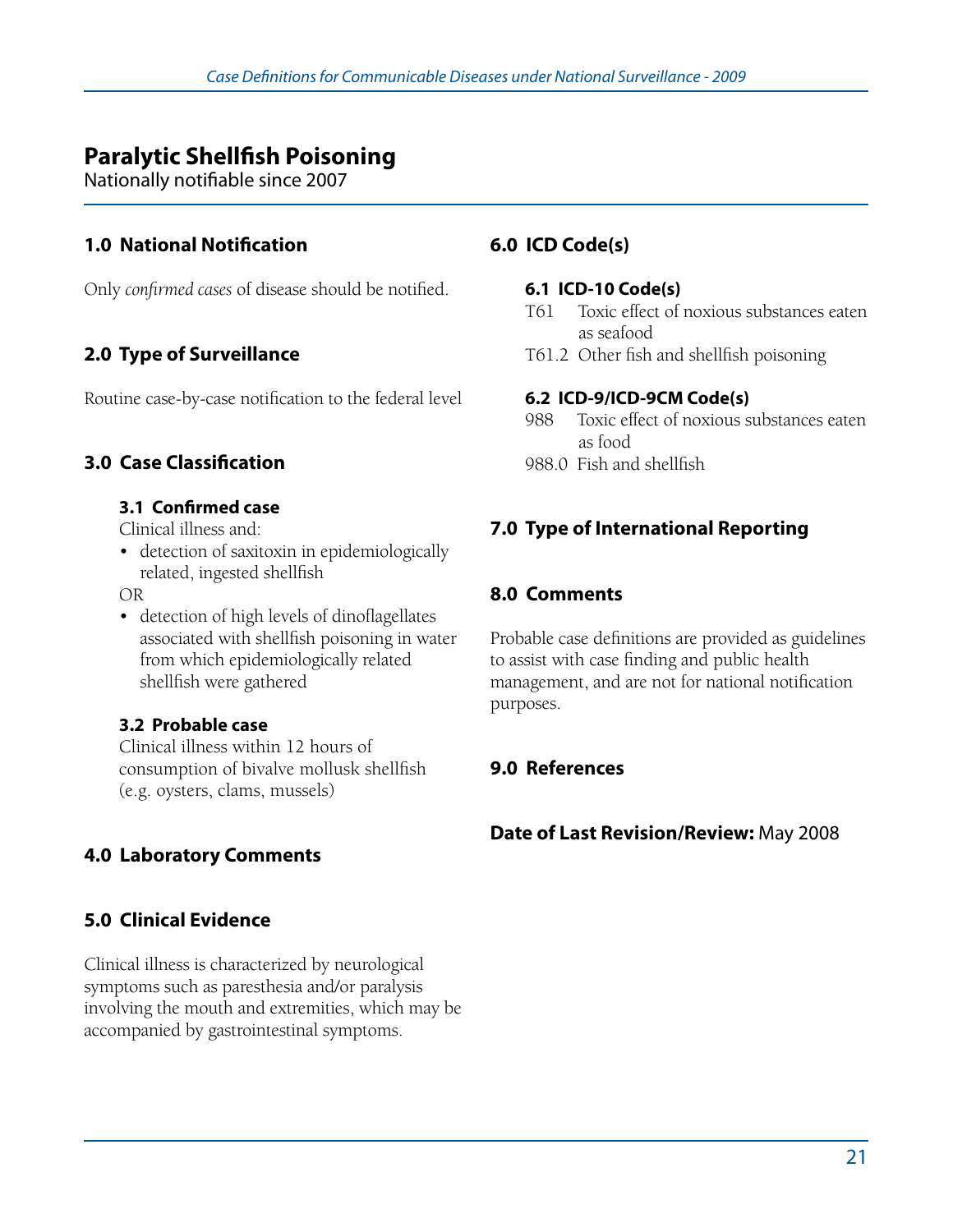# Paralytic Shellfish Poisoning

Nationally notifiable since 2007

## 1.0 National Notification

Only *confirmed cases* of disease should be notified.

## 2.0 Type of Surveillance

Routine case-by-case notification to the federal level

## 3.0 Case Classification

### 3.1 Confirmed case

Clinical illness and:

- detection of saxitoxin in epidemiologically related, ingested shellfish

OR

- detection of high levels of dinoflagellates associated with shellfish poisoning in water from which epidemiologically related shellfish were gathered

### 3.2 Probable case

Clinical illness within 12 hours of consumption of bivalve mollusk shellfish (e.g. oysters, clams, mussels)

## 4.0 Laboratory Comments

## 5.0 Clinical Evidence

Clinical illness is characterized by neurological symptoms such as paresthesia and/or paralysis involving the mouth and extremities, which may be accompanied by gastrointestinal symptoms.

## 6.0 ICD Code(s)

### 6.1 ICD-10 Code(s)

T61 Toxic effect of noxious substances eaten as seafood

T61.2 Other fish and shellfish poisoning

### 6.2 ICD-9/ICD-9CM Code(s)

988 Toxic effect of noxious substances eaten as food

988.0 Fish and shellfish

## 7.0 Type of International Reporting

## 8.0 Comments

Probable case definitions are provided as guidelines to assist with case finding and public health management, and are not for national notification purposes.

## 9.0 References

**Date of Last Revision/Review:** May 2008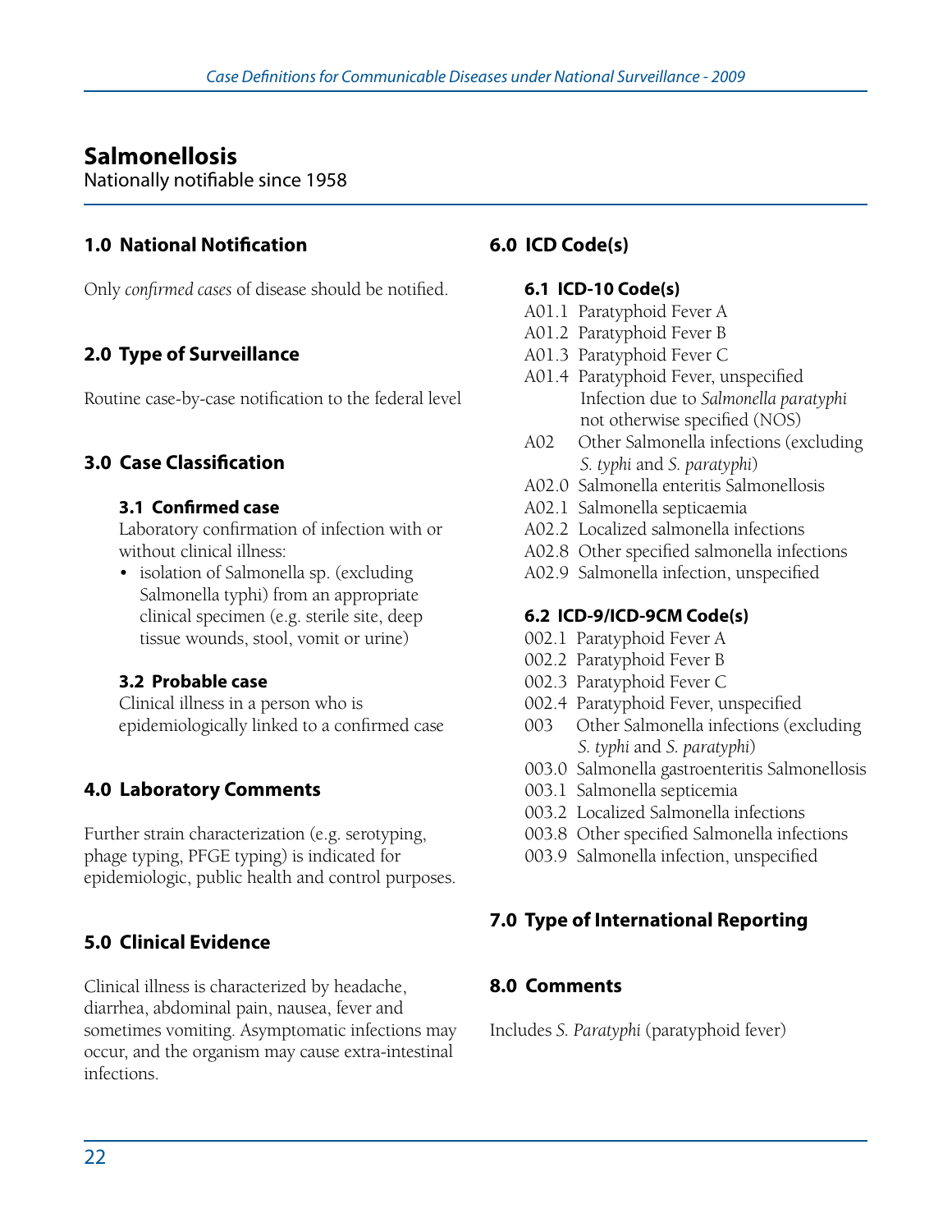# Salmonellosis

Nationally notifiable since 1958

## 1.0 National Notification

Only *confirmed cases* of disease should be notified.

## 2.0 Type of Surveillance

Routine case-by-case notification to the federal level

## 3.0 Case Classification

### 3.1 Confirmed case

Laboratory confirmation of infection with or without clinical illness:

- isolation of Salmonella sp. (excluding Salmonella typhi) from an appropriate clinical specimen (e.g. sterile site, deep tissue wounds, stool, vomit or urine)

### 3.2 Probable case

Clinical illness in a person who is epidemiologically linked to a confirmed case

## 4.0 Laboratory Comments

Further strain characterization (e.g. serotyping, phage typing, PFGE typing) is indicated for epidemiologic, public health and control purposes.

## 5.0 Clinical Evidence

Clinical illness is characterized by headache, diarrhea, abdominal pain, nausea, fever and sometimes vomiting. Asymptomatic infections may occur, and the organism may cause extra-intestinal infections.

## 6.0 ICD Code(s)

### 6.1 ICD-10 Code(s)

A01.1 Paratyphoid Fever A
A01.2 Paratyphoid Fever B
A01.3 Paratyphoid Fever C
A01.4 Paratyphoid Fever, unspecified
Infection due to *Salmonella paratyphi* not otherwise specified (NOS)
A02 Other Salmonella infections (excluding *S. typhi* and *S. paratyphi*)
A02.0 Salmonella enteritis Salmonellosis
A02.1 Salmonella septicaemia
A02.2 Localized salmonella infections
A02.8 Other specified salmonella infections
A02.9 Salmonella infection, unspecified

### 6.2 ICD-9/ICD-9CM Code(s)

002.1 Paratyphoid Fever A
002.2 Paratyphoid Fever B
002.3 Paratyphoid Fever C
002.4 Paratyphoid Fever, unspecified
003 Other Salmonella infections (excluding *S. typhi* and *S. paratyphi*)
003.0 Salmonella gastroenteritis Salmonellosis
003.1 Salmonella septicemia
003.2 Localized Salmonella infections
003.8 Other specified Salmonella infections
003.9 Salmonella infection, unspecified

## 7.0 Type of International Reporting

## 8.0 Comments

Includes *S. Paratyphi* (paratyphoid fever)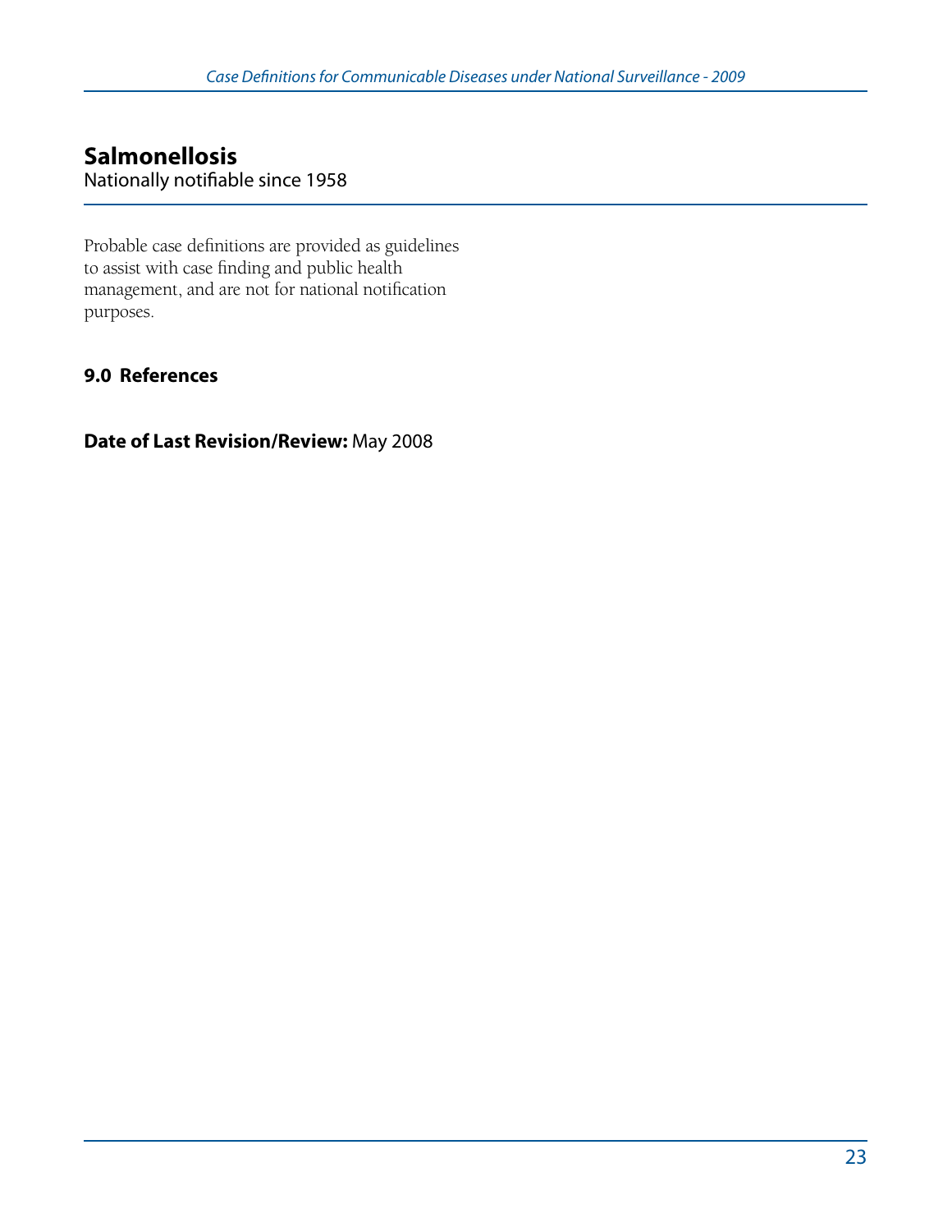# Salmonellosis

Nationally notifiable since 1958

Probable case definitions are provided as guidelines to assist with case finding and public health management, and are not for national notification purposes.

## 9.0 References

**Date of Last Revision/Review:** May 2008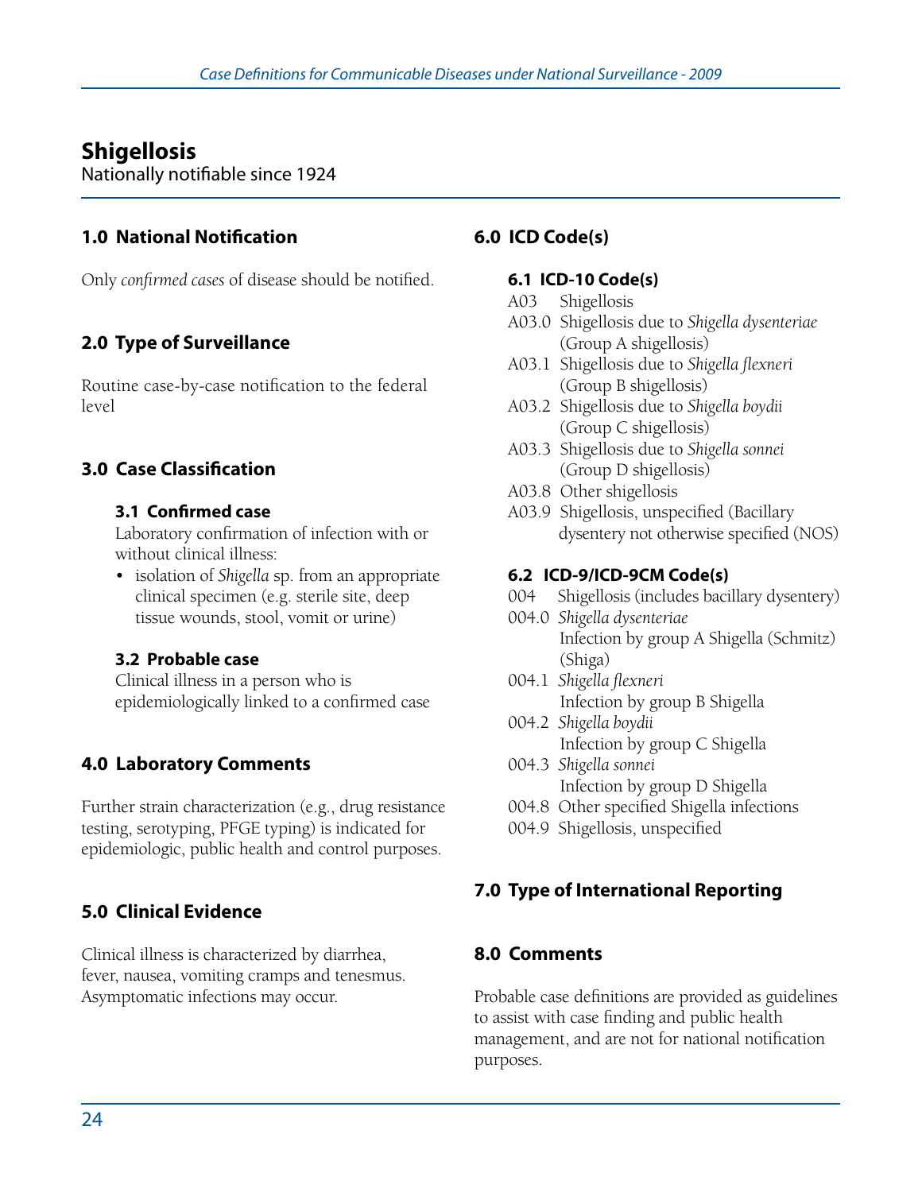# Shigellosis

Nationally notifiable since 1924

## 1.0 National Notification

Only *confirmed cases* of disease should be notified.

## 2.0 Type of Surveillance

Routine case-by-case notification to the federal level

## 3.0 Case Classification

### 3.1 Confirmed case

Laboratory confirmation of infection with or without clinical illness:

- isolation of *Shigella* sp. from an appropriate clinical specimen (e.g. sterile site, deep tissue wounds, stool, vomit or urine)

### 3.2 Probable case

Clinical illness in a person who is epidemiologically linked to a confirmed case

## 4.0 Laboratory Comments

Further strain characterization (e.g., drug resistance testing, serotyping, PFGE typing) is indicated for epidemiologic, public health and control purposes.

## 5.0 Clinical Evidence

Clinical illness is characterized by diarrhea, fever, nausea, vomiting cramps and tenesmus. Asymptomatic infections may occur.

## 6.0 ICD Code(s)

### 6.1 ICD-10 Code(s)

A03 Shigellosis
A03.0 Shigellosis due to *Shigella dysenteriae* (Group A shigellosis)
A03.1 Shigellosis due to *Shigella flexneri* (Group B shigellosis)
A03.2 Shigellosis due to *Shigella boydii* (Group C shigellosis)
A03.3 Shigellosis due to *Shigella sonnei* (Group D shigellosis)
A03.8 Other shigellosis
A03.9 Shigellosis, unspecified (Bacillary dysentery not otherwise specified (NOS)

### 6.2 ICD-9/ICD-9CM Code(s)

004 Shigellosis (includes bacillary dysentery)
004.0 *Shigella dysenteriae*
Infection by group A Shigella (Schmitz) (Shiga)
004.1 *Shigella flexneri*
Infection by group B Shigella
004.2 *Shigella boydii*
Infection by group C Shigella
004.3 *Shigella sonnei*
Infection by group D Shigella
004.8 Other specified Shigella infections
004.9 Shigellosis, unspecified

## 7.0 Type of International Reporting

## 8.0 Comments

Probable case definitions are provided as guidelines to assist with case finding and public health management, and are not for national notification purposes.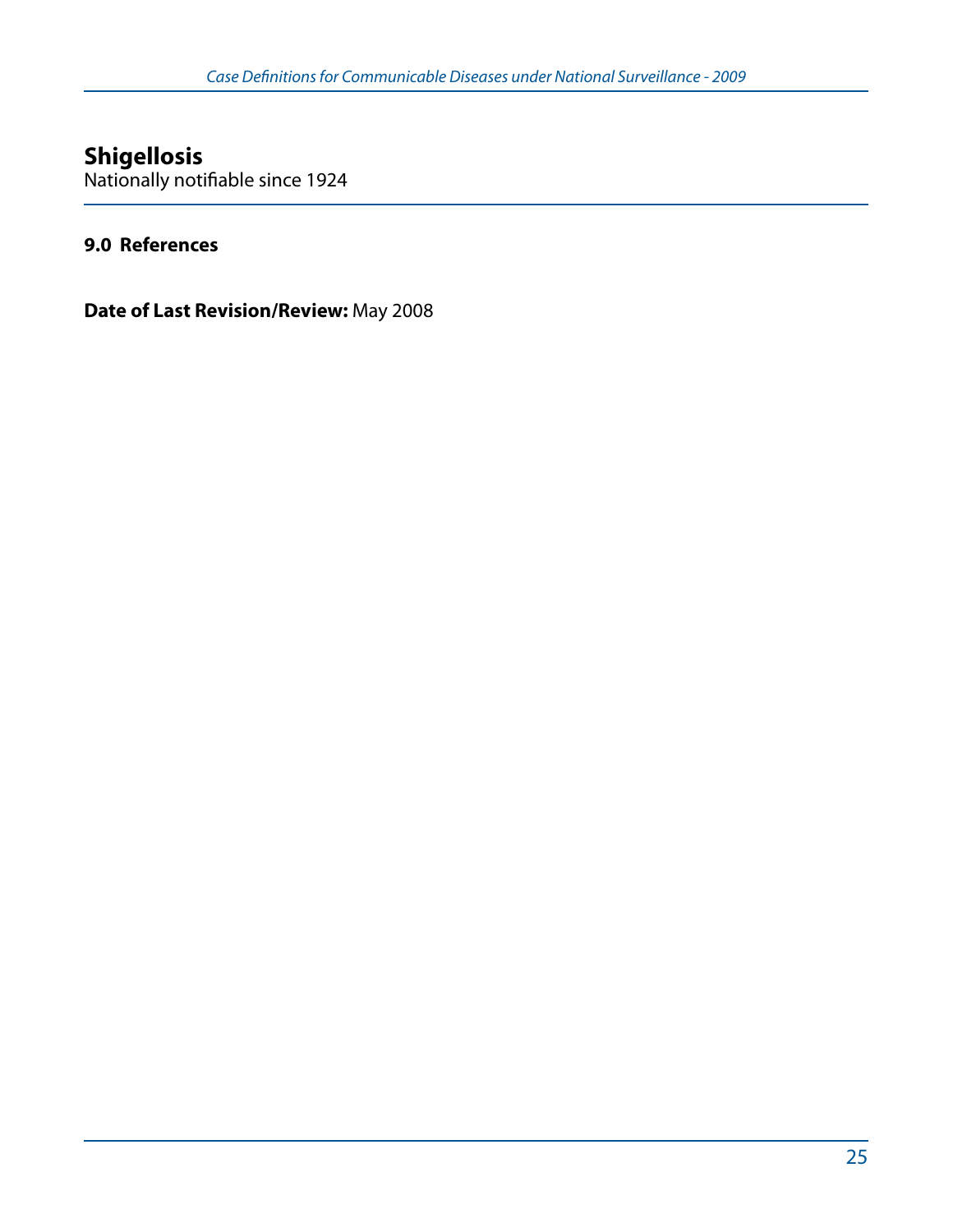# Shigellosis

Nationally notifiable since 1924

## 9.0 References

**Date of Last Revision/Review:** May 2008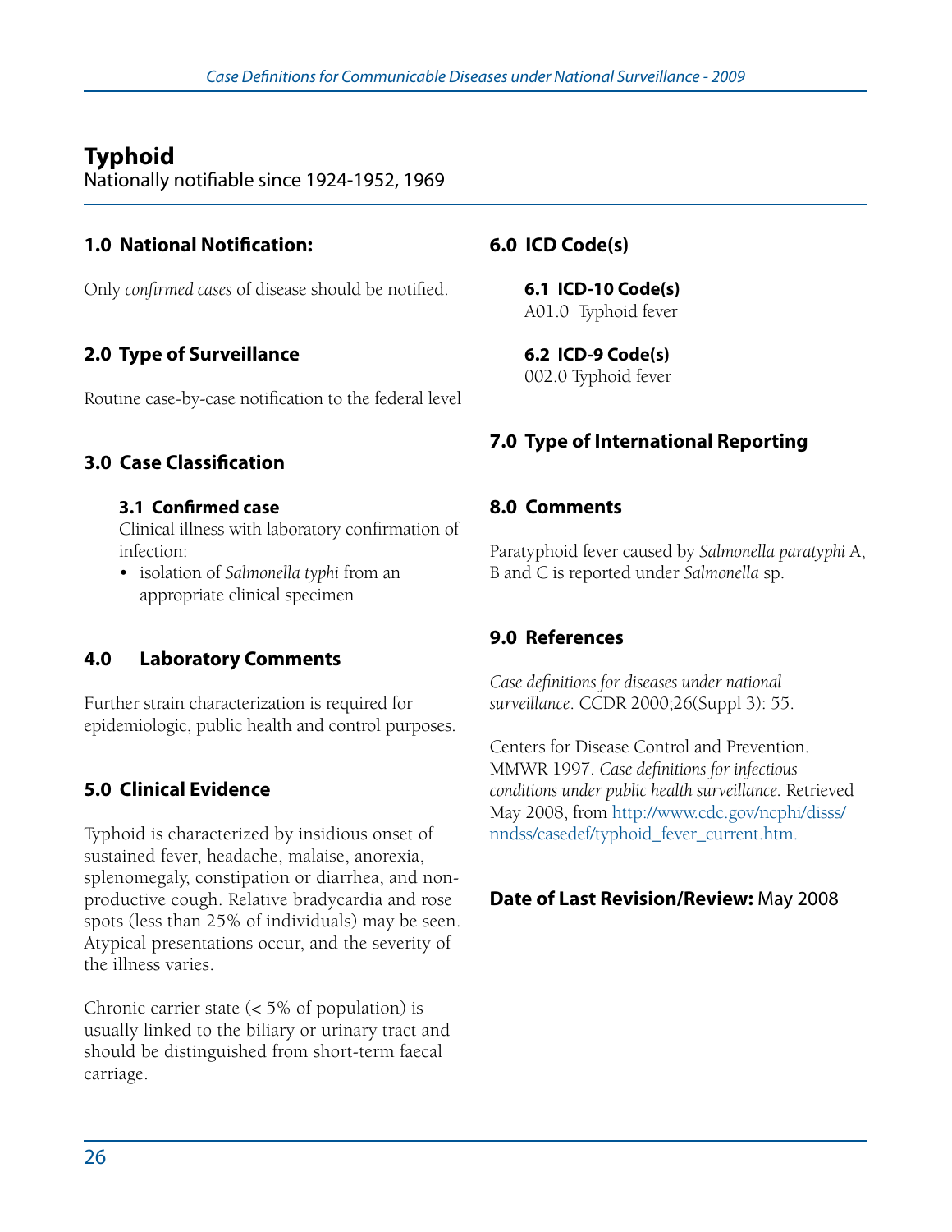# Typhoid

Nationally notifiable since 1924-1952, 1969

## 1.0 National Notification:

Only *confirmed cases* of disease should be notified.

## 2.0 Type of Surveillance

Routine case-by-case notification to the federal level

## 3.0 Case Classification

### 3.1 Confirmed case

Clinical illness with laboratory confirmation of infection:

- isolation of *Salmonella typhi* from an appropriate clinical specimen

## 4.0 Laboratory Comments

Further strain characterization is required for epidemiologic, public health and control purposes.

## 5.0 Clinical Evidence

Typhoid is characterized by insidious onset of sustained fever, headache, malaise, anorexia, splenomegaly, constipation or diarrhea, and non-productive cough. Relative bradycardia and rose spots (less than 25% of individuals) may be seen. Atypical presentations occur, and the severity of the illness varies.

Chronic carrier state (< 5% of population) is usually linked to the biliary or urinary tract and should be distinguished from short-term faecal carriage.

## 6.0 ICD Code(s)

### 6.1 ICD-10 Code(s)

A01.0 Typhoid fever

### 6.2 ICD-9 Code(s)

002.0 Typhoid fever

## 7.0 Type of International Reporting

## 8.0 Comments

Paratyphoid fever caused by *Salmonella paratyphi* A, B and C is reported under *Salmonella* sp.

## 9.0 References

*Case definitions for diseases under national surveillance*. CCDR 2000;26(Suppl 3): 55.

Centers for Disease Control and Prevention. MMWR 1997. *Case definitions for infectious conditions under public health surveillance*. Retrieved May 2008, from http://www.cdc.gov/ncphi/disss/nndss/casedef/typhoid_fever_current.htm.

**Date of Last Revision/Review:** May 2008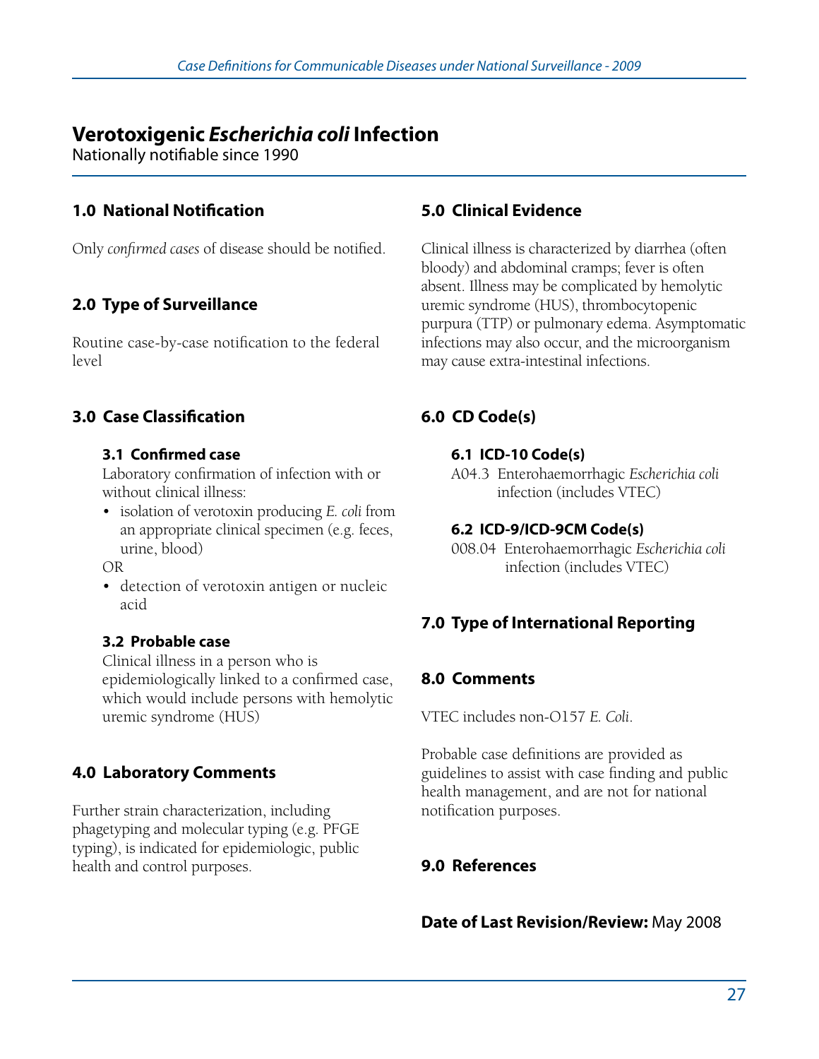# Verotoxigenic *Escherichia coli* Infection

Nationally notifiable since 1990

## 1.0 National Notification

Only *confirmed cases* of disease should be notified.

## 2.0 Type of Surveillance

Routine case-by-case notification to the federal level

## 3.0 Case Classification

### 3.1 Confirmed case

Laboratory confirmation of infection with or without clinical illness:

- isolation of verotoxin producing *E. coli* from an appropriate clinical specimen (e.g. feces, urine, blood)

OR

- detection of verotoxin antigen or nucleic acid

### 3.2 Probable case

Clinical illness in a person who is epidemiologically linked to a confirmed case, which would include persons with hemolytic uremic syndrome (HUS)

## 4.0 Laboratory Comments

Further strain characterization, including phagetyping and molecular typing (e.g. PFGE typing), is indicated for epidemiologic, public health and control purposes.

## 5.0 Clinical Evidence

Clinical illness is characterized by diarrhea (often bloody) and abdominal cramps; fever is often absent. Illness may be complicated by hemolytic uremic syndrome (HUS), thrombocytopenic purpura (TTP) or pulmonary edema. Asymptomatic infections may also occur, and the microorganism may cause extra-intestinal infections.

## 6.0 CD Code(s)

### 6.1 ICD-10 Code(s)

A04.3 Enterohaemorrhagic *Escherichia coli* infection (includes VTEC)

### 6.2 ICD-9/ICD-9CM Code(s)

008.04 Enterohaemorrhagic *Escherichia coli* infection (includes VTEC)

## 7.0 Type of International Reporting

## 8.0 Comments

VTEC includes non-O157 *E. Coli*.

Probable case definitions are provided as guidelines to assist with case finding and public health management, and are not for national notification purposes.

## 9.0 References

**Date of Last Revision/Review:** May 2008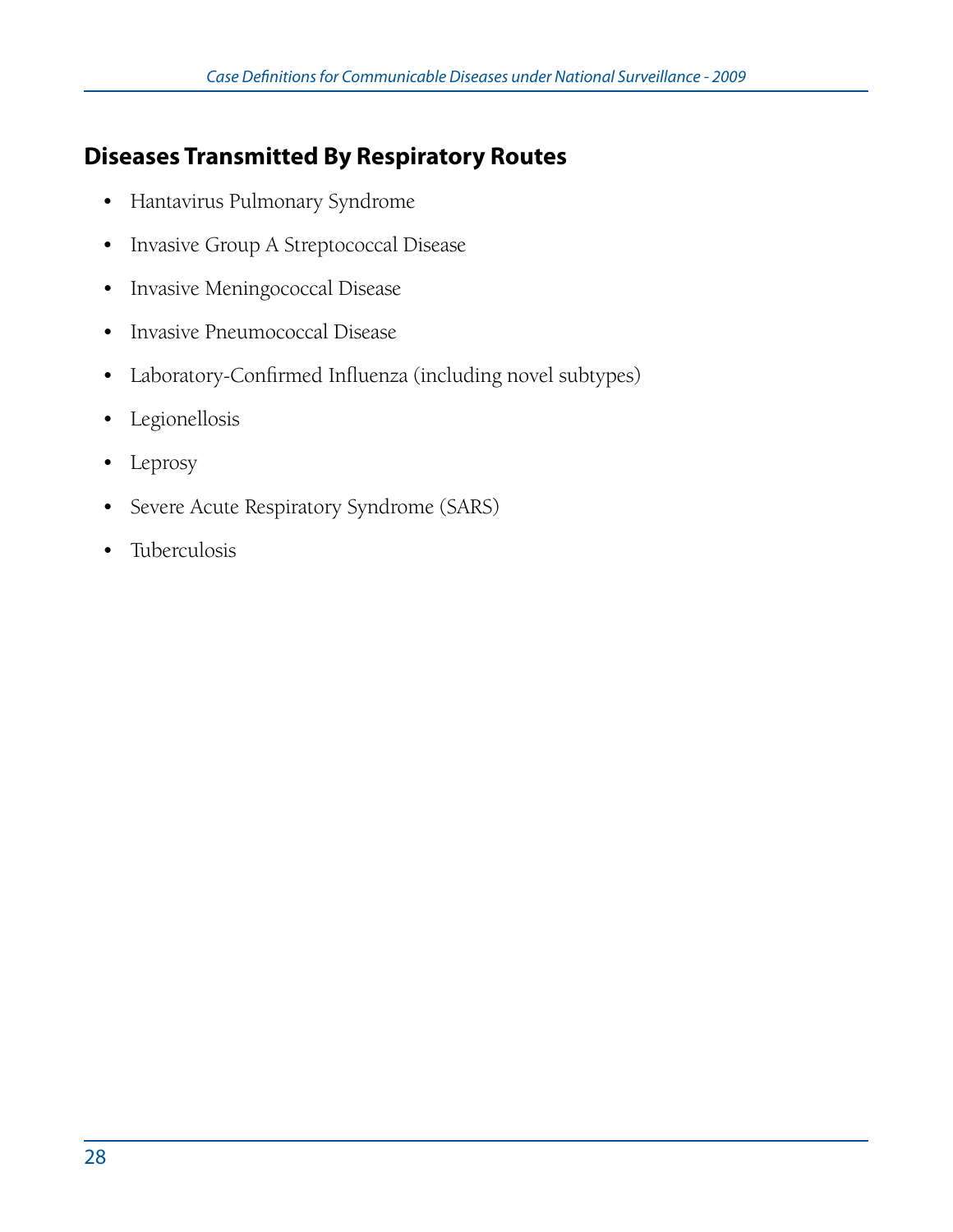## Diseases Transmitted By Respiratory Routes

- Hantavirus Pulmonary Syndrome
- Invasive Group A Streptococcal Disease
- Invasive Meningococcal Disease
- Invasive Pneumococcal Disease
- Laboratory-Confirmed Influenza (including novel subtypes)
- Legionellosis
- Leprosy
- Severe Acute Respiratory Syndrome (SARS)
- Tuberculosis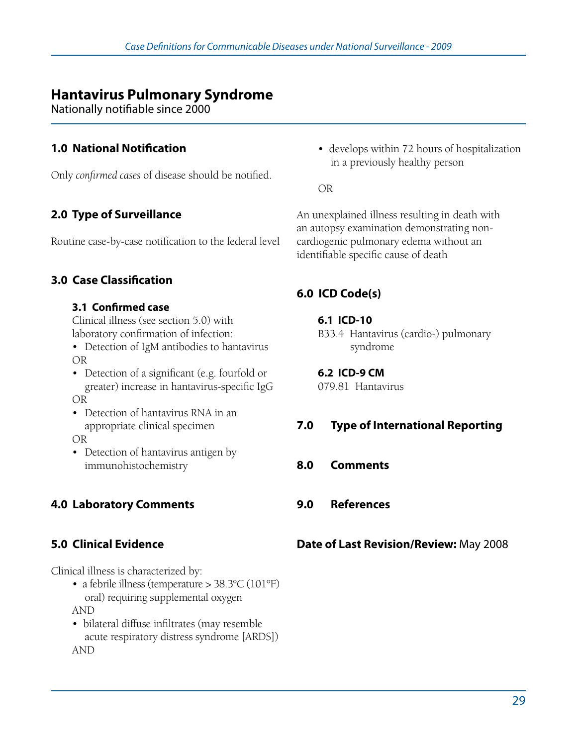# Hantavirus Pulmonary Syndrome

Nationally notifiable since 2000

## 1.0 National Notification

Only *confirmed cases* of disease should be notified.

## 2.0 Type of Surveillance

Routine case-by-case notification to the federal level

## 3.0 Case Classification

### 3.1 Confirmed case

Clinical illness (see section 5.0) with laboratory confirmation of infection:

- Detection of IgM antibodies to hantavirus

OR

- Detection of a significant (e.g. fourfold or greater) increase in hantavirus-specific IgG

OR

- Detection of hantavirus RNA in an appropriate clinical specimen

OR

- Detection of hantavirus antigen by immunohistochemistry

## 4.0 Laboratory Comments

## 5.0 Clinical Evidence

Clinical illness is characterized by:

- a febrile illness (temperature > 38.3°C (101°F) oral) requiring supplemental oxygen

AND

- bilateral diffuse infiltrates (may resemble acute respiratory distress syndrome [ARDS])

AND

- develops within 72 hours of hospitalization in a previously healthy person

OR

An unexplained illness resulting in death with an autopsy examination demonstrating non-cardiogenic pulmonary edema without an identifiable specific cause of death

## 6.0 ICD Code(s)

### 6.1 ICD-10

B33.4 Hantavirus (cardio-) pulmonary syndrome

### 6.2 ICD-9 CM

079.81 Hantavirus

## 7.0 Type of International Reporting

## 8.0 Comments

## 9.0 References

**Date of Last Revision/Review:** May 2008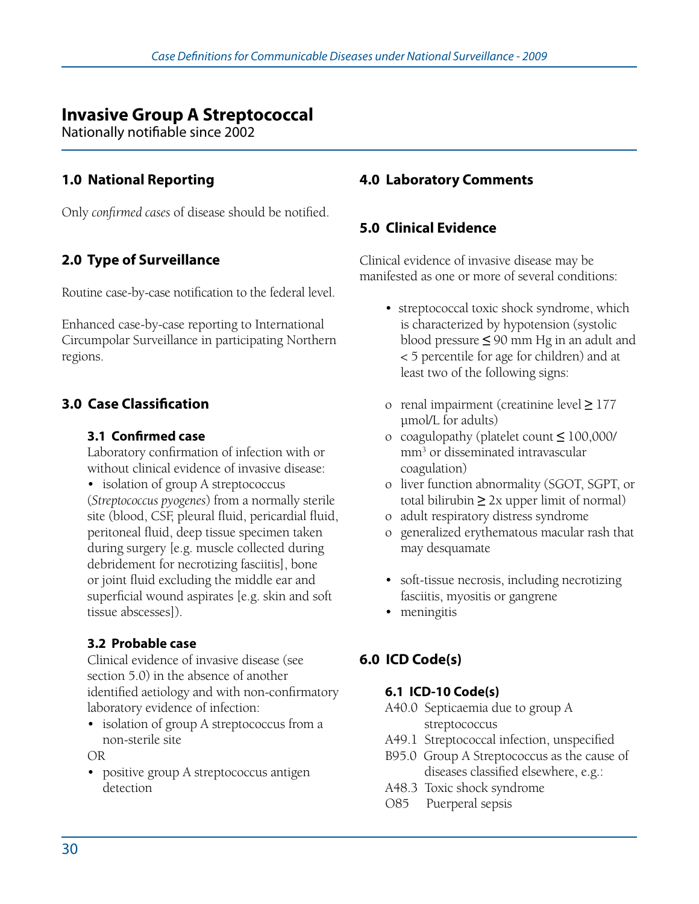# Invasive Group A Streptococcal

Nationally notifiable since 2002

## 1.0 National Reporting

Only *confirmed cases* of disease should be notified.

## 2.0 Type of Surveillance

Routine case-by-case notification to the federal level.

Enhanced case-by-case reporting to International Circumpolar Surveillance in participating Northern regions.

## 3.0 Case Classification

### 3.1 Confirmed case

Laboratory confirmation of infection with or without clinical evidence of invasive disease:

- isolation of group A streptococcus (*Streptococcus pyogenes*) from a normally sterile site (blood, CSF, pleural fluid, pericardial fluid, peritoneal fluid, deep tissue specimen taken during surgery [e.g. muscle collected during debridement for necrotizing fasciitis], bone or joint fluid excluding the middle ear and superficial wound aspirates [e.g. skin and soft tissue abscesses]).

### 3.2 Probable case

Clinical evidence of invasive disease (see section 5.0) in the absence of another identified aetiology and with non-confirmatory laboratory evidence of infection:

- isolation of group A streptococcus from a non-sterile site

OR

- positive group A streptococcus antigen detection

## 4.0 Laboratory Comments

## 5.0 Clinical Evidence

Clinical evidence of invasive disease may be manifested as one or more of several conditions:

- streptococcal toxic shock syndrome, which is characterized by hypotension (systolic blood pressure ≤ 90 mm Hg in an adult and < 5 percentile for age for children) and at least two of the following signs:
  - renal impairment (creatinine level ≥ 177 µmol/L for adults)
  - coagulopathy (platelet count ≤ 100,000/ $mm^3$ or disseminated intravascular coagulation)
  - liver function abnormality (SGOT, SGPT, or total bilirubin ≥ 2x upper limit of normal)
  - adult respiratory distress syndrome
  - generalized erythematous macular rash that may desquamate
- soft-tissue necrosis, including necrotizing fasciitis, myositis or gangrene
- meningitis

## 6.0 ICD Code(s)

### 6.1 ICD-10 Code(s)

A40.0 Septicaemia due to group A streptococcus
A49.1 Streptococcal infection, unspecified
B95.0 Group A Streptococcus as the cause of diseases classified elsewhere, e.g.:
A48.3 Toxic shock syndrome
O85 Puerperal sepsis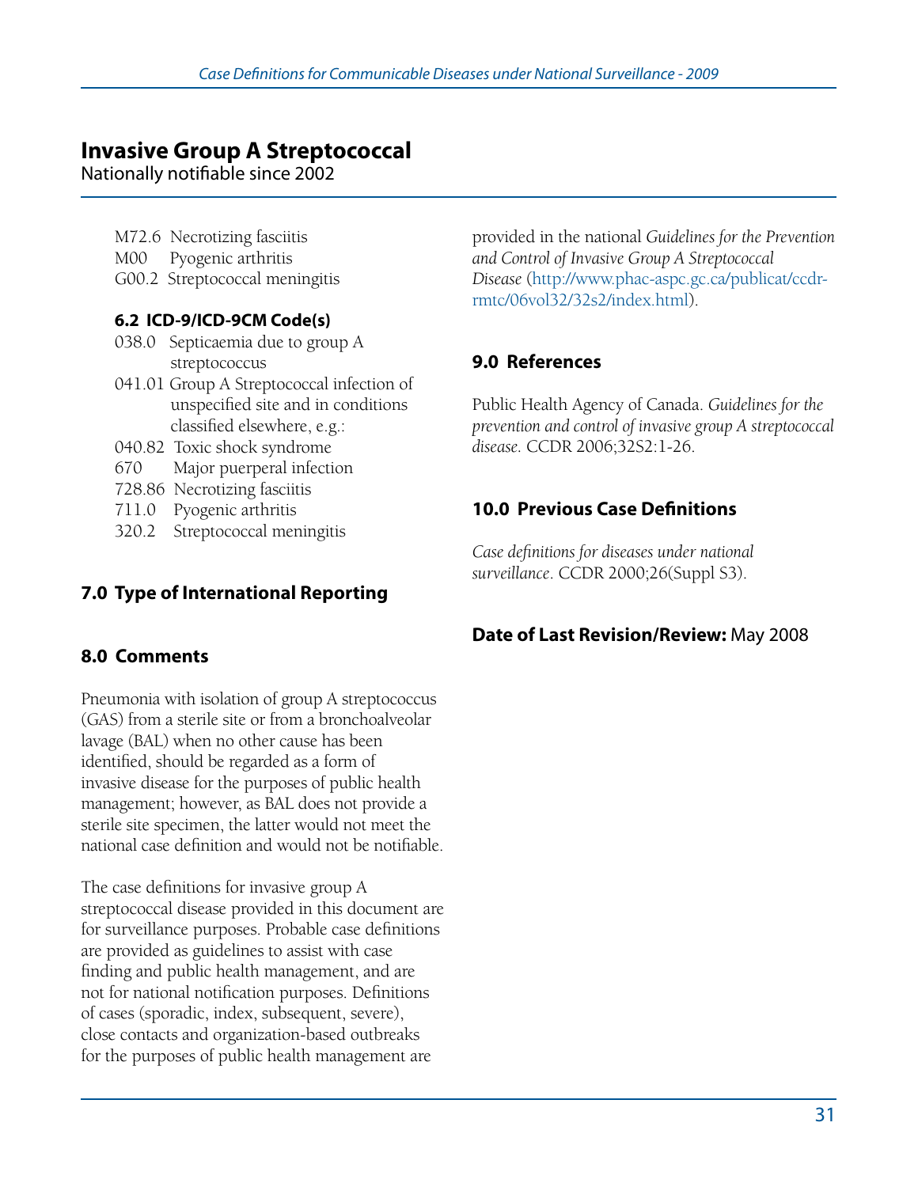# Invasive Group A Streptococcal

Nationally notifiable since 2002

M72.6 Necrotizing fasciitis
M00 Pyogenic arthritis
G00.2 Streptococcal meningitis

### 6.2 ICD-9/ICD-9CM Code(s)

038.0 Septicaemia due to group A streptococcus
041.01 Group A Streptococcal infection of unspecified site and in conditions classified elsewhere, e.g.:
040.82 Toxic shock syndrome
670 Major puerperal infection
728.86 Necrotizing fasciitis
711.0 Pyogenic arthritis
320.2 Streptococcal meningitis

## 7.0 Type of International Reporting

## 8.0 Comments

Pneumonia with isolation of group A streptococcus (GAS) from a sterile site or from a bronchoalveolar lavage (BAL) when no other cause has been identified, should be regarded as a form of invasive disease for the purposes of public health management; however, as BAL does not provide a sterile site specimen, the latter would not meet the national case definition and would not be notifiable.

The case definitions for invasive group A streptococcal disease provided in this document are for surveillance purposes. Probable case definitions are provided as guidelines to assist with case finding and public health management, and are not for national notification purposes. Definitions of cases (sporadic, index, subsequent, severe), close contacts and organization-based outbreaks for the purposes of public health management are provided in the national *Guidelines for the Prevention and Control of Invasive Group A Streptococcal Disease* (http://www.phac-aspc.gc.ca/publicat/ccdr-rmtc/06vol32/32s2/index.html).

## 9.0 References

Public Health Agency of Canada. *Guidelines for the prevention and control of invasive group A streptococcal disease.* CCDR 2006;32S2:1-26.

## 10.0 Previous Case Definitions

*Case definitions for diseases under national surveillance*. CCDR 2000;26(Suppl S3).

**Date of Last Revision/Review:** May 2008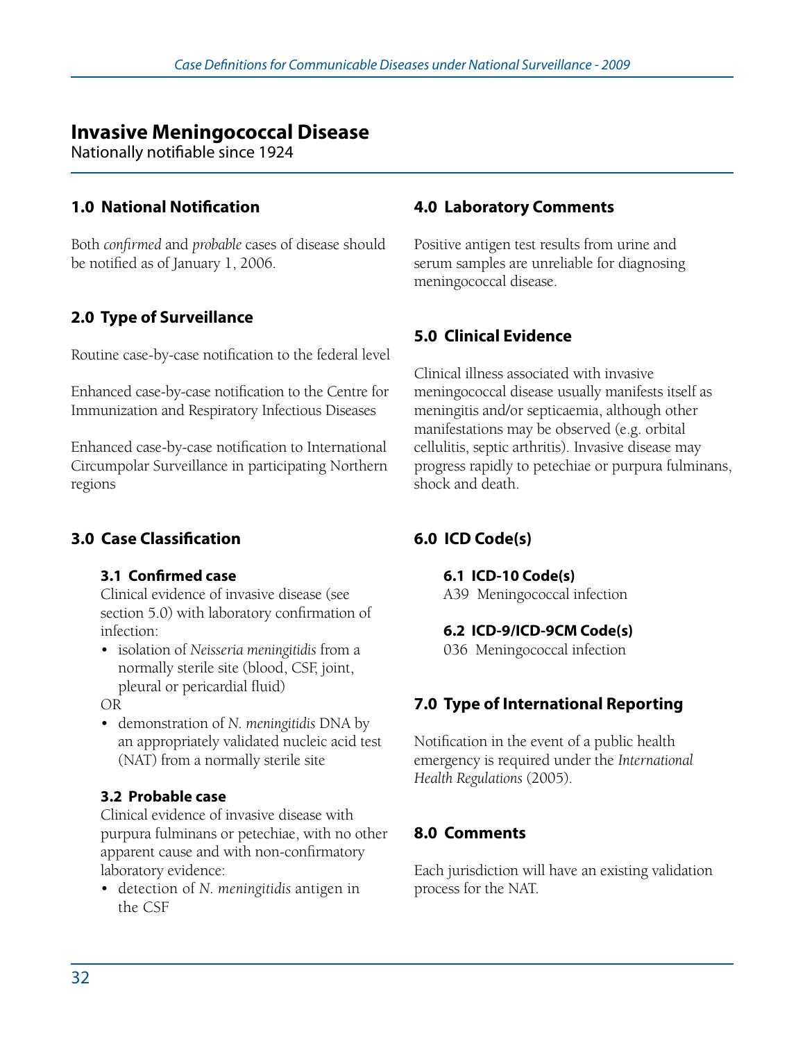# Invasive Meningococcal Disease

Nationally notifiable since 1924

## 1.0 National Notification

Both *confirmed* and *probable* cases of disease should be notified as of January 1, 2006.

## 2.0 Type of Surveillance

Routine case-by-case notification to the federal level

Enhanced case-by-case notification to the Centre for Immunization and Respiratory Infectious Diseases

Enhanced case-by-case notification to International Circumpolar Surveillance in participating Northern regions

## 3.0 Case Classification

### 3.1 Confirmed case

Clinical evidence of invasive disease (see section 5.0) with laboratory confirmation of infection:

- isolation of *Neisseria meningitidis* from a normally sterile site (blood, CSF, joint, pleural or pericardial fluid)

OR

- demonstration of *N. meningitidis* DNA by an appropriately validated nucleic acid test (NAT) from a normally sterile site

### 3.2 Probable case

Clinical evidence of invasive disease with purpura fulminans or petechiae, with no other apparent cause and with non-confirmatory laboratory evidence:

- detection of *N. meningitidis* antigen in the CSF

## 4.0 Laboratory Comments

Positive antigen test results from urine and serum samples are unreliable for diagnosing meningococcal disease.

## 5.0 Clinical Evidence

Clinical illness associated with invasive meningococcal disease usually manifests itself as meningitis and/or septicaemia, although other manifestations may be observed (e.g. orbital cellulitis, septic arthritis). Invasive disease may progress rapidly to petechiae or purpura fulminans, shock and death.

## 6.0 ICD Code(s)

### 6.1 ICD-10 Code(s)

A39 Meningococcal infection

### 6.2 ICD-9/ICD-9CM Code(s)

036 Meningococcal infection

## 7.0 Type of International Reporting

Notification in the event of a public health emergency is required under the *International Health Regulations* (2005).

## 8.0 Comments

Each jurisdiction will have an existing validation process for the NAT.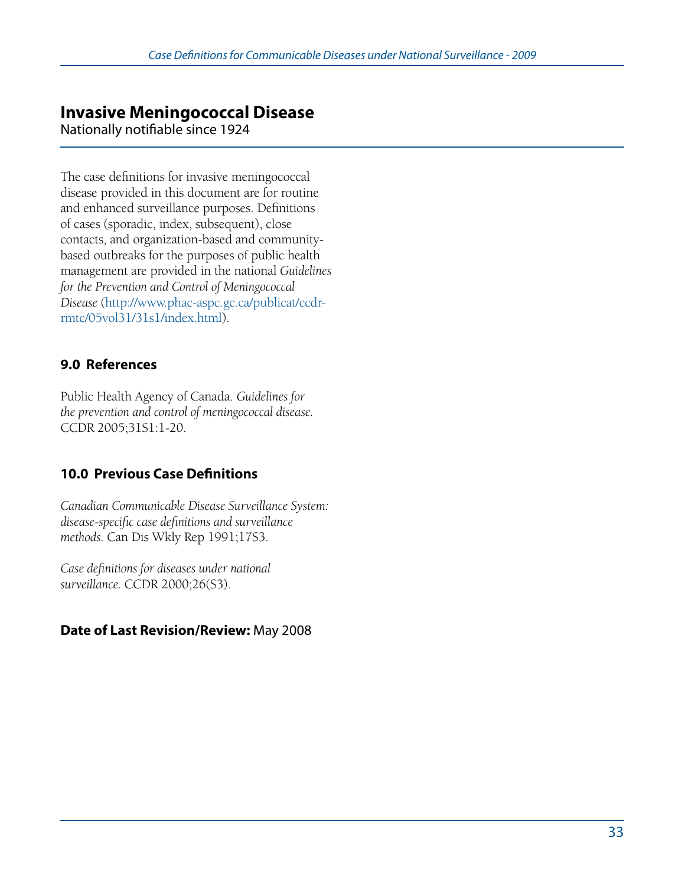# Invasive Meningococcal Disease

Nationally notifiable since 1924

The case definitions for invasive meningococcal disease provided in this document are for routine and enhanced surveillance purposes. Definitions of cases (sporadic, index, subsequent), close contacts, and organization-based and community-based outbreaks for the purposes of public health management are provided in the national *Guidelines for the Prevention and Control of Meningococcal Disease* (http://www.phac-aspc.gc.ca/publicat/ccdr-rmtc/05vol31/31s1/index.html).

## 9.0 References

Public Health Agency of Canada. *Guidelines for the prevention and control of meningococcal disease.* CCDR 2005;31S1:1-20.

## 10.0 Previous Case Definitions

*Canadian Communicable Disease Surveillance System: disease-specific case definitions and surveillance methods.* Can Dis Wkly Rep 1991;17S3.

*Case definitions for diseases under national surveillance.* CCDR 2000;26(S3).

**Date of Last Revision/Review:** May 2008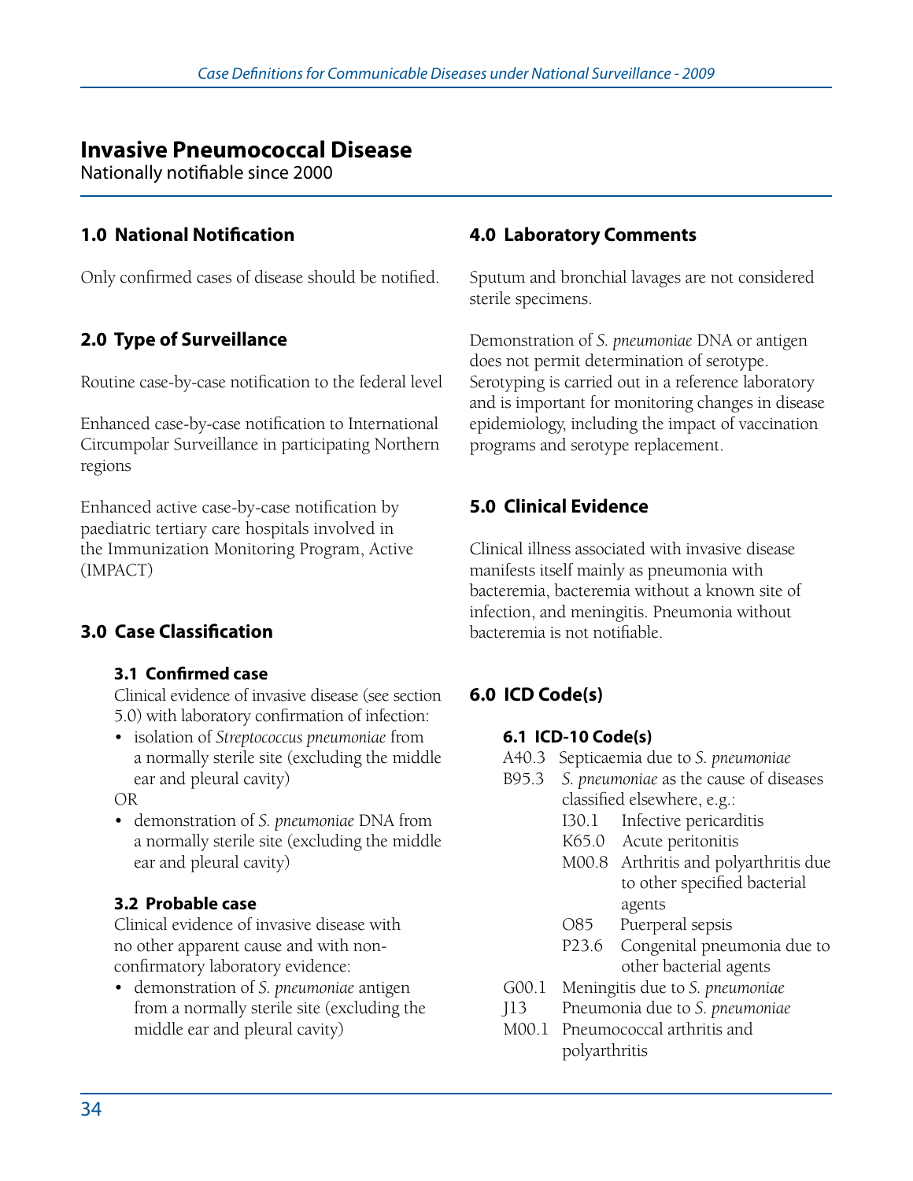# Invasive Pneumococcal Disease

Nationally notifiable since 2000

## 1.0 National Notification

Only confirmed cases of disease should be notified.

## 2.0 Type of Surveillance

Routine case-by-case notification to the federal level

Enhanced case-by-case notification to International Circumpolar Surveillance in participating Northern regions

Enhanced active case-by-case notification by paediatric tertiary care hospitals involved in the Immunization Monitoring Program, Active (IMPACT)

## 3.0 Case Classification

### 3.1 Confirmed case

Clinical evidence of invasive disease (see section 5.0) with laboratory confirmation of infection:

- isolation of *Streptococcus pneumoniae* from a normally sterile site (excluding the middle ear and pleural cavity)

OR

- demonstration of *S. pneumoniae* DNA from a normally sterile site (excluding the middle ear and pleural cavity)

### 3.2 Probable case

Clinical evidence of invasive disease with no other apparent cause and with non-confirmatory laboratory evidence:

- demonstration of *S. pneumoniae* antigen from a normally sterile site (excluding the middle ear and pleural cavity)

## 4.0 Laboratory Comments

Sputum and bronchial lavages are not considered sterile specimens.

Demonstration of *S. pneumoniae* DNA or antigen does not permit determination of serotype. Serotyping is carried out in a reference laboratory and is important for monitoring changes in disease epidemiology, including the impact of vaccination programs and serotype replacement.

## 5.0 Clinical Evidence

Clinical illness associated with invasive disease manifests itself mainly as pneumonia with bacteremia, bacteremia without a known site of infection, and meningitis. Pneumonia without bacteremia is not notifiable.

## 6.0 ICD Code(s)

### 6.1 ICD-10 Code(s)

- A40.3 Septicaemia due to *S. pneumoniae*
- B95.3 *S. pneumoniae* as the cause of diseases classified elsewhere, e.g.:
  - I30.1 Infective pericarditis
  - K65.0 Acute peritonitis
  - M00.8 Arthritis and polyarthritis due to other specified bacterial agents
  - O85 Puerperal sepsis
  - P23.6 Congenital pneumonia due to other bacterial agents
- G00.1 Meningitis due to *S. pneumoniae*
- J13 Pneumonia due to *S. pneumoniae*
- M00.1 Pneumococcal arthritis and polyarthritis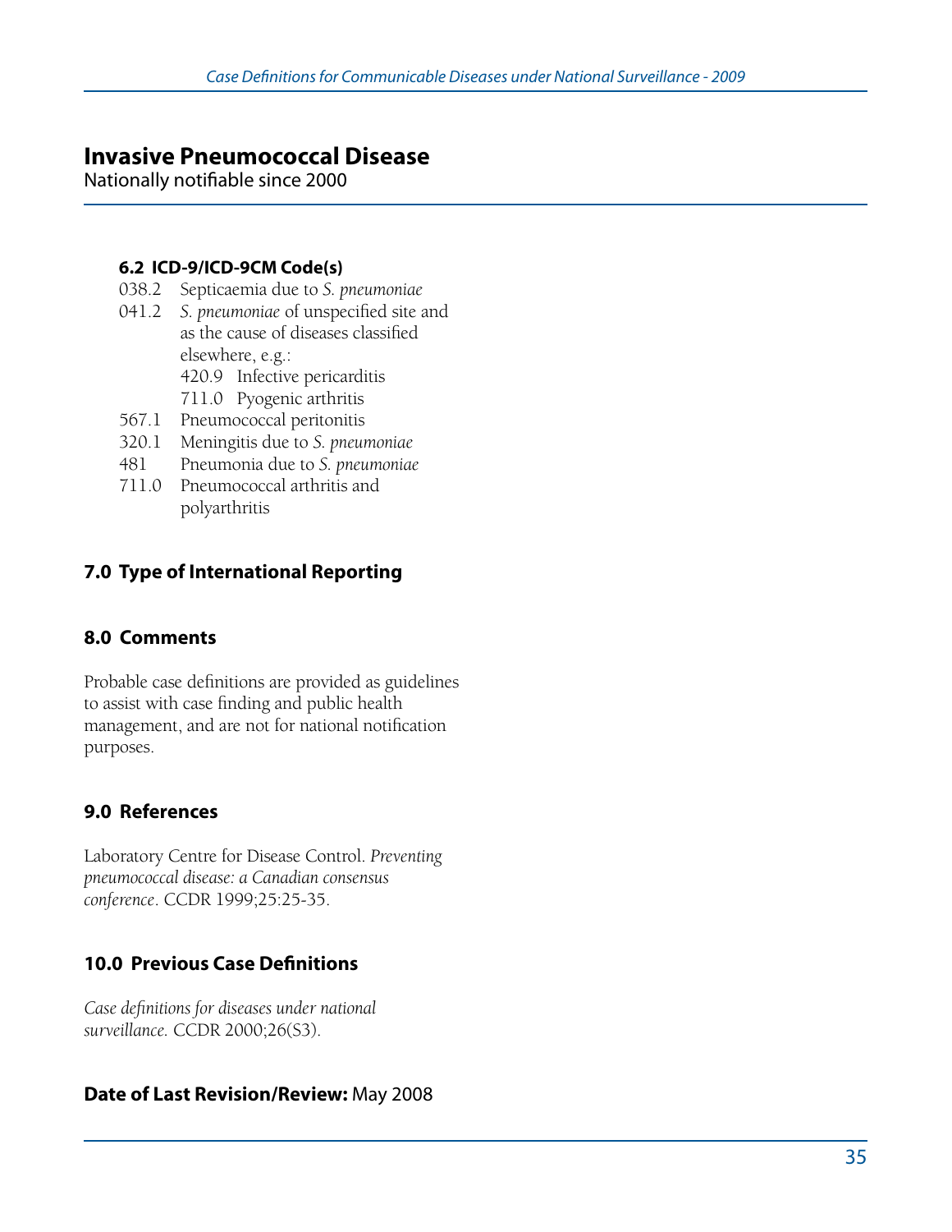# Invasive Pneumococcal Disease

Nationally notifiable since 2000

### 6.2 ICD-9/ICD-9CM Code(s)

- 038.2 Septicaemia due to *S. pneumoniae*
- 041.2 *S. pneumoniae* of unspecified site and as the cause of diseases classified elsewhere, e.g.:
  - 420.9 Infective pericarditis
  - 711.0 Pyogenic arthritis
- 567.1 Pneumococcal peritonitis
- 320.1 Meningitis due to *S. pneumoniae*
- 481 Pneumonia due to *S. pneumoniae*
- 711.0 Pneumococcal arthritis and polyarthritis

## 7.0 Type of International Reporting

## 8.0 Comments

Probable case definitions are provided as guidelines to assist with case finding and public health management, and are not for national notification purposes.

## 9.0 References

Laboratory Centre for Disease Control. *Preventing pneumococcal disease: a Canadian consensus conference*. CCDR 1999;25:25-35.

## 10.0 Previous Case Definitions

*Case definitions for diseases under national surveillance.* CCDR 2000;26(S3).

**Date of Last Revision/Review:** May 2008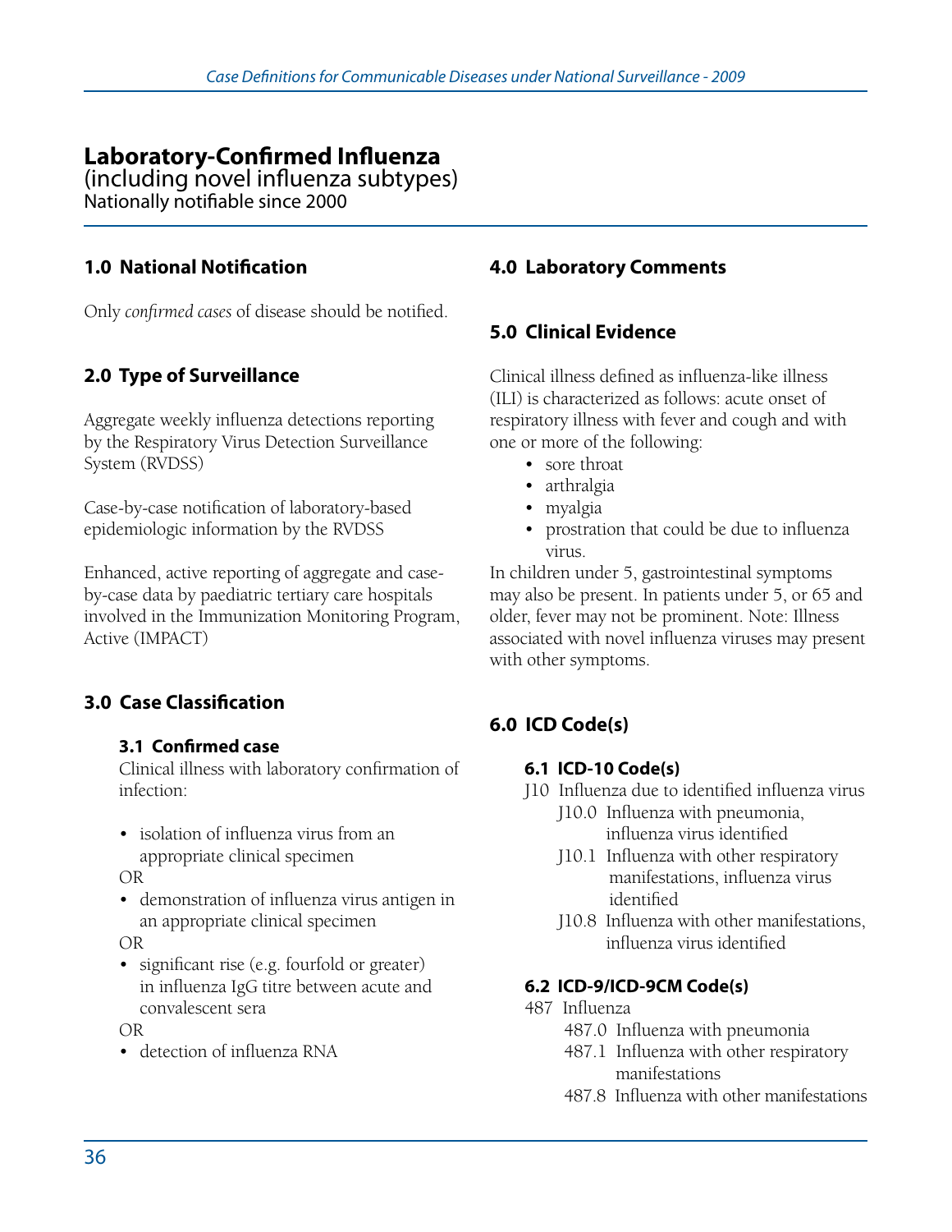# Laboratory-Confirmed Influenza

(including novel influenza subtypes)
Nationally notifiable since 2000

## 1.0 National Notification

Only *confirmed cases* of disease should be notified.

## 2.0 Type of Surveillance

Aggregate weekly influenza detections reporting by the Respiratory Virus Detection Surveillance System (RVDSS)

Case-by-case notification of laboratory-based epidemiologic information by the RVDSS

Enhanced, active reporting of aggregate and case-by-case data by paediatric tertiary care hospitals involved in the Immunization Monitoring Program, Active (IMPACT)

## 3.0 Case Classification

### 3.1 Confirmed case

Clinical illness with laboratory confirmation of infection:

- isolation of influenza virus from an appropriate clinical specimen

OR

- demonstration of influenza virus antigen in an appropriate clinical specimen

OR

- significant rise (e.g. fourfold or greater) in influenza IgG titre between acute and convalescent sera

OR

- detection of influenza RNA

## 4.0 Laboratory Comments

## 5.0 Clinical Evidence

Clinical illness defined as influenza-like illness (ILI) is characterized as follows: acute onset of respiratory illness with fever and cough and with one or more of the following:

- sore throat
- arthralgia
- myalgia
- prostration that could be due to influenza virus.

In children under 5, gastrointestinal symptoms may also be present. In patients under 5, or 65 and older, fever may not be prominent. Note: Illness associated with novel influenza viruses may present with other symptoms.

## 6.0 ICD Code(s)

### 6.1 ICD-10 Code(s)

J10 Influenza due to identified influenza virus
- J10.0 Influenza with pneumonia, influenza virus identified
- J10.1 Influenza with other respiratory manifestations, influenza virus identified
- J10.8 Influenza with other manifestations, influenza virus identified

### 6.2 ICD-9/ICD-9CM Code(s)

487 Influenza
- 487.0 Influenza with pneumonia
- 487.1 Influenza with other respiratory manifestations
- 487.8 Influenza with other manifestations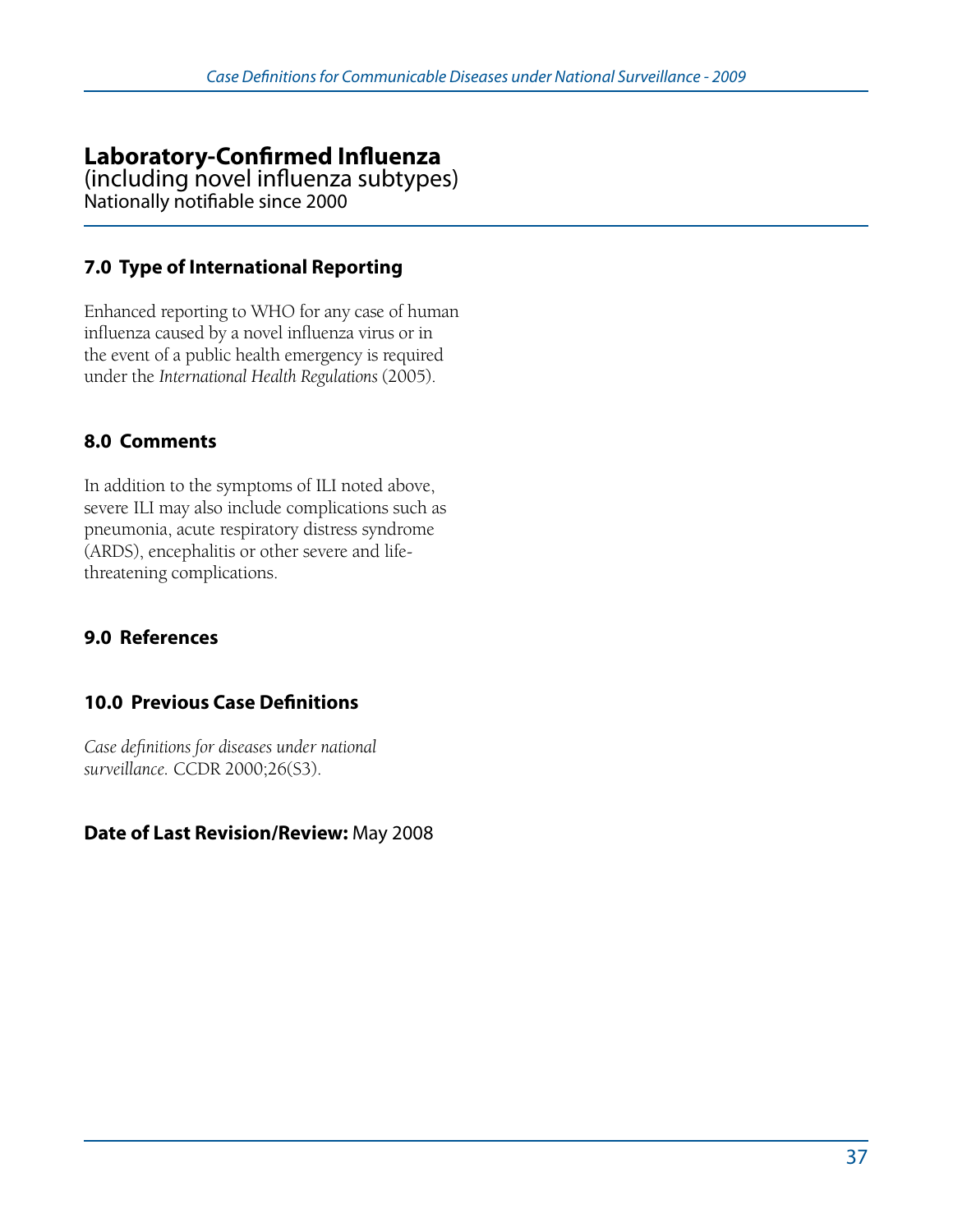# Laboratory-Confirmed Influenza

(including novel influenza subtypes)

Nationally notifiable since 2000

## 7.0 Type of International Reporting

Enhanced reporting to WHO for any case of human influenza caused by a novel influenza virus or in the event of a public health emergency is required under the *International Health Regulations* (2005).

## 8.0 Comments

In addition to the symptoms of ILI noted above, severe ILI may also include complications such as pneumonia, acute respiratory distress syndrome (ARDS), encephalitis or other severe and life-threatening complications.

## 9.0 References

## 10.0 Previous Case Definitions

*Case definitions for diseases under national surveillance.* CCDR 2000;26(S3).

**Date of Last Revision/Review:** May 2008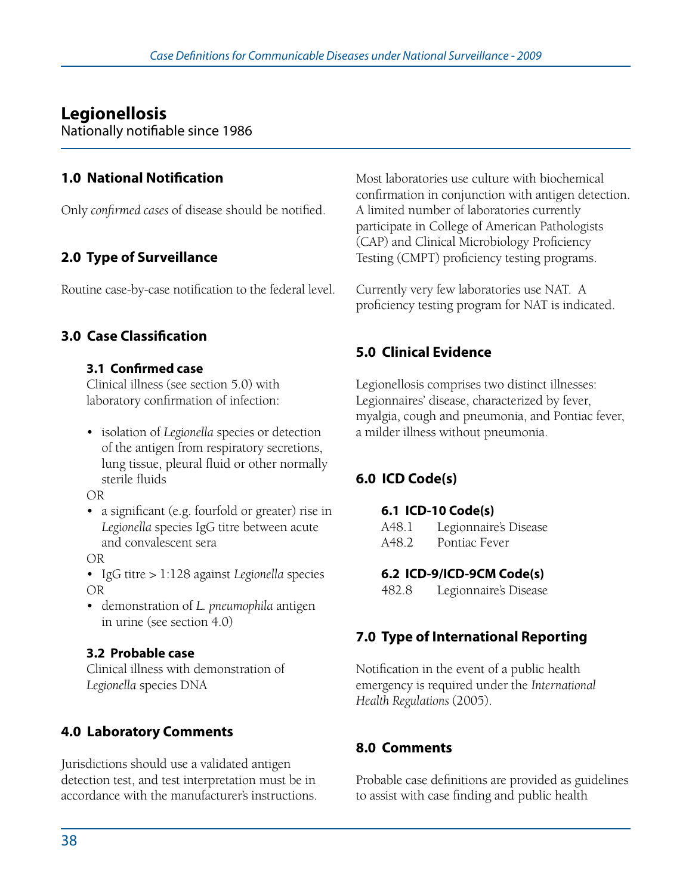# Legionellosis

Nationally notifiable since 1986

## 1.0 National Notification

Only *confirmed cases* of disease should be notified.

## 2.0 Type of Surveillance

Routine case-by-case notification to the federal level.

## 3.0 Case Classification

### 3.1 Confirmed case

Clinical illness (see section 5.0) with laboratory confirmation of infection:

- isolation of *Legionella* species or detection of the antigen from respiratory secretions, lung tissue, pleural fluid or other normally sterile fluids

OR

- a significant (e.g. fourfold or greater) rise in *Legionella* species IgG titre between acute and convalescent sera

OR

- IgG titre > 1:128 against *Legionella* species

OR

- demonstration of *L. pneumophila* antigen in urine (see section 4.0)

### 3.2 Probable case

Clinical illness with demonstration of *Legionella* species DNA

## 4.0 Laboratory Comments

Jurisdictions should use a validated antigen detection test, and test interpretation must be in accordance with the manufacturer's instructions. Most laboratories use culture with biochemical confirmation in conjunction with antigen detection. A limited number of laboratories currently participate in College of American Pathologists (CAP) and Clinical Microbiology Proficiency Testing (CMPT) proficiency testing programs.

Currently very few laboratories use NAT. A proficiency testing program for NAT is indicated.

## 5.0 Clinical Evidence

Legionellosis comprises two distinct illnesses: Legionnaires' disease, characterized by fever, myalgia, cough and pneumonia, and Pontiac fever, a milder illness without pneumonia.

## 6.0 ICD Code(s)

### 6.1 ICD-10 Code(s)

| | |
|---|---|
| A48.1 | Legionnaire's Disease |
| A48.2 | Pontiac Fever |

### 6.2 ICD-9/ICD-9CM Code(s)

| | |
|---|---|
| 482.8 | Legionnaire's Disease |

## 7.0 Type of International Reporting

Notification in the event of a public health emergency is required under the *International Health Regulations* (2005).

## 8.0 Comments

Probable case definitions are provided as guidelines to assist with case finding and public health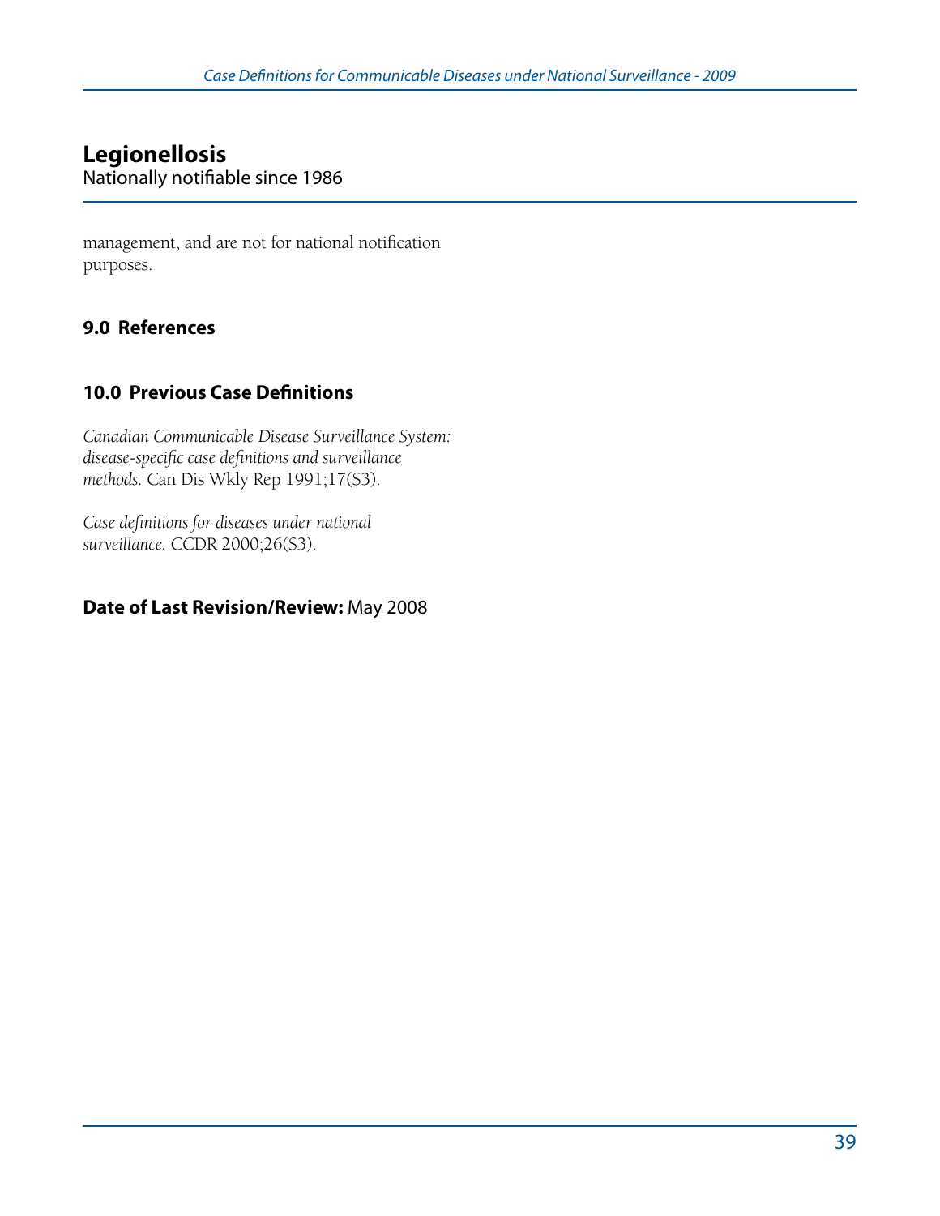# Legionellosis

Nationally notifiable since 1986

management, and are not for national notification purposes.

## 9.0 References

## 10.0 Previous Case Definitions

*Canadian Communicable Disease Surveillance System: disease-specific case definitions and surveillance methods.* Can Dis Wkly Rep 1991;17(S3).

*Case definitions for diseases under national surveillance.* CCDR 2000;26(S3).

**Date of Last Revision/Review:** May 2008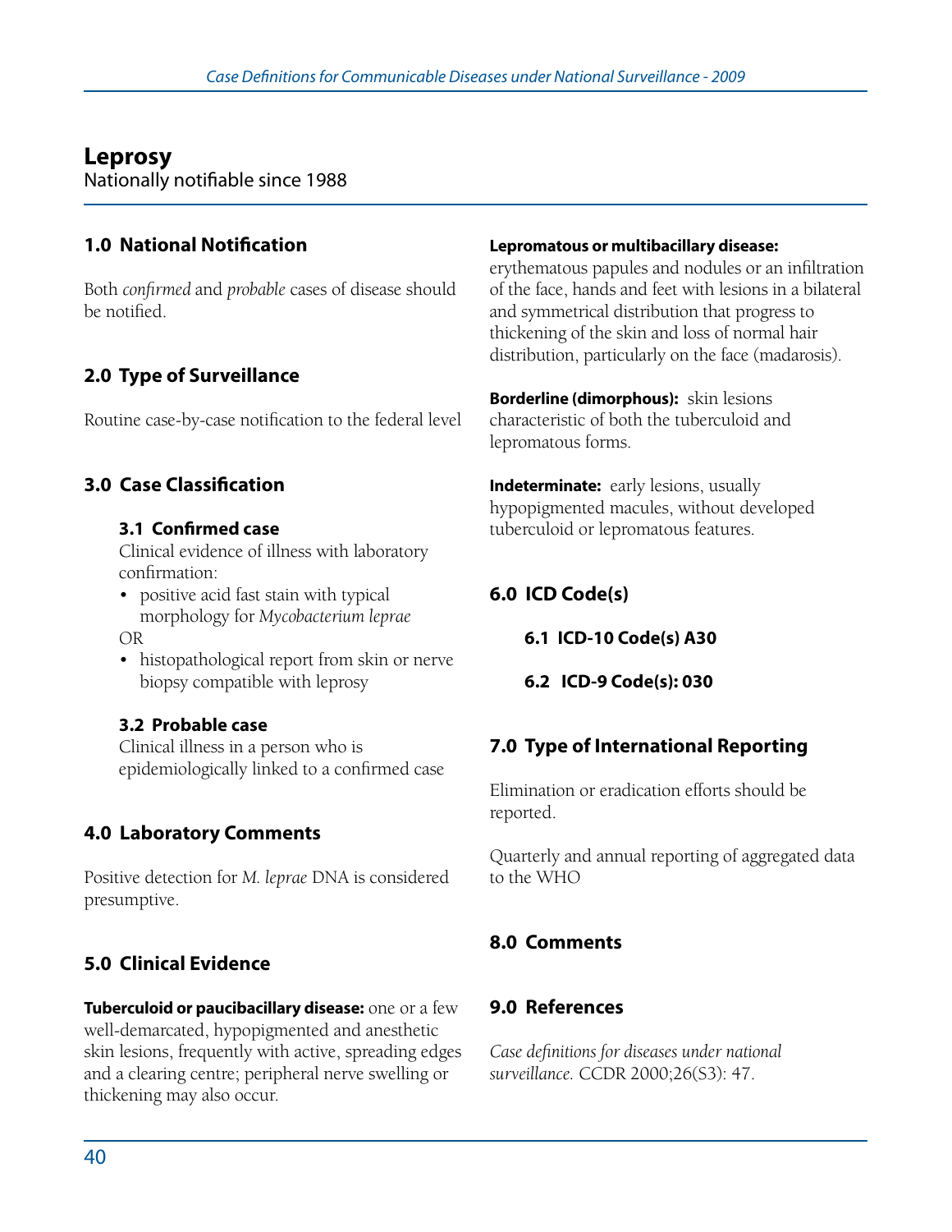# Leprosy

Nationally notifiable since 1988

## 1.0 National Notification

Both *confirmed* and *probable* cases of disease should be notified.

## 2.0 Type of Surveillance

Routine case-by-case notification to the federal level

## 3.0 Case Classification

### 3.1 Confirmed case

Clinical evidence of illness with laboratory confirmation:

- positive acid fast stain with typical morphology for *Mycobacterium leprae*

OR

- histopathological report from skin or nerve biopsy compatible with leprosy

### 3.2 Probable case

Clinical illness in a person who is epidemiologically linked to a confirmed case

## 4.0 Laboratory Comments

Positive detection for *M. leprae* DNA is considered presumptive.

## 5.0 Clinical Evidence

**Tuberculoid or paucibacillary disease:** one or a few well-demarcated, hypopigmented and anesthetic skin lesions, frequently with active, spreading edges and a clearing centre; peripheral nerve swelling or thickening may also occur.

**Lepromatous or multibacillary disease:** erythematous papules and nodules or an infiltration of the face, hands and feet with lesions in a bilateral and symmetrical distribution that progress to thickening of the skin and loss of normal hair distribution, particularly on the face (madarosis).

**Borderline (dimorphous):** skin lesions characteristic of both the tuberculoid and lepromatous forms.

**Indeterminate:** early lesions, usually hypopigmented macules, without developed tuberculoid or lepromatous features.

## 6.0 ICD Code(s)

### 6.1 ICD-10 Code(s) A30

### 6.2 ICD-9 Code(s): 030

## 7.0 Type of International Reporting

Elimination or eradication efforts should be reported.

Quarterly and annual reporting of aggregated data to the WHO

## 8.0 Comments

## 9.0 References

*Case definitions for diseases under national surveillance.* CCDR 2000;26(S3): 47.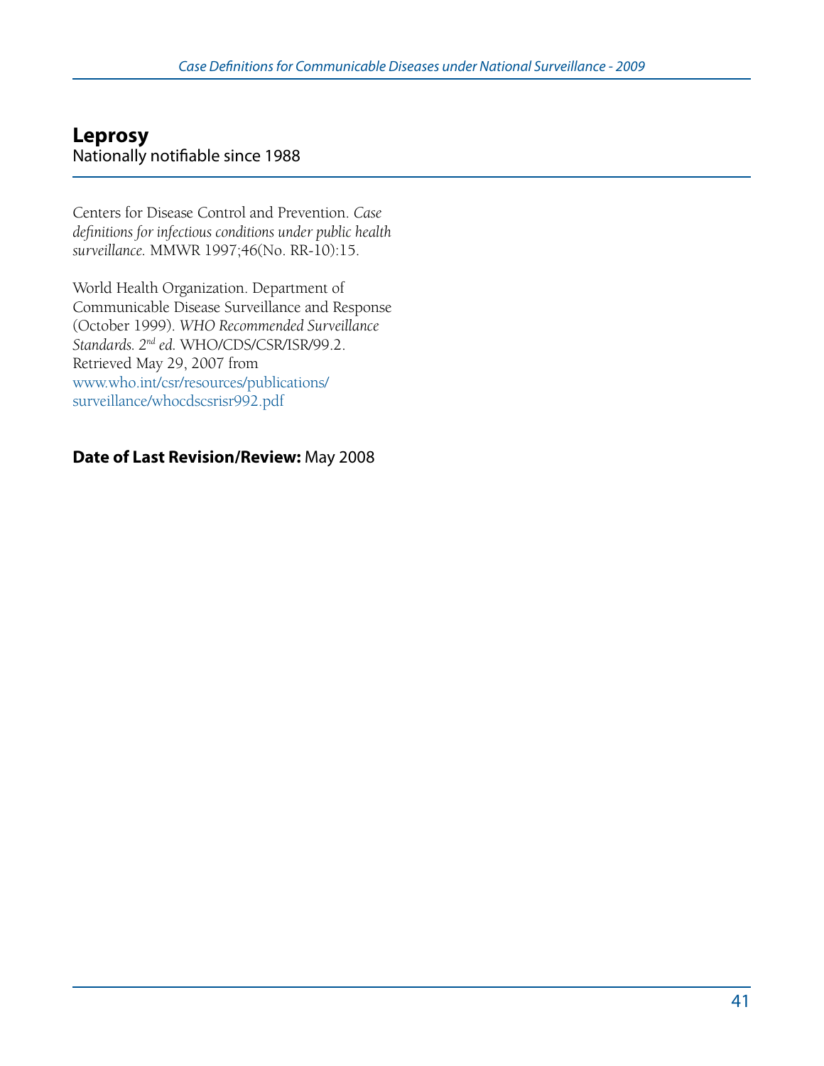## Leprosy

Nationally notifiable since 1988

Centers for Disease Control and Prevention. *Case definitions for infectious conditions under public health surveillance.* MMWR 1997;46(No. RR-10):15.

World Health Organization. Department of Communicable Disease Surveillance and Response (October 1999). *WHO Recommended Surveillance Standards. 2nd ed.* WHO/CDS/CSR/ISR/99.2. Retrieved May 29, 2007 from www.who.int/csr/resources/publications/surveillance/whocdscsrisr992.pdf

**Date of Last Revision/Review:** May 2008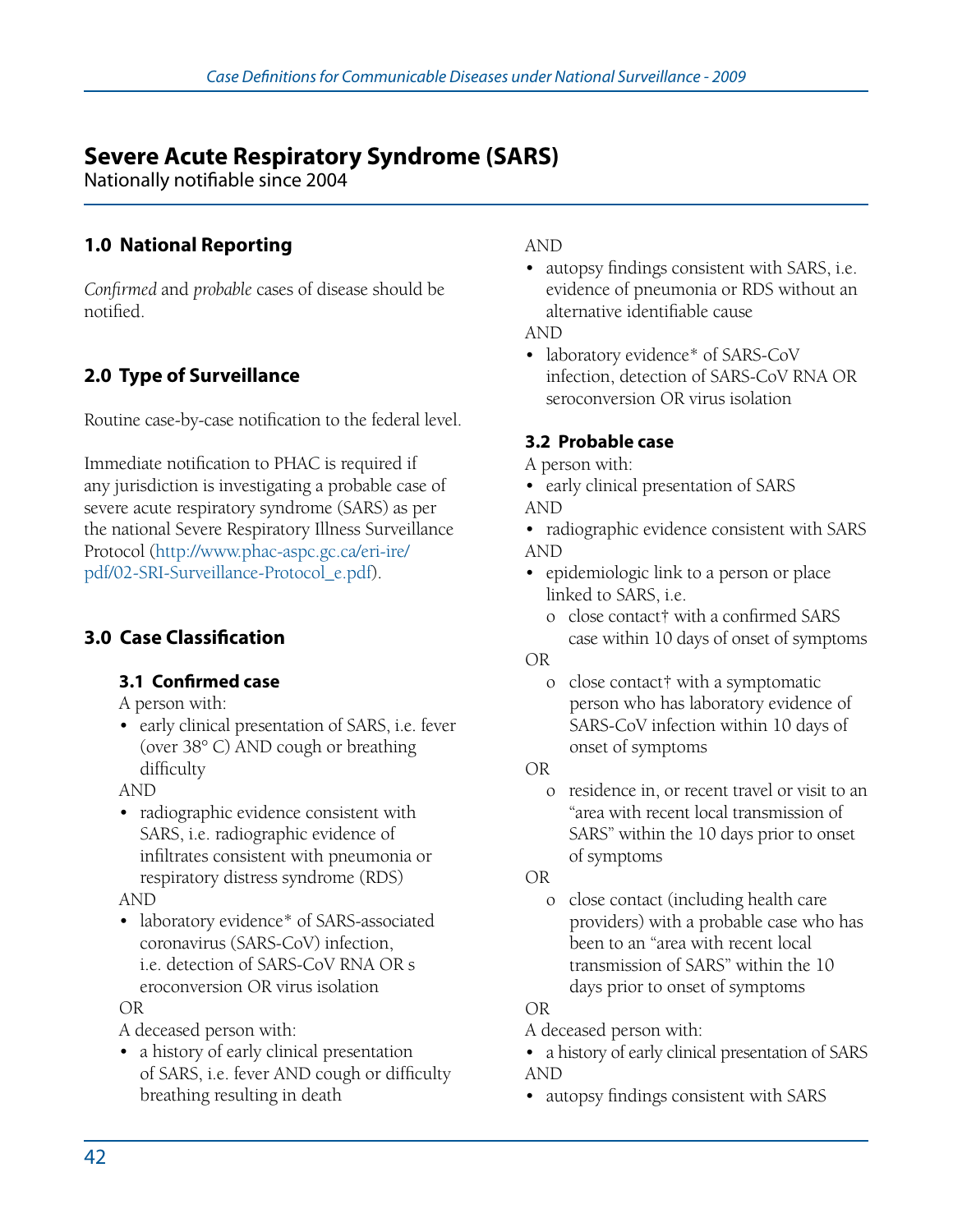# Severe Acute Respiratory Syndrome (SARS)

Nationally notifiable since 2004

## 1.0 National Reporting

*Confirmed* and *probable* cases of disease should be notified.

## 2.0 Type of Surveillance

Routine case-by-case notification to the federal level.

Immediate notification to PHAC is required if any jurisdiction is investigating a probable case of severe acute respiratory syndrome (SARS) as per the national Severe Respiratory Illness Surveillance Protocol (http://www.phac-aspc.gc.ca/eri-ire/pdf/02-SRI-Surveillance-Protocol_e.pdf).

## 3.0 Case Classification

### 3.1 Confirmed case

A person with:

- early clinical presentation of SARS, i.e. fever (over 38° C) AND cough or breathing difficulty

AND

- radiographic evidence consistent with SARS, i.e. radiographic evidence of infiltrates consistent with pneumonia or respiratory distress syndrome (RDS)

AND

- laboratory evidence* of SARS-associated coronavirus (SARS-CoV) infection, i.e. detection of SARS-CoV RNA OR seroconversion OR virus isolation

OR

A deceased person with:

- a history of early clinical presentation of SARS, i.e. fever AND cough or difficulty breathing resulting in death

AND

- autopsy findings consistent with SARS, i.e. evidence of pneumonia or RDS without an alternative identifiable cause

AND

- laboratory evidence* of SARS-CoV infection, detection of SARS-CoV RNA OR seroconversion OR virus isolation

### 3.2 Probable case

A person with:

- early clinical presentation of SARS

AND

- radiographic evidence consistent with SARS

AND

- epidemiologic link to a person or place linked to SARS, i.e.
  - o close contact† with a confirmed SARS case within 10 days of onset of symptoms

  OR

  - o close contact† with a symptomatic person who has laboratory evidence of SARS-CoV infection within 10 days of onset of symptoms

  OR

  - o residence in, or recent travel or visit to an "area with recent local transmission of SARS" within the 10 days prior to onset of symptoms

  OR

  - o close contact (including health care providers) with a probable case who has been to an "area with recent local transmission of SARS" within the 10 days prior to onset of symptoms

OR

A deceased person with:

- a history of early clinical presentation of SARS

AND

- autopsy findings consistent with SARS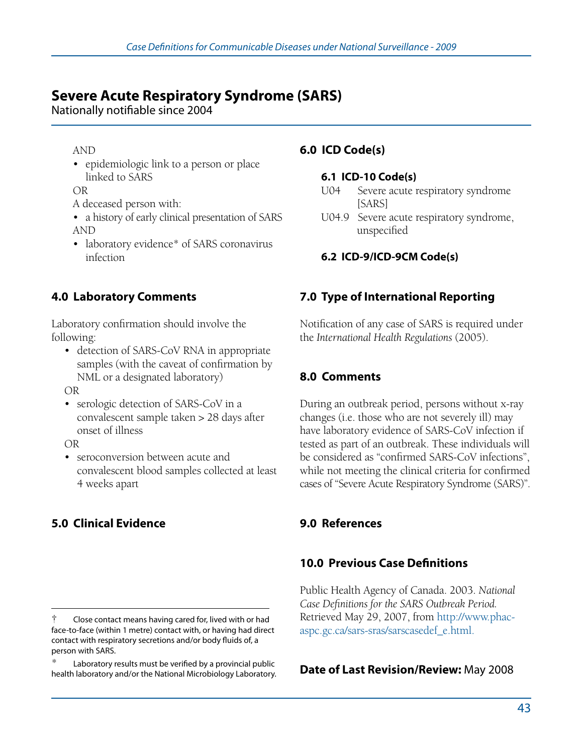# Severe Acute Respiratory Syndrome (SARS)

Nationally notifiable since 2004

AND

- epidemiologic link to a person or place linked to SARS

OR

A deceased person with:

- a history of early clinical presentation of SARS

AND

- laboratory evidence* of SARS coronavirus infection

## 4.0 Laboratory Comments

Laboratory confirmation should involve the following:

- detection of SARS-CoV RNA in appropriate samples (with the caveat of confirmation by NML or a designated laboratory)

OR

- serologic detection of SARS-CoV in a convalescent sample taken > 28 days after onset of illness

OR

- seroconversion between acute and convalescent blood samples collected at least 4 weeks apart

## 5.0 Clinical Evidence

† Close contact means having cared for, lived with or had face-to-face (within 1 metre) contact with, or having had direct contact with respiratory secretions and/or body fluids of, a person with SARS.

* Laboratory results must be verified by a provincial public health laboratory and/or the National Microbiology Laboratory.

## 6.0 ICD Code(s)

### 6.1 ICD-10 Code(s)

U04 Severe acute respiratory syndrome [SARS]

U04.9 Severe acute respiratory syndrome, unspecified

### 6.2 ICD-9/ICD-9CM Code(s)

## 7.0 Type of International Reporting

Notification of any case of SARS is required under the *International Health Regulations* (2005).

## 8.0 Comments

During an outbreak period, persons without x-ray changes (i.e. those who are not severely ill) may have laboratory evidence of SARS-CoV infection if tested as part of an outbreak. These individuals will be considered as "confirmed SARS-CoV infections", while not meeting the clinical criteria for confirmed cases of "Severe Acute Respiratory Syndrome (SARS)".

## 9.0 References

## 10.0 Previous Case Definitions

Public Health Agency of Canada. 2003. *National Case Definitions for the SARS Outbreak Period.* Retrieved May 29, 2007, from http://www.phac-aspc.gc.ca/sars-sras/sarscasedef_e.html.

**Date of Last Revision/Review:** May 2008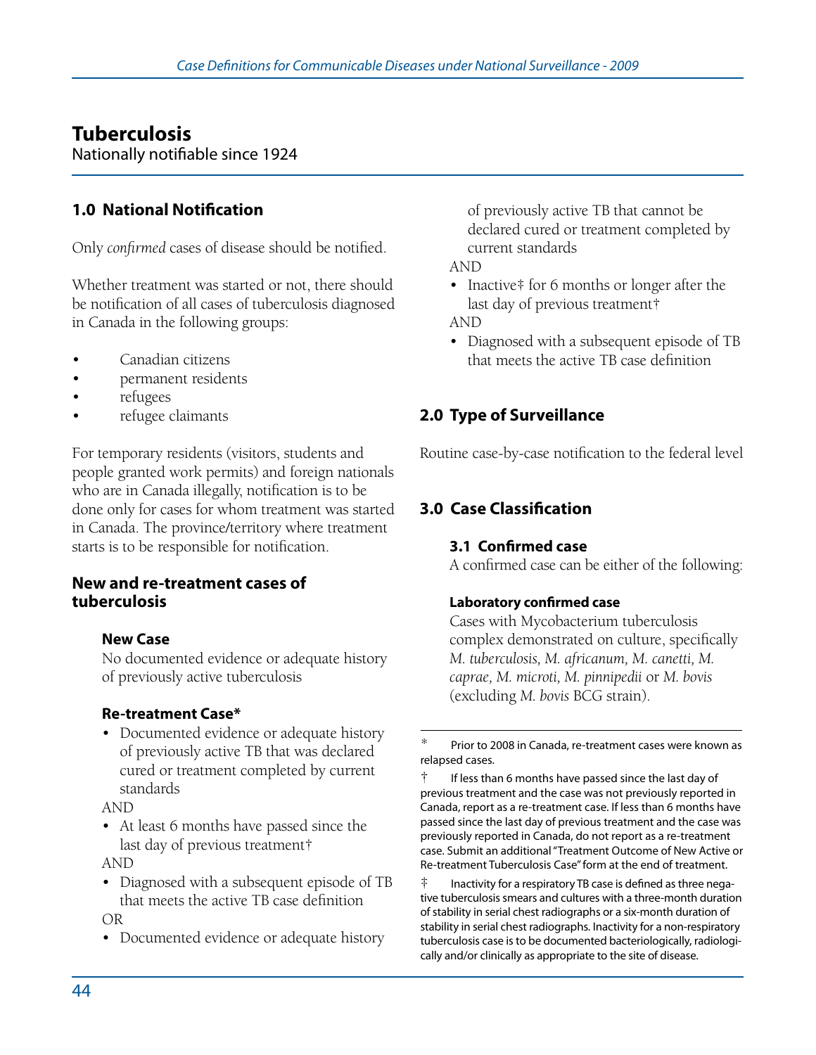# Tuberculosis

Nationally notifiable since 1924

## 1.0 National Notification

Only *confirmed* cases of disease should be notified.

Whether treatment was started or not, there should be notification of all cases of tuberculosis diagnosed in Canada in the following groups:

- Canadian citizens
- permanent residents
- refugees
- refugee claimants

For temporary residents (visitors, students and people granted work permits) and foreign nationals who are in Canada illegally, notification is to be done only for cases for whom treatment was started in Canada. The province/territory where treatment starts is to be responsible for notification.

### New and re-treatment cases of tuberculosis

#### New Case

No documented evidence or adequate history of previously active tuberculosis

#### Re-treatment Case*

- Documented evidence or adequate history of previously active TB that was declared cured or treatment completed by current standards

AND

- At least 6 months have passed since the last day of previous treatment†

AND

- Diagnosed with a subsequent episode of TB that meets the active TB case definition

OR

- Documented evidence or adequate history of previously active TB that cannot be declared cured or treatment completed by current standards

AND

- Inactive‡ for 6 months or longer after the last day of previous treatment†

AND

- Diagnosed with a subsequent episode of TB that meets the active TB case definition

## 2.0 Type of Surveillance

Routine case-by-case notification to the federal level

## 3.0 Case Classification

### 3.1 Confirmed case

A confirmed case can be either of the following:

#### Laboratory confirmed case

Cases with Mycobacterium tuberculosis complex demonstrated on culture, specifically *M. tuberculosis, M. africanum, M. canetti, M. caprae, M. microti, M. pinnipedii* or *M. bovis* (excluding *M. bovis* BCG strain).

---

\* Prior to 2008 in Canada, re-treatment cases were known as relapsed cases.

† If less than 6 months have passed since the last day of previous treatment and the case was not previously reported in Canada, report as a re-treatment case. If less than 6 months have passed since the last day of previous treatment and the case was previously reported in Canada, do not report as a re-treatment case. Submit an additional "Treatment Outcome of New Active or Re-treatment Tuberculosis Case" form at the end of treatment.

‡ Inactivity for a respiratory TB case is defined as three negative tuberculosis smears and cultures with a three-month duration of stability in serial chest radiographs or a six-month duration of stability in serial chest radiographs. Inactivity for a non-respiratory tuberculosis case is to be documented bacteriologically, radiologically and/or clinically as appropriate to the site of disease.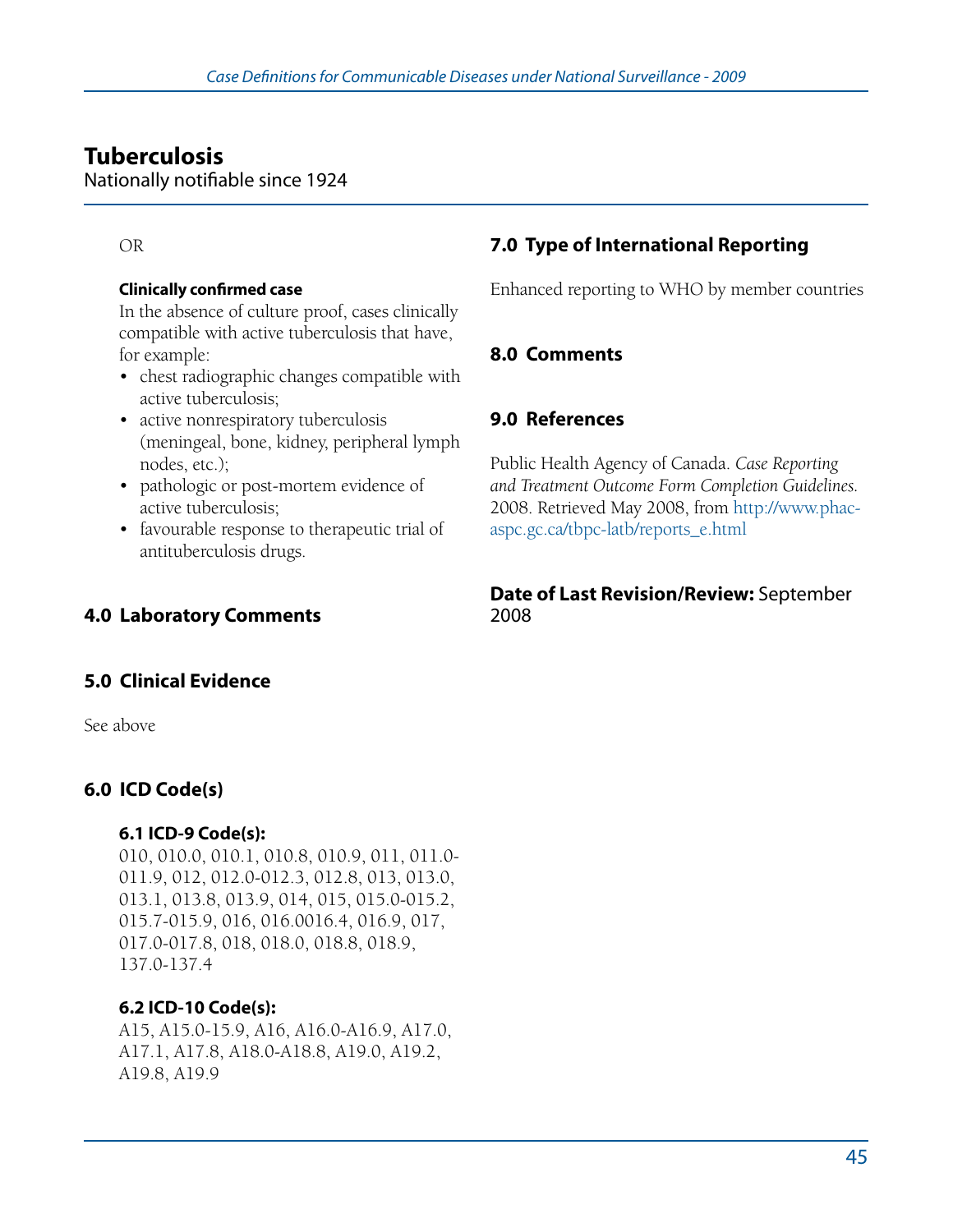# Tuberculosis

Nationally notifiable since 1924

OR

**Clinically confirmed case**

In the absence of culture proof, cases clinically compatible with active tuberculosis that have, for example:

- chest radiographic changes compatible with active tuberculosis;
- active nonrespiratory tuberculosis (meningeal, bone, kidney, peripheral lymph nodes, etc.);
- pathologic or post-mortem evidence of active tuberculosis;
- favourable response to therapeutic trial of antituberculosis drugs.

## 4.0 Laboratory Comments

## 5.0 Clinical Evidence

See above

## 6.0 ICD Code(s)

### 6.1 ICD-9 Code(s):

010, 010.0, 010.1, 010.8, 010.9, 011, 011.0-011.9, 012, 012.0-012.3, 012.8, 013, 013.0, 013.1, 013.8, 013.9, 014, 015, 015.0-015.2, 015.7-015.9, 016, 016.0016.4, 016.9, 017, 017.0-017.8, 018, 018.0, 018.8, 018.9, 137.0-137.4

### 6.2 ICD-10 Code(s):

A15, A15.0-15.9, A16, A16.0-A16.9, A17.0, A17.1, A17.8, A18.0-A18.8, A19.0, A19.2, A19.8, A19.9

## 7.0 Type of International Reporting

Enhanced reporting to WHO by member countries

## 8.0 Comments

## 9.0 References

Public Health Agency of Canada. *Case Reporting and Treatment Outcome Form Completion Guidelines.* 2008. Retrieved May 2008, from http://www.phac-aspc.gc.ca/tbpc-latb/reports_e.html

**Date of Last Revision/Review:** September 2008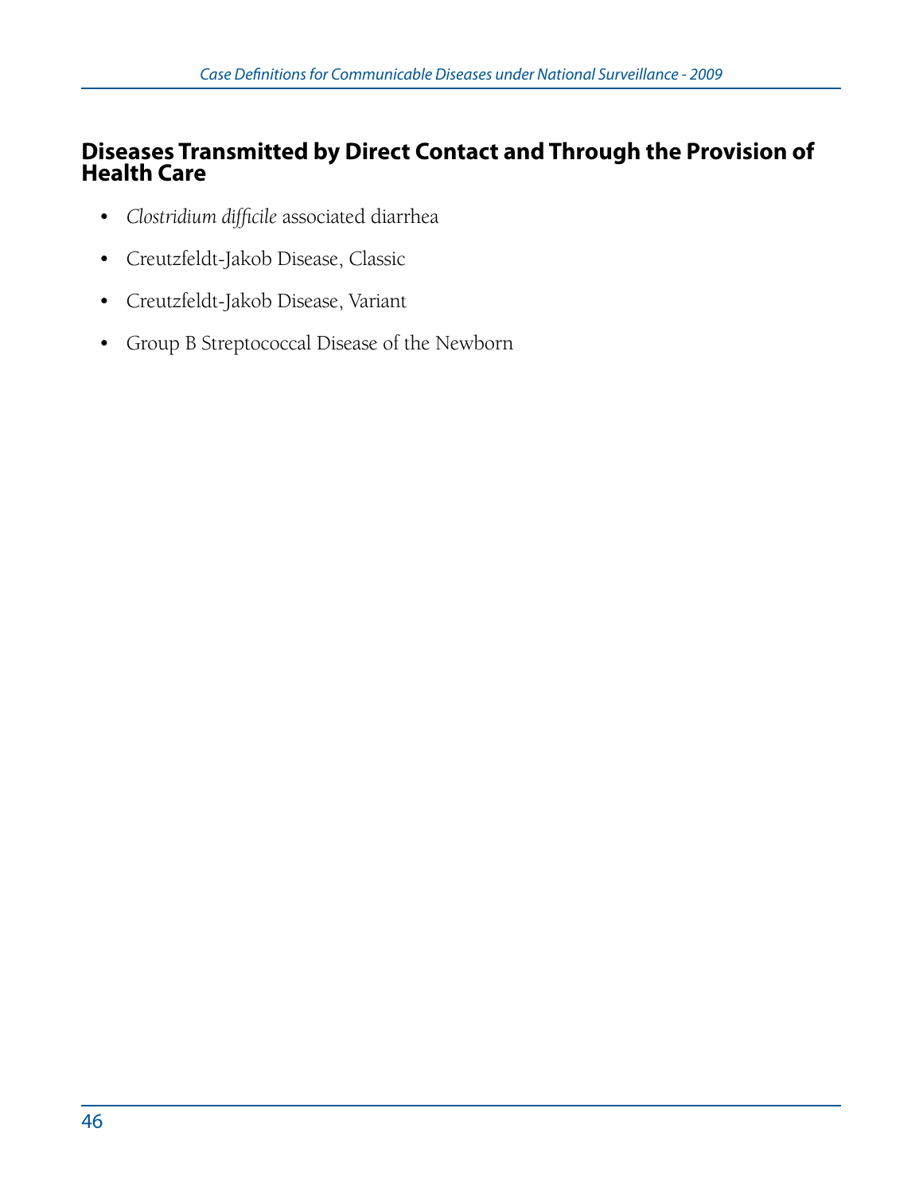## Diseases Transmitted by Direct Contact and Through the Provision of Health Care

- *Clostridium difficile* associated diarrhea
- Creutzfeldt-Jakob Disease, Classic
- Creutzfeldt-Jakob Disease, Variant
- Group B Streptococcal Disease of the Newborn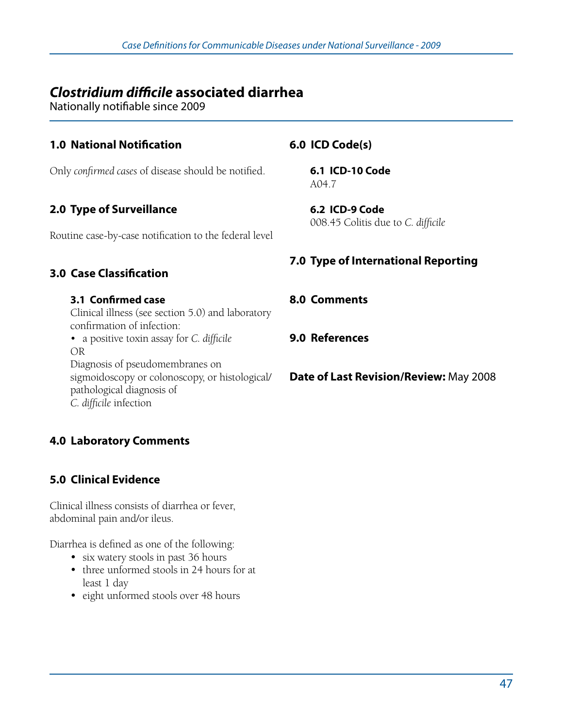# *Clostridium difficile* associated diarrhea

Nationally notifiable since 2009

## 1.0 National Notification

Only *confirmed cases* of disease should be notified.

## 2.0 Type of Surveillance

Routine case-by-case notification to the federal level

## 3.0 Case Classification

### 3.1 Confirmed case

Clinical illness (see section 5.0) and laboratory confirmation of infection:

- a positive toxin assay for *C. difficile*

OR

Diagnosis of pseudomembranes on sigmoidoscopy or colonoscopy, or histological/pathological diagnosis of *C. difficile* infection

## 4.0 Laboratory Comments

## 5.0 Clinical Evidence

Clinical illness consists of diarrhea or fever, abdominal pain and/or ileus.

Diarrhea is defined as one of the following:

- six watery stools in past 36 hours
- three unformed stools in 24 hours for at least 1 day
- eight unformed stools over 48 hours

## 6.0 ICD Code(s)

### 6.1 ICD-10 Code

A04.7

### 6.2 ICD-9 Code

008.45 Colitis due to *C. difficile*

## 7.0 Type of International Reporting

## 8.0 Comments

## 9.0 References

**Date of Last Revision/Review:** May 2008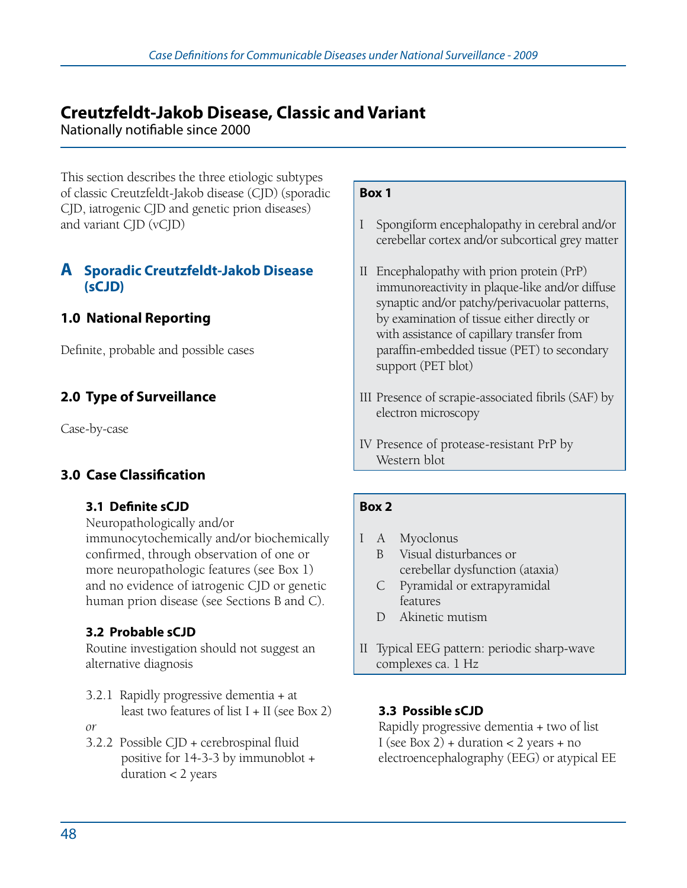# Creutzfeldt-Jakob Disease, Classic and Variant

Nationally notifiable since 2000

This section describes the three etiologic subtypes of classic Creutzfeldt-Jakob disease (CJD) (sporadic CJD, iatrogenic CJD and genetic prion diseases) and variant CJD (vCJD)

## A Sporadic Creutzfeldt-Jakob Disease (sCJD)

### 1.0 National Reporting

Definite, probable and possible cases

### 2.0 Type of Surveillance

Case-by-case

### 3.0 Case Classification

#### 3.1 Definite sCJD

Neuropathologically and/or immunocytochemically and/or biochemically confirmed, through observation of one or more neuropathologic features (see Box 1) and no evidence of iatrogenic CJD or genetic human prion disease (see Sections B and C).

#### 3.2 Probable sCJD

Routine investigation should not suggest an alternative diagnosis

3.2.1 Rapidly progressive dementia + at least two features of list I + II (see Box 2)

*or*

3.2.2 Possible CJD + cerebrospinal fluid positive for 14-3-3 by immunoblot + duration < 2 years

**Box 1**

I Spongiform encephalopathy in cerebral and/or cerebellar cortex and/or subcortical grey matter

II Encephalopathy with prion protein (PrP) immunoreactivity in plaque-like and/or diffuse synaptic and/or patchy/perivacuolar patterns, by examination of tissue either directly or with assistance of capillary transfer from paraffin-embedded tissue (PET) to secondary support (PET blot)

III Presence of scrapie-associated fibrils (SAF) by electron microscopy

IV Presence of protease-resistant PrP by Western blot

**Box 2**

I
- A Myoclonus
- B Visual disturbances or cerebellar dysfunction (ataxia)
- C Pyramidal or extrapyramidal features
- D Akinetic mutism

II Typical EEG pattern: periodic sharp-wave complexes ca. 1 Hz

#### 3.3 Possible sCJD

Rapidly progressive dementia + two of list I (see Box 2) + duration < 2 years + no electroencephalography (EEG) or atypical EE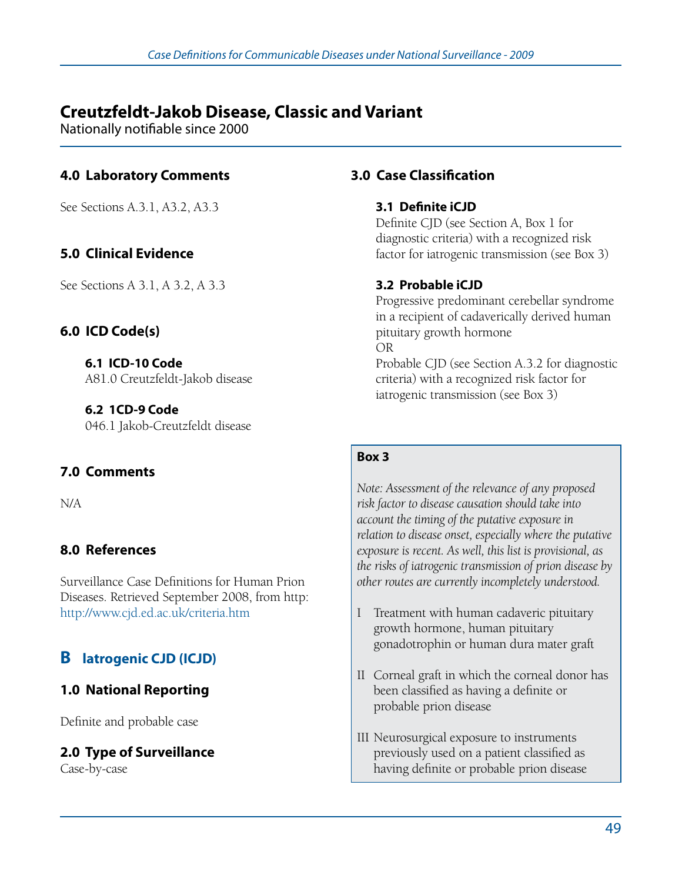# Creutzfeldt-Jakob Disease, Classic and Variant

Nationally notifiable since 2000

## 4.0 Laboratory Comments

See Sections A.3.1, A3.2, A3.3

## 5.0 Clinical Evidence

See Sections A 3.1, A 3.2, A 3.3

## 6.0 ICD Code(s)

### 6.1 ICD-10 Code

A81.0 Creutzfeldt-Jakob disease

### 6.2 1CD-9 Code

046.1 Jakob-Creutzfeldt disease

## 7.0 Comments

N/A

## 8.0 References

Surveillance Case Definitions for Human Prion Diseases. Retrieved September 2008, from http: http://www.cjd.ed.ac.uk/criteria.htm

# B Iatrogenic CJD (ICJD)

## 1.0 National Reporting

Definite and probable case

## 2.0 Type of Surveillance

Case-by-case

## 3.0 Case Classification

### 3.1 Definite iCJD

Definite CJD (see Section A, Box 1 for diagnostic criteria) with a recognized risk factor for iatrogenic transmission (see Box 3)

### 3.2 Probable iCJD

Progressive predominant cerebellar syndrome in a recipient of cadaverically derived human pituitary growth hormone

OR

Probable CJD (see Section A.3.2 for diagnostic criteria) with a recognized risk factor for iatrogenic transmission (see Box 3)

**Box 3**

*Note: Assessment of the relevance of any proposed risk factor to disease causation should take into account the timing of the putative exposure in relation to disease onset, especially where the putative exposure is recent. As well, this list is provisional, as the risks of iatrogenic transmission of prion disease by other routes are currently incompletely understood.*

I Treatment with human cadaveric pituitary growth hormone, human pituitary gonadotrophin or human dura mater graft

II Corneal graft in which the corneal donor has been classified as having a definite or probable prion disease

III Neurosurgical exposure to instruments previously used on a patient classified as having definite or probable prion disease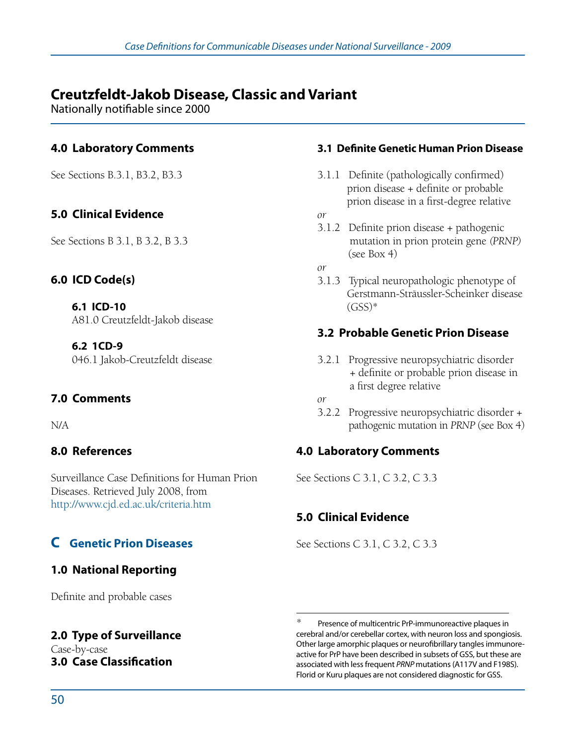# Creutzfeldt-Jakob Disease, Classic and Variant

Nationally notifiable since 2000

## 4.0 Laboratory Comments

See Sections B.3.1, B3.2, B3.3

## 5.0 Clinical Evidence

See Sections B 3.1, B 3.2, B 3.3

## 6.0 ICD Code(s)

### 6.1 ICD-10

A81.0 Creutzfeldt-Jakob disease

### 6.2 1CD-9

046.1 Jakob-Creutzfeldt disease

## 7.0 Comments

N/A

## 8.0 References

Surveillance Case Definitions for Human Prion Diseases. Retrieved July 2008, from http://www.cjd.ed.ac.uk/criteria.htm

# C Genetic Prion Diseases

## 1.0 National Reporting

Definite and probable cases

## 2.0 Type of Surveillance

Case-by-case

## 3.0 Case Classification

### 3.1 Definite Genetic Human Prion Disease

3.1.1 Definite (pathologically confirmed) prion disease + definite or probable prion disease in a first-degree relative

*or*

3.1.2 Definite prion disease + pathogenic mutation in prion protein gene *(PRNP)* (see Box 4)

*or*

3.1.3 Typical neuropathologic phenotype of Gerstmann-Sträussler-Scheinker disease (GSS)*

### 3.2 Probable Genetic Prion Disease

3.2.1 Progressive neuropsychiatric disorder + definite or probable prion disease in a first degree relative

*or*

3.2.2 Progressive neuropsychiatric disorder + pathogenic mutation in *PRNP* (see Box 4)

## 4.0 Laboratory Comments

See Sections C 3.1, C 3.2, C 3.3

## 5.0 Clinical Evidence

See Sections C 3.1, C 3.2, C 3.3

---

* Presence of multicentric PrP-immunoreactive plaques in cerebral and/or cerebellar cortex, with neuron loss and spongiosis. Other large amorphic plaques or neurofibrillary tangles immunoreactive for PrP have been described in subsets of GSS, but these are associated with less frequent *PRNP* mutations (A117V and F198S). Florid or Kuru plaques are not considered diagnostic for GSS.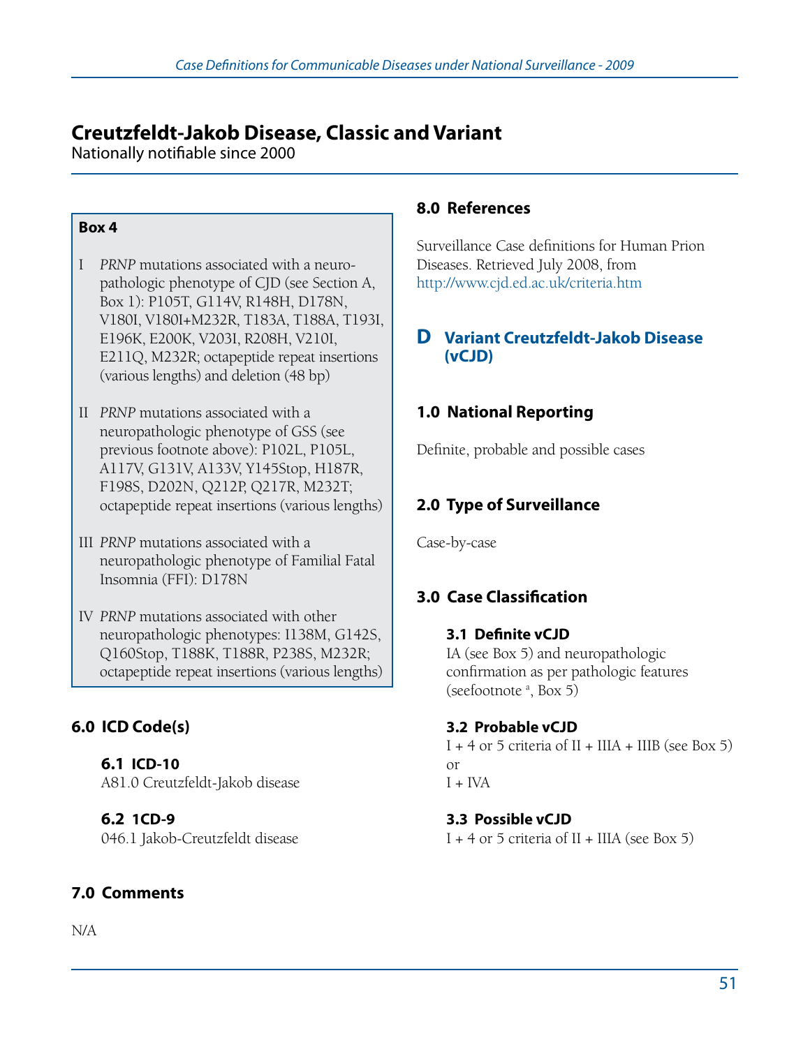# Creutzfeldt-Jakob Disease, Classic and Variant

Nationally notifiable since 2000

**Box 4**

I *PRNP* mutations associated with a neuropathologic phenotype of CJD (see Section A, Box 1): P105T, G114V, R148H, D178N, V180I, V180I+M232R, T183A, T188A, T193I, E196K, E200K, V203I, R208H, V210I, E211Q, M232R; octapeptide repeat insertions (various lengths) and deletion (48 bp)

II *PRNP* mutations associated with a neuropathologic phenotype of GSS (see previous footnote above): P102L, P105L, A117V, G131V, A133V, Y145Stop, H187R, F198S, D202N, Q212P, Q217R, M232T; octapeptide repeat insertions (various lengths)

III *PRNP* mutations associated with a neuropathologic phenotype of Familial Fatal Insomnia (FFI): D178N

IV *PRNP* mutations associated with other neuropathologic phenotypes: I138M, G142S, Q160Stop, T188K, T188R, P238S, M232R; octapeptide repeat insertions (various lengths)

## 6.0 ICD Code(s)

### 6.1 ICD-10

A81.0 Creutzfeldt-Jakob disease

### 6.2 1CD-9

046.1 Jakob-Creutzfeldt disease

## 7.0 Comments

N/A

## 8.0 References

Surveillance Case definitions for Human Prion Diseases. Retrieved July 2008, from http://www.cjd.ed.ac.uk/criteria.htm

# D Variant Creutzfeldt-Jakob Disease (vCJD)

## 1.0 National Reporting

Definite, probable and possible cases

## 2.0 Type of Surveillance

Case-by-case

## 3.0 Case Classification

### 3.1 Definite vCJD

IA (see Box 5) and neuropathologic confirmation as per pathologic features (seefootnote [a], Box 5)

### 3.2 Probable vCJD

I + 4 or 5 criteria of II + IIIA + IIIB (see Box 5)
or
I + IVA

### 3.3 Possible vCJD

I + 4 or 5 criteria of II + IIIA (see Box 5)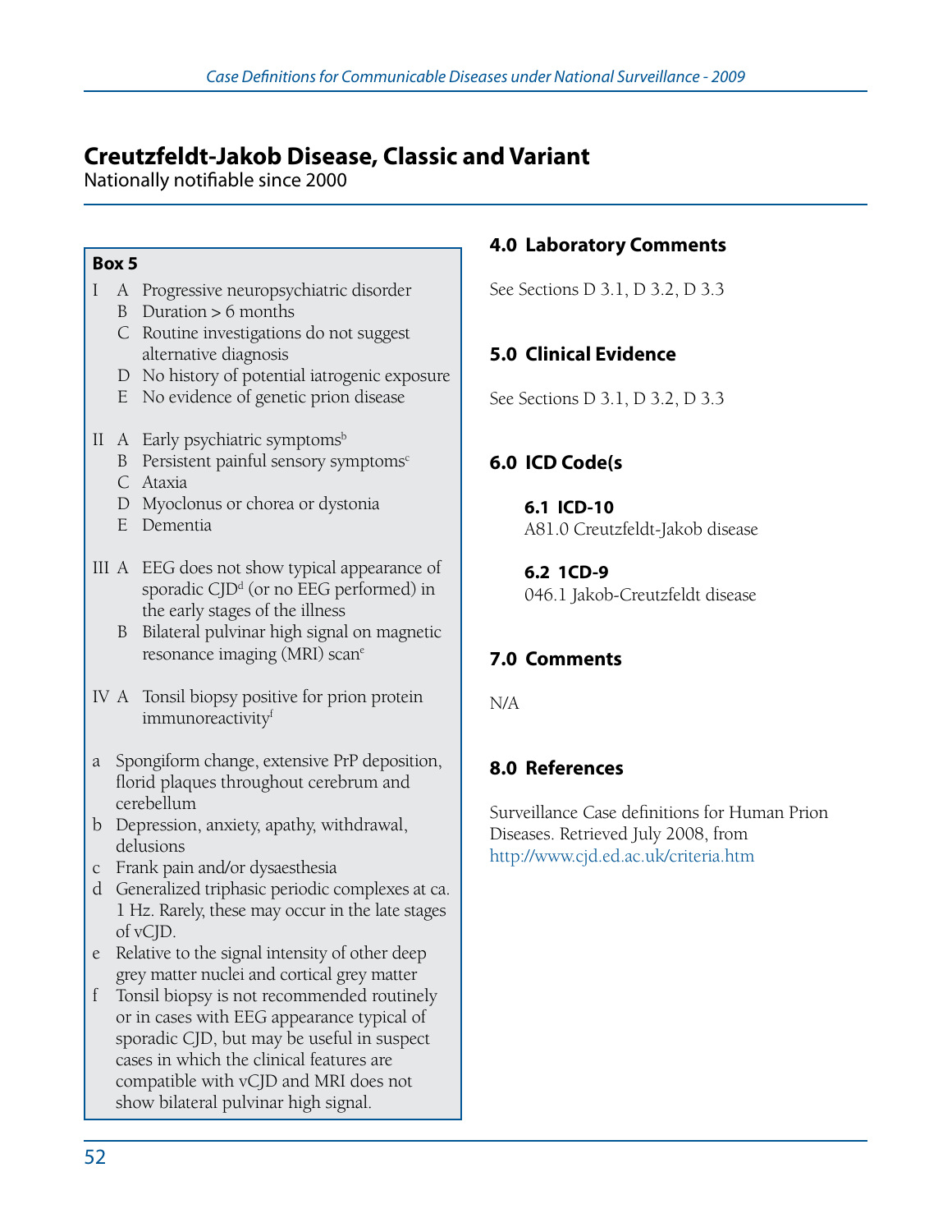# Creutzfeldt-Jakob Disease, Classic and Variant

Nationally notifiable since 2000

**Box 5**

I A Progressive neuropsychiatric disorder
  B Duration > 6 months
  C Routine investigations do not suggest alternative diagnosis
  D No history of potential iatrogenic exposure
  E No evidence of genetic prion disease

II A Early psychiatric symptoms[b]
  B Persistent painful sensory symptoms[c]
  C Ataxia
  D Myoclonus or chorea or dystonia
  E Dementia

III A EEG does not show typical appearance of sporadic CJD[d] (or no EEG performed) in the early stages of the illness
  B Bilateral pulvinar high signal on magnetic resonance imaging (MRI) scan[e]

IV A Tonsil biopsy positive for prion protein immunoreactivity[f]

a Spongiform change, extensive PrP deposition, florid plaques throughout cerebrum and cerebellum
b Depression, anxiety, apathy, withdrawal, delusions
c Frank pain and/or dysaesthesia
d Generalized triphasic periodic complexes at ca. 1 Hz. Rarely, these may occur in the late stages of vCJD.
e Relative to the signal intensity of other deep grey matter nuclei and cortical grey matter
f Tonsil biopsy is not recommended routinely or in cases with EEG appearance typical of sporadic CJD, but may be useful in suspect cases in which the clinical features are compatible with vCJD and MRI does not show bilateral pulvinar high signal.

## 4.0 Laboratory Comments

See Sections D 3.1, D 3.2, D 3.3

## 5.0 Clinical Evidence

See Sections D 3.1, D 3.2, D 3.3

## 6.0 ICD Code(s

### 6.1 ICD-10

A81.0 Creutzfeldt-Jakob disease

### 6.2 1CD-9

046.1 Jakob-Creutzfeldt disease

## 7.0 Comments

N/A

## 8.0 References

Surveillance Case definitions for Human Prion Diseases. Retrieved July 2008, from http://www.cjd.ed.ac.uk/criteria.htm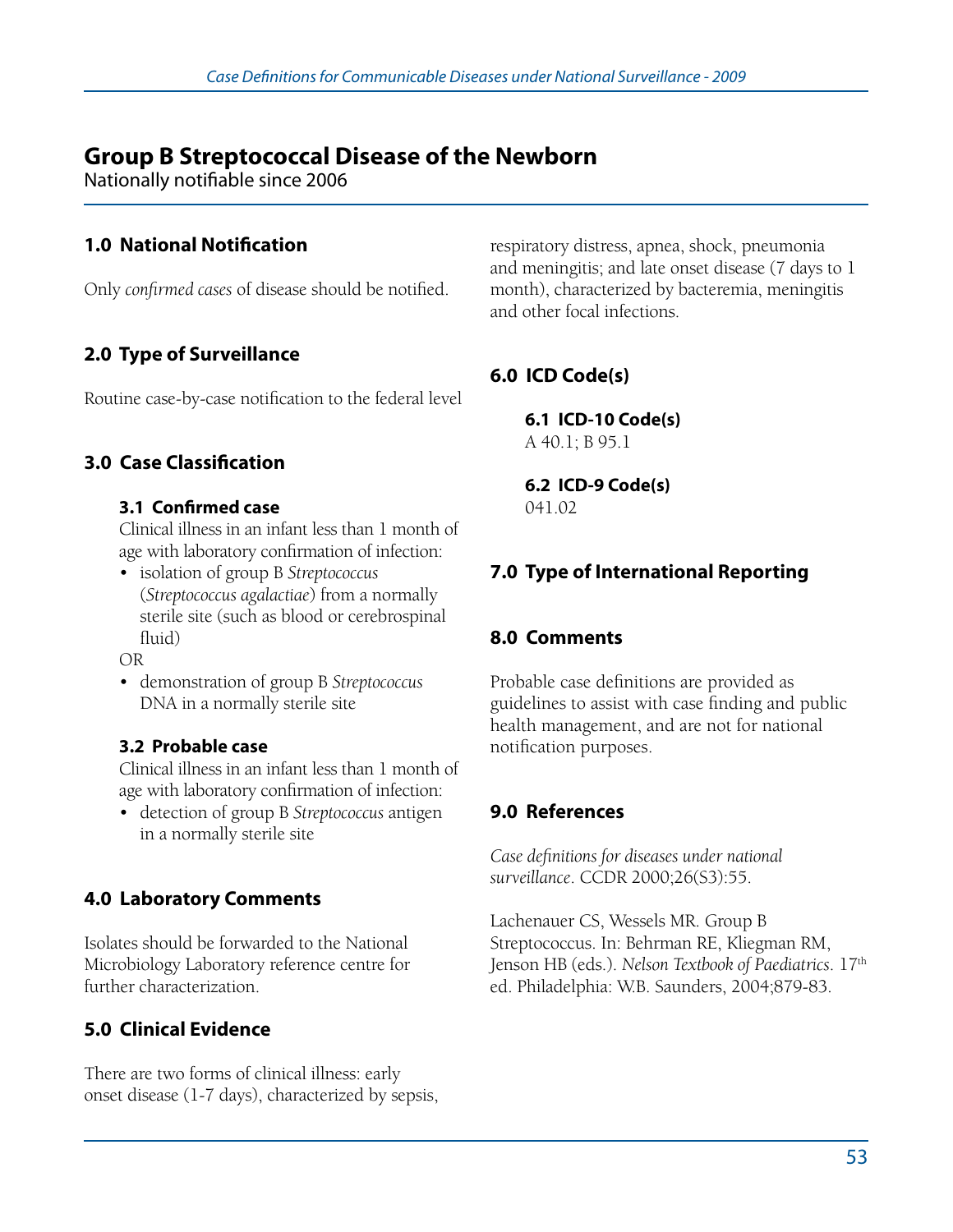# Group B Streptococcal Disease of the Newborn

Nationally notifiable since 2006

## 1.0 National Notification

Only *confirmed cases* of disease should be notified.

## 2.0 Type of Surveillance

Routine case-by-case notification to the federal level

## 3.0 Case Classification

### 3.1 Confirmed case

Clinical illness in an infant less than 1 month of age with laboratory confirmation of infection:

- isolation of group B *Streptococcus* (*Streptococcus agalactiae*) from a normally sterile site (such as blood or cerebrospinal fluid)

OR

- demonstration of group B *Streptococcus* DNA in a normally sterile site

### 3.2 Probable case

Clinical illness in an infant less than 1 month of age with laboratory confirmation of infection:

- detection of group B *Streptococcus* antigen in a normally sterile site

## 4.0 Laboratory Comments

Isolates should be forwarded to the National Microbiology Laboratory reference centre for further characterization.

## 5.0 Clinical Evidence

There are two forms of clinical illness: early onset disease (1-7 days), characterized by sepsis, respiratory distress, apnea, shock, pneumonia and meningitis; and late onset disease (7 days to 1 month), characterized by bacteremia, meningitis and other focal infections.

## 6.0 ICD Code(s)

### 6.1 ICD-10 Code(s)

A 40.1; B 95.1

### 6.2 ICD-9 Code(s)

041.02

## 7.0 Type of International Reporting

## 8.0 Comments

Probable case definitions are provided as guidelines to assist with case finding and public health management, and are not for national notification purposes.

## 9.0 References

*Case definitions for diseases under national surveillance*. CCDR 2000;26(S3):55.

Lachenauer CS, Wessels MR. Group B Streptococcus. In: Behrman RE, Kliegman RM, Jenson HB (eds.). *Nelson Textbook of Paediatrics*. 17th ed. Philadelphia: W.B. Saunders, 2004;879-83.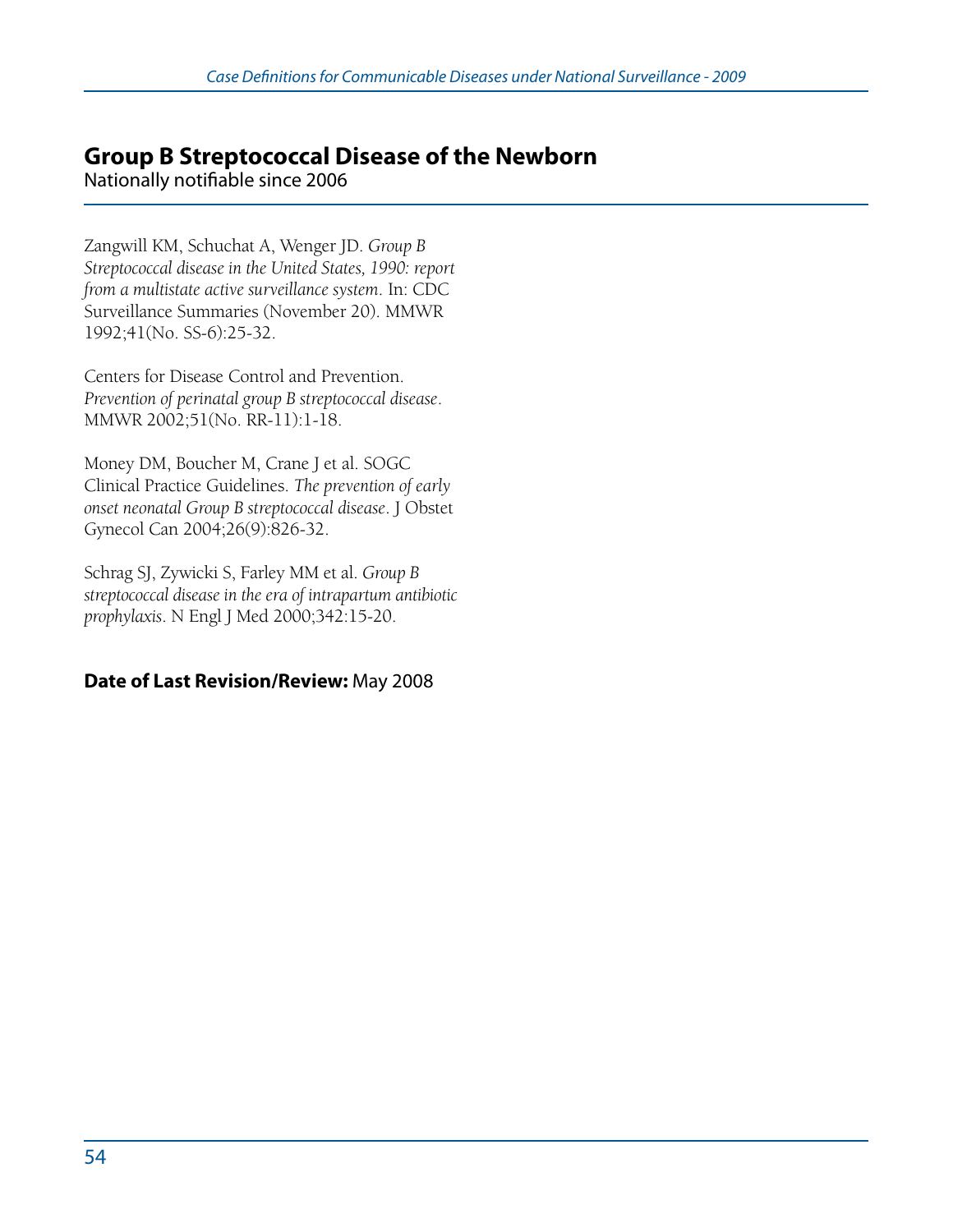## Group B Streptococcal Disease of the Newborn

Nationally notifiable since 2006

Zangwill KM, Schuchat A, Wenger JD. *Group B Streptococcal disease in the United States, 1990: report from a multistate active surveillance system*. In: CDC Surveillance Summaries (November 20). MMWR 1992;41(No. SS-6):25-32.

Centers for Disease Control and Prevention. *Prevention of perinatal group B streptococcal disease*. MMWR 2002;51(No. RR-11):1-18.

Money DM, Boucher M, Crane J et al. SOGC Clinical Practice Guidelines. *The prevention of early onset neonatal Group B streptococcal disease*. J Obstet Gynecol Can 2004;26(9):826-32.

Schrag SJ, Zywicki S, Farley MM et al. *Group B streptococcal disease in the era of intrapartum antibiotic prophylaxis*. N Engl J Med 2000;342:15-20.

**Date of Last Revision/Review:** May 2008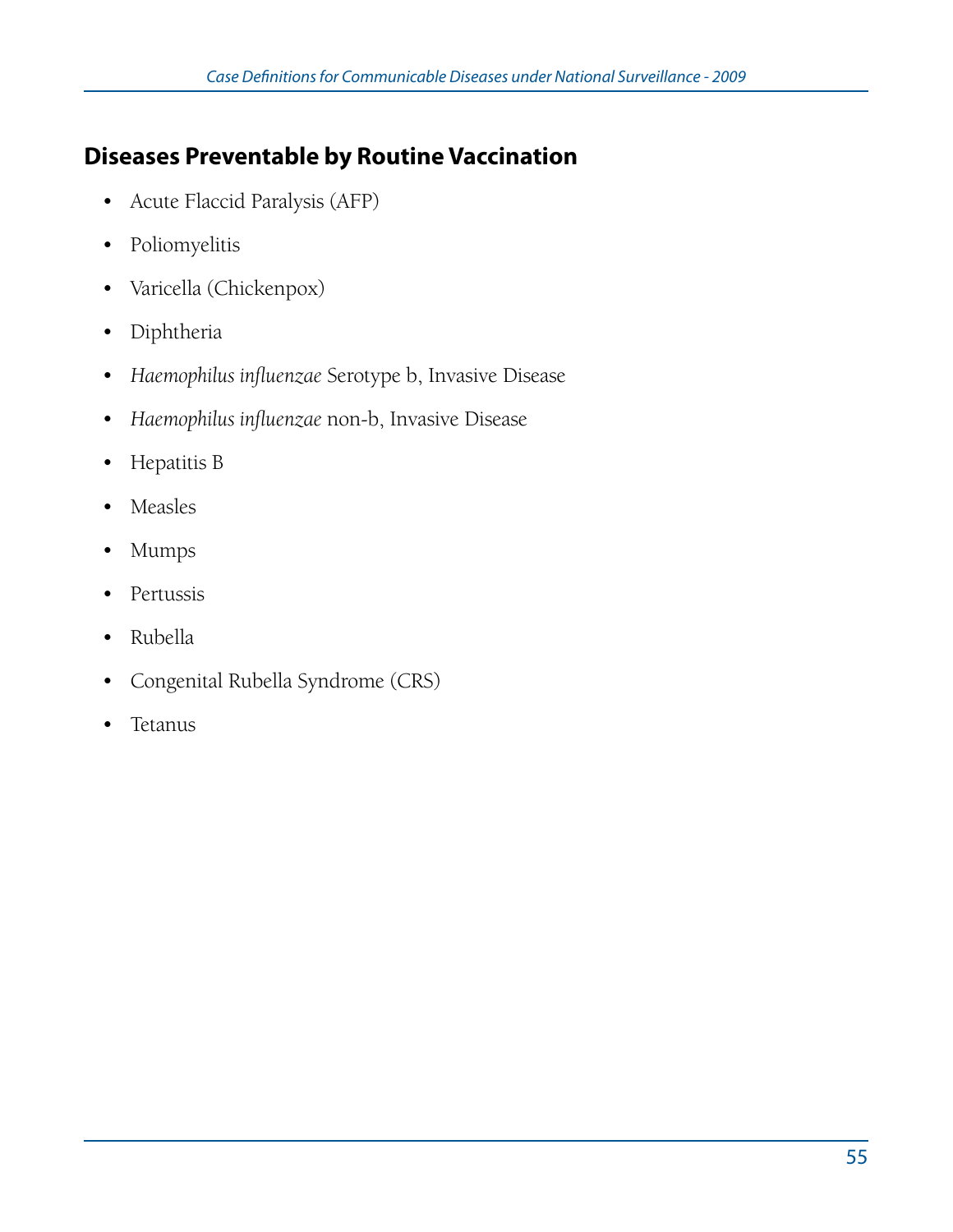## Diseases Preventable by Routine Vaccination

- Acute Flaccid Paralysis (AFP)
- Poliomyelitis
- Varicella (Chickenpox)
- Diphtheria
- *Haemophilus influenzae* Serotype b, Invasive Disease
- *Haemophilus influenzae* non-b, Invasive Disease
- Hepatitis B
- Measles
- Mumps
- Pertussis
- Rubella
- Congenital Rubella Syndrome (CRS)
- Tetanus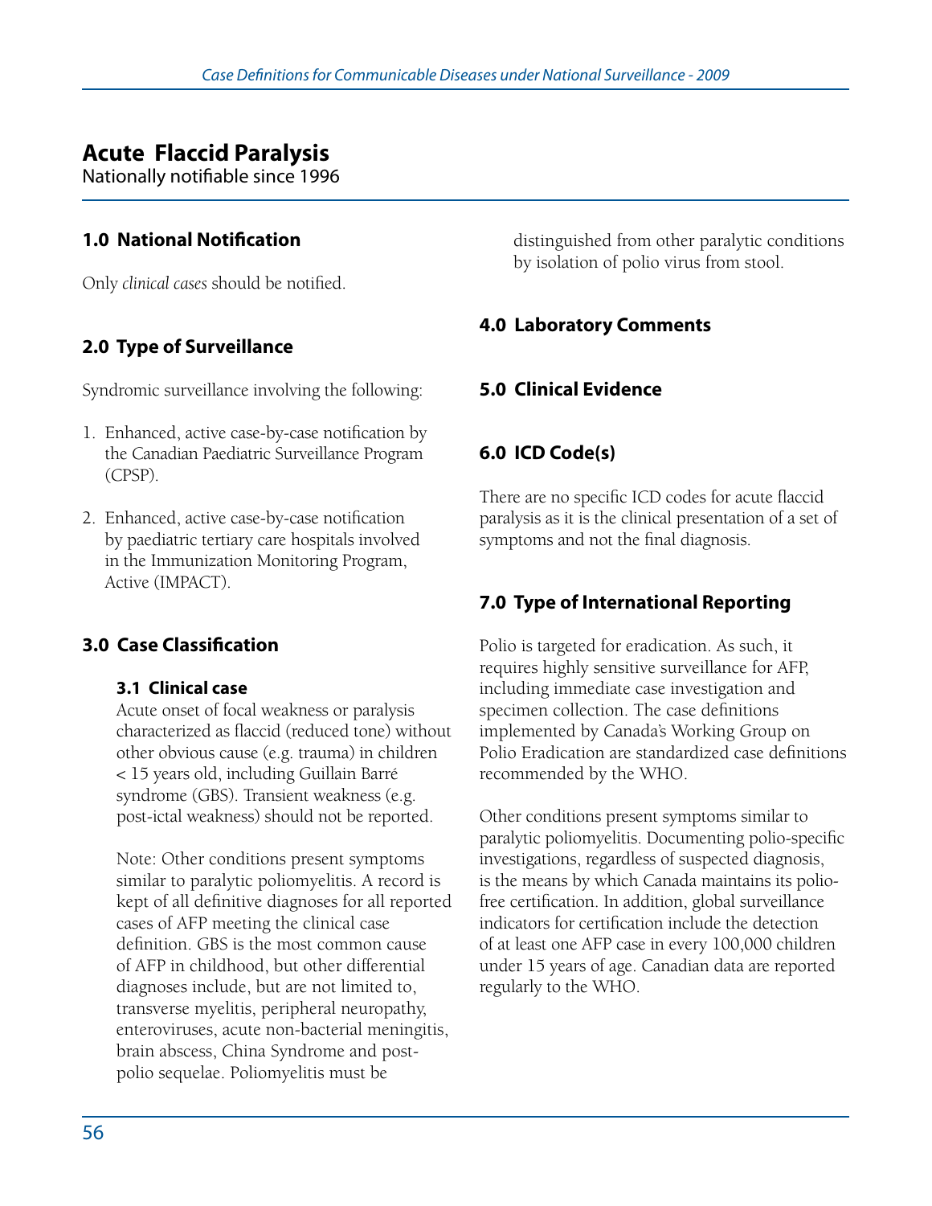# Acute Flaccid Paralysis

Nationally notifiable since 1996

## 1.0 National Notification

Only *clinical cases* should be notified.

## 2.0 Type of Surveillance

Syndromic surveillance involving the following:

1. Enhanced, active case-by-case notification by the Canadian Paediatric Surveillance Program (CPSP).
2. Enhanced, active case-by-case notification by paediatric tertiary care hospitals involved in the Immunization Monitoring Program, Active (IMPACT).

## 3.0 Case Classification

### 3.1 Clinical case

Acute onset of focal weakness or paralysis characterized as flaccid (reduced tone) without other obvious cause (e.g. trauma) in children < 15 years old, including Guillain Barré syndrome (GBS). Transient weakness (e.g. post-ictal weakness) should not be reported.

Note: Other conditions present symptoms similar to paralytic poliomyelitis. A record is kept of all definitive diagnoses for all reported cases of AFP meeting the clinical case definition. GBS is the most common cause of AFP in childhood, but other differential diagnoses include, but are not limited to, transverse myelitis, peripheral neuropathy, enteroviruses, acute non-bacterial meningitis, brain abscess, China Syndrome and post-polio sequelae. Poliomyelitis must be distinguished from other paralytic conditions by isolation of polio virus from stool.

## 4.0 Laboratory Comments

## 5.0 Clinical Evidence

## 6.0 ICD Code(s)

There are no specific ICD codes for acute flaccid paralysis as it is the clinical presentation of a set of symptoms and not the final diagnosis.

## 7.0 Type of International Reporting

Polio is targeted for eradication. As such, it requires highly sensitive surveillance for AFP, including immediate case investigation and specimen collection. The case definitions implemented by Canada's Working Group on Polio Eradication are standardized case definitions recommended by the WHO.

Other conditions present symptoms similar to paralytic poliomyelitis. Documenting polio-specific investigations, regardless of suspected diagnosis, is the means by which Canada maintains its polio-free certification. In addition, global surveillance indicators for certification include the detection of at least one AFP case in every 100,000 children under 15 years of age. Canadian data are reported regularly to the WHO.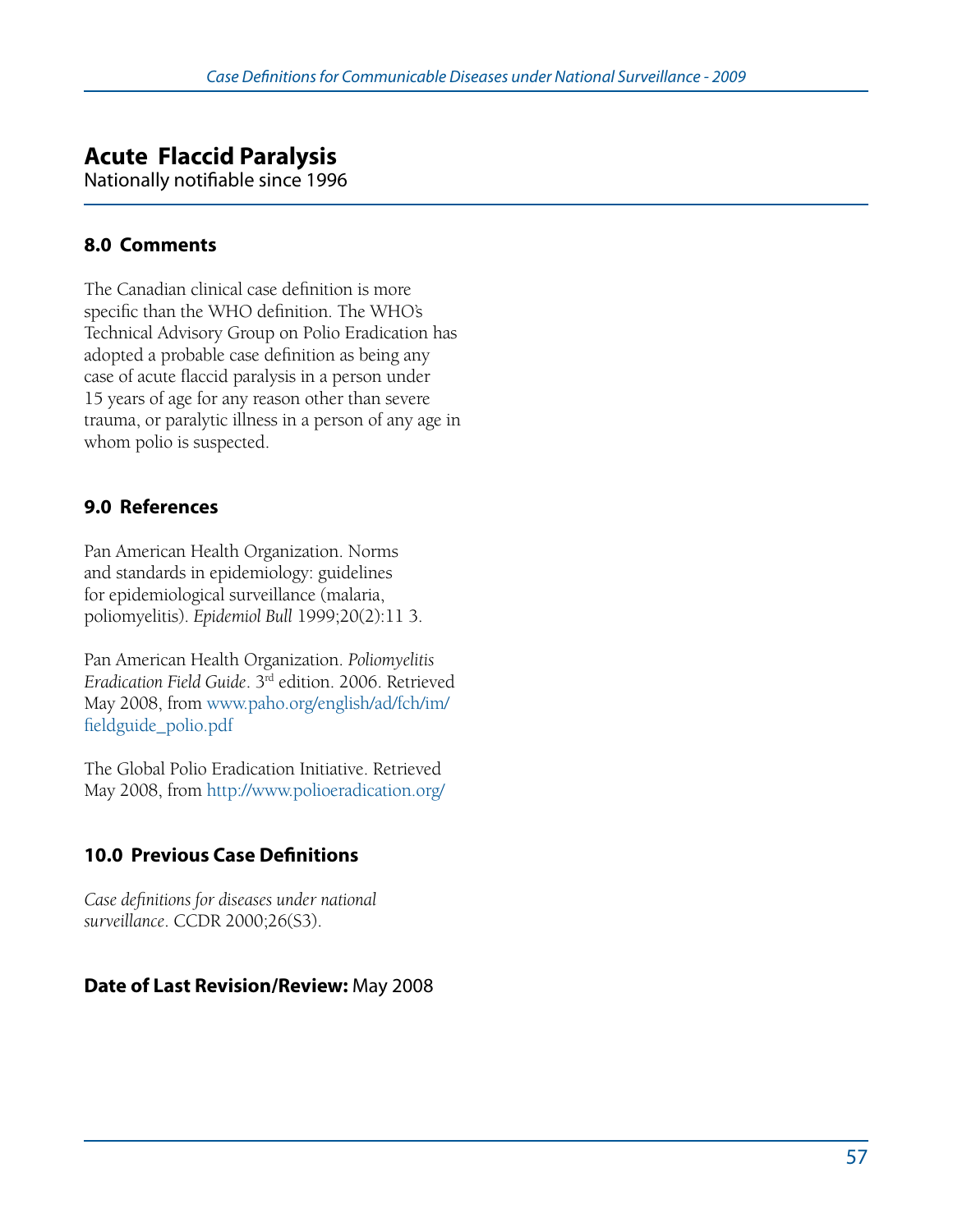# Acute Flaccid Paralysis

Nationally notifiable since 1996

## 8.0 Comments

The Canadian clinical case definition is more specific than the WHO definition. The WHO's Technical Advisory Group on Polio Eradication has adopted a probable case definition as being any case of acute flaccid paralysis in a person under 15 years of age for any reason other than severe trauma, or paralytic illness in a person of any age in whom polio is suspected.

## 9.0 References

Pan American Health Organization. Norms and standards in epidemiology: guidelines for epidemiological surveillance (malaria, poliomyelitis). *Epidemiol Bull* 1999;20(2):11 3.

Pan American Health Organization. *Poliomyelitis Eradication Field Guide*. 3rd edition. 2006. Retrieved May 2008, from www.paho.org/english/ad/fch/im/fieldguide_polio.pdf

The Global Polio Eradication Initiative. Retrieved May 2008, from http://www.polioeradication.org/

## 10.0 Previous Case Definitions

*Case definitions for diseases under national surveillance*. CCDR 2000;26(S3).

**Date of Last Revision/Review:** May 2008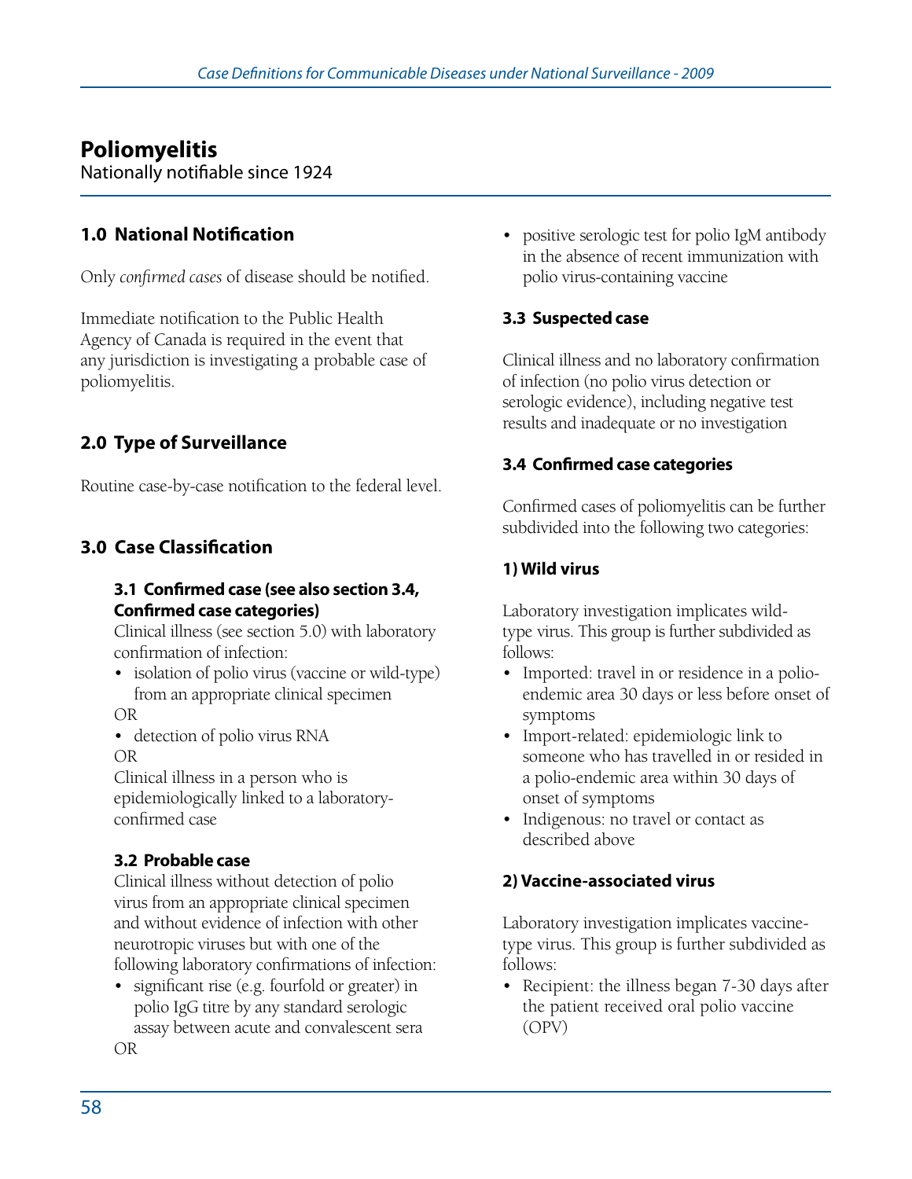# Poliomyelitis

Nationally notifiable since 1924

## 1.0 National Notification

Only *confirmed cases* of disease should be notified.

Immediate notification to the Public Health Agency of Canada is required in the event that any jurisdiction is investigating a probable case of poliomyelitis.

## 2.0 Type of Surveillance

Routine case-by-case notification to the federal level.

## 3.0 Case Classification

### 3.1 Confirmed case (see also section 3.4, Confirmed case categories)

Clinical illness (see section 5.0) with laboratory confirmation of infection:

- isolation of polio virus (vaccine or wild-type) from an appropriate clinical specimen

OR

- detection of polio virus RNA

OR

Clinical illness in a person who is epidemiologically linked to a laboratory-confirmed case

### 3.2 Probable case

Clinical illness without detection of polio virus from an appropriate clinical specimen and without evidence of infection with other neurotropic viruses but with one of the following laboratory confirmations of infection:

- significant rise (e.g. fourfold or greater) in polio IgG titre by any standard serologic assay between acute and convalescent sera

OR

- positive serologic test for polio IgM antibody in the absence of recent immunization with polio virus-containing vaccine

### 3.3 Suspected case

Clinical illness and no laboratory confirmation of infection (no polio virus detection or serologic evidence), including negative test results and inadequate or no investigation

### 3.4 Confirmed case categories

Confirmed cases of poliomyelitis can be further subdivided into the following two categories:

#### 1) Wild virus

Laboratory investigation implicates wild-type virus. This group is further subdivided as follows:

- Imported: travel in or residence in a polio-endemic area 30 days or less before onset of symptoms
- Import-related: epidemiologic link to someone who has travelled in or resided in a polio-endemic area within 30 days of onset of symptoms
- Indigenous: no travel or contact as described above

#### 2) Vaccine-associated virus

Laboratory investigation implicates vaccine-type virus. This group is further subdivided as follows:

- Recipient: the illness began 7-30 days after the patient received oral polio vaccine (OPV)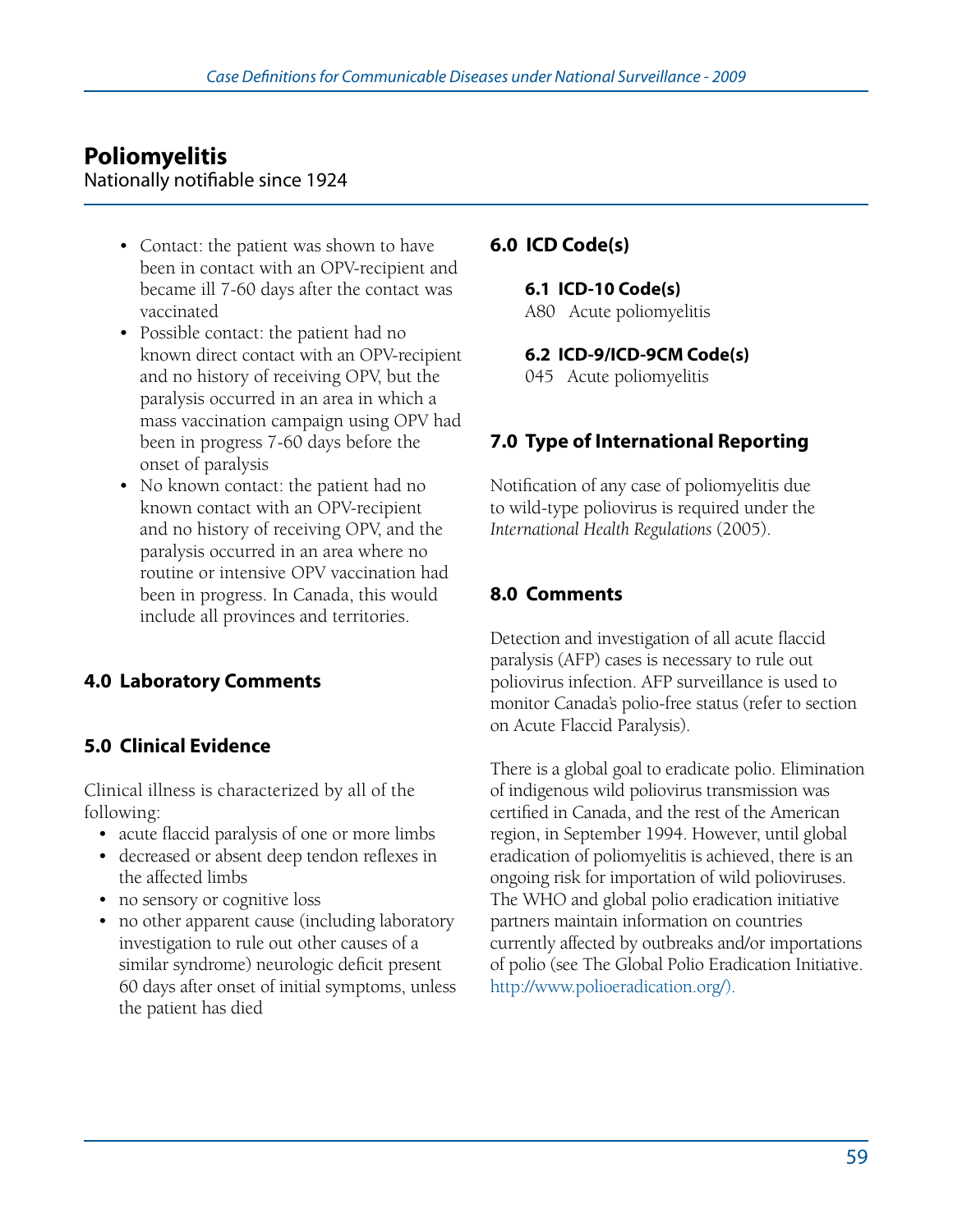## Poliomyelitis

Nationally notifiable since 1924

- Contact: the patient was shown to have been in contact with an OPV-recipient and became ill 7-60 days after the contact was vaccinated
- Possible contact: the patient had no known direct contact with an OPV-recipient and no history of receiving OPV, but the paralysis occurred in an area in which a mass vaccination campaign using OPV had been in progress 7-60 days before the onset of paralysis
- No known contact: the patient had no known contact with an OPV-recipient and no history of receiving OPV, and the paralysis occurred in an area where no routine or intensive OPV vaccination had been in progress. In Canada, this would include all provinces and territories.

### 4.0 Laboratory Comments

### 5.0 Clinical Evidence

Clinical illness is characterized by all of the following:

- acute flaccid paralysis of one or more limbs
- decreased or absent deep tendon reflexes in the affected limbs
- no sensory or cognitive loss
- no other apparent cause (including laboratory investigation to rule out other causes of a similar syndrome) neurologic deficit present 60 days after onset of initial symptoms, unless the patient has died

### 6.0 ICD Code(s)

#### 6.1 ICD-10 Code(s)

A80 Acute poliomyelitis

#### 6.2 ICD-9/ICD-9CM Code(s)

045 Acute poliomyelitis

### 7.0 Type of International Reporting

Notification of any case of poliomyelitis due to wild-type poliovirus is required under the *International Health Regulations* (2005).

### 8.0 Comments

Detection and investigation of all acute flaccid paralysis (AFP) cases is necessary to rule out poliovirus infection. AFP surveillance is used to monitor Canada's polio-free status (refer to section on Acute Flaccid Paralysis).

There is a global goal to eradicate polio. Elimination of indigenous wild poliovirus transmission was certified in Canada, and the rest of the American region, in September 1994. However, until global eradication of poliomyelitis is achieved, there is an ongoing risk for importation of wild polioviruses. The WHO and global polio eradication initiative partners maintain information on countries currently affected by outbreaks and/or importations of polio (see The Global Polio Eradication Initiative. http://www.polioeradication.org/).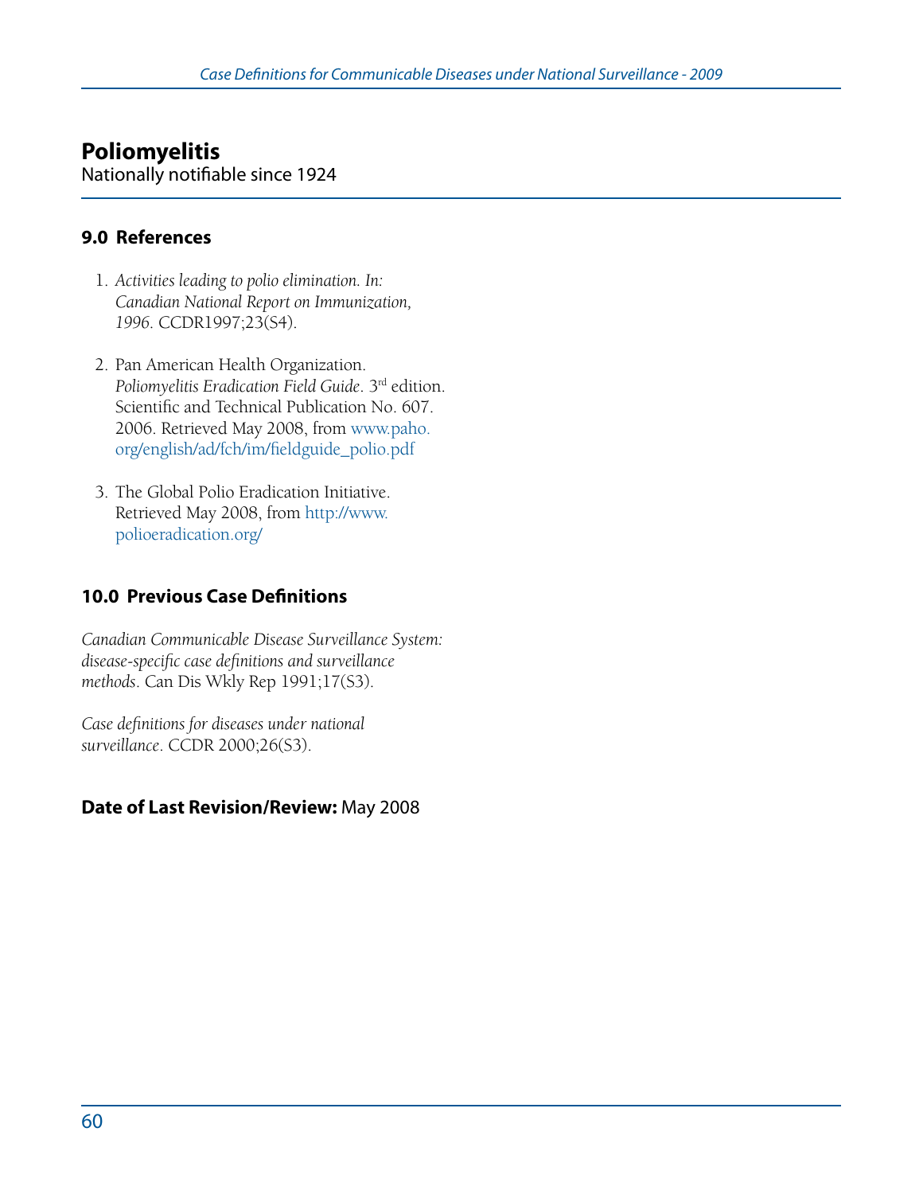# Poliomyelitis

Nationally notifiable since 1924

## 9.0 References

1. *Activities leading to polio elimination. In: Canadian National Report on Immunization, 1996*. CCDR1997;23(S4).

2. Pan American Health Organization. *Poliomyelitis Eradication Field Guide*. 3rd edition. Scientific and Technical Publication No. 607. 2006. Retrieved May 2008, from www.paho.org/english/ad/fch/im/fieldguide_polio.pdf

3. The Global Polio Eradication Initiative. Retrieved May 2008, from http://www.polioeradication.org/

## 10.0 Previous Case Definitions

*Canadian Communicable Disease Surveillance System: disease-specific case definitions and surveillance methods*. Can Dis Wkly Rep 1991;17(S3).

*Case definitions for diseases under national surveillance*. CCDR 2000;26(S3).

**Date of Last Revision/Review:** May 2008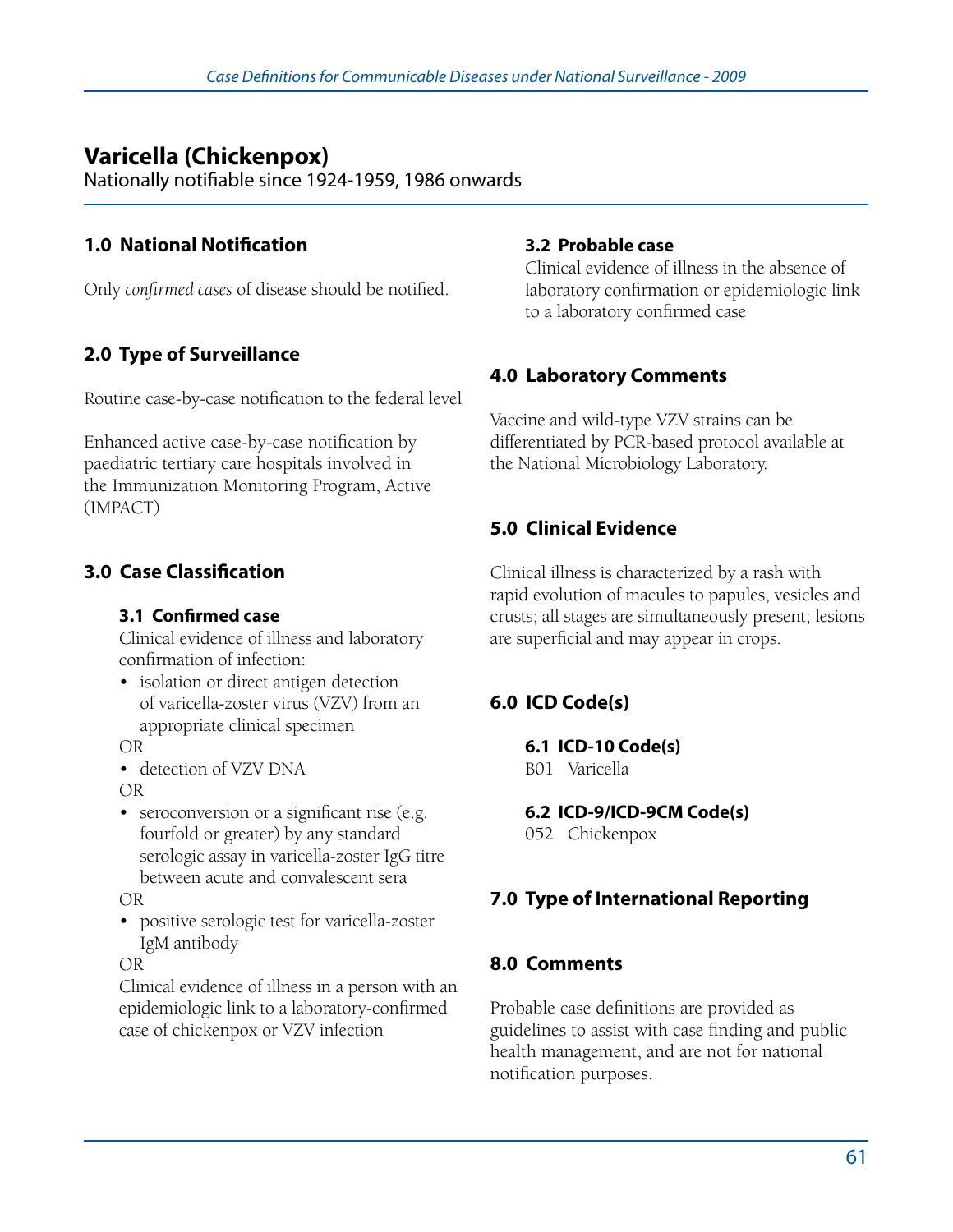# Varicella (Chickenpox)

Nationally notifiable since 1924-1959, 1986 onwards

## 1.0 National Notification

Only *confirmed cases* of disease should be notified.

## 2.0 Type of Surveillance

Routine case-by-case notification to the federal level

Enhanced active case-by-case notification by paediatric tertiary care hospitals involved in the Immunization Monitoring Program, Active (IMPACT)

## 3.0 Case Classification

### 3.1 Confirmed case

Clinical evidence of illness and laboratory confirmation of infection:

- isolation or direct antigen detection of varicella-zoster virus (VZV) from an appropriate clinical specimen

OR

- detection of VZV DNA

OR

- seroconversion or a significant rise (e.g. fourfold or greater) by any standard serologic assay in varicella-zoster IgG titre between acute and convalescent sera

OR

- positive serologic test for varicella-zoster IgM antibody

OR

Clinical evidence of illness in a person with an epidemiologic link to a laboratory-confirmed case of chickenpox or VZV infection

### 3.2 Probable case

Clinical evidence of illness in the absence of laboratory confirmation or epidemiologic link to a laboratory confirmed case

## 4.0 Laboratory Comments

Vaccine and wild-type VZV strains can be differentiated by PCR-based protocol available at the National Microbiology Laboratory.

## 5.0 Clinical Evidence

Clinical illness is characterized by a rash with rapid evolution of macules to papules, vesicles and crusts; all stages are simultaneously present; lesions are superficial and may appear in crops.

## 6.0 ICD Code(s)

### 6.1 ICD-10 Code(s)

B01 Varicella

### 6.2 ICD-9/ICD-9CM Code(s)

052 Chickenpox

## 7.0 Type of International Reporting

## 8.0 Comments

Probable case definitions are provided as guidelines to assist with case finding and public health management, and are not for national notification purposes.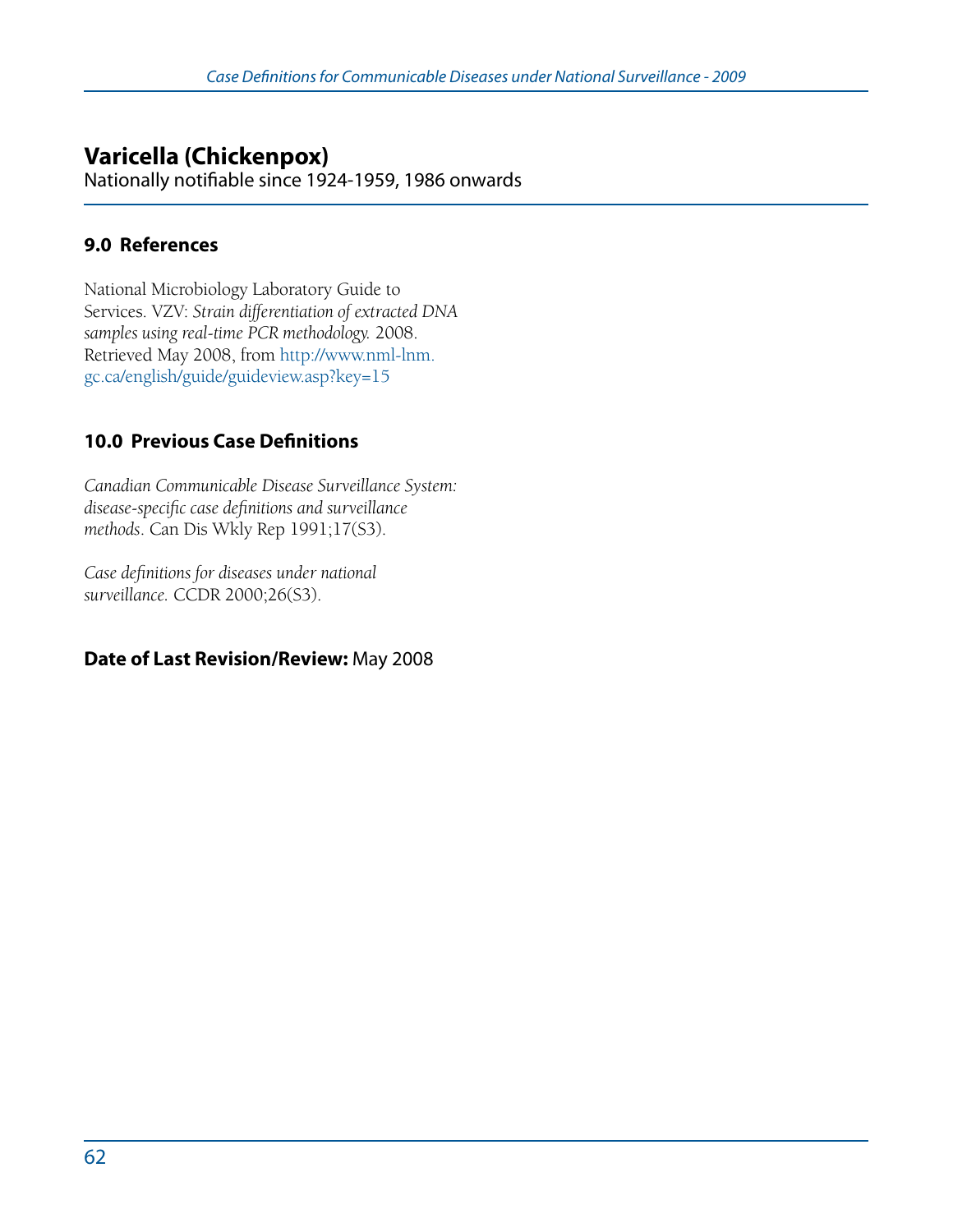# Varicella (Chickenpox)

Nationally notifiable since 1924-1959, 1986 onwards

## 9.0 References

National Microbiology Laboratory Guide to Services. VZV: *Strain differentiation of extracted DNA samples using real-time PCR methodology.* 2008. Retrieved May 2008, from http://www.nml-lnm.gc.ca/english/guide/guideview.asp?key=15

## 10.0 Previous Case Definitions

*Canadian Communicable Disease Surveillance System: disease-specific case definitions and surveillance methods*. Can Dis Wkly Rep 1991;17(S3).

*Case definitions for diseases under national surveillance.* CCDR 2000;26(S3).

**Date of Last Revision/Review:** May 2008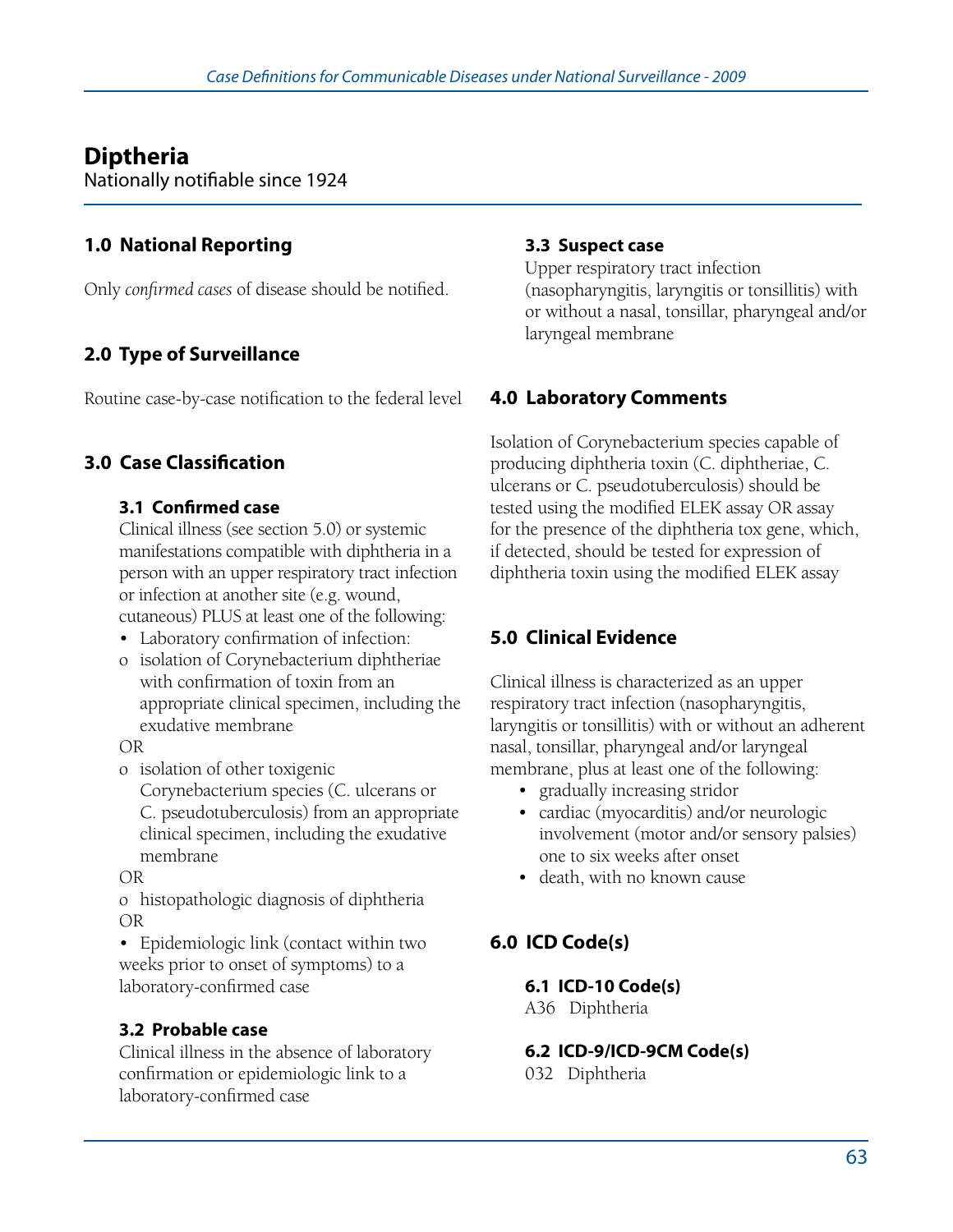# Diptheria

Nationally notifiable since 1924

## 1.0 National Reporting

Only *confirmed cases* of disease should be notified.

## 2.0 Type of Surveillance

Routine case-by-case notification to the federal level

## 3.0 Case Classification

### 3.1 Confirmed case

Clinical illness (see section 5.0) or systemic manifestations compatible with diphtheria in a person with an upper respiratory tract infection or infection at another site (e.g. wound, cutaneous) PLUS at least one of the following:

- Laboratory confirmation of infection:
  - o isolation of Corynebacterium diphtheriae with confirmation of toxin from an appropriate clinical specimen, including the exudative membrane

  OR

  - o isolation of other toxigenic Corynebacterium species (C. ulcerans or C. pseudotuberculosis) from an appropriate clinical specimen, including the exudative membrane

  OR

  - o histopathologic diagnosis of diphtheria

  OR

- Epidemiologic link (contact within two weeks prior to onset of symptoms) to a laboratory-confirmed case

### 3.2 Probable case

Clinical illness in the absence of laboratory confirmation or epidemiologic link to a laboratory-confirmed case

### 3.3 Suspect case

Upper respiratory tract infection (nasopharyngitis, laryngitis or tonsillitis) with or without a nasal, tonsillar, pharyngeal and/or laryngeal membrane

## 4.0 Laboratory Comments

Isolation of Corynebacterium species capable of producing diphtheria toxin (C. diphtheriae, C. ulcerans or C. pseudotuberculosis) should be tested using the modified ELEK assay OR assay for the presence of the diphtheria tox gene, which, if detected, should be tested for expression of diphtheria toxin using the modified ELEK assay

## 5.0 Clinical Evidence

Clinical illness is characterized as an upper respiratory tract infection (nasopharyngitis, laryngitis or tonsillitis) with or without an adherent nasal, tonsillar, pharyngeal and/or laryngeal membrane, plus at least one of the following:

- gradually increasing stridor
- cardiac (myocarditis) and/or neurologic involvement (motor and/or sensory palsies) one to six weeks after onset
- death, with no known cause

## 6.0 ICD Code(s)

### 6.1 ICD-10 Code(s)

A36 Diphtheria

### 6.2 ICD-9/ICD-9CM Code(s)

032 Diphtheria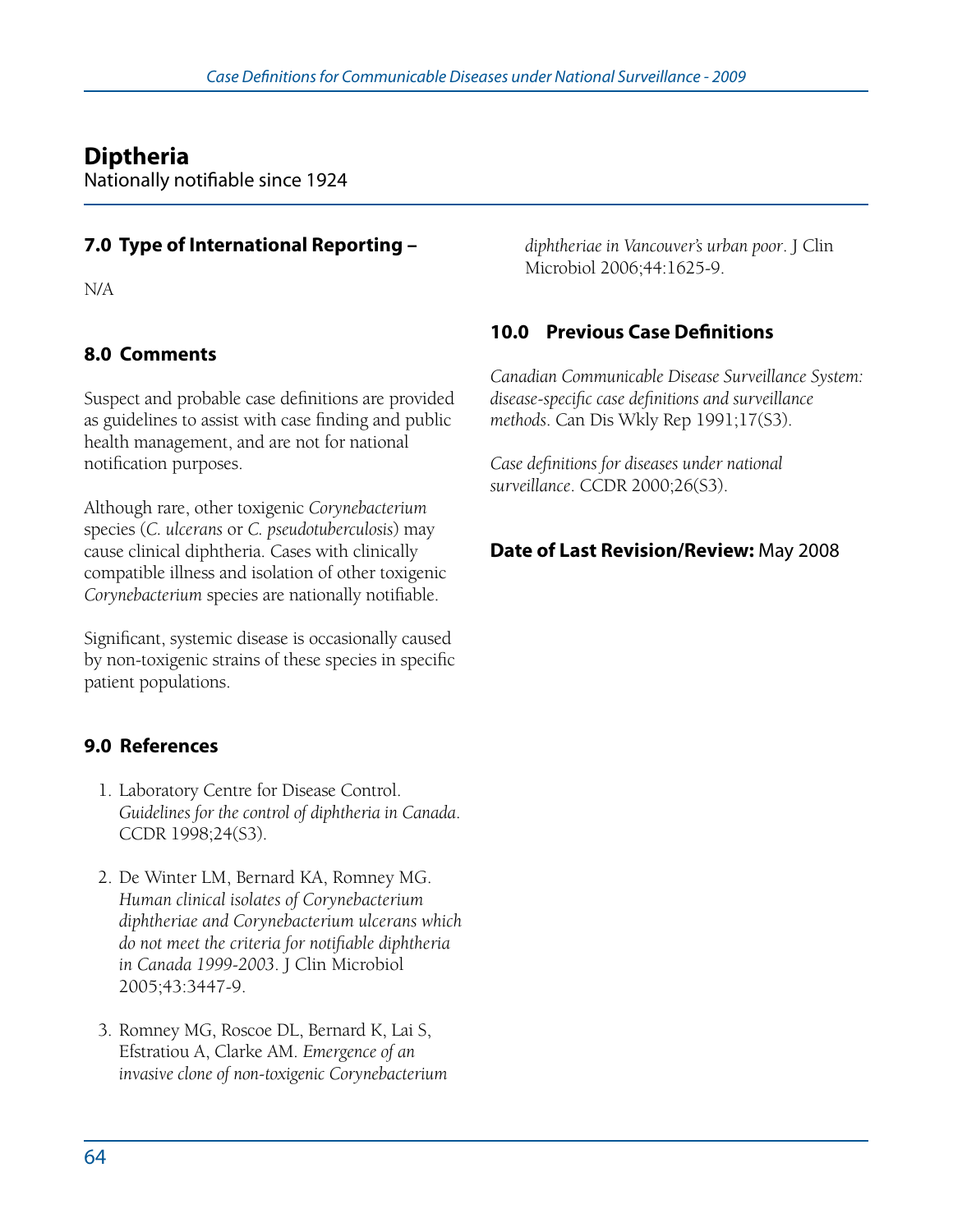# Diptheria

Nationally notifiable since 1924

## 7.0 Type of International Reporting –

N/A

## 8.0 Comments

Suspect and probable case definitions are provided as guidelines to assist with case finding and public health management, and are not for national notification purposes.

Although rare, other toxigenic *Corynebacterium* species (*C. ulcerans* or *C. pseudotuberculosis*) may cause clinical diphtheria. Cases with clinically compatible illness and isolation of other toxigenic *Corynebacterium* species are nationally notifiable.

Significant, systemic disease is occasionally caused by non-toxigenic strains of these species in specific patient populations.

## 9.0 References

1. Laboratory Centre for Disease Control. *Guidelines for the control of diphtheria in Canada*. CCDR 1998;24(S3).
2. De Winter LM, Bernard KA, Romney MG. *Human clinical isolates of Corynebacterium diphtheriae and Corynebacterium ulcerans which do not meet the criteria for notifiable diphtheria in Canada 1999-2003*. J Clin Microbiol 2005;43:3447-9.
3. Romney MG, Roscoe DL, Bernard K, Lai S, Efstratiou A, Clarke AM. *Emergence of an invasive clone of non-toxigenic Corynebacterium diphtheriae in Vancouver's urban poor*. J Clin Microbiol 2006;44:1625-9.

## 10.0 Previous Case Definitions

*Canadian Communicable Disease Surveillance System: disease-specific case definitions and surveillance methods*. Can Dis Wkly Rep 1991;17(S3).

*Case definitions for diseases under national surveillance*. CCDR 2000;26(S3).

**Date of Last Revision/Review:** May 2008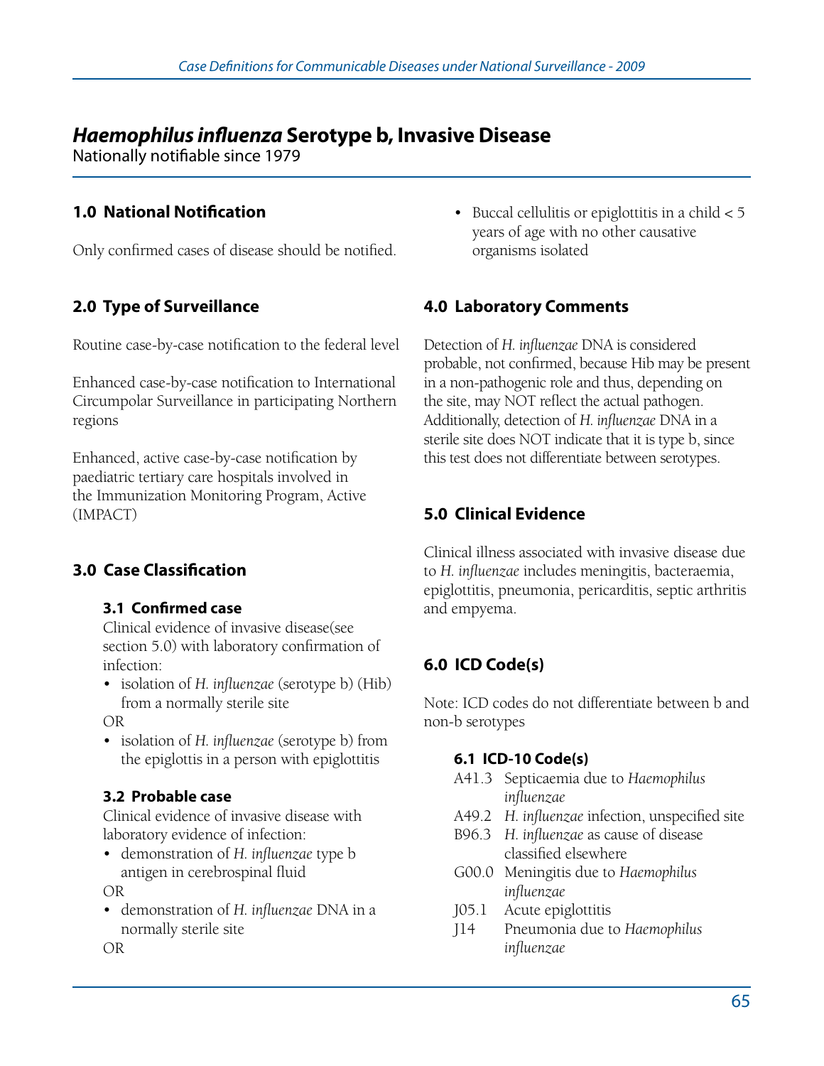# *Haemophilus influenza* Serotype b, Invasive Disease

Nationally notifiable since 1979

## 1.0 National Notification

Only confirmed cases of disease should be notified.

## 2.0 Type of Surveillance

Routine case-by-case notification to the federal level

Enhanced case-by-case notification to International Circumpolar Surveillance in participating Northern regions

Enhanced, active case-by-case notification by paediatric tertiary care hospitals involved in the Immunization Monitoring Program, Active (IMPACT)

## 3.0 Case Classification

### 3.1 Confirmed case

Clinical evidence of invasive disease(see section 5.0) with laboratory confirmation of infection:

- isolation of *H. influenzae* (serotype b) (Hib) from a normally sterile site

OR

- isolation of *H. influenzae* (serotype b) from the epiglottis in a person with epiglottitis

### 3.2 Probable case

Clinical evidence of invasive disease with laboratory evidence of infection:

- demonstration of *H. influenzae* type b antigen in cerebrospinal fluid

OR

- demonstration of *H. influenzae* DNA in a normally sterile site

OR

- Buccal cellulitis or epiglottitis in a child < 5 years of age with no other causative organisms isolated

## 4.0 Laboratory Comments

Detection of *H. influenzae* DNA is considered probable, not confirmed, because Hib may be present in a non-pathogenic role and thus, depending on the site, may NOT reflect the actual pathogen. Additionally, detection of *H. influenzae* DNA in a sterile site does NOT indicate that it is type b, since this test does not differentiate between serotypes.

## 5.0 Clinical Evidence

Clinical illness associated with invasive disease due to *H. influenzae* includes meningitis, bacteraemia, epiglottitis, pneumonia, pericarditis, septic arthritis and empyema.

## 6.0 ICD Code(s)

Note: ICD codes do not differentiate between b and non-b serotypes

### 6.1 ICD-10 Code(s)

- A41.3 Septicaemia due to *Haemophilus influenzae*
- A49.2 *H. influenzae* infection, unspecified site
- B96.3 *H. influenzae* as cause of disease classified elsewhere
- G00.0 Meningitis due to *Haemophilus influenzae*
- J05.1 Acute epiglottitis
- J14 Pneumonia due to *Haemophilus influenzae*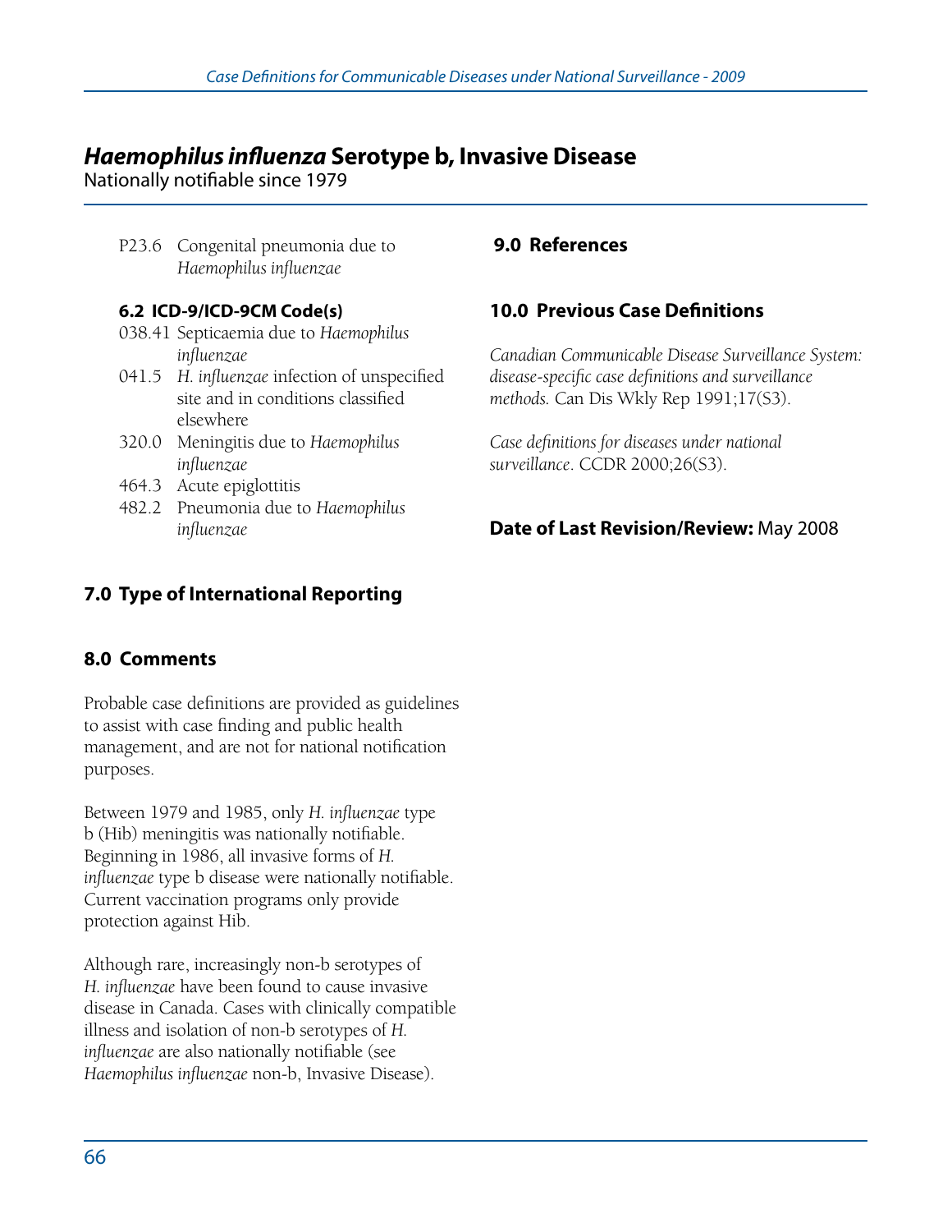# *Haemophilus influenza* Serotype b, Invasive Disease

Nationally notifiable since 1979

P23.6 Congenital pneumonia due to *Haemophilus influenzae*

### 6.2 ICD-9/ICD-9CM Code(s)

038.41 Septicaemia due to *Haemophilus influenzae*
041.5 *H. influenzae* infection of unspecified site and in conditions classified elsewhere
320.0 Meningitis due to *Haemophilus influenzae*
464.3 Acute epiglottitis
482.2 Pneumonia due to *Haemophilus influenzae*

## 7.0 Type of International Reporting

## 8.0 Comments

Probable case definitions are provided as guidelines to assist with case finding and public health management, and are not for national notification purposes.

Between 1979 and 1985, only *H. influenzae* type b (Hib) meningitis was nationally notifiable. Beginning in 1986, all invasive forms of *H. influenzae* type b disease were nationally notifiable. Current vaccination programs only provide protection against Hib.

Although rare, increasingly non-b serotypes of *H. influenzae* have been found to cause invasive disease in Canada. Cases with clinically compatible illness and isolation of non-b serotypes of *H. influenzae* are also nationally notifiable (see *Haemophilus influenzae* non-b, Invasive Disease).

## 9.0 References

## 10.0 Previous Case Definitions

*Canadian Communicable Disease Surveillance System: disease-specific case definitions and surveillance methods.* Can Dis Wkly Rep 1991;17(S3).

*Case definitions for diseases under national surveillance*. CCDR 2000;26(S3).

**Date of Last Revision/Review:** May 2008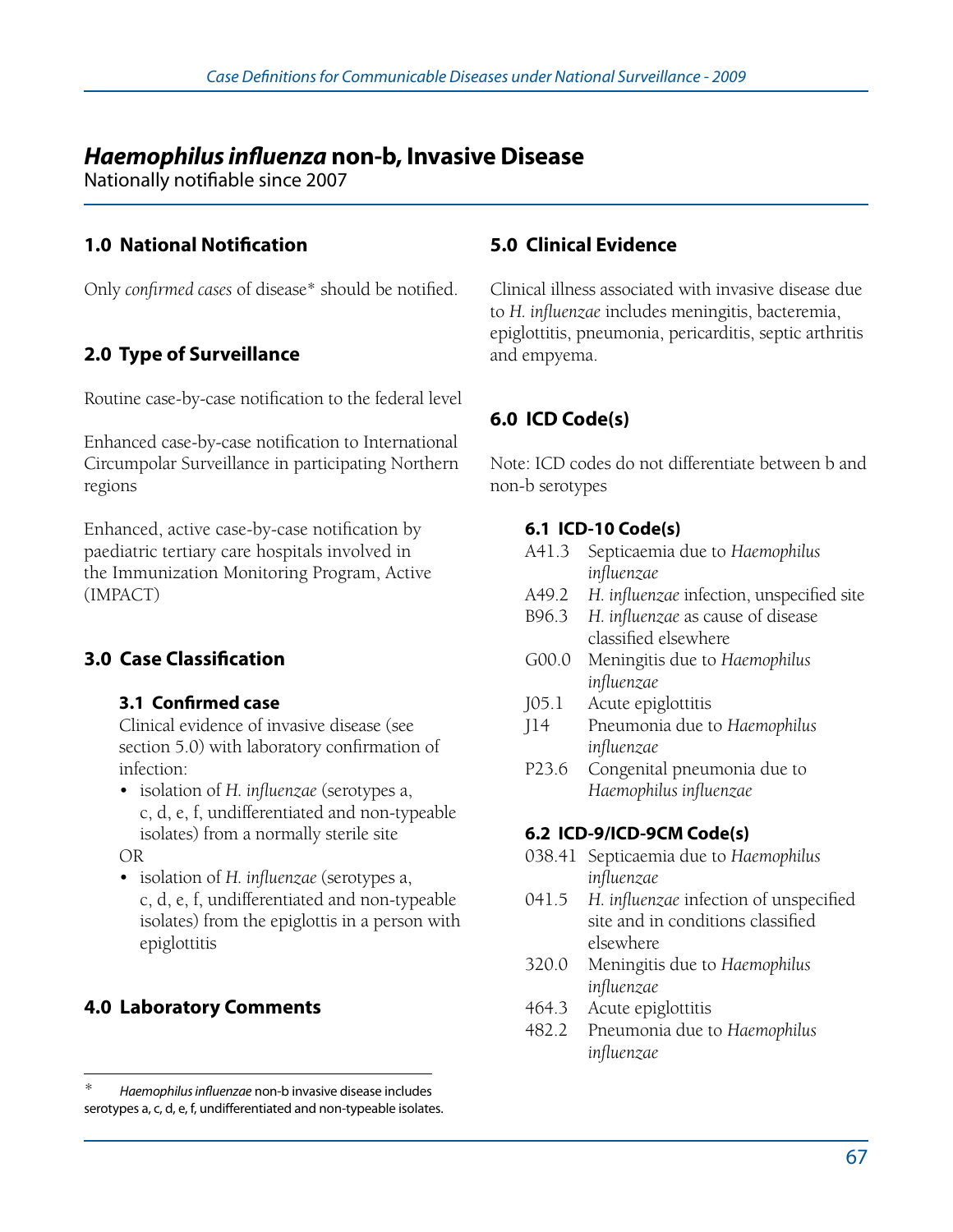# *Haemophilus influenza* non-b, Invasive Disease

Nationally notifiable since 2007

## 1.0 National Notification

Only *confirmed cases* of disease* should be notified.

## 2.0 Type of Surveillance

Routine case-by-case notification to the federal level

Enhanced case-by-case notification to International Circumpolar Surveillance in participating Northern regions

Enhanced, active case-by-case notification by paediatric tertiary care hospitals involved in the Immunization Monitoring Program, Active (IMPACT)

## 3.0 Case Classification

### 3.1 Confirmed case

Clinical evidence of invasive disease (see section 5.0) with laboratory confirmation of infection:

- isolation of *H. influenzae* (serotypes a, c, d, e, f, undifferentiated and non-typeable isolates) from a normally sterile site

OR

- isolation of *H. influenzae* (serotypes a, c, d, e, f, undifferentiated and non-typeable isolates) from the epiglottis in a person with epiglottitis

## 4.0 Laboratory Comments

## 5.0 Clinical Evidence

Clinical illness associated with invasive disease due to *H. influenzae* includes meningitis, bacteremia, epiglottitis, pneumonia, pericarditis, septic arthritis and empyema.

## 6.0 ICD Code(s)

Note: ICD codes do not differentiate between b and non-b serotypes

### 6.1 ICD-10 Code(s)

- A41.3 Septicaemia due to *Haemophilus influenzae*
- A49.2 *H. influenzae* infection, unspecified site
- B96.3 *H. influenzae* as cause of disease classified elsewhere
- G00.0 Meningitis due to *Haemophilus influenzae*
- J05.1 Acute epiglottitis
- J14 Pneumonia due to *Haemophilus influenzae*
- P23.6 Congenital pneumonia due to *Haemophilus influenzae*

### 6.2 ICD-9/ICD-9CM Code(s)

- 038.41 Septicaemia due to *Haemophilus influenzae*
- 041.5 *H. influenzae* infection of unspecified site and in conditions classified elsewhere
- 320.0 Meningitis due to *Haemophilus influenzae*
- 464.3 Acute epiglottitis
- 482.2 Pneumonia due to *Haemophilus influenzae*

---

\* *Haemophilus influenzae* non-b invasive disease includes serotypes a, c, d, e, f, undifferentiated and non-typeable isolates.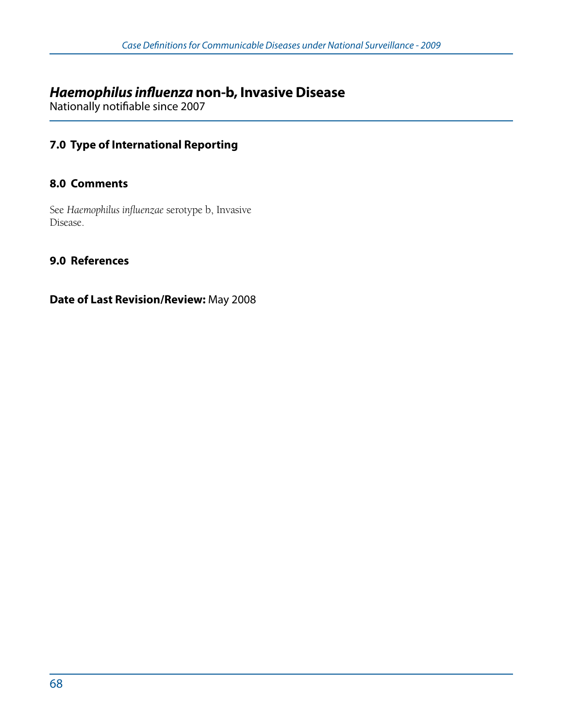# *Haemophilus influenza* non-b, Invasive Disease

Nationally notifiable since 2007

## 7.0 Type of International Reporting

## 8.0 Comments

See *Haemophilus influenzae* serotype b, Invasive Disease.

## 9.0 References

**Date of Last Revision/Review:** May 2008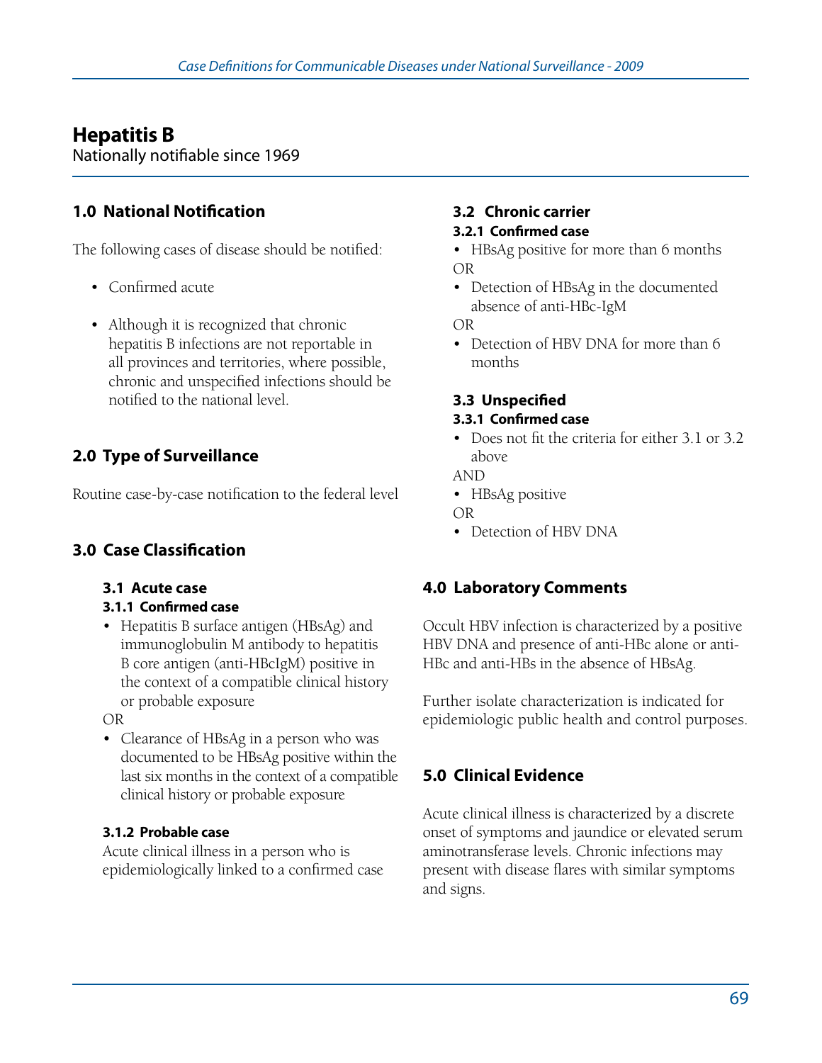# Hepatitis B

Nationally notifiable since 1969

## 1.0 National Notification

The following cases of disease should be notified:

- Confirmed acute
- Although it is recognized that chronic hepatitis B infections are not reportable in all provinces and territories, where possible, chronic and unspecified infections should be notified to the national level.

## 2.0 Type of Surveillance

Routine case-by-case notification to the federal level

## 3.0 Case Classification

### 3.1 Acute case

#### 3.1.1 Confirmed case

- Hepatitis B surface antigen (HBsAg) and immunoglobulin M antibody to hepatitis B core antigen (anti-HBcIgM) positive in the context of a compatible clinical history or probable exposure

OR

- Clearance of HBsAg in a person who was documented to be HBsAg positive within the last six months in the context of a compatible clinical history or probable exposure

#### 3.1.2 Probable case

Acute clinical illness in a person who is epidemiologically linked to a confirmed case

### 3.2 Chronic carrier

#### 3.2.1 Confirmed case

- HBsAg positive for more than 6 months

OR

- Detection of HBsAg in the documented absence of anti-HBc-IgM

OR

- Detection of HBV DNA for more than 6 months

### 3.3 Unspecified

#### 3.3.1 Confirmed case

- Does not fit the criteria for either 3.1 or 3.2 above

AND

- HBsAg positive

OR

- Detection of HBV DNA

## 4.0 Laboratory Comments

Occult HBV infection is characterized by a positive HBV DNA and presence of anti-HBc alone or anti-HBc and anti-HBs in the absence of HBsAg.

Further isolate characterization is indicated for epidemiologic public health and control purposes.

## 5.0 Clinical Evidence

Acute clinical illness is characterized by a discrete onset of symptoms and jaundice or elevated serum aminotransferase levels. Chronic infections may present with disease flares with similar symptoms and signs.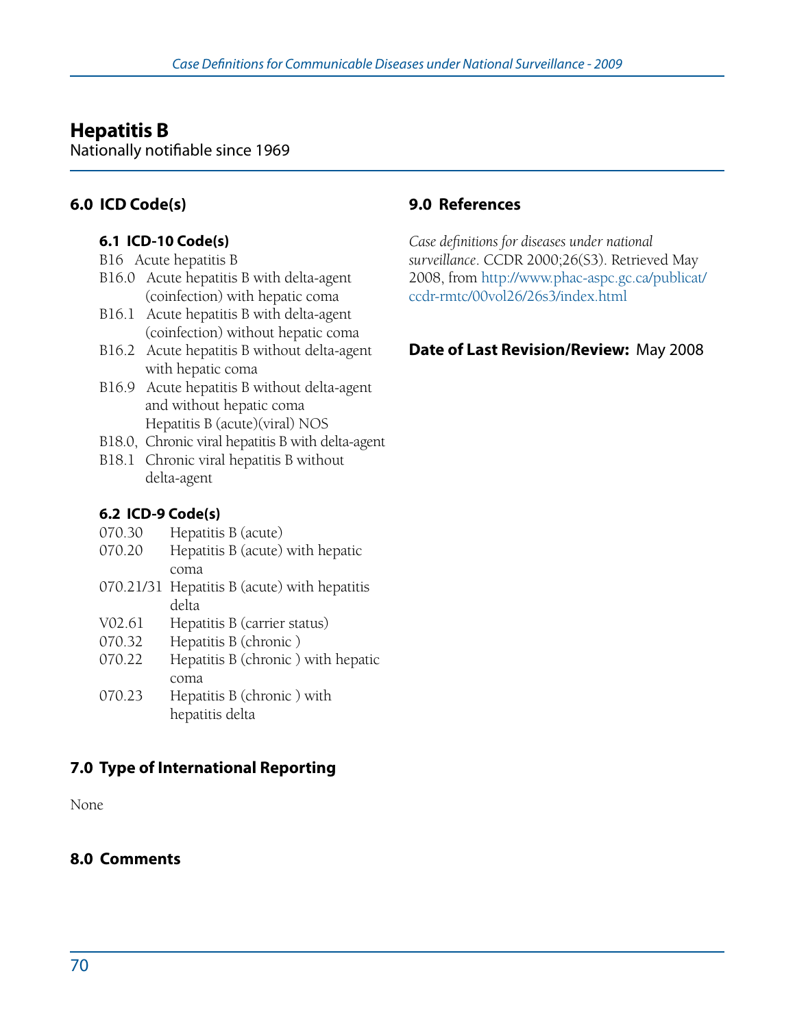# Hepatitis B

Nationally notifiable since 1969

## 6.0 ICD Code(s)

### 6.1 ICD-10 Code(s)

B16 Acute hepatitis B

B16.0 Acute hepatitis B with delta-agent (coinfection) with hepatic coma

B16.1 Acute hepatitis B with delta-agent (coinfection) without hepatic coma

B16.2 Acute hepatitis B without delta-agent with hepatic coma

B16.9 Acute hepatitis B without delta-agent and without hepatic coma
Hepatitis B (acute)(viral) NOS

B18.0, Chronic viral hepatitis B with delta-agent

B18.1 Chronic viral hepatitis B without delta-agent

### 6.2 ICD-9 Code(s)

070.30 Hepatitis B (acute)

070.20 Hepatitis B (acute) with hepatic coma

070.21/31 Hepatitis B (acute) with hepatitis delta

V02.61 Hepatitis B (carrier status)

070.32 Hepatitis B (chronic )

070.22 Hepatitis B (chronic ) with hepatic coma

070.23 Hepatitis B (chronic ) with hepatitis delta

## 7.0 Type of International Reporting

None

## 8.0 Comments

## 9.0 References

*Case definitions for diseases under national surveillance*. CCDR 2000;26(S3). Retrieved May 2008, from http://www.phac-aspc.gc.ca/publicat/ccdr-rmtc/00vol26/26s3/index.html

**Date of Last Revision/Review:** May 2008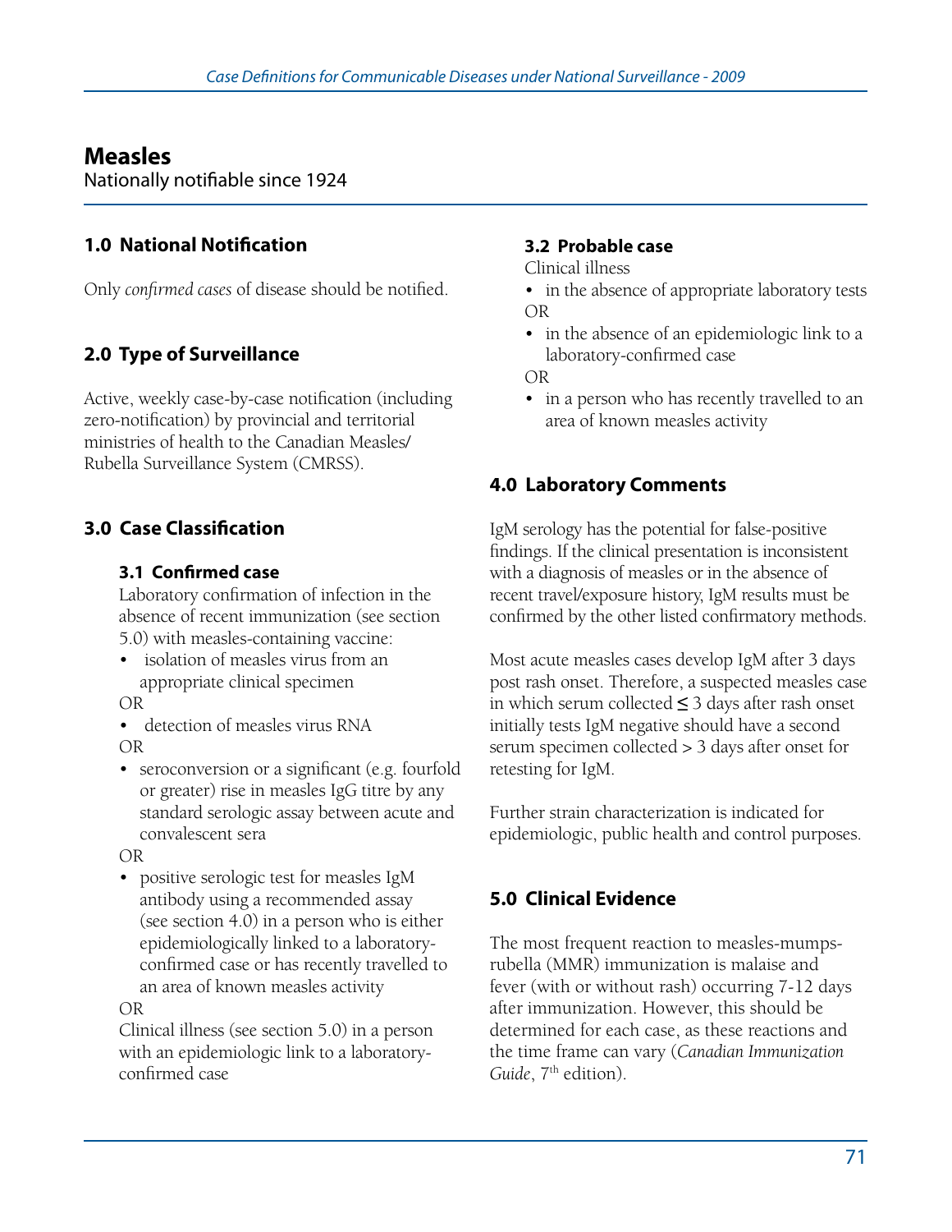# Measles

Nationally notifiable since 1924

## 1.0 National Notification

Only *confirmed cases* of disease should be notified.

## 2.0 Type of Surveillance

Active, weekly case-by-case notification (including zero-notification) by provincial and territorial ministries of health to the Canadian Measles/ Rubella Surveillance System (CMRSS).

## 3.0 Case Classification

### 3.1 Confirmed case

Laboratory confirmation of infection in the absence of recent immunization (see section 5.0) with measles-containing vaccine:

- isolation of measles virus from an appropriate clinical specimen

OR

- detection of measles virus RNA

OR

- seroconversion or a significant (e.g. fourfold or greater) rise in measles IgG titre by any standard serologic assay between acute and convalescent sera

OR

- positive serologic test for measles IgM antibody using a recommended assay (see section 4.0) in a person who is either epidemiologically linked to a laboratory-confirmed case or has recently travelled to an area of known measles activity

OR

Clinical illness (see section 5.0) in a person with an epidemiologic link to a laboratory-confirmed case

### 3.2 Probable case

Clinical illness

- in the absence of appropriate laboratory tests

OR

- in the absence of an epidemiologic link to a laboratory-confirmed case

OR

- in a person who has recently travelled to an area of known measles activity

## 4.0 Laboratory Comments

IgM serology has the potential for false-positive findings. If the clinical presentation is inconsistent with a diagnosis of measles or in the absence of recent travel/exposure history, IgM results must be confirmed by the other listed confirmatory methods.

Most acute measles cases develop IgM after 3 days post rash onset. Therefore, a suspected measles case in which serum collected $\leq$ 3 days after rash onset initially tests IgM negative should have a second serum specimen collected > 3 days after onset for retesting for IgM.

Further strain characterization is indicated for epidemiologic, public health and control purposes.

## 5.0 Clinical Evidence

The most frequent reaction to measles-mumps-rubella (MMR) immunization is malaise and fever (with or without rash) occurring 7-12 days after immunization. However, this should be determined for each case, as these reactions and the time frame can vary (*Canadian Immunization Guide*, 7th edition).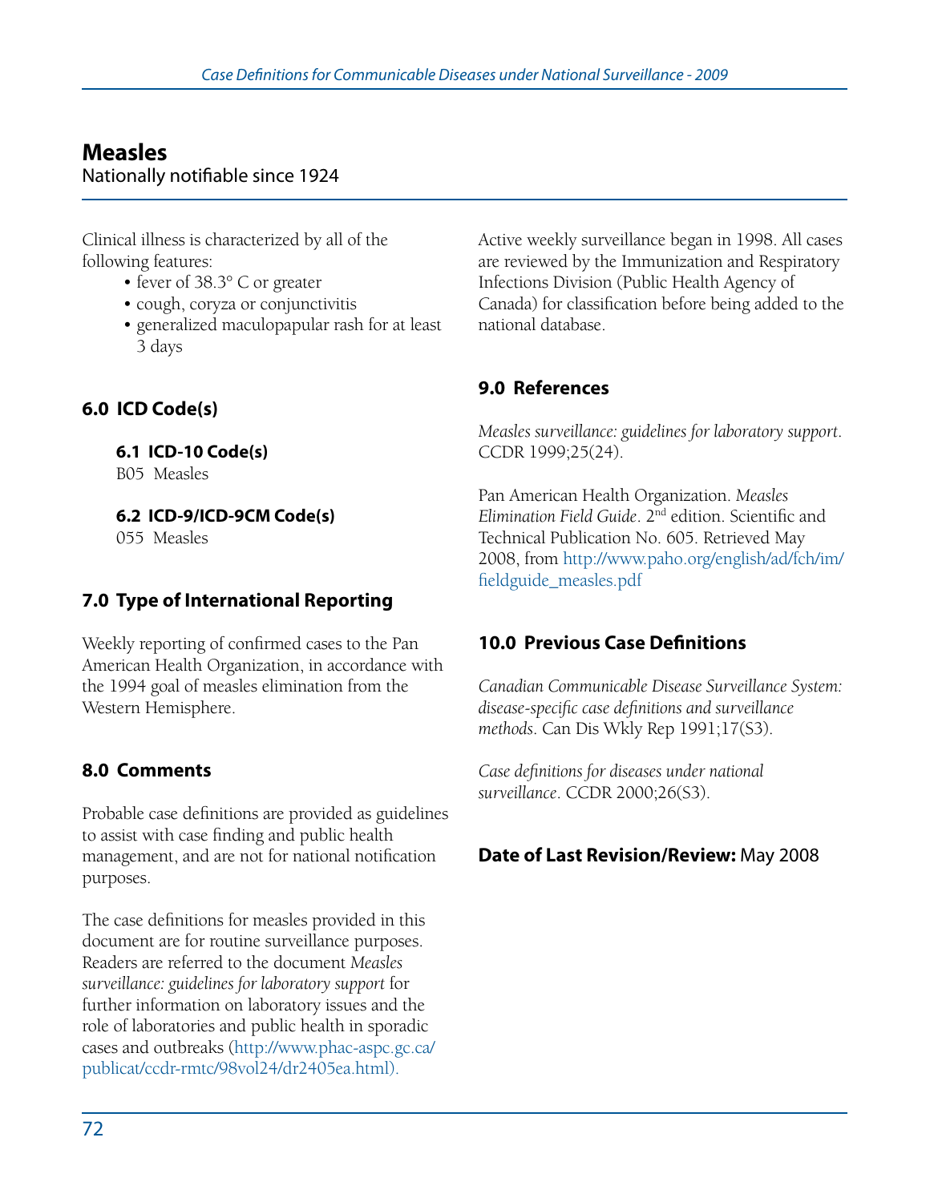# Measles

Nationally notifiable since 1924

Clinical illness is characterized by all of the following features:

- fever of 38.3° C or greater
- cough, coryza or conjunctivitis
- generalized maculopapular rash for at least 3 days

## 6.0 ICD Code(s)

### 6.1 ICD-10 Code(s)

B05 Measles

### 6.2 ICD-9/ICD-9CM Code(s)

055 Measles

## 7.0 Type of International Reporting

Weekly reporting of confirmed cases to the Pan American Health Organization, in accordance with the 1994 goal of measles elimination from the Western Hemisphere.

## 8.0 Comments

Probable case definitions are provided as guidelines to assist with case finding and public health management, and are not for national notification purposes.

The case definitions for measles provided in this document are for routine surveillance purposes. Readers are referred to the document *Measles surveillance: guidelines for laboratory support* for further information on laboratory issues and the role of laboratories and public health in sporadic cases and outbreaks (http://www.phac-aspc.gc.ca/publicat/ccdr-rmtc/98vol24/dr2405ea.html).

Active weekly surveillance began in 1998. All cases are reviewed by the Immunization and Respiratory Infections Division (Public Health Agency of Canada) for classification before being added to the national database.

## 9.0 References

*Measles surveillance: guidelines for laboratory support*. CCDR 1999;25(24).

Pan American Health Organization. *Measles Elimination Field Guide*. 2nd edition. Scientific and Technical Publication No. 605. Retrieved May 2008, from http://www.paho.org/english/ad/fch/im/fieldguide_measles.pdf

## 10.0 Previous Case Definitions

*Canadian Communicable Disease Surveillance System: disease-specific case definitions and surveillance methods*. Can Dis Wkly Rep 1991;17(S3).

*Case definitions for diseases under national surveillance*. CCDR 2000;26(S3).

**Date of Last Revision/Review:** May 2008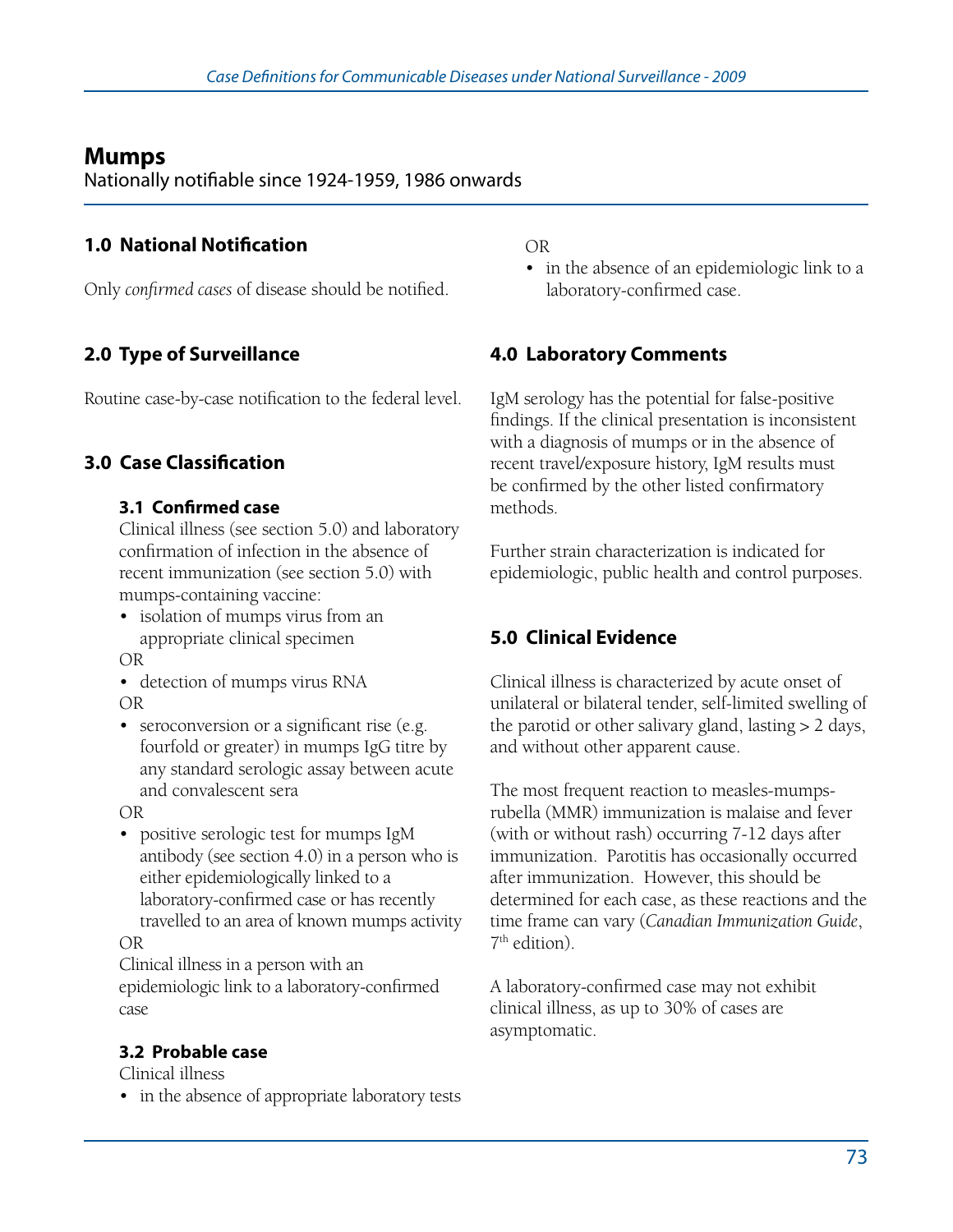# Mumps

Nationally notifiable since 1924-1959, 1986 onwards

## 1.0 National Notification

Only *confirmed cases* of disease should be notified.

## 2.0 Type of Surveillance

Routine case-by-case notification to the federal level.

## 3.0 Case Classification

### 3.1 Confirmed case

Clinical illness (see section 5.0) and laboratory confirmation of infection in the absence of recent immunization (see section 5.0) with mumps-containing vaccine:

- isolation of mumps virus from an appropriate clinical specimen

OR

- detection of mumps virus RNA

OR

- seroconversion or a significant rise (e.g. fourfold or greater) in mumps IgG titre by any standard serologic assay between acute and convalescent sera

OR

- positive serologic test for mumps IgM antibody (see section 4.0) in a person who is either epidemiologically linked to a laboratory-confirmed case or has recently travelled to an area of known mumps activity

OR

Clinical illness in a person with an epidemiologic link to a laboratory-confirmed case

### 3.2 Probable case

Clinical illness

- in the absence of appropriate laboratory tests

OR

- in the absence of an epidemiologic link to a laboratory-confirmed case.

## 4.0 Laboratory Comments

IgM serology has the potential for false-positive findings. If the clinical presentation is inconsistent with a diagnosis of mumps or in the absence of recent travel/exposure history, IgM results must be confirmed by the other listed confirmatory methods.

Further strain characterization is indicated for epidemiologic, public health and control purposes.

## 5.0 Clinical Evidence

Clinical illness is characterized by acute onset of unilateral or bilateral tender, self-limited swelling of the parotid or other salivary gland, lasting > 2 days, and without other apparent cause.

The most frequent reaction to measles-mumps-rubella (MMR) immunization is malaise and fever (with or without rash) occurring 7-12 days after immunization. Parotitis has occasionally occurred after immunization. However, this should be determined for each case, as these reactions and the time frame can vary (*Canadian Immunization Guide*, 7th edition).

A laboratory-confirmed case may not exhibit clinical illness, as up to 30% of cases are asymptomatic.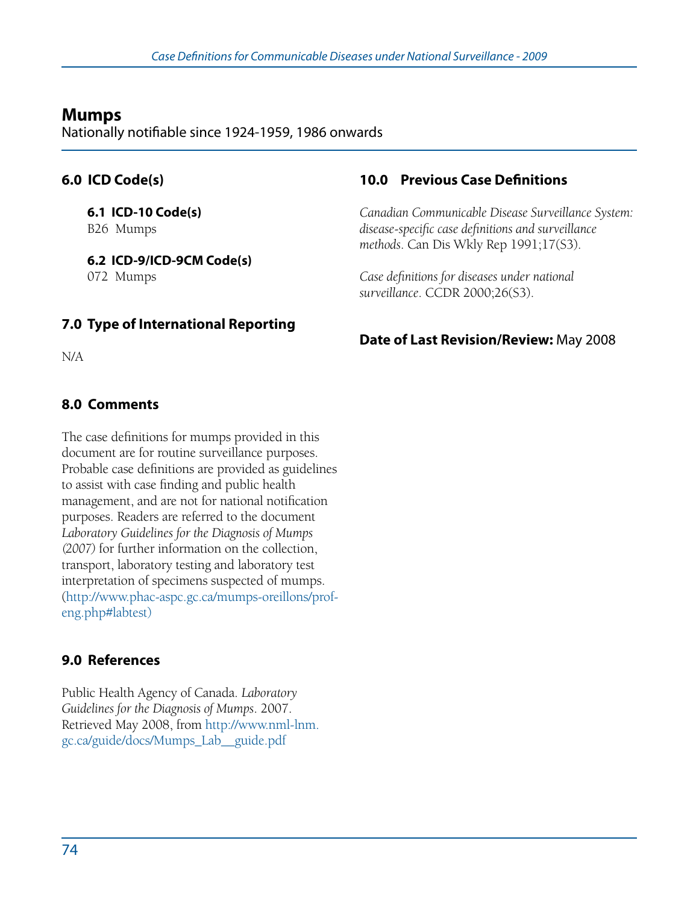## Mumps

Nationally notifiable since 1924-1959, 1986 onwards

### 6.0 ICD Code(s)

#### 6.1 ICD-10 Code(s)

B26 Mumps

#### 6.2 ICD-9/ICD-9CM Code(s)

072 Mumps

### 7.0 Type of International Reporting

N/A

### 8.0 Comments

The case definitions for mumps provided in this document are for routine surveillance purposes. Probable case definitions are provided as guidelines to assist with case finding and public health management, and are not for national notification purposes. Readers are referred to the document *Laboratory Guidelines for the Diagnosis of Mumps (2007)* for further information on the collection, transport, laboratory testing and laboratory test interpretation of specimens suspected of mumps. (http://www.phac-aspc.gc.ca/mumps-oreillons/prof-eng.php#labtest)

### 9.0 References

Public Health Agency of Canada. *Laboratory Guidelines for the Diagnosis of Mumps*. 2007. Retrieved May 2008, from http://www.nml-lnm.gc.ca/guide/docs/Mumps_Lab__guide.pdf

### 10.0 Previous Case Definitions

*Canadian Communicable Disease Surveillance System: disease-specific case definitions and surveillance methods*. Can Dis Wkly Rep 1991;17(S3).

*Case definitions for diseases under national surveillance*. CCDR 2000;26(S3).

**Date of Last Revision/Review:** May 2008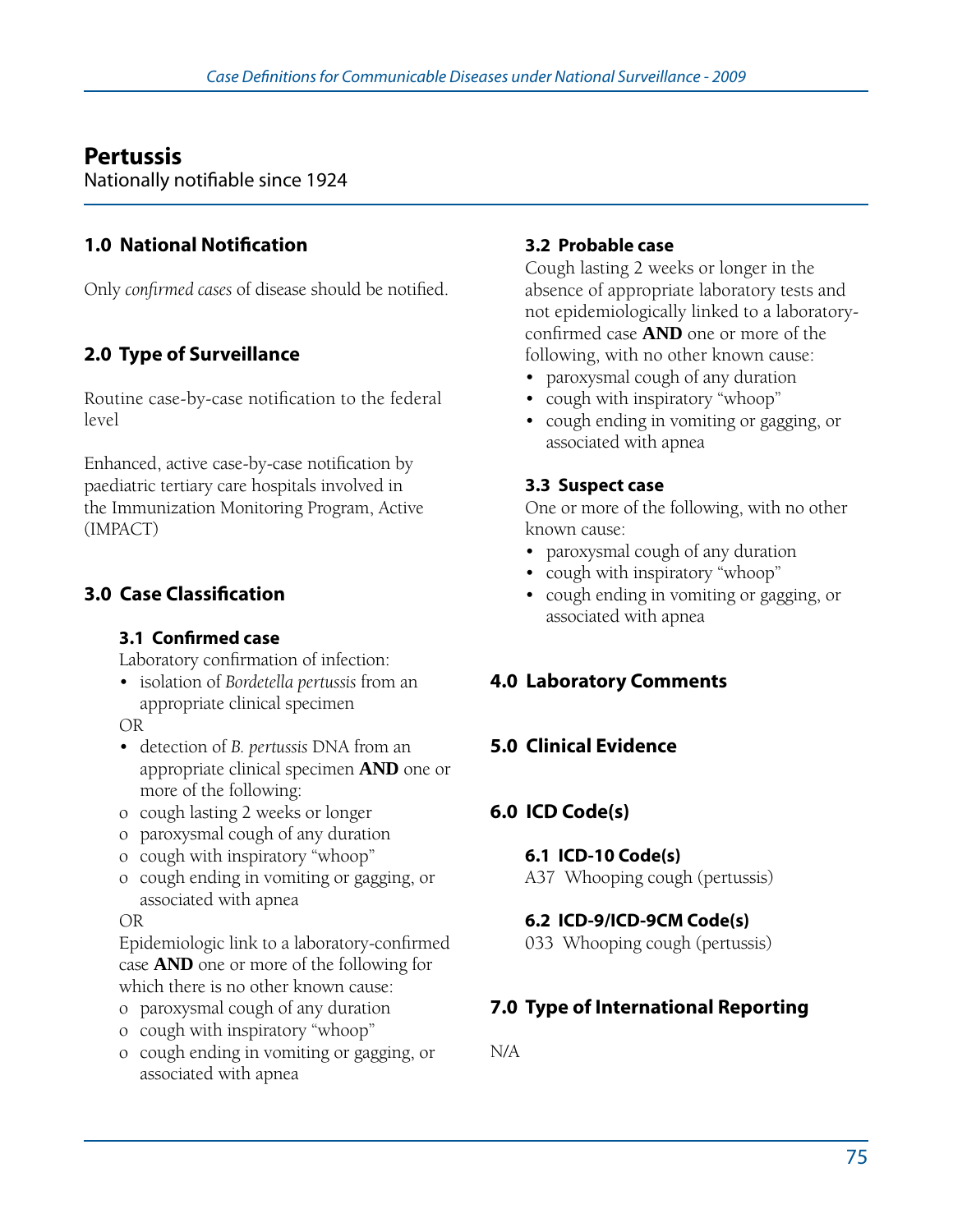# Pertussis

Nationally notifiable since 1924

## 1.0 National Notification

Only *confirmed cases* of disease should be notified.

## 2.0 Type of Surveillance

Routine case-by-case notification to the federal level

Enhanced, active case-by-case notification by paediatric tertiary care hospitals involved in the Immunization Monitoring Program, Active (IMPACT)

## 3.0 Case Classification

### 3.1 Confirmed case

Laboratory confirmation of infection:

- isolation of *Bordetella pertussis* from an appropriate clinical specimen

OR

- detection of *B. pertussis* DNA from an appropriate clinical specimen **AND** one or more of the following:
  - o cough lasting 2 weeks or longer
  - o paroxysmal cough of any duration
  - o cough with inspiratory "whoop"
  - o cough ending in vomiting or gagging, or associated with apnea

OR

Epidemiologic link to a laboratory-confirmed case **AND** one or more of the following for which there is no other known cause:

- o paroxysmal cough of any duration
- o cough with inspiratory "whoop"
- o cough ending in vomiting or gagging, or associated with apnea

### 3.2 Probable case

Cough lasting 2 weeks or longer in the absence of appropriate laboratory tests and not epidemiologically linked to a laboratory-confirmed case **AND** one or more of the following, with no other known cause:

- paroxysmal cough of any duration
- cough with inspiratory "whoop"
- cough ending in vomiting or gagging, or associated with apnea

### 3.3 Suspect case

One or more of the following, with no other known cause:

- paroxysmal cough of any duration
- cough with inspiratory "whoop"
- cough ending in vomiting or gagging, or associated with apnea

## 4.0 Laboratory Comments

## 5.0 Clinical Evidence

## 6.0 ICD Code(s)

### 6.1 ICD-10 Code(s)

A37 Whooping cough (pertussis)

### 6.2 ICD-9/ICD-9CM Code(s)

033 Whooping cough (pertussis)

## 7.0 Type of International Reporting

N/A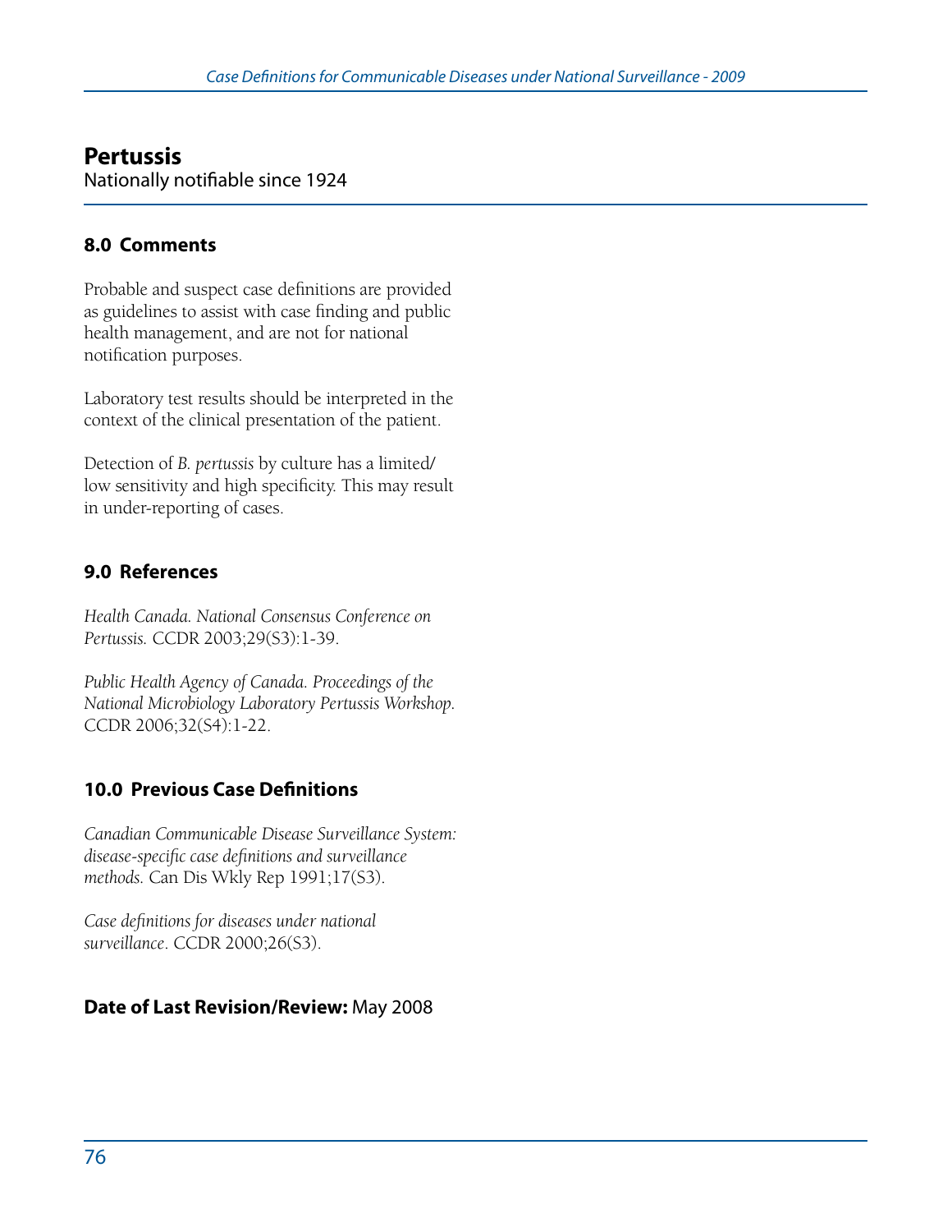## Pertussis

Nationally notifiable since 1924

### 8.0 Comments

Probable and suspect case definitions are provided as guidelines to assist with case finding and public health management, and are not for national notification purposes.

Laboratory test results should be interpreted in the context of the clinical presentation of the patient.

Detection of *B. pertussis* by culture has a limited/ low sensitivity and high specificity. This may result in under-reporting of cases.

### 9.0 References

*Health Canada. National Consensus Conference on Pertussis.* CCDR 2003;29(S3):1-39.

*Public Health Agency of Canada. Proceedings of the National Microbiology Laboratory Pertussis Workshop.* CCDR 2006;32(S4):1-22.

### 10.0 Previous Case Definitions

*Canadian Communicable Disease Surveillance System: disease-specific case definitions and surveillance methods.* Can Dis Wkly Rep 1991;17(S3).

*Case definitions for diseases under national surveillance*. CCDR 2000;26(S3).

**Date of Last Revision/Review:** May 2008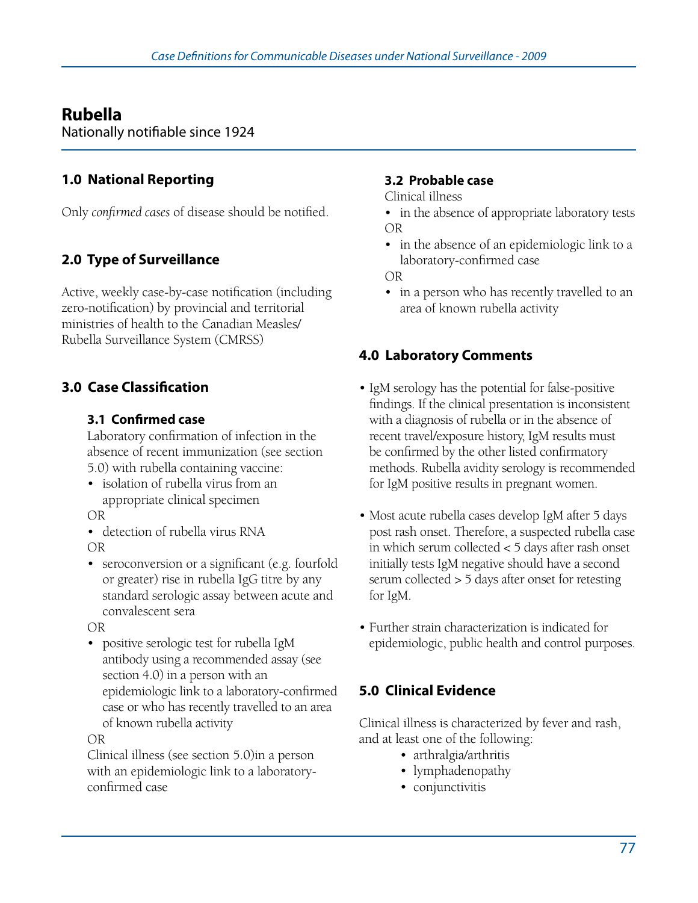# Rubella

Nationally notifiable since 1924

## 1.0 National Reporting

Only *confirmed cases* of disease should be notified.

## 2.0 Type of Surveillance

Active, weekly case-by-case notification (including zero-notification) by provincial and territorial ministries of health to the Canadian Measles/ Rubella Surveillance System (CMRSS)

## 3.0 Case Classification

### 3.1 Confirmed case

Laboratory confirmation of infection in the absence of recent immunization (see section 5.0) with rubella containing vaccine:

- isolation of rubella virus from an appropriate clinical specimen

OR

- detection of rubella virus RNA

OR

- seroconversion or a significant (e.g. fourfold or greater) rise in rubella IgG titre by any standard serologic assay between acute and convalescent sera

OR

- positive serologic test for rubella IgM antibody using a recommended assay (see section 4.0) in a person with an epidemiologic link to a laboratory-confirmed case or who has recently travelled to an area of known rubella activity

OR

Clinical illness (see section 5.0)in a person with an epidemiologic link to a laboratory-confirmed case

### 3.2 Probable case

Clinical illness

- in the absence of appropriate laboratory tests

OR

- in the absence of an epidemiologic link to a laboratory-confirmed case

OR

- in a person who has recently travelled to an area of known rubella activity

## 4.0 Laboratory Comments

- IgM serology has the potential for false-positive findings. If the clinical presentation is inconsistent with a diagnosis of rubella or in the absence of recent travel/exposure history, IgM results must be confirmed by the other listed confirmatory methods. Rubella avidity serology is recommended for IgM positive results in pregnant women.
- Most acute rubella cases develop IgM after 5 days post rash onset. Therefore, a suspected rubella case in which serum collected < 5 days after rash onset initially tests IgM negative should have a second serum collected > 5 days after onset for retesting for IgM.
- Further strain characterization is indicated for epidemiologic, public health and control purposes.

## 5.0 Clinical Evidence

Clinical illness is characterized by fever and rash, and at least one of the following:

- arthralgia/arthritis
- lymphadenopathy
- conjunctivitis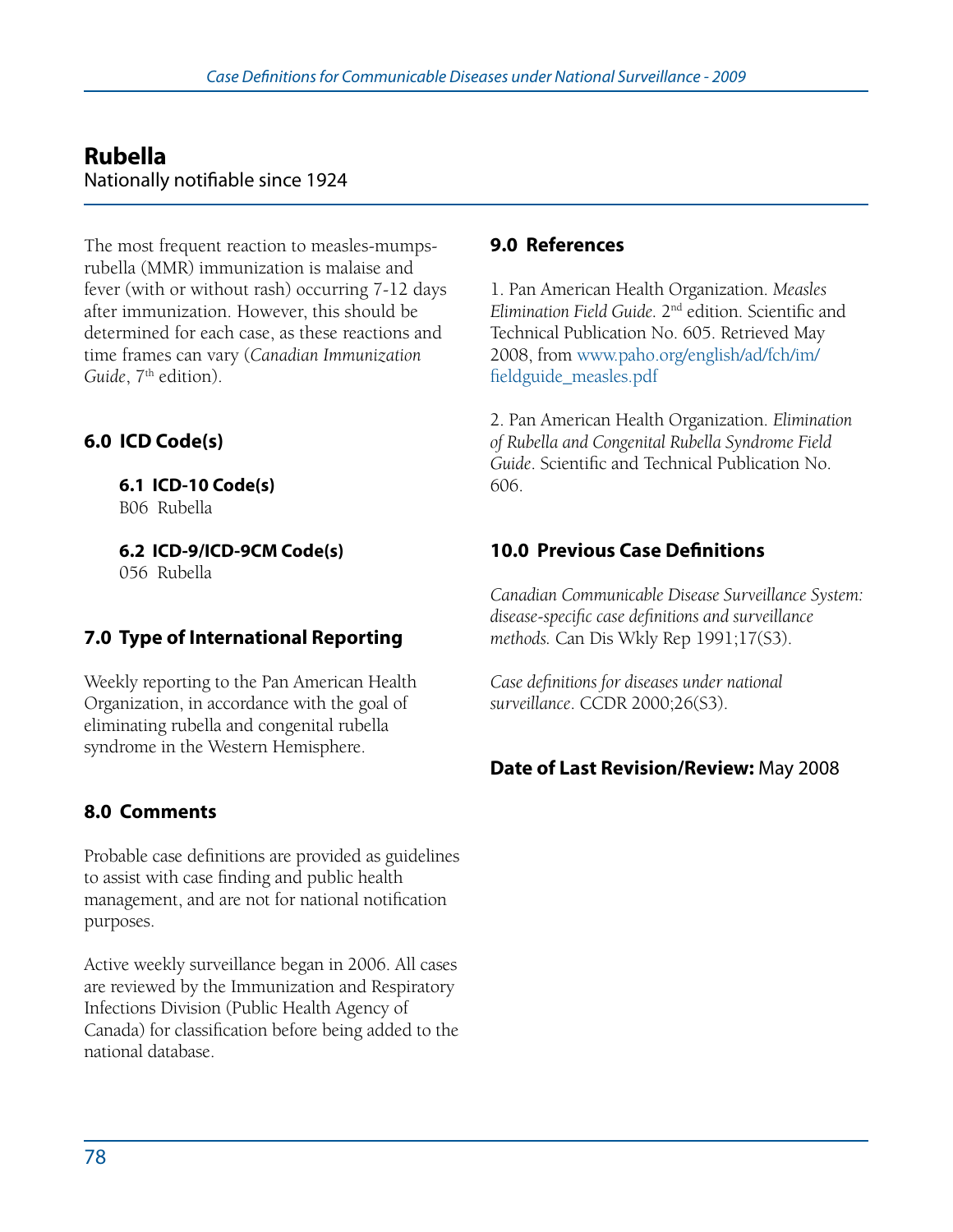## Rubella

Nationally notifiable since 1924

The most frequent reaction to measles-mumps-rubella (MMR) immunization is malaise and fever (with or without rash) occurring 7-12 days after immunization. However, this should be determined for each case, as these reactions and time frames can vary (*Canadian Immunization Guide*, 7th edition).

### 6.0 ICD Code(s)

#### 6.1 ICD-10 Code(s)

B06 Rubella

#### 6.2 ICD-9/ICD-9CM Code(s)

056 Rubella

### 7.0 Type of International Reporting

Weekly reporting to the Pan American Health Organization, in accordance with the goal of eliminating rubella and congenital rubella syndrome in the Western Hemisphere.

### 8.0 Comments

Probable case definitions are provided as guidelines to assist with case finding and public health management, and are not for national notification purposes.

Active weekly surveillance began in 2006. All cases are reviewed by the Immunization and Respiratory Infections Division (Public Health Agency of Canada) for classification before being added to the national database.

### 9.0 References

1. Pan American Health Organization. *Measles Elimination Field Guide.* 2nd edition. Scientific and Technical Publication No. 605. Retrieved May 2008, from www.paho.org/english/ad/fch/im/fieldguide_measles.pdf

2. Pan American Health Organization. *Elimination of Rubella and Congenital Rubella Syndrome Field Guide*. Scientific and Technical Publication No. 606.

### 10.0 Previous Case Definitions

*Canadian Communicable Disease Surveillance System: disease-specific case definitions and surveillance methods.* Can Dis Wkly Rep 1991;17(S3).

*Case definitions for diseases under national surveillance*. CCDR 2000;26(S3).

**Date of Last Revision/Review:** May 2008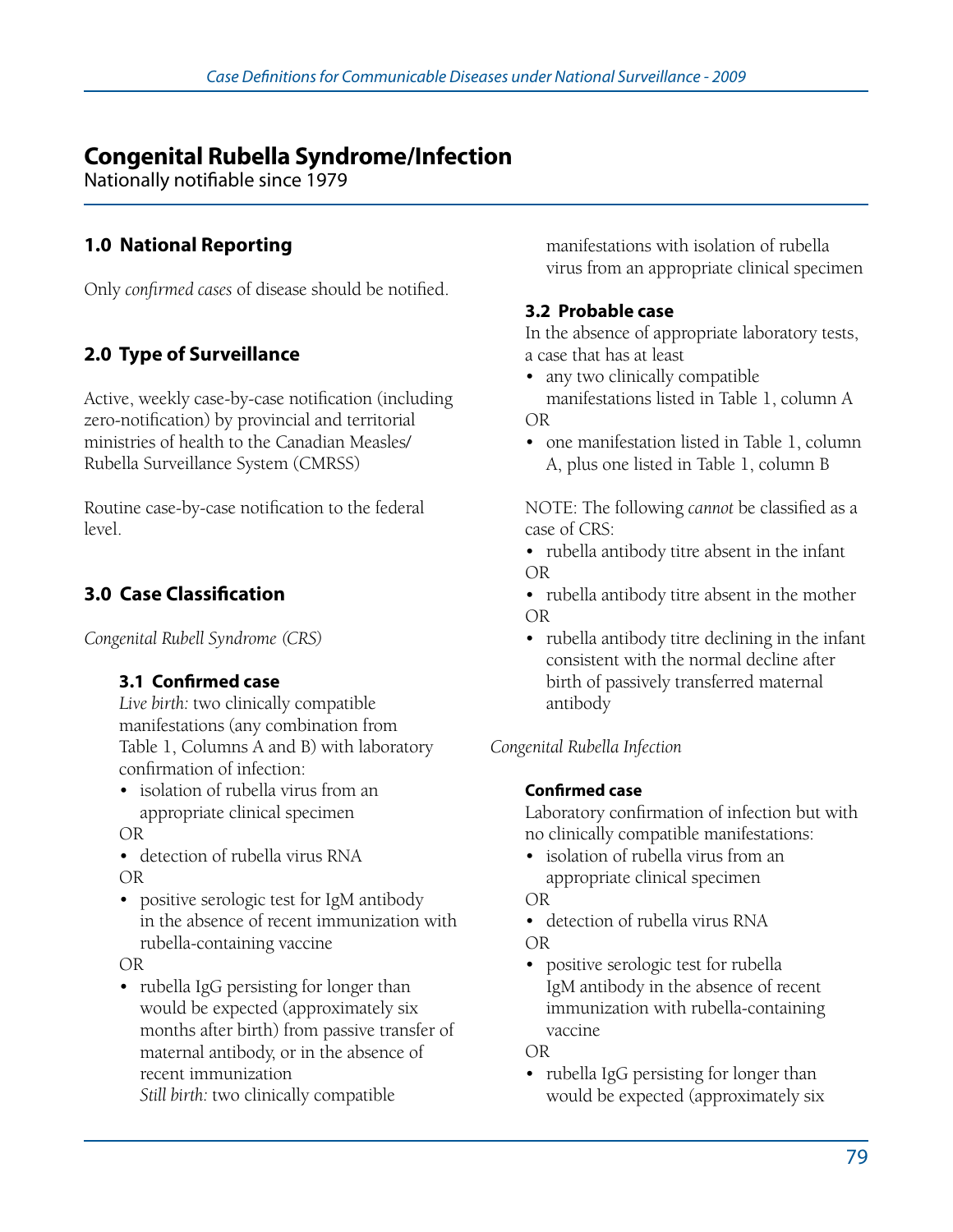# Congenital Rubella Syndrome/Infection

Nationally notifiable since 1979

## 1.0 National Reporting

Only *confirmed cases* of disease should be notified.

## 2.0 Type of Surveillance

Active, weekly case-by-case notification (including zero-notification) by provincial and territorial ministries of health to the Canadian Measles/ Rubella Surveillance System (CMRSS)

Routine case-by-case notification to the federal level.

## 3.0 Case Classification

*Congenital Rubell Syndrome (CRS)*

### 3.1 Confirmed case

*Live birth:* two clinically compatible manifestations (any combination from Table 1, Columns A and B) with laboratory confirmation of infection:

- isolation of rubella virus from an appropriate clinical specimen

OR

- detection of rubella virus RNA

OR

- positive serologic test for IgM antibody in the absence of recent immunization with rubella-containing vaccine

OR

- rubella IgG persisting for longer than would be expected (approximately six months after birth) from passive transfer of maternal antibody, or in the absence of recent immunization

  *Still birth:* two clinically compatible manifestations with isolation of rubella virus from an appropriate clinical specimen

### 3.2 Probable case

In the absence of appropriate laboratory tests, a case that has at least

- any two clinically compatible manifestations listed in Table 1, column A

OR

- one manifestation listed in Table 1, column A, plus one listed in Table 1, column B

NOTE: The following *cannot* be classified as a case of CRS:

- rubella antibody titre absent in the infant

OR

- rubella antibody titre absent in the mother

OR

- rubella antibody titre declining in the infant consistent with the normal decline after birth of passively transferred maternal antibody

*Congenital Rubella Infection*

**Confirmed case**

Laboratory confirmation of infection but with no clinically compatible manifestations:

- isolation of rubella virus from an appropriate clinical specimen

OR

- detection of rubella virus RNA

OR

- positive serologic test for rubella IgM antibody in the absence of recent immunization with rubella-containing vaccine

OR

- rubella IgG persisting for longer than would be expected (approximately six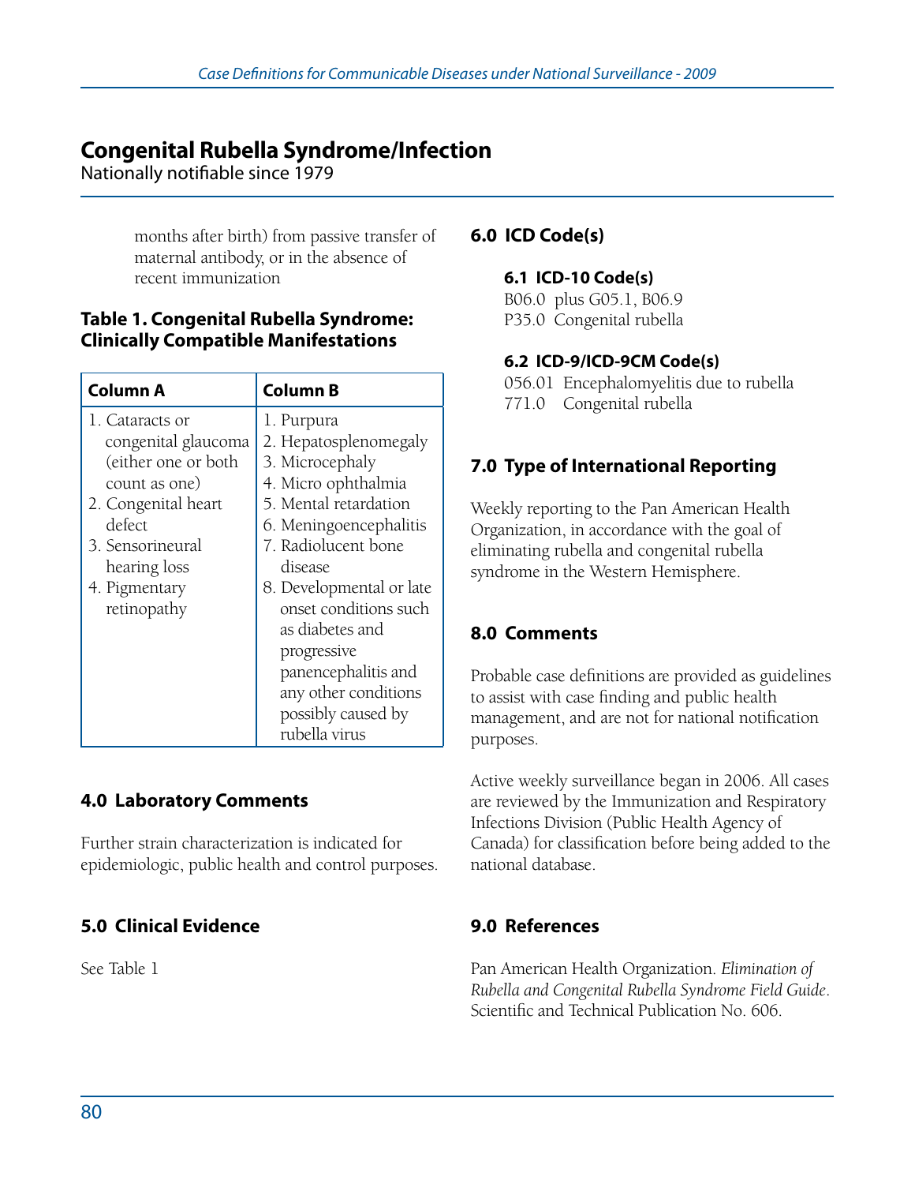# Congenital Rubella Syndrome/Infection

Nationally notifiable since 1979

months after birth) from passive transfer of maternal antibody, or in the absence of recent immunization

**Table 1. Congenital Rubella Syndrome: Clinically Compatible Manifestations**

| Column A | Column B |
|---|---|
| 1. Cataracts or congenital glaucoma (either one or both count as one)<br>2. Congenital heart defect<br>3. Sensorineural hearing loss<br>4. Pigmentary retinopathy | 1. Purpura<br>2. Hepatosplenomegaly<br>3. Microcephaly<br>4. Micro ophthalmia<br>5. Mental retardation<br>6. Meningoencephalitis<br>7. Radiolucent bone disease<br>8. Developmental or late onset conditions such as diabetes and progressive panencephalitis and any other conditions possibly caused by rubella virus |

## 4.0 Laboratory Comments

Further strain characterization is indicated for epidemiologic, public health and control purposes.

## 5.0 Clinical Evidence

See Table 1

## 6.0 ICD Code(s)

### 6.1 ICD-10 Code(s)

B06.0 plus G05.1, B06.9
P35.0 Congenital rubella

### 6.2 ICD-9/ICD-9CM Code(s)

056.01 Encephalomyelitis due to rubella
771.0 Congenital rubella

## 7.0 Type of International Reporting

Weekly reporting to the Pan American Health Organization, in accordance with the goal of eliminating rubella and congenital rubella syndrome in the Western Hemisphere.

## 8.0 Comments

Probable case definitions are provided as guidelines to assist with case finding and public health management, and are not for national notification purposes.

Active weekly surveillance began in 2006. All cases are reviewed by the Immunization and Respiratory Infections Division (Public Health Agency of Canada) for classification before being added to the national database.

## 9.0 References

Pan American Health Organization. *Elimination of Rubella and Congenital Rubella Syndrome Field Guide*. Scientific and Technical Publication No. 606.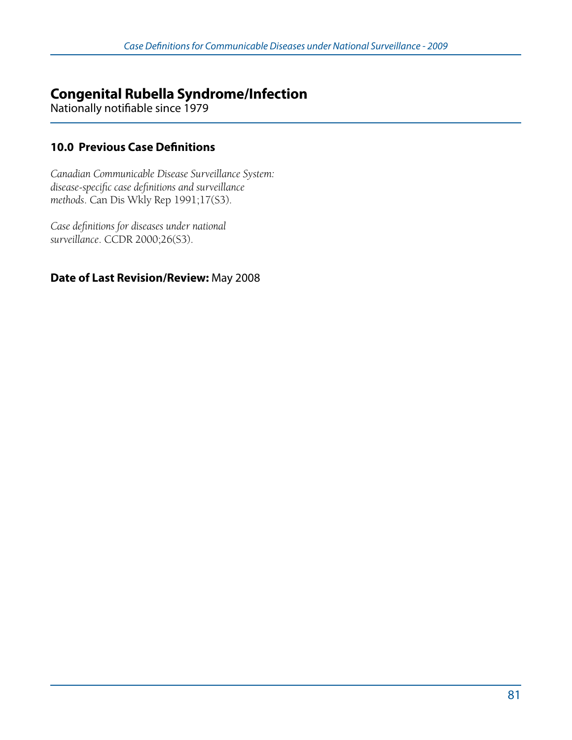# Congenital Rubella Syndrome/Infection

Nationally notifiable since 1979

## 10.0 Previous Case Definitions

*Canadian Communicable Disease Surveillance System: disease-specific case definitions and surveillance methods*. Can Dis Wkly Rep 1991;17(S3).

*Case definitions for diseases under national surveillance*. CCDR 2000;26(S3).

**Date of Last Revision/Review:** May 2008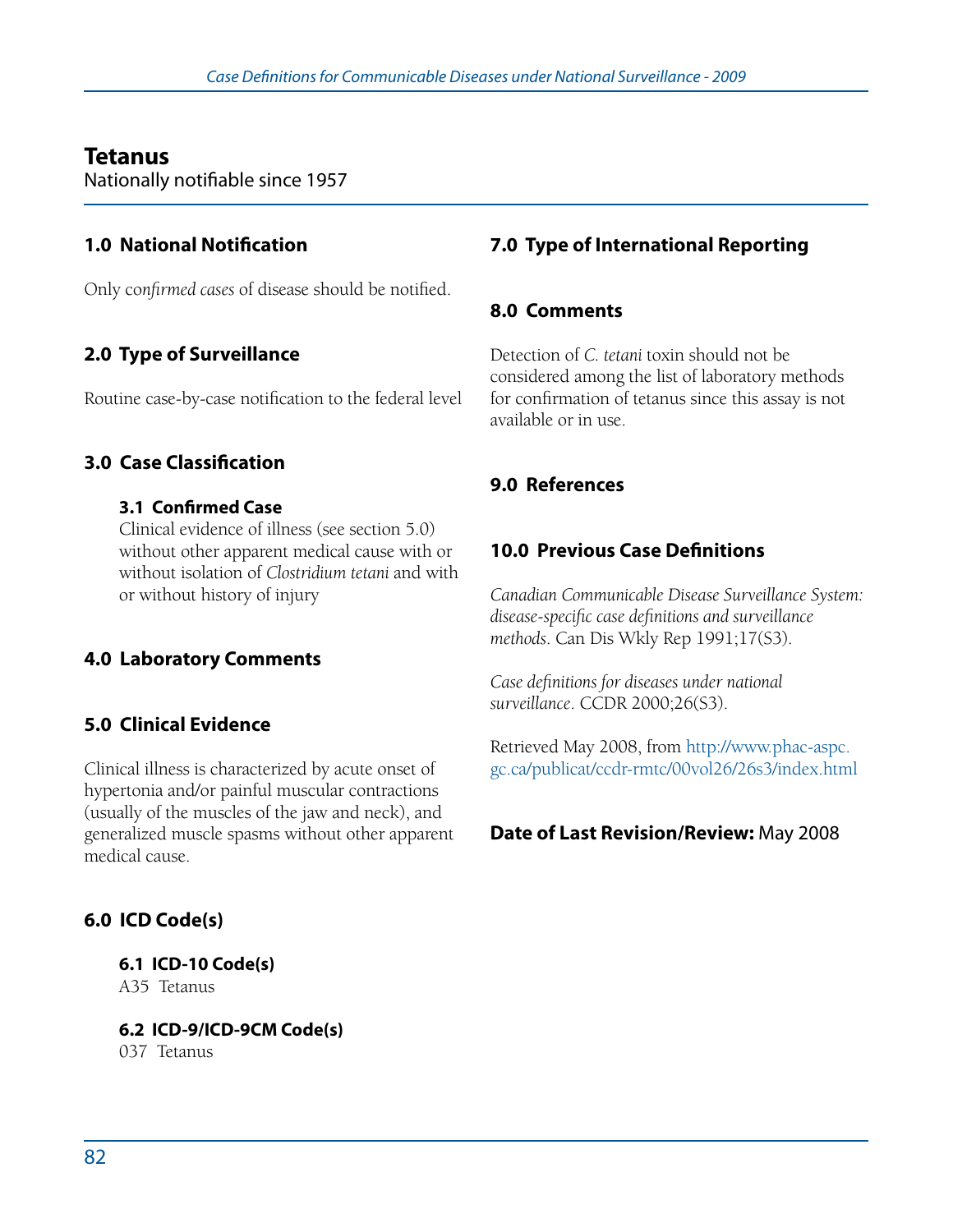# Tetanus

Nationally notifiable since 1957

## 1.0 National Notification

Only co*nfirmed cases* of disease should be notified.

## 2.0 Type of Surveillance

Routine case-by-case notification to the federal level

## 3.0 Case Classification

### 3.1 Confirmed Case

Clinical evidence of illness (see section 5.0) without other apparent medical cause with or without isolation of *Clostridium tetani* and with or without history of injury

## 4.0 Laboratory Comments

## 5.0 Clinical Evidence

Clinical illness is characterized by acute onset of hypertonia and/or painful muscular contractions (usually of the muscles of the jaw and neck), and generalized muscle spasms without other apparent medical cause.

## 6.0 ICD Code(s)

### 6.1 ICD-10 Code(s)

A35 Tetanus

### 6.2 ICD-9/ICD-9CM Code(s)

037 Tetanus

## 7.0 Type of International Reporting

## 8.0 Comments

Detection of *C. tetani* toxin should not be considered among the list of laboratory methods for confirmation of tetanus since this assay is not available or in use.

## 9.0 References

## 10.0 Previous Case Definitions

*Canadian Communicable Disease Surveillance System: disease-specific case definitions and surveillance methods*. Can Dis Wkly Rep 1991;17(S3).

*Case definitions for diseases under national surveillance*. CCDR 2000;26(S3).

Retrieved May 2008, from http://www.phac-aspc.gc.ca/publicat/ccdr-rmtc/00vol26/26s3/index.html

**Date of Last Revision/Review:** May 2008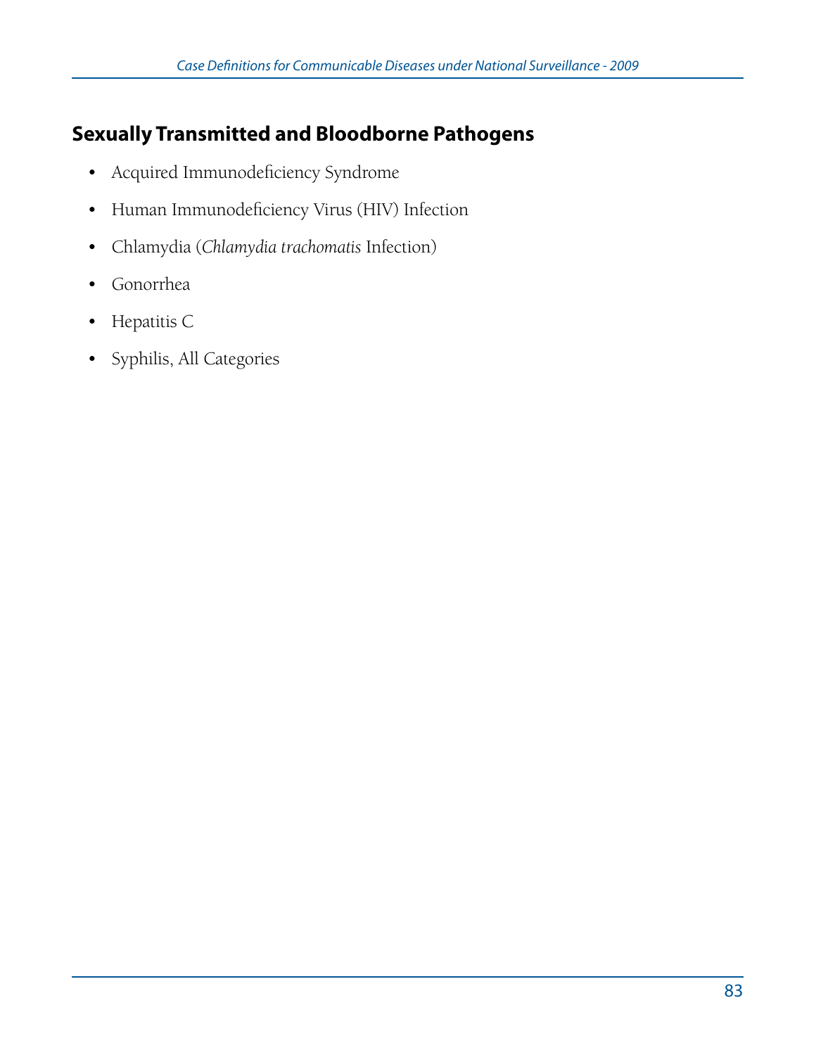## Sexually Transmitted and Bloodborne Pathogens

- Acquired Immunodeficiency Syndrome
- Human Immunodeficiency Virus (HIV) Infection
- Chlamydia (*Chlamydia trachomatis* Infection)
- Gonorrhea
- Hepatitis C
- Syphilis, All Categories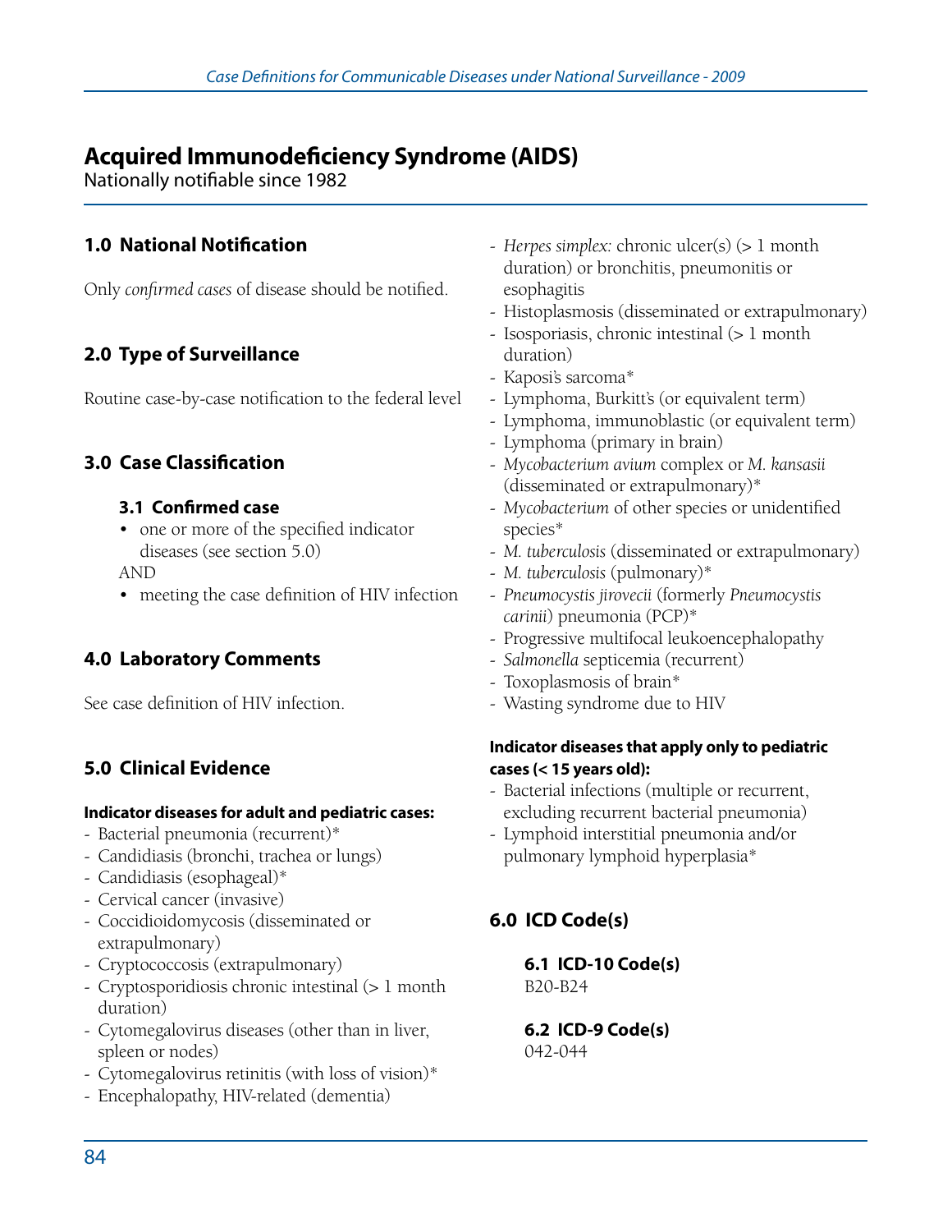# Acquired Immunodeficiency Syndrome (AIDS)

Nationally notifiable since 1982

## 1.0 National Notification

Only *confirmed cases* of disease should be notified.

## 2.0 Type of Surveillance

Routine case-by-case notification to the federal level

## 3.0 Case Classification

### 3.1 Confirmed case

- one or more of the specified indicator diseases (see section 5.0)

AND

- meeting the case definition of HIV infection

## 4.0 Laboratory Comments

See case definition of HIV infection.

## 5.0 Clinical Evidence

**Indicator diseases for adult and pediatric cases:**

- Bacterial pneumonia (recurrent)*
- Candidiasis (bronchi, trachea or lungs)
- Candidiasis (esophageal)*
- Cervical cancer (invasive)
- Coccidioidomycosis (disseminated or extrapulmonary)
- Cryptococcosis (extrapulmonary)
- Cryptosporidiosis chronic intestinal (> 1 month duration)
- Cytomegalovirus diseases (other than in liver, spleen or nodes)
- Cytomegalovirus retinitis (with loss of vision)*
- Encephalopathy, HIV-related (dementia)
- *Herpes simplex:* chronic ulcer(s) (> 1 month duration) or bronchitis, pneumonitis or esophagitis
- Histoplasmosis (disseminated or extrapulmonary)
- Isosporiasis, chronic intestinal (> 1 month duration)
- Kaposi's sarcoma*
- Lymphoma, Burkitt's (or equivalent term)
- Lymphoma, immunoblastic (or equivalent term)
- Lymphoma (primary in brain)
- *Mycobacterium avium* complex or *M. kansasii* (disseminated or extrapulmonary)*
- *Mycobacterium* of other species or unidentified species*
- *M. tuberculosis* (disseminated or extrapulmonary)
- *M. tuberculosis* (pulmonary)*
- *Pneumocystis jirovecii* (formerly *Pneumocystis carinii*) pneumonia (PCP)*
- Progressive multifocal leukoencephalopathy
- *Salmonella* septicemia (recurrent)
- Toxoplasmosis of brain*
- Wasting syndrome due to HIV

**Indicator diseases that apply only to pediatric cases (< 15 years old):**

- Bacterial infections (multiple or recurrent, excluding recurrent bacterial pneumonia)
- Lymphoid interstitial pneumonia and/or pulmonary lymphoid hyperplasia*

## 6.0 ICD Code(s)

### 6.1 ICD-10 Code(s)

B20-B24

### 6.2 ICD-9 Code(s)

042-044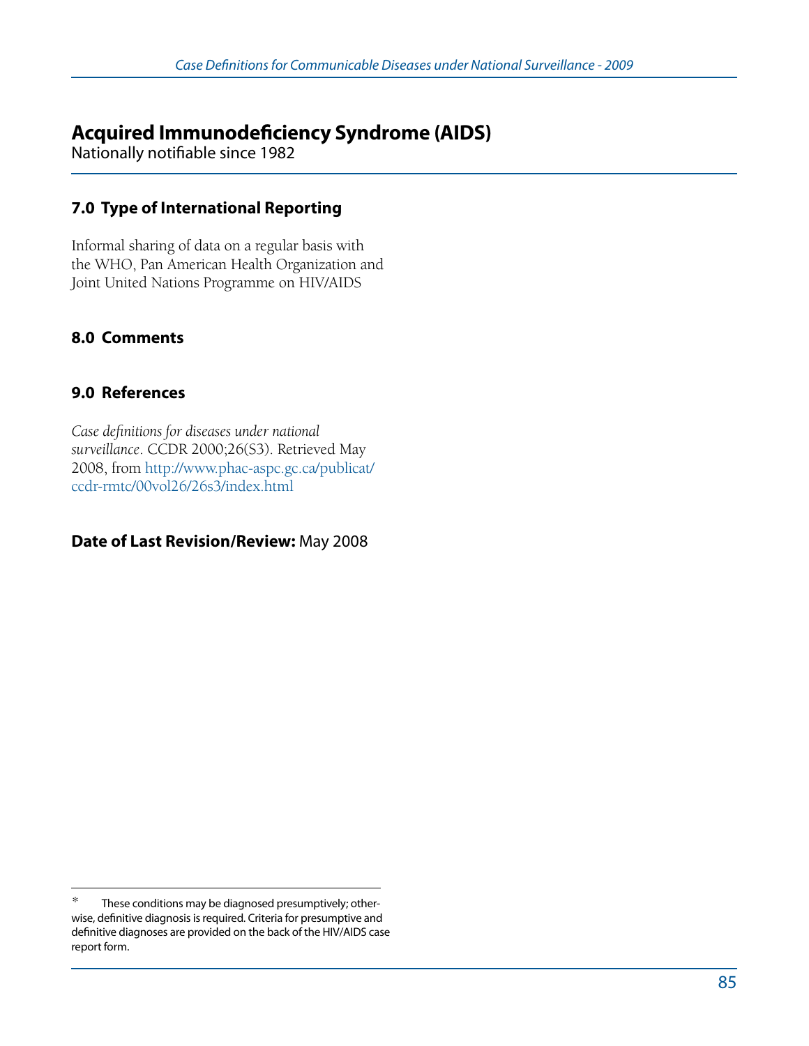# Acquired Immunodeficiency Syndrome (AIDS)

Nationally notifiable since 1982

## 7.0 Type of International Reporting

Informal sharing of data on a regular basis with the WHO, Pan American Health Organization and Joint United Nations Programme on HIV/AIDS

## 8.0 Comments

## 9.0 References

*Case definitions for diseases under national surveillance*. CCDR 2000;26(S3). Retrieved May 2008, from http://www.phac-aspc.gc.ca/publicat/ccdr-rmtc/00vol26/26s3/index.html

**Date of Last Revision/Review:** May 2008

---

\* These conditions may be diagnosed presumptively; otherwise, definitive diagnosis is required. Criteria for presumptive and definitive diagnoses are provided on the back of the HIV/AIDS case report form.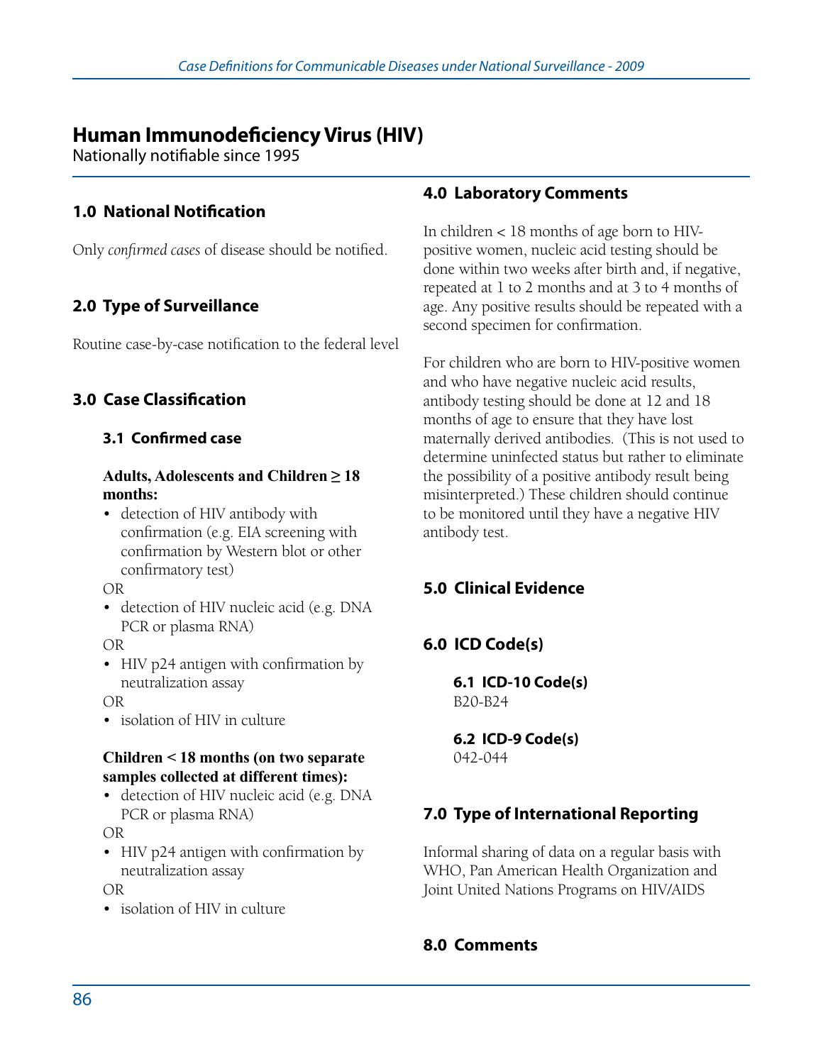# Human Immunodeficiency Virus (HIV)

Nationally notifiable since 1995

## 1.0 National Notification

Only *confirmed cases* of disease should be notified.

## 2.0 Type of Surveillance

Routine case-by-case notification to the federal level

## 3.0 Case Classification

### 3.1 Confirmed case

**Adults, Adolescents and Children ≥ 18 months:**

- detection of HIV antibody with confirmation (e.g. EIA screening with confirmation by Western blot or other confirmatory test)

OR

- detection of HIV nucleic acid (e.g. DNA PCR or plasma RNA)

OR

- HIV p24 antigen with confirmation by neutralization assay

OR

- isolation of HIV in culture

**Children < 18 months (on two separate samples collected at different times):**

- detection of HIV nucleic acid (e.g. DNA PCR or plasma RNA)

OR

- HIV p24 antigen with confirmation by neutralization assay

OR

- isolation of HIV in culture

## 4.0 Laboratory Comments

In children < 18 months of age born to HIV-positive women, nucleic acid testing should be done within two weeks after birth and, if negative, repeated at 1 to 2 months and at 3 to 4 months of age. Any positive results should be repeated with a second specimen for confirmation.

For children who are born to HIV-positive women and who have negative nucleic acid results, antibody testing should be done at 12 and 18 months of age to ensure that they have lost maternally derived antibodies. (This is not used to determine uninfected status but rather to eliminate the possibility of a positive antibody result being misinterpreted.) These children should continue to be monitored until they have a negative HIV antibody test.

## 5.0 Clinical Evidence

## 6.0 ICD Code(s)

### 6.1 ICD-10 Code(s)

B20-B24

### 6.2 ICD-9 Code(s)

042-044

## 7.0 Type of International Reporting

Informal sharing of data on a regular basis with WHO, Pan American Health Organization and Joint United Nations Programs on HIV/AIDS

## 8.0 Comments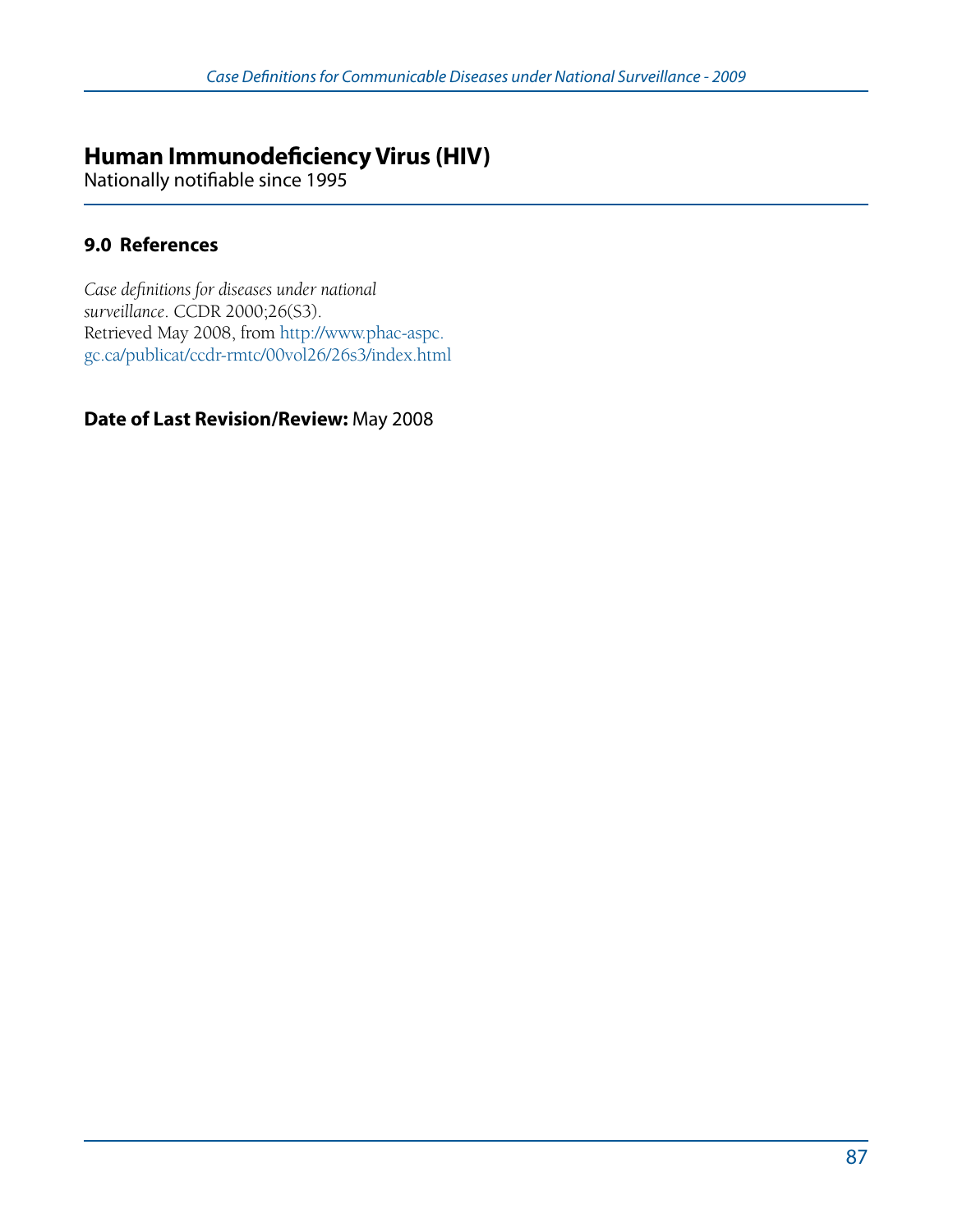# Human Immunodeficiency Virus (HIV)

Nationally notifiable since 1995

## 9.0 References

*Case definitions for diseases under national surveillance*. CCDR 2000;26(S3). Retrieved May 2008, from http://www.phac-aspc.gc.ca/publicat/ccdr-rmtc/00vol26/26s3/index.html

**Date of Last Revision/Review:** May 2008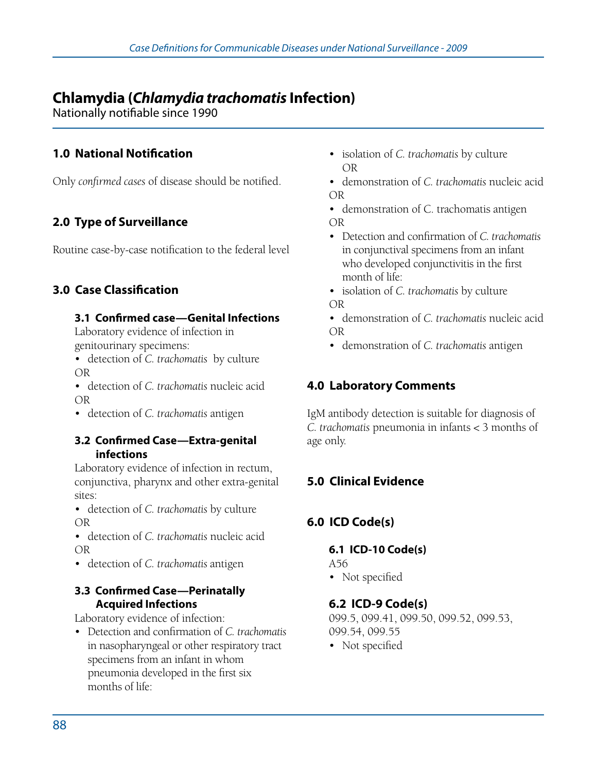# Chlamydia (*Chlamydia trachomatis* Infection)

Nationally notifiable since 1990

## 1.0 National Notification

Only *confirmed cases* of disease should be notified.

## 2.0 Type of Surveillance

Routine case-by-case notification to the federal level

## 3.0 Case Classification

### 3.1 Confirmed case—Genital Infections

Laboratory evidence of infection in genitourinary specimens:

- detection of *C. trachomatis* by culture

OR

- detection of *C. trachomatis* nucleic acid

OR

- detection of *C. trachomatis* antigen

### 3.2 Confirmed Case—Extra-genital infections

Laboratory evidence of infection in rectum, conjunctiva, pharynx and other extra-genital sites:

- detection of *C. trachomatis* by culture

OR

- detection of *C. trachomatis* nucleic acid

OR

- detection of *C. trachomatis* antigen

### 3.3 Confirmed Case—Perinatally Acquired Infections

Laboratory evidence of infection:

- Detection and confirmation of *C. trachomatis* in nasopharyngeal or other respiratory tract specimens from an infant in whom pneumonia developed in the first six months of life:
- isolation of *C. trachomatis* by culture

  OR

- demonstration of *C. trachomatis* nucleic acid

OR

- demonstration of C. trachomatis antigen

OR

- Detection and confirmation of *C. trachomatis* in conjunctival specimens from an infant who developed conjunctivitis in the first month of life:
- isolation of *C. trachomatis* by culture

OR

- demonstration of *C. trachomatis* nucleic acid

OR

- demonstration of *C. trachomatis* antigen

## 4.0 Laboratory Comments

IgM antibody detection is suitable for diagnosis of *C. trachomatis* pneumonia in infants < 3 months of age only.

## 5.0 Clinical Evidence

## 6.0 ICD Code(s)

### 6.1 ICD-10 Code(s)

A56

- Not specified

### 6.2 ICD-9 Code(s)

099.5, 099.41, 099.50, 099.52, 099.53, 099.54, 099.55

- Not specified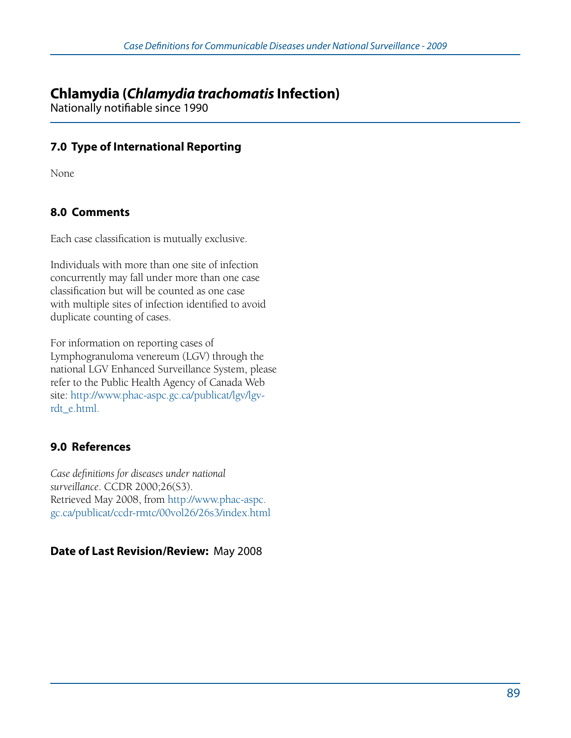## Chlamydia (*Chlamydia trachomatis* Infection)

Nationally notifiable since 1990

### 7.0 Type of International Reporting

None

### 8.0 Comments

Each case classification is mutually exclusive.

Individuals with more than one site of infection concurrently may fall under more than one case classification but will be counted as one case with multiple sites of infection identified to avoid duplicate counting of cases.

For information on reporting cases of Lymphogranuloma venereum (LGV) through the national LGV Enhanced Surveillance System, please refer to the Public Health Agency of Canada Web site: http://www.phac-aspc.gc.ca/publicat/lgv/lgv-rdt_e.html.

### 9.0 References

*Case definitions for diseases under national surveillance*. CCDR 2000;26(S3). Retrieved May 2008, from http://www.phac-aspc.gc.ca/publicat/ccdr-rmtc/00vol26/26s3/index.html

**Date of Last Revision/Review:** May 2008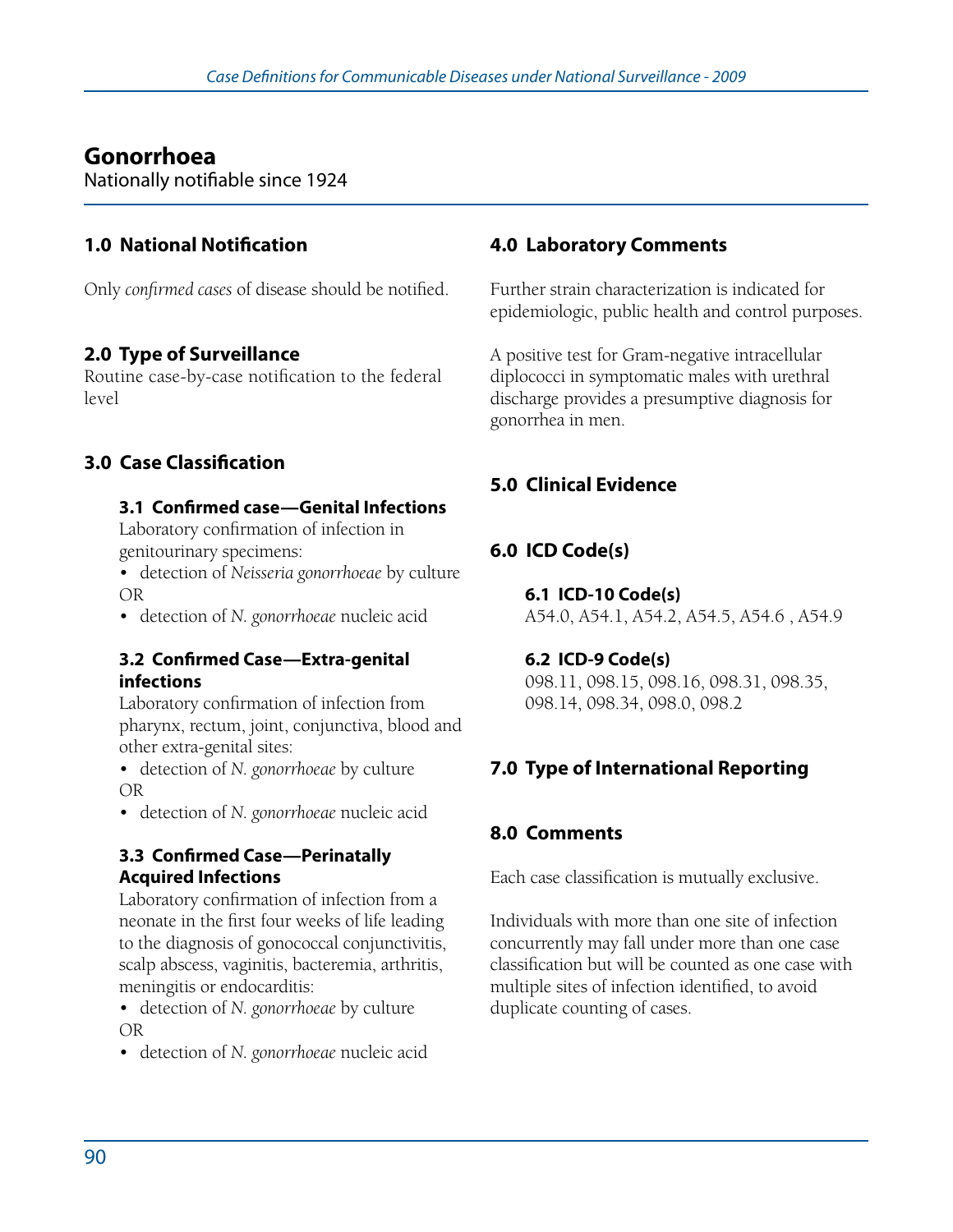# Gonorrhoea

Nationally notifiable since 1924

## 1.0 National Notification

Only *confirmed cases* of disease should be notified.

## 2.0 Type of Surveillance

Routine case-by-case notification to the federal level

## 3.0 Case Classification

### 3.1 Confirmed case—Genital Infections

Laboratory confirmation of infection in genitourinary specimens:

- detection of *Neisseria gonorrhoeae* by culture

OR

- detection of *N. gonorrhoeae* nucleic acid

### 3.2 Confirmed Case—Extra-genital infections

Laboratory confirmation of infection from pharynx, rectum, joint, conjunctiva, blood and other extra-genital sites:

- detection of *N. gonorrhoeae* by culture

OR

- detection of *N. gonorrhoeae* nucleic acid

### 3.3 Confirmed Case—Perinatally Acquired Infections

Laboratory confirmation of infection from a neonate in the first four weeks of life leading to the diagnosis of gonococcal conjunctivitis, scalp abscess, vaginitis, bacteremia, arthritis, meningitis or endocarditis:

- detection of *N. gonorrhoeae* by culture

OR

- detection of *N. gonorrhoeae* nucleic acid

## 4.0 Laboratory Comments

Further strain characterization is indicated for epidemiologic, public health and control purposes.

A positive test for Gram-negative intracellular diplococci in symptomatic males with urethral discharge provides a presumptive diagnosis for gonorrhea in men.

## 5.0 Clinical Evidence

## 6.0 ICD Code(s)

### 6.1 ICD-10 Code(s)

A54.0, A54.1, A54.2, A54.5, A54.6 , A54.9

### 6.2 ICD-9 Code(s)

098.11, 098.15, 098.16, 098.31, 098.35, 098.14, 098.34, 098.0, 098.2

## 7.0 Type of International Reporting

## 8.0 Comments

Each case classification is mutually exclusive.

Individuals with more than one site of infection concurrently may fall under more than one case classification but will be counted as one case with multiple sites of infection identified, to avoid duplicate counting of cases.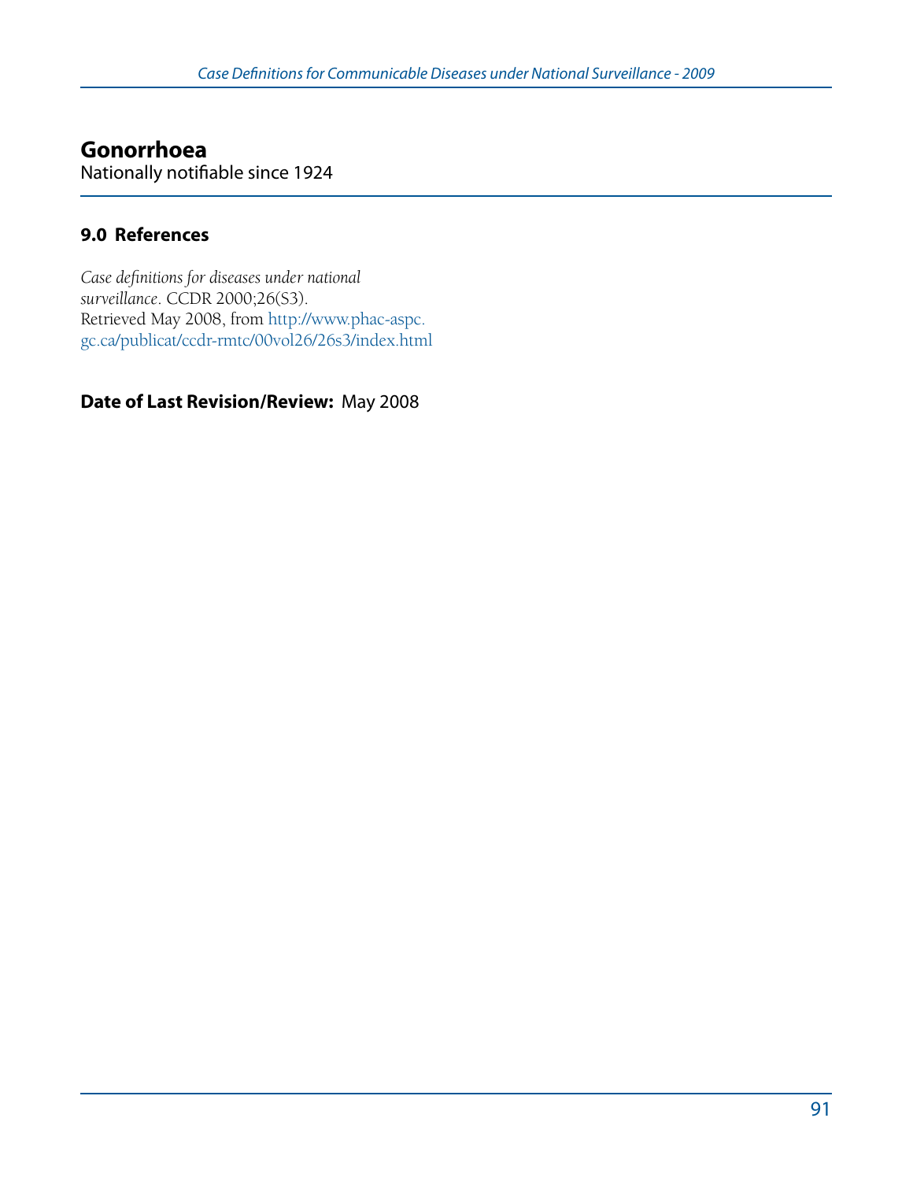## Gonorrhoea

Nationally notifiable since 1924

### 9.0 References

*Case definitions for diseases under national surveillance*. CCDR 2000;26(S3). Retrieved May 2008, from http://www.phac-aspc.gc.ca/publicat/ccdr-rmtc/00vol26/26s3/index.html

**Date of Last Revision/Review:** May 2008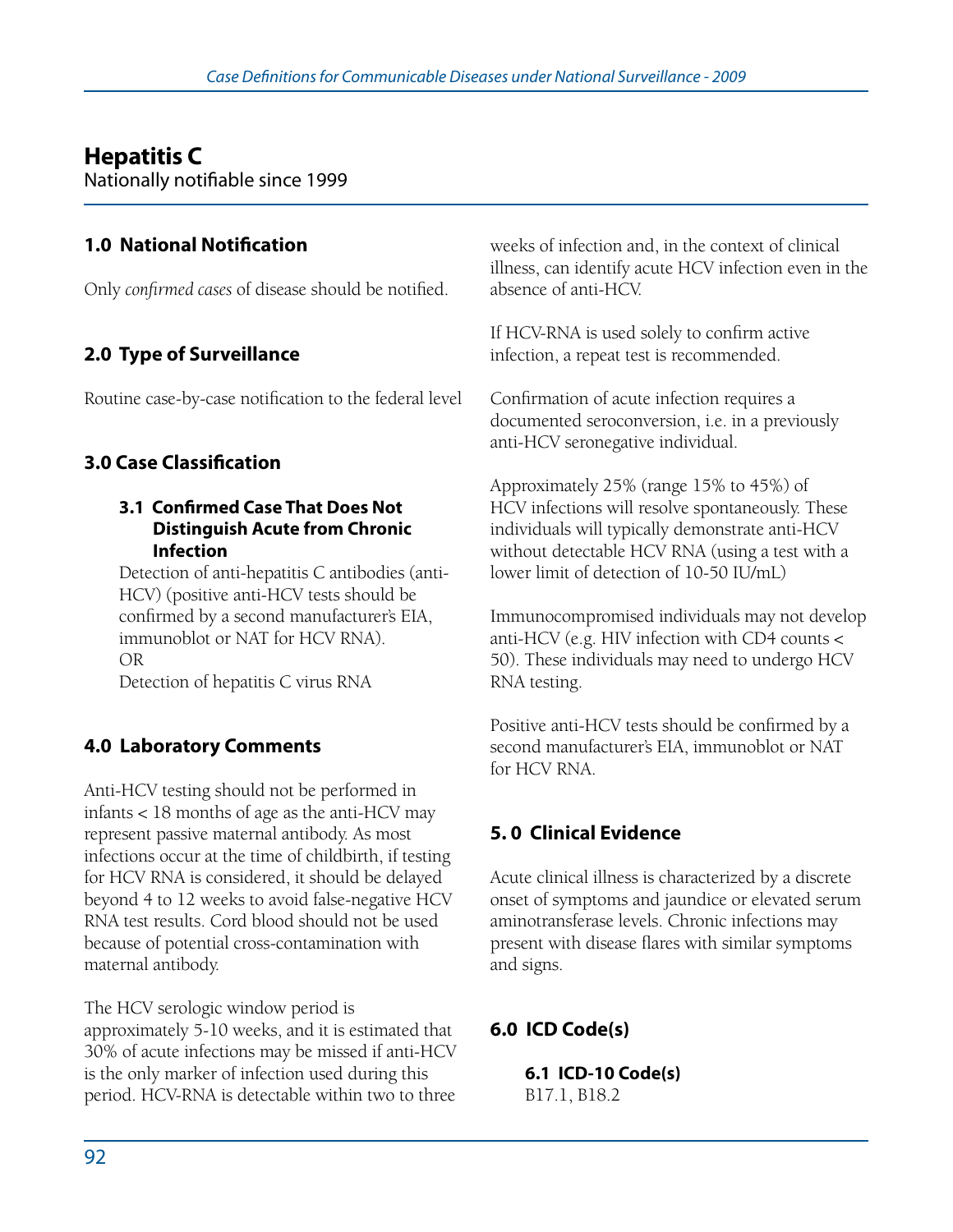# Hepatitis C

Nationally notifiable since 1999

## 1.0 National Notification

Only *confirmed cases* of disease should be notified.

## 2.0 Type of Surveillance

Routine case-by-case notification to the federal level

## 3.0 Case Classification

### 3.1 Confirmed Case That Does Not Distinguish Acute from Chronic Infection

Detection of anti-hepatitis C antibodies (anti-HCV) (positive anti-HCV tests should be confirmed by a second manufacturer's EIA, immunoblot or NAT for HCV RNA).
OR
Detection of hepatitis C virus RNA

## 4.0 Laboratory Comments

Anti-HCV testing should not be performed in infants < 18 months of age as the anti-HCV may represent passive maternal antibody. As most infections occur at the time of childbirth, if testing for HCV RNA is considered, it should be delayed beyond 4 to 12 weeks to avoid false-negative HCV RNA test results. Cord blood should not be used because of potential cross-contamination with maternal antibody.

The HCV serologic window period is approximately 5-10 weeks, and it is estimated that 30% of acute infections may be missed if anti-HCV is the only marker of infection used during this period. HCV-RNA is detectable within two to three weeks of infection and, in the context of clinical illness, can identify acute HCV infection even in the absence of anti-HCV.

If HCV-RNA is used solely to confirm active infection, a repeat test is recommended.

Confirmation of acute infection requires a documented seroconversion, i.e. in a previously anti-HCV seronegative individual.

Approximately 25% (range 15% to 45%) of HCV infections will resolve spontaneously. These individuals will typically demonstrate anti-HCV without detectable HCV RNA (using a test with a lower limit of detection of 10-50 IU/mL)

Immunocompromised individuals may not develop anti-HCV (e.g. HIV infection with CD4 counts < 50). These individuals may need to undergo HCV RNA testing.

Positive anti-HCV tests should be confirmed by a second manufacturer's EIA, immunoblot or NAT for HCV RNA.

## 5.0 Clinical Evidence

Acute clinical illness is characterized by a discrete onset of symptoms and jaundice or elevated serum aminotransferase levels. Chronic infections may present with disease flares with similar symptoms and signs.

## 6.0 ICD Code(s)

### 6.1 ICD-10 Code(s)

B17.1, B18.2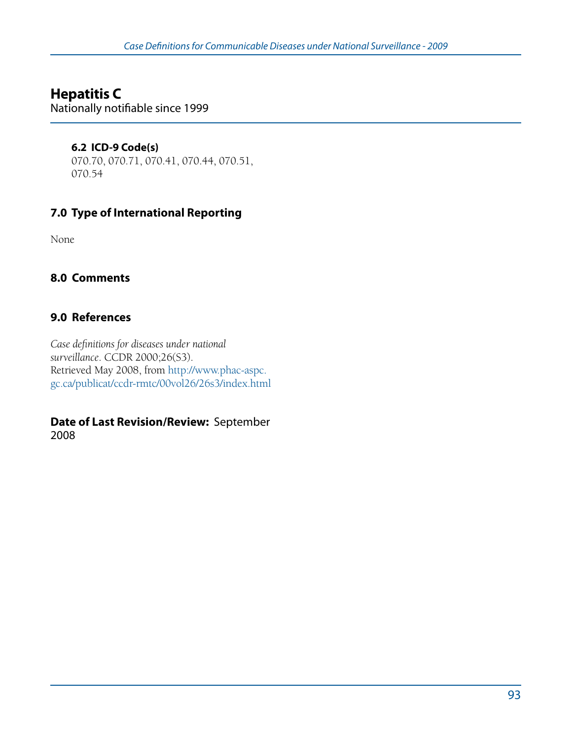# Hepatitis C

Nationally notifiable since 1999

### 6.2 ICD-9 Code(s)

070.70, 070.71, 070.41, 070.44, 070.51, 070.54

## 7.0 Type of International Reporting

None

## 8.0 Comments

## 9.0 References

*Case definitions for diseases under national surveillance*. CCDR 2000;26(S3). Retrieved May 2008, from http://www.phac-aspc.gc.ca/publicat/ccdr-rmtc/00vol26/26s3/index.html

**Date of Last Revision/Review:** September 2008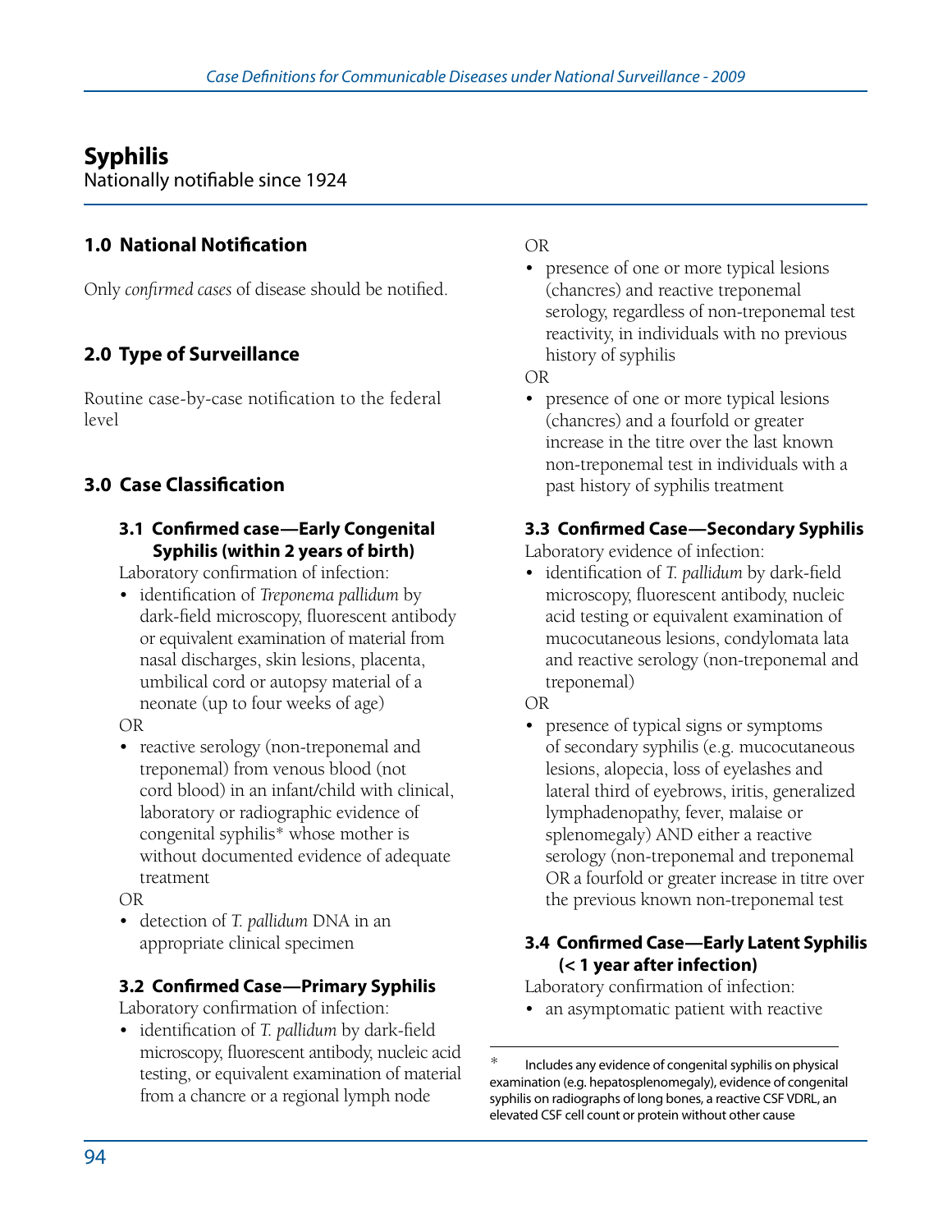# Syphilis

Nationally notifiable since 1924

## 1.0 National Notification

Only *confirmed cases* of disease should be notified.

## 2.0 Type of Surveillance

Routine case-by-case notification to the federal level

## 3.0 Case Classification

### 3.1 Confirmed case—Early Congenital Syphilis (within 2 years of birth)

Laboratory confirmation of infection:

- identification of *Treponema pallidum* by dark-field microscopy, fluorescent antibody or equivalent examination of material from nasal discharges, skin lesions, placenta, umbilical cord or autopsy material of a neonate (up to four weeks of age)

OR

- reactive serology (non-treponemal and treponemal) from venous blood (not cord blood) in an infant/child with clinical, laboratory or radiographic evidence of congenital syphilis* whose mother is without documented evidence of adequate treatment

OR

- detection of *T. pallidum* DNA in an appropriate clinical specimen

### 3.2 Confirmed Case—Primary Syphilis

Laboratory confirmation of infection:

- identification of *T. pallidum* by dark-field microscopy, fluorescent antibody, nucleic acid testing, or equivalent examination of material from a chancre or a regional lymph node

OR

- presence of one or more typical lesions (chancres) and reactive treponemal serology, regardless of non-treponemal test reactivity, in individuals with no previous history of syphilis

OR

- presence of one or more typical lesions (chancres) and a fourfold or greater increase in the titre over the last known non-treponemal test in individuals with a past history of syphilis treatment

### 3.3 Confirmed Case—Secondary Syphilis

Laboratory evidence of infection:

- identification of *T. pallidum* by dark-field microscopy, fluorescent antibody, nucleic acid testing or equivalent examination of mucocutaneous lesions, condylomata lata and reactive serology (non-treponemal and treponemal)

OR

- presence of typical signs or symptoms of secondary syphilis (e.g. mucocutaneous lesions, alopecia, loss of eyelashes and lateral third of eyebrows, iritis, generalized lymphadenopathy, fever, malaise or splenomegaly) AND either a reactive serology (non-treponemal and treponemal OR a fourfold or greater increase in titre over the previous known non-treponemal test

### 3.4 Confirmed Case—Early Latent Syphilis (< 1 year after infection)

Laboratory confirmation of infection:

- an asymptomatic patient with reactive

---

\* Includes any evidence of congenital syphilis on physical examination (e.g. hepatosplenomegaly), evidence of congenital syphilis on radiographs of long bones, a reactive CSF VDRL, an elevated CSF cell count or protein without other cause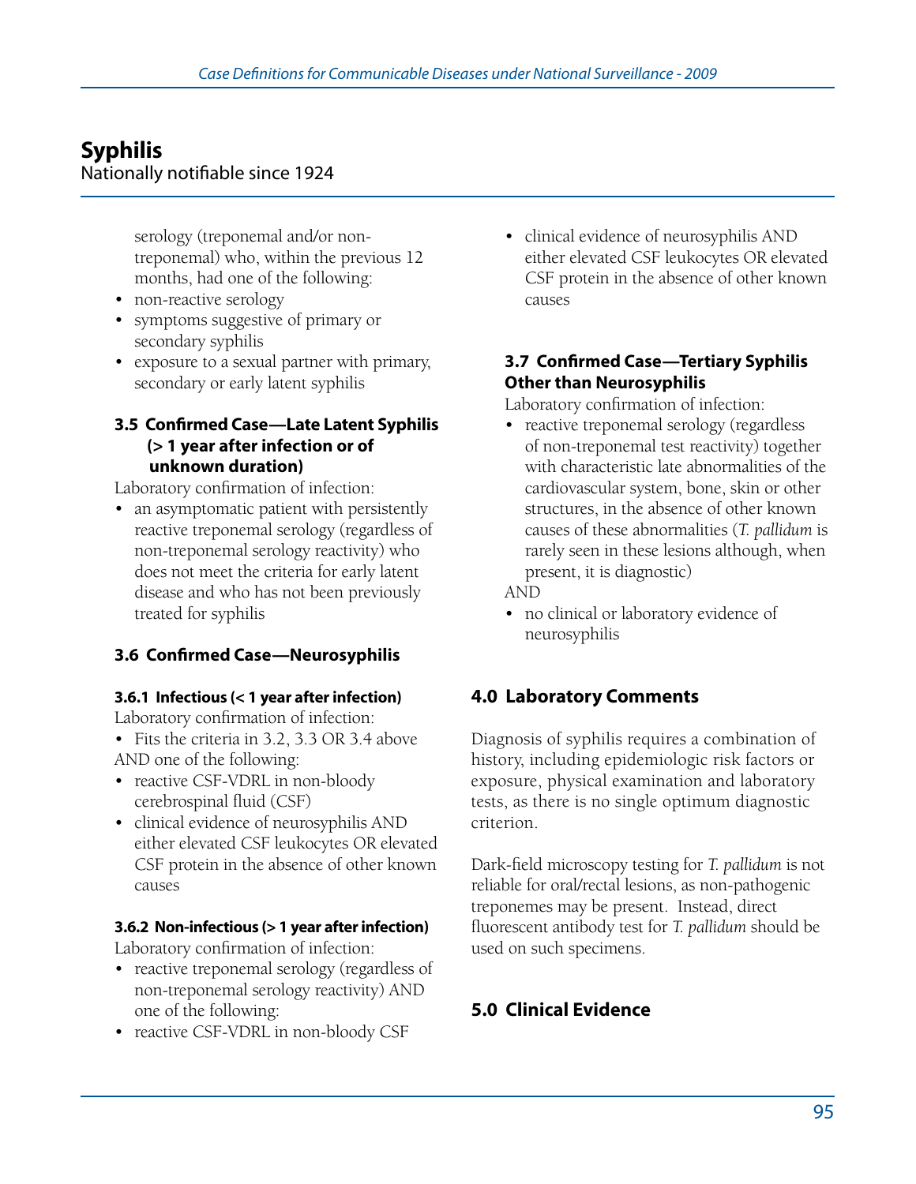# Syphilis

Nationally notifiable since 1924

serology (treponemal and/or non-treponemal) who, within the previous 12 months, had one of the following:

- non-reactive serology
- symptoms suggestive of primary or secondary syphilis
- exposure to a sexual partner with primary, secondary or early latent syphilis

### 3.5 Confirmed Case—Late Latent Syphilis (> 1 year after infection or of unknown duration)

Laboratory confirmation of infection:

- an asymptomatic patient with persistently reactive treponemal serology (regardless of non-treponemal serology reactivity) who does not meet the criteria for early latent disease and who has not been previously treated for syphilis

### 3.6 Confirmed Case—Neurosyphilis

#### 3.6.1 Infectious (< 1 year after infection)

Laboratory confirmation of infection:

- Fits the criteria in 3.2, 3.3 OR 3.4 above

AND one of the following:

- reactive CSF-VDRL in non-bloody cerebrospinal fluid (CSF)
- clinical evidence of neurosyphilis AND either elevated CSF leukocytes OR elevated CSF protein in the absence of other known causes

#### 3.6.2 Non-infectious (> 1 year after infection)

Laboratory confirmation of infection:

- reactive treponemal serology (regardless of non-treponemal serology reactivity) AND one of the following:
- reactive CSF-VDRL in non-bloody CSF
- clinical evidence of neurosyphilis AND either elevated CSF leukocytes OR elevated CSF protein in the absence of other known causes

### 3.7 Confirmed Case—Tertiary Syphilis Other than Neurosyphilis

Laboratory confirmation of infection:

- reactive treponemal serology (regardless of non-treponemal test reactivity) together with characteristic late abnormalities of the cardiovascular system, bone, skin or other structures, in the absence of other known causes of these abnormalities (*T. pallidum* is rarely seen in these lesions although, when present, it is diagnostic)

AND

- no clinical or laboratory evidence of neurosyphilis

## 4.0 Laboratory Comments

Diagnosis of syphilis requires a combination of history, including epidemiologic risk factors or exposure, physical examination and laboratory tests, as there is no single optimum diagnostic criterion.

Dark-field microscopy testing for *T. pallidum* is not reliable for oral/rectal lesions, as non-pathogenic treponemes may be present. Instead, direct fluorescent antibody test for *T. pallidum* should be used on such specimens.

## 5.0 Clinical Evidence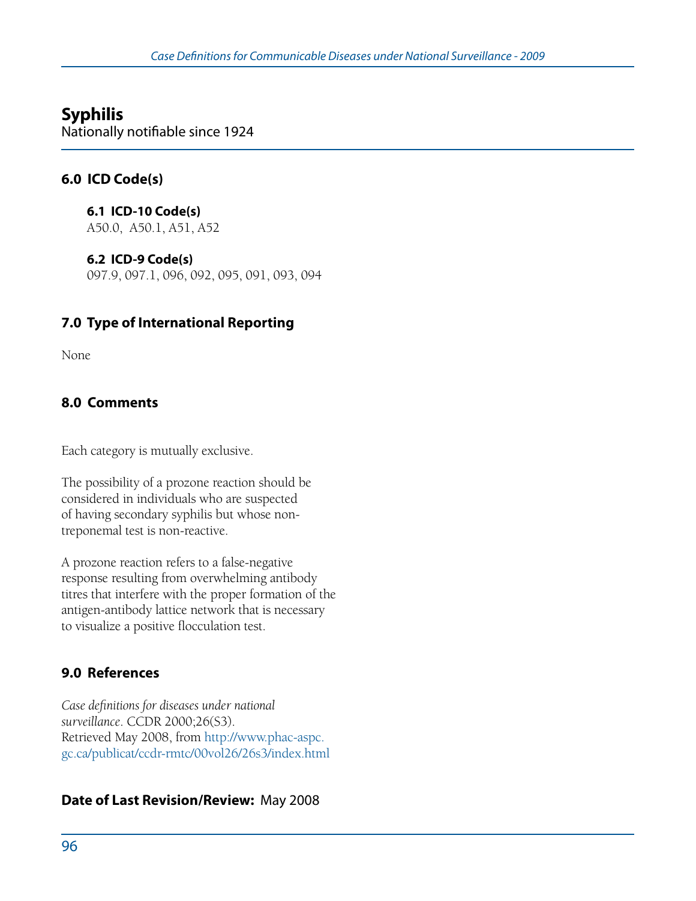# Syphilis

Nationally notifiable since 1924

## 6.0 ICD Code(s)

### 6.1 ICD-10 Code(s)

A50.0, A50.1, A51, A52

### 6.2 ICD-9 Code(s)

097.9, 097.1, 096, 092, 095, 091, 093, 094

## 7.0 Type of International Reporting

None

## 8.0 Comments

Each category is mutually exclusive.

The possibility of a prozone reaction should be considered in individuals who are suspected of having secondary syphilis but whose non-treponemal test is non-reactive.

A prozone reaction refers to a false-negative response resulting from overwhelming antibody titres that interfere with the proper formation of the antigen-antibody lattice network that is necessary to visualize a positive flocculation test.

## 9.0 References

*Case definitions for diseases under national surveillance*. CCDR 2000;26(S3). Retrieved May 2008, from http://www.phac-aspc.gc.ca/publicat/ccdr-rmtc/00vol26/26s3/index.html

**Date of Last Revision/Review:** May 2008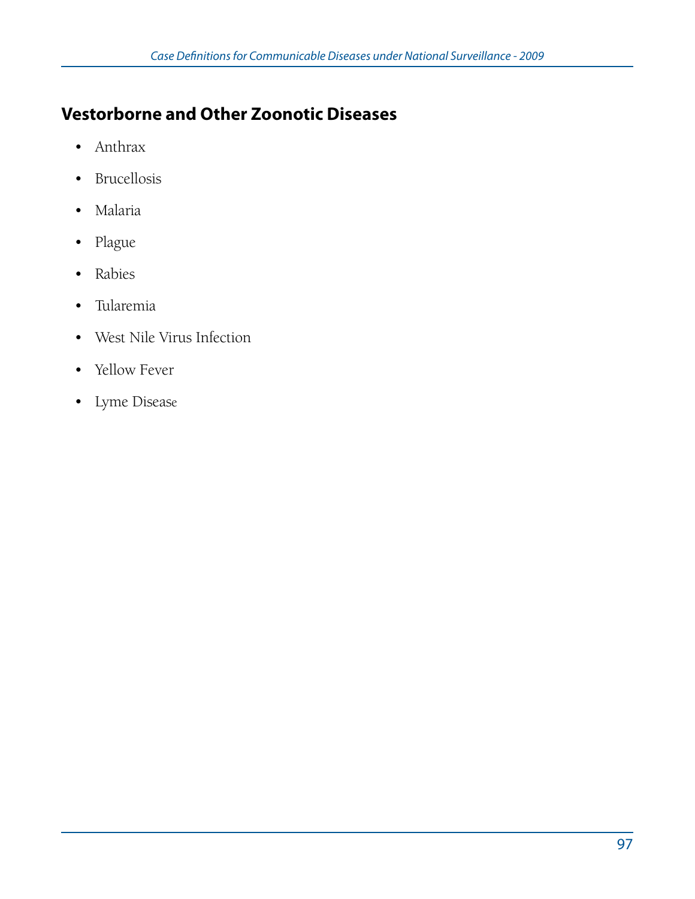## Vestorborne and Other Zoonotic Diseases

- Anthrax
- Brucellosis
- Malaria
- Plague
- Rabies
- Tularemia
- West Nile Virus Infection
- Yellow Fever
- Lyme Disease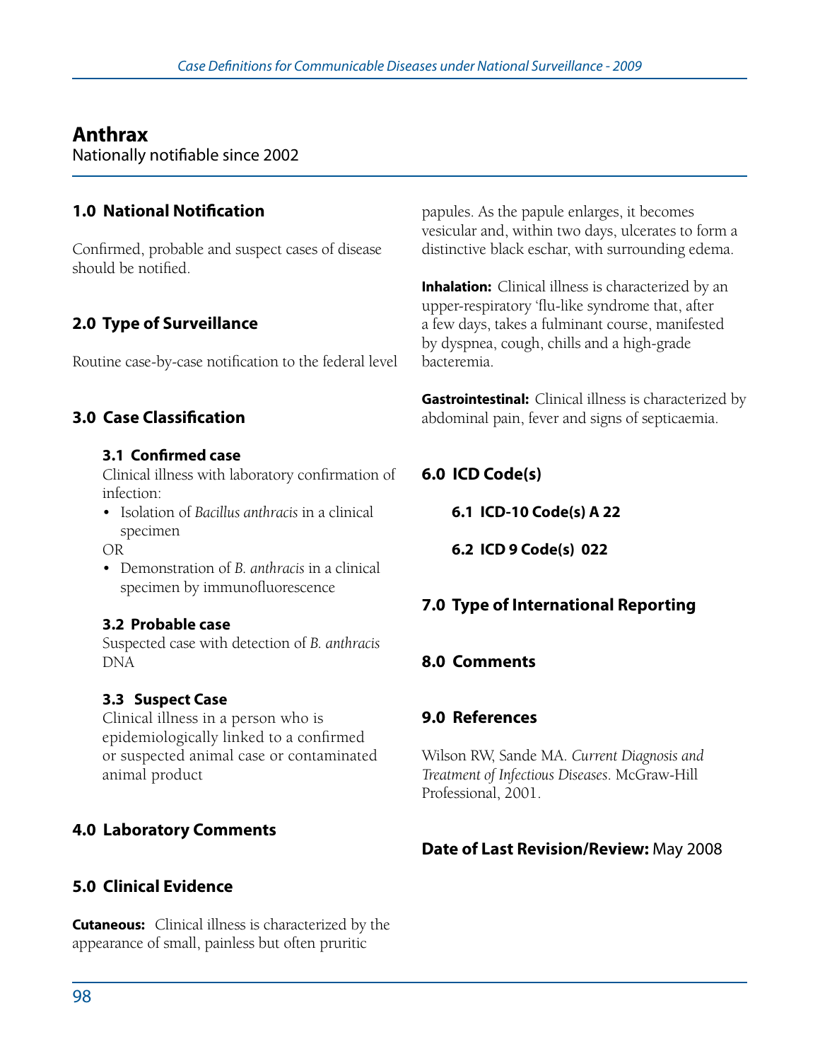# Anthrax

Nationally notifiable since 2002

## 1.0 National Notification

Confirmed, probable and suspect cases of disease should be notified.

## 2.0 Type of Surveillance

Routine case-by-case notification to the federal level

## 3.0 Case Classification

### 3.1 Confirmed case

Clinical illness with laboratory confirmation of infection:

- Isolation of *Bacillus anthracis* in a clinical specimen

OR

- Demonstration of *B. anthracis* in a clinical specimen by immunofluorescence

### 3.2 Probable case

Suspected case with detection of *B. anthracis* DNA

### 3.3 Suspect Case

Clinical illness in a person who is epidemiologically linked to a confirmed or suspected animal case or contaminated animal product

## 4.0 Laboratory Comments

## 5.0 Clinical Evidence

**Cutaneous:** Clinical illness is characterized by the appearance of small, painless but often pruritic papules. As the papule enlarges, it becomes vesicular and, within two days, ulcerates to form a distinctive black eschar, with surrounding edema.

**Inhalation:** Clinical illness is characterized by an upper-respiratory 'flu-like syndrome that, after a few days, takes a fulminant course, manifested by dyspnea, cough, chills and a high-grade bacteremia.

**Gastrointestinal:** Clinical illness is characterized by abdominal pain, fever and signs of septicaemia.

## 6.0 ICD Code(s)

### 6.1 ICD-10 Code(s) A 22

### 6.2 ICD 9 Code(s) 022

## 7.0 Type of International Reporting

## 8.0 Comments

## 9.0 References

Wilson RW, Sande MA. *Current Diagnosis and Treatment of Infectious Diseases*. McGraw-Hill Professional, 2001.

**Date of Last Revision/Review:** May 2008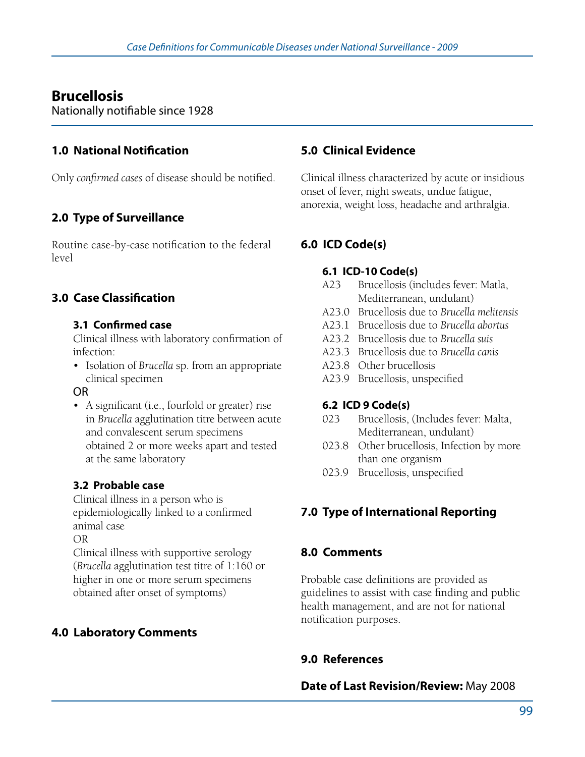# Brucellosis

Nationally notifiable since 1928

## 1.0 National Notification

Only *confirmed cases* of disease should be notified.

## 2.0 Type of Surveillance

Routine case-by-case notification to the federal level

## 3.0 Case Classification

### 3.1 Confirmed case

Clinical illness with laboratory confirmation of infection:

- Isolation of *Brucella* sp. from an appropriate clinical specimen

OR

- A significant (i.e., fourfold or greater) rise in *Brucella* agglutination titre between acute and convalescent serum specimens obtained 2 or more weeks apart and tested at the same laboratory

### 3.2 Probable case

Clinical illness in a person who is epidemiologically linked to a confirmed animal case

OR

Clinical illness with supportive serology (*Brucella* agglutination test titre of 1:160 or higher in one or more serum specimens obtained after onset of symptoms)

## 4.0 Laboratory Comments

## 5.0 Clinical Evidence

Clinical illness characterized by acute or insidious onset of fever, night sweats, undue fatigue, anorexia, weight loss, headache and arthralgia.

## 6.0 ICD Code(s)

### 6.1 ICD-10 Code(s)

- A23 Brucellosis (includes fever: Matla, Mediterranean, undulant)
- A23.0 Brucellosis due to *Brucella melitensis*
- A23.1 Brucellosis due to *Brucella abortus*
- A23.2 Brucellosis due to *Brucella suis*
- A23.3 Brucellosis due to *Brucella canis*
- A23.8 Other brucellosis
- A23.9 Brucellosis, unspecified

### 6.2 ICD 9 Code(s)

- 023 Brucellosis, (Includes fever: Malta, Mediterranean, undulant)
- 023.8 Other brucellosis, Infection by more than one organism
- 023.9 Brucellosis, unspecified

## 7.0 Type of International Reporting

## 8.0 Comments

Probable case definitions are provided as guidelines to assist with case finding and public health management, and are not for national notification purposes.

## 9.0 References

**Date of Last Revision/Review:** May 2008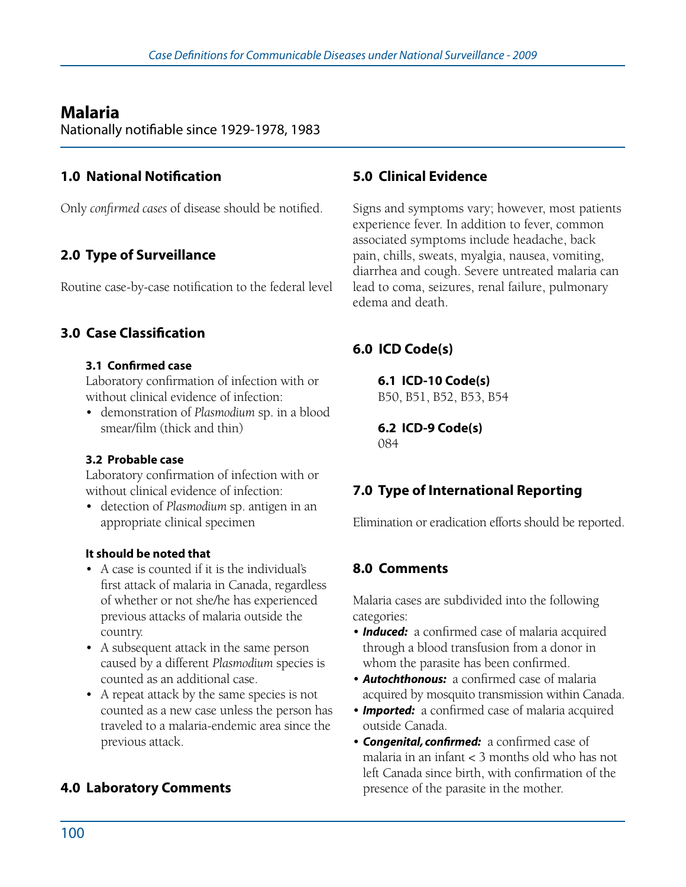# Malaria

Nationally notifiable since 1929-1978, 1983

## 1.0 National Notification

Only *confirmed cases* of disease should be notified.

## 2.0 Type of Surveillance

Routine case-by-case notification to the federal level

## 3.0 Case Classification

### 3.1 Confirmed case

Laboratory confirmation of infection with or without clinical evidence of infection:

- demonstration of *Plasmodium* sp. in a blood smear/film (thick and thin)

### 3.2 Probable case

Laboratory confirmation of infection with or without clinical evidence of infection:

- detection of *Plasmodium* sp. antigen in an appropriate clinical specimen

**It should be noted that**

- A case is counted if it is the individual's first attack of malaria in Canada, regardless of whether or not she/he has experienced previous attacks of malaria outside the country.
- A subsequent attack in the same person caused by a different *Plasmodium* species is counted as an additional case.
- A repeat attack by the same species is not counted as a new case unless the person has traveled to a malaria-endemic area since the previous attack.

## 4.0 Laboratory Comments

## 5.0 Clinical Evidence

Signs and symptoms vary; however, most patients experience fever. In addition to fever, common associated symptoms include headache, back pain, chills, sweats, myalgia, nausea, vomiting, diarrhea and cough. Severe untreated malaria can lead to coma, seizures, renal failure, pulmonary edema and death.

## 6.0 ICD Code(s)

### 6.1 ICD-10 Code(s)

B50, B51, B52, B53, B54

### 6.2 ICD-9 Code(s)

084

## 7.0 Type of International Reporting

Elimination or eradication efforts should be reported.

## 8.0 Comments

Malaria cases are subdivided into the following categories:

- ***Induced:*** a confirmed case of malaria acquired through a blood transfusion from a donor in whom the parasite has been confirmed.
- ***Autochthonous:*** a confirmed case of malaria acquired by mosquito transmission within Canada.
- ***Imported:*** a confirmed case of malaria acquired outside Canada.
- ***Congenital, confirmed:*** a confirmed case of malaria in an infant < 3 months old who has not left Canada since birth, with confirmation of the presence of the parasite in the mother.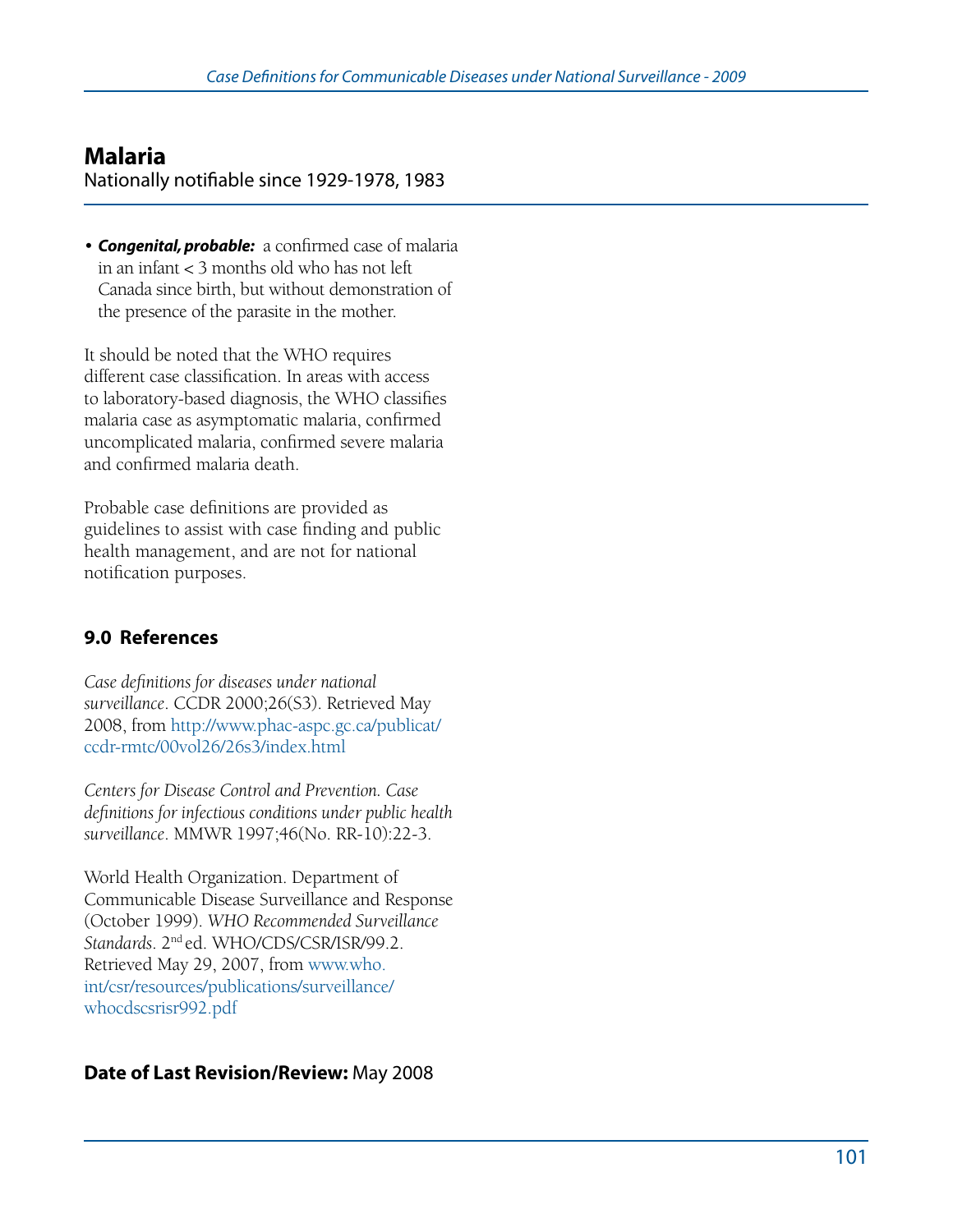## Malaria

Nationally notifiable since 1929-1978, 1983

- ***Congenital, probable:*** a confirmed case of malaria in an infant < 3 months old who has not left Canada since birth, but without demonstration of the presence of the parasite in the mother.

It should be noted that the WHO requires different case classification. In areas with access to laboratory-based diagnosis, the WHO classifies malaria case as asymptomatic malaria, confirmed uncomplicated malaria, confirmed severe malaria and confirmed malaria death.

Probable case definitions are provided as guidelines to assist with case finding and public health management, and are not for national notification purposes.

### 9.0 References

*Case definitions for diseases under national surveillance*. CCDR 2000;26(S3). Retrieved May 2008, from http://www.phac-aspc.gc.ca/publicat/ccdr-rmtc/00vol26/26s3/index.html

*Centers for Disease Control and Prevention. Case definitions for infectious conditions under public health surveillance*. MMWR 1997;46(No. RR-10):22-3.

World Health Organization. Department of Communicable Disease Surveillance and Response (October 1999). *WHO Recommended Surveillance Standards*. 2nd ed. WHO/CDS/CSR/ISR/99.2. Retrieved May 29, 2007, from www.who.int/csr/resources/publications/surveillance/whocdscsrisr992.pdf

**Date of Last Revision/Review:** May 2008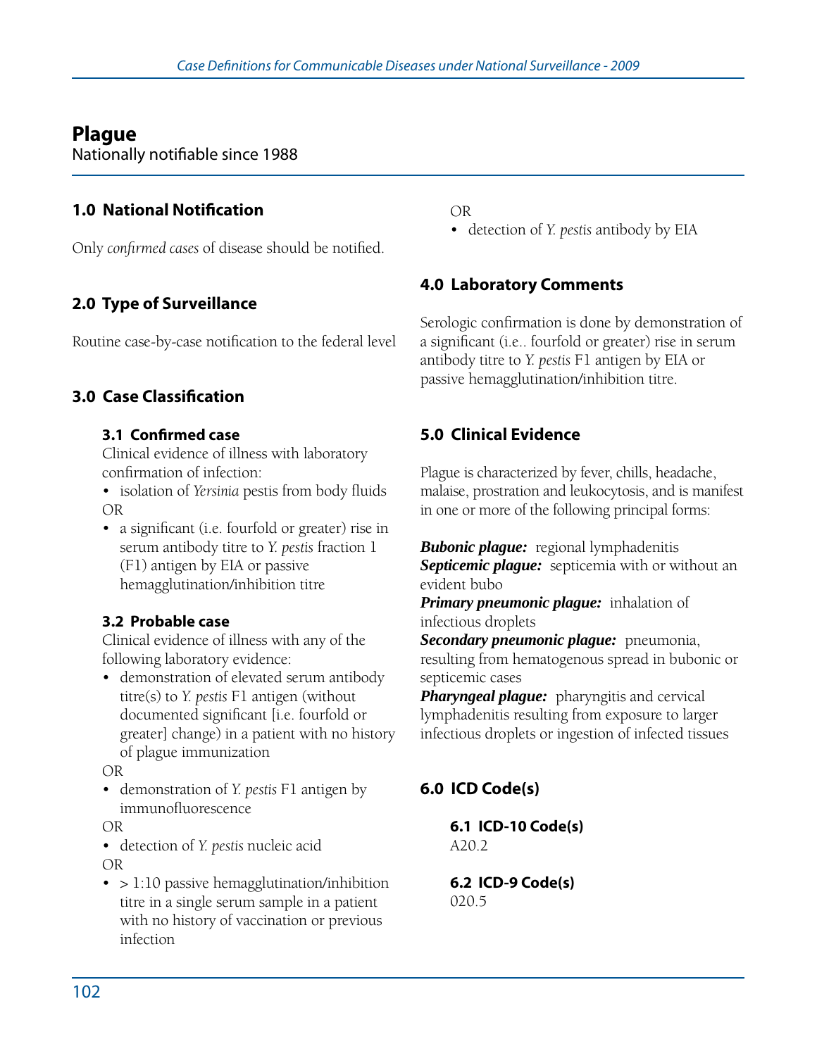# Plague

Nationally notifiable since 1988

## 1.0 National Notification

Only *confirmed cases* of disease should be notified.

## 2.0 Type of Surveillance

Routine case-by-case notification to the federal level

## 3.0 Case Classification

### 3.1 Confirmed case

Clinical evidence of illness with laboratory confirmation of infection:

- isolation of *Yersinia* pestis from body fluids

OR

- a significant (i.e. fourfold or greater) rise in serum antibody titre to *Y. pestis* fraction 1 (F1) antigen by EIA or passive hemagglutination/inhibition titre

### 3.2 Probable case

Clinical evidence of illness with any of the following laboratory evidence:

- demonstration of elevated serum antibody titre(s) to *Y. pestis* F1 antigen (without documented significant [i.e. fourfold or greater] change) in a patient with no history of plague immunization

OR

- demonstration of *Y. pestis* F1 antigen by immunofluorescence

OR

- detection of *Y. pestis* nucleic acid

OR

- > 1:10 passive hemagglutination/inhibition titre in a single serum sample in a patient with no history of vaccination or previous infection

OR

- detection of *Y. pestis* antibody by EIA

## 4.0 Laboratory Comments

Serologic confirmation is done by demonstration of a significant (i.e.. fourfold or greater) rise in serum antibody titre to *Y. pestis* F1 antigen by EIA or passive hemagglutination/inhibition titre.

## 5.0 Clinical Evidence

Plague is characterized by fever, chills, headache, malaise, prostration and leukocytosis, and is manifest in one or more of the following principal forms:

***Bubonic plague:*** regional lymphadenitis
***Septicemic plague:*** septicemia with or without an evident bubo
***Primary pneumonic plague:*** inhalation of infectious droplets
***Secondary pneumonic plague:*** pneumonia, resulting from hematogenous spread in bubonic or septicemic cases
***Pharyngeal plague:*** pharyngitis and cervical lymphadenitis resulting from exposure to larger infectious droplets or ingestion of infected tissues

## 6.0 ICD Code(s)

### 6.1 ICD-10 Code(s)

A20.2

### 6.2 ICD-9 Code(s)

020.5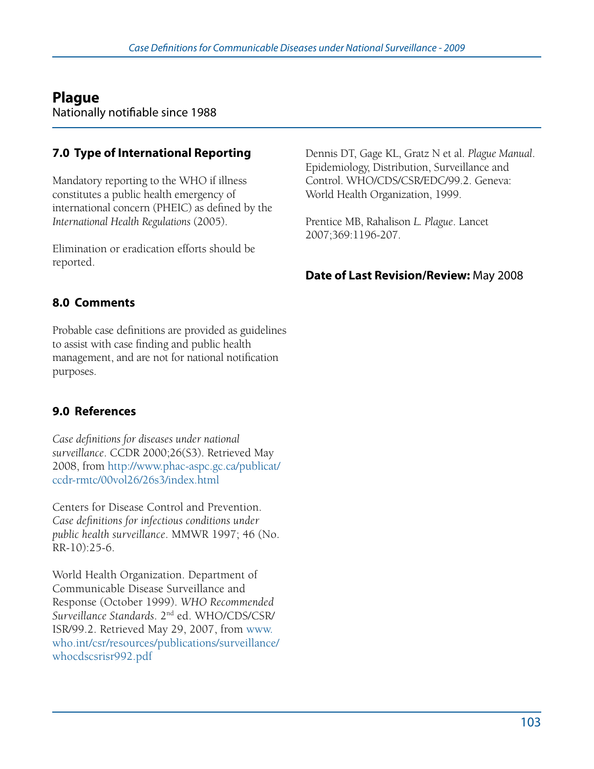# Plague

Nationally notifiable since 1988

## 7.0 Type of International Reporting

Mandatory reporting to the WHO if illness constitutes a public health emergency of international concern (PHEIC) as defined by the *International Health Regulations* (2005).

Elimination or eradication efforts should be reported.

## 8.0 Comments

Probable case definitions are provided as guidelines to assist with case finding and public health management, and are not for national notification purposes.

## 9.0 References

*Case definitions for diseases under national surveillance*. CCDR 2000;26(S3). Retrieved May 2008, from http://www.phac-aspc.gc.ca/publicat/ccdr-rmtc/00vol26/26s3/index.html

Centers for Disease Control and Prevention. *Case definitions for infectious conditions under public health surveillance*. MMWR 1997; 46 (No. RR-10):25-6.

World Health Organization. Department of Communicable Disease Surveillance and Response (October 1999). *WHO Recommended Surveillance Standards*. 2nd ed. WHO/CDS/CSR/ISR/99.2. Retrieved May 29, 2007, from www.who.int/csr/resources/publications/surveillance/whocdscsrisr992.pdf

Dennis DT, Gage KL, Gratz N et al. *Plague Manual*. Epidemiology, Distribution, Surveillance and Control. WHO/CDS/CSR/EDC/99.2. Geneva: World Health Organization, 1999.

Prentice MB, Rahalison *L. Plague*. Lancet 2007;369:1196-207.

**Date of Last Revision/Review:** May 2008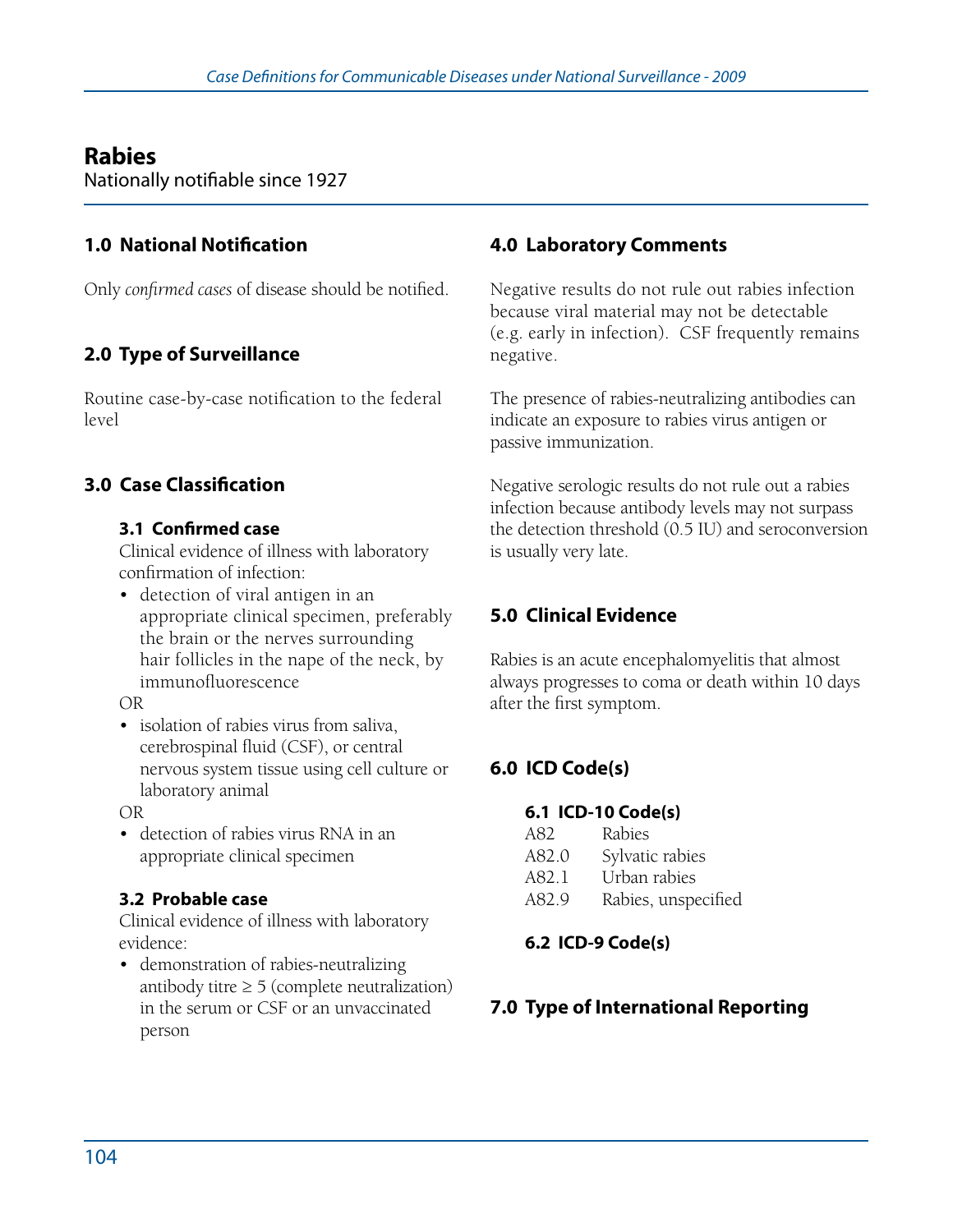# Rabies

Nationally notifiable since 1927

## 1.0 National Notification

Only *confirmed cases* of disease should be notified.

## 2.0 Type of Surveillance

Routine case-by-case notification to the federal level

## 3.0 Case Classification

### 3.1 Confirmed case

Clinical evidence of illness with laboratory confirmation of infection:

- detection of viral antigen in an appropriate clinical specimen, preferably the brain or the nerves surrounding hair follicles in the nape of the neck, by immunofluorescence

OR

- isolation of rabies virus from saliva, cerebrospinal fluid (CSF), or central nervous system tissue using cell culture or laboratory animal

OR

- detection of rabies virus RNA in an appropriate clinical specimen

### 3.2 Probable case

Clinical evidence of illness with laboratory evidence:

- demonstration of rabies-neutralizing antibody titre ≥ 5 (complete neutralization) in the serum or CSF or an unvaccinated person

## 4.0 Laboratory Comments

Negative results do not rule out rabies infection because viral material may not be detectable (e.g. early in infection). CSF frequently remains negative.

The presence of rabies-neutralizing antibodies can indicate an exposure to rabies virus antigen or passive immunization.

Negative serologic results do not rule out a rabies infection because antibody levels may not surpass the detection threshold (0.5 IU) and seroconversion is usually very late.

## 5.0 Clinical Evidence

Rabies is an acute encephalomyelitis that almost always progresses to coma or death within 10 days after the first symptom.

## 6.0 ICD Code(s)

### 6.1 ICD-10 Code(s)

| | |
|---|---|
| A82 | Rabies |
| A82.0 | Sylvatic rabies |
| A82.1 | Urban rabies |
| A82.9 | Rabies, unspecified |

### 6.2 ICD-9 Code(s)

## 7.0 Type of International Reporting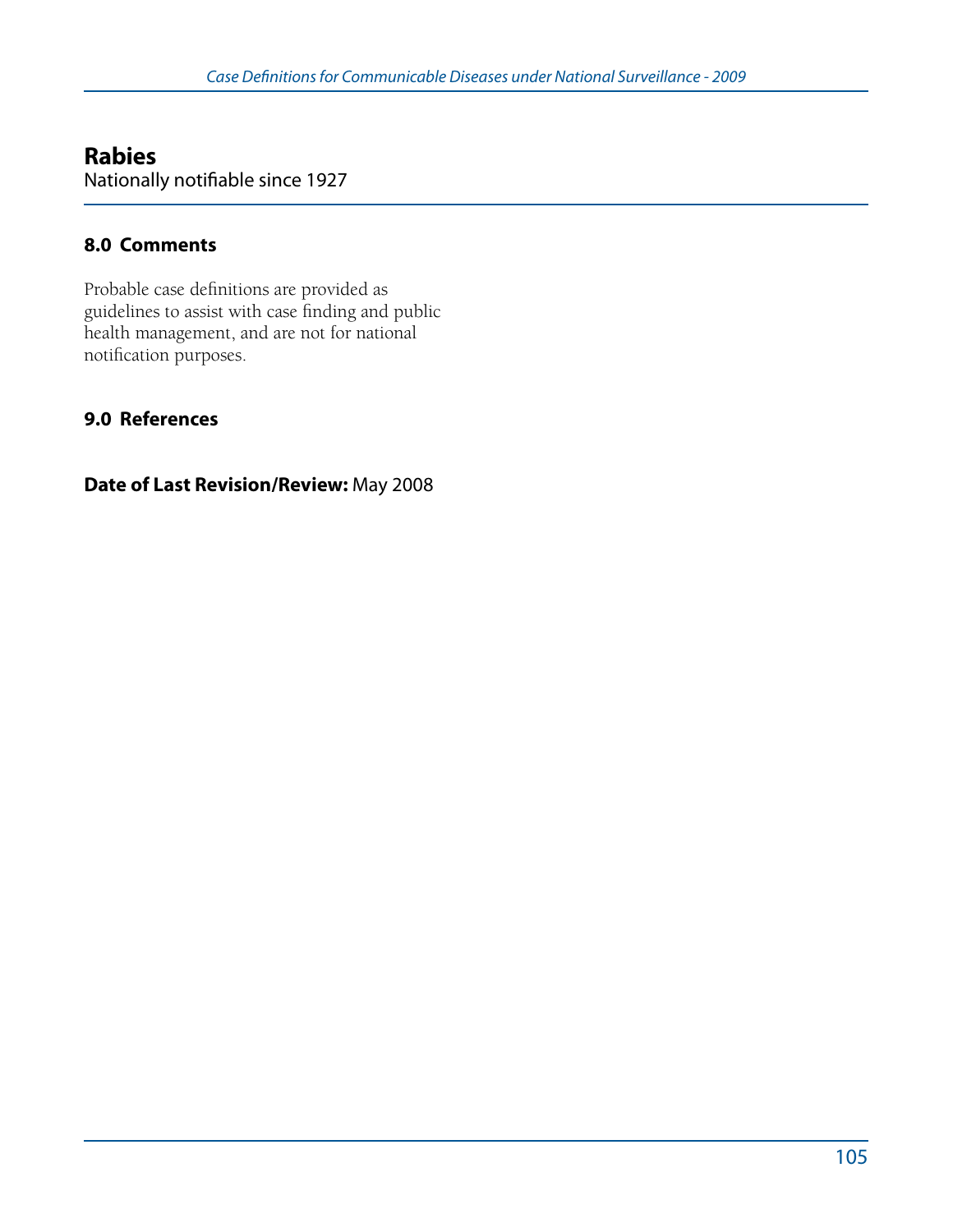## Rabies

Nationally notifiable since 1927

### 8.0 Comments

Probable case definitions are provided as guidelines to assist with case finding and public health management, and are not for national notification purposes.

### 9.0 References

**Date of Last Revision/Review:** May 2008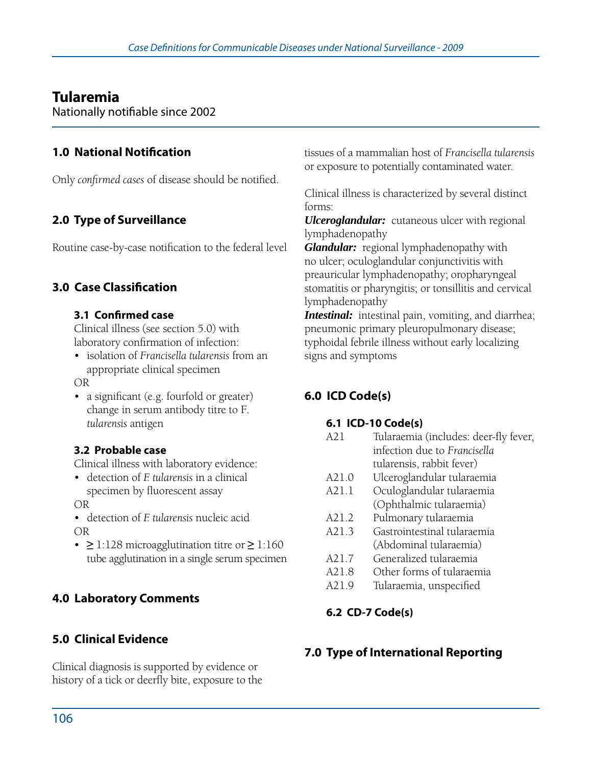# Tularemia

Nationally notifiable since 2002

## 1.0 National Notification

Only *confirmed cases* of disease should be notified.

## 2.0 Type of Surveillance

Routine case-by-case notification to the federal level

## 3.0 Case Classification

### 3.1 Confirmed case

Clinical illness (see section 5.0) with laboratory confirmation of infection:

- isolation of *Francisella tularensis* from an appropriate clinical specimen

OR

- a significant (e.g. fourfold or greater) change in serum antibody titre to F. *tularensis* antigen

### 3.2 Probable case

Clinical illness with laboratory evidence:

- detection of *F. tularensis* in a clinical specimen by fluorescent assay

OR

- detection of *F. tularensis* nucleic acid

OR

- ≥ 1:128 microagglutination titre or ≥ 1:160 tube agglutination in a single serum specimen

## 4.0 Laboratory Comments

## 5.0 Clinical Evidence

Clinical diagnosis is supported by evidence or history of a tick or deerfly bite, exposure to the tissues of a mammalian host of *Francisella tularensis* or exposure to potentially contaminated water.

Clinical illness is characterized by several distinct forms:

***Ulceroglandular:*** cutaneous ulcer with regional lymphadenopathy

***Glandular:*** regional lymphadenopathy with no ulcer; oculoglandular conjunctivitis with preauricular lymphadenopathy; oropharyngeal stomatitis or pharyngitis; or tonsillitis and cervical lymphadenopathy

***Intestinal:*** intestinal pain, vomiting, and diarrhea; pneumonic primary pleuropulmonary disease; typhoidal febrile illness without early localizing signs and symptoms

## 6.0 ICD Code(s)

### 6.1 ICD-10 Code(s)

| | |
|---|---|
| A21 | Tularaemia (includes: deer-fly fever, infection due to *Francisella* tularensis, rabbit fever) |
| A21.0 | Ulceroglandular tularaemia |
| A21.1 | Oculoglandular tularaemia (Ophthalmic tularaemia) |
| A21.2 | Pulmonary tularaemia |
| A21.3 | Gastrointestinal tularaemia (Abdominal tularaemia) |
| A21.7 | Generalized tularaemia |
| A21.8 | Other forms of tularaemia |
| A21.9 | Tularaemia, unspecified |

### 6.2 CD-7 Code(s)

## 7.0 Type of International Reporting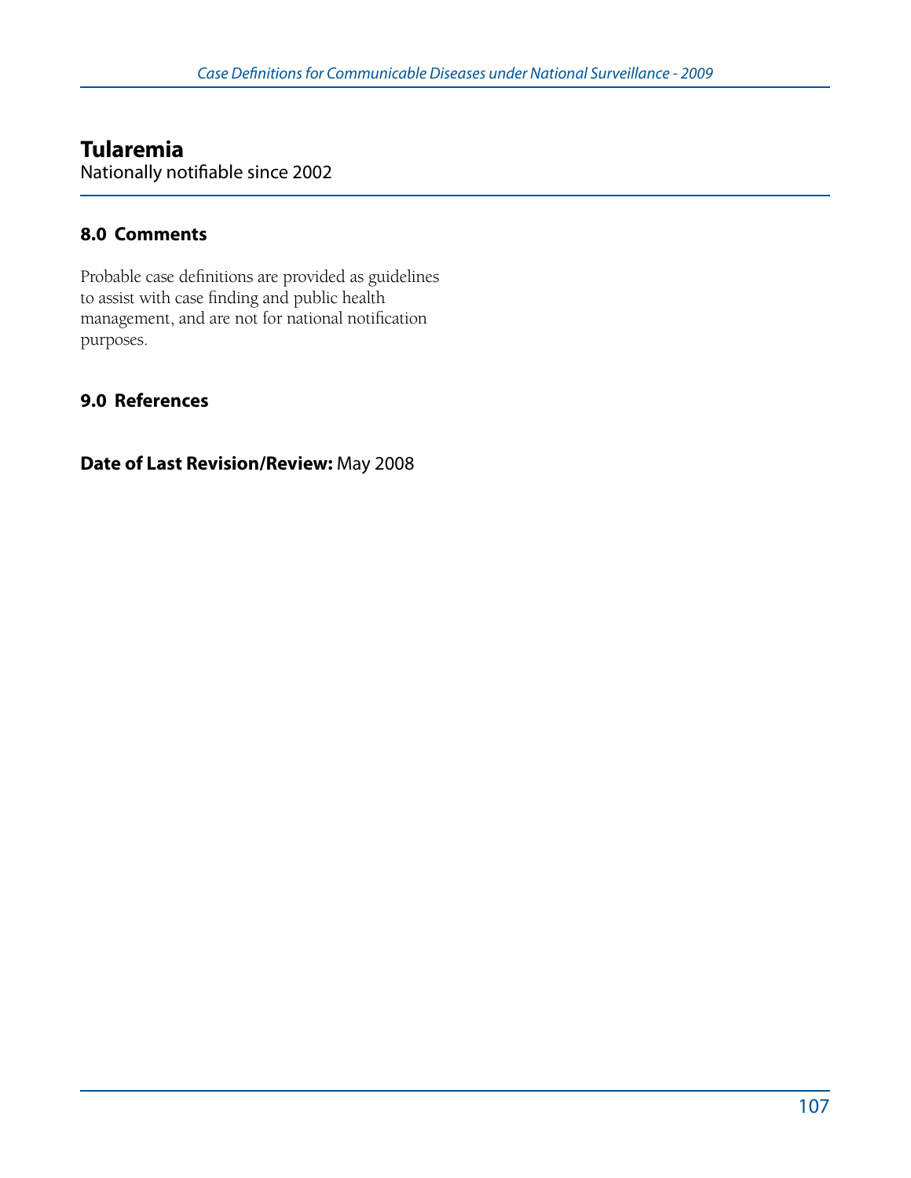# Tularemia

Nationally notifiable since 2002

## 8.0 Comments

Probable case definitions are provided as guidelines to assist with case finding and public health management, and are not for national notification purposes.

## 9.0 References

**Date of Last Revision/Review:** May 2008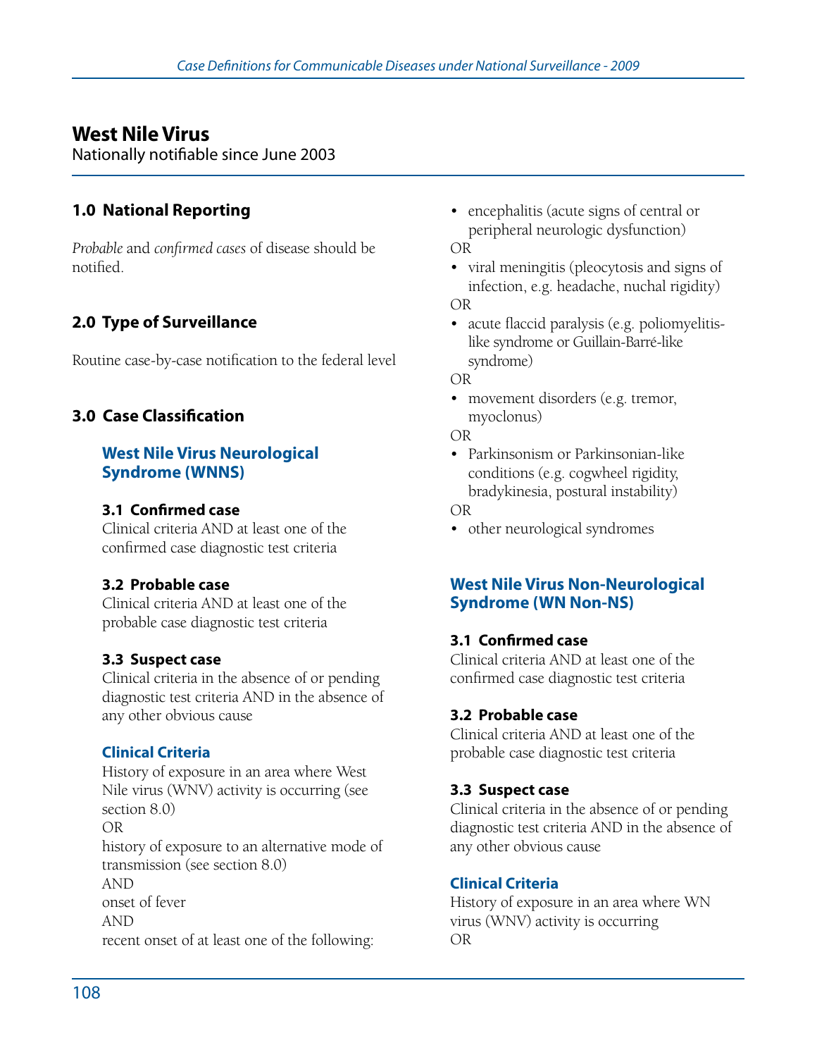# West Nile Virus

Nationally notifiable since June 2003

## 1.0 National Reporting

*Probable* and *confirmed cases* of disease should be notified.

## 2.0 Type of Surveillance

Routine case-by-case notification to the federal level

## 3.0 Case Classification

### West Nile Virus Neurological Syndrome (WNNS)

#### 3.1 Confirmed case

Clinical criteria AND at least one of the confirmed case diagnostic test criteria

#### 3.2 Probable case

Clinical criteria AND at least one of the probable case diagnostic test criteria

#### 3.3 Suspect case

Clinical criteria in the absence of or pending diagnostic test criteria AND in the absence of any other obvious cause

#### Clinical Criteria

History of exposure in an area where West Nile virus (WNV) activity is occurring (see section 8.0)
OR
history of exposure to an alternative mode of transmission (see section 8.0)
AND
onset of fever
AND
recent onset of at least one of the following:

- encephalitis (acute signs of central or peripheral neurologic dysfunction)

OR

- viral meningitis (pleocytosis and signs of infection, e.g. headache, nuchal rigidity)

OR

- acute flaccid paralysis (e.g. poliomyelitis-like syndrome or Guillain-Barré-like syndrome)

OR

- movement disorders (e.g. tremor, myoclonus)

OR

- Parkinsonism or Parkinsonian-like conditions (e.g. cogwheel rigidity, bradykinesia, postural instability)

OR

- other neurological syndromes

### West Nile Virus Non-Neurological Syndrome (WN Non-NS)

#### 3.1 Confirmed case

Clinical criteria AND at least one of the confirmed case diagnostic test criteria

#### 3.2 Probable case

Clinical criteria AND at least one of the probable case diagnostic test criteria

#### 3.3 Suspect case

Clinical criteria in the absence of or pending diagnostic test criteria AND in the absence of any other obvious cause

#### Clinical Criteria

History of exposure in an area where WN virus (WNV) activity is occurring
OR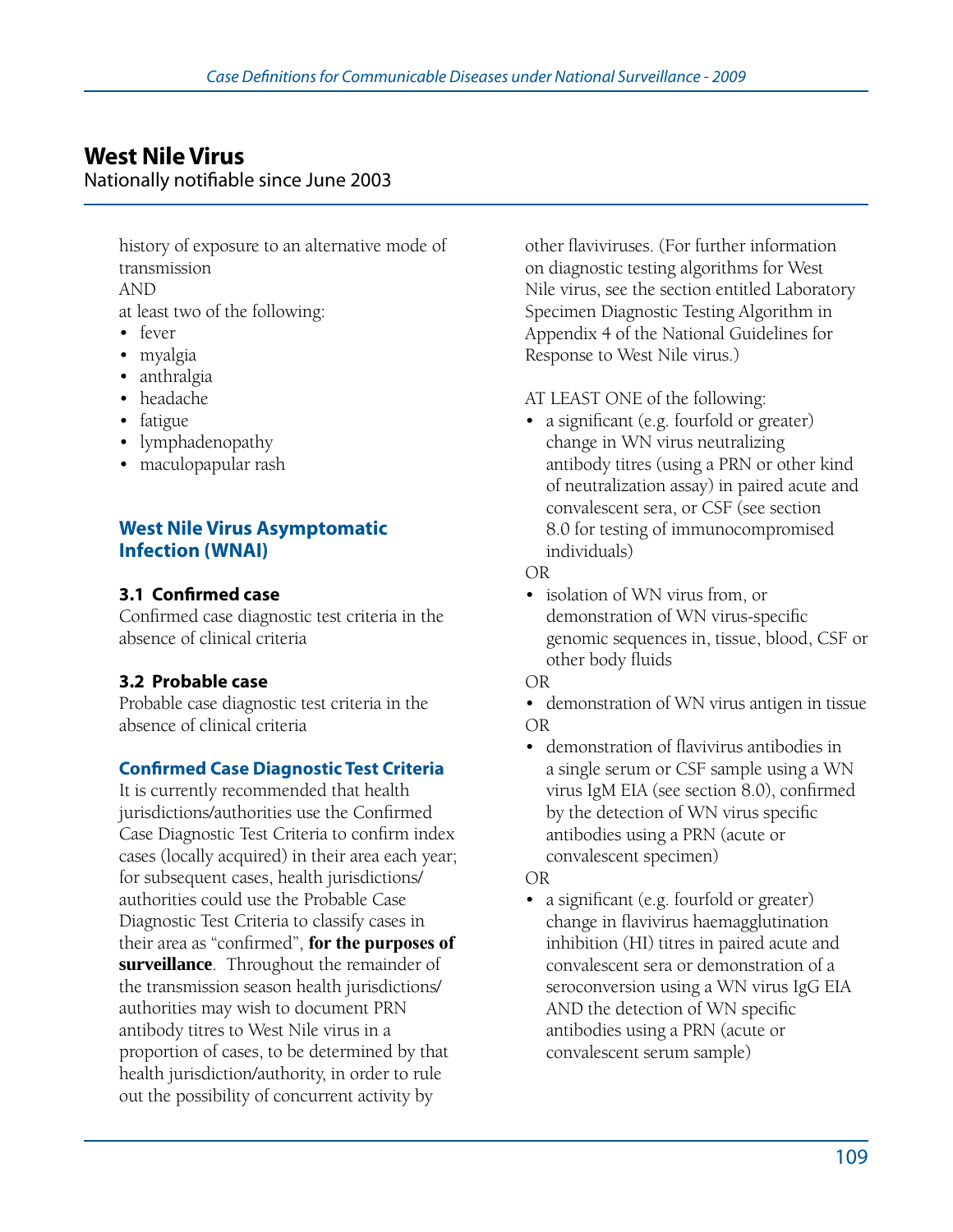## West Nile Virus

Nationally notifiable since June 2003

history of exposure to an alternative mode of transmission
AND
at least two of the following:

- fever
- myalgia
- anthralgia
- headache
- fatigue
- lymphadenopathy
- maculopapular rash

### West Nile Virus Asymptomatic Infection (WNAI)

#### 3.1 Confirmed case

Confirmed case diagnostic test criteria in the absence of clinical criteria

#### 3.2 Probable case

Probable case diagnostic test criteria in the absence of clinical criteria

### Confirmed Case Diagnostic Test Criteria

It is currently recommended that health jurisdictions/authorities use the Confirmed Case Diagnostic Test Criteria to confirm index cases (locally acquired) in their area each year; for subsequent cases, health jurisdictions/authorities could use the Probable Case Diagnostic Test Criteria to classify cases in their area as "confirmed", **for the purposes of surveillance**. Throughout the remainder of the transmission season health jurisdictions/authorities may wish to document PRN antibody titres to West Nile virus in a proportion of cases, to be determined by that health jurisdiction/authority, in order to rule out the possibility of concurrent activity by other flaviviruses. (For further information on diagnostic testing algorithms for West Nile virus, see the section entitled Laboratory Specimen Diagnostic Testing Algorithm in Appendix 4 of the National Guidelines for Response to West Nile virus.)

AT LEAST ONE of the following:

- a significant (e.g. fourfold or greater) change in WN virus neutralizing antibody titres (using a PRN or other kind of neutralization assay) in paired acute and convalescent sera, or CSF (see section 8.0 for testing of immunocompromised individuals)

OR

- isolation of WN virus from, or demonstration of WN virus-specific genomic sequences in, tissue, blood, CSF or other body fluids

OR

- demonstration of WN virus antigen in tissue

OR

- demonstration of flavivirus antibodies in a single serum or CSF sample using a WN virus IgM EIA (see section 8.0), confirmed by the detection of WN virus specific antibodies using a PRN (acute or convalescent specimen)

OR

- a significant (e.g. fourfold or greater) change in flavivirus haemagglutination inhibition (HI) titres in paired acute and convalescent sera or demonstration of a seroconversion using a WN virus IgG EIA AND the detection of WN specific antibodies using a PRN (acute or convalescent serum sample)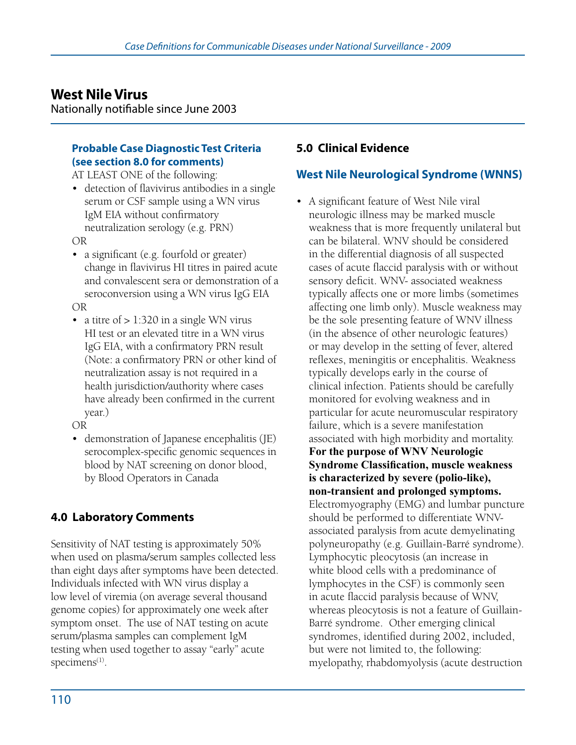# West Nile Virus

Nationally notifiable since June 2003

### Probable Case Diagnostic Test Criteria (see section 8.0 for comments)

AT LEAST ONE of the following:

- detection of flavivirus antibodies in a single serum or CSF sample using a WN virus IgM EIA without confirmatory neutralization serology (e.g. PRN)

OR

- a significant (e.g. fourfold or greater) change in flavivirus HI titres in paired acute and convalescent sera or demonstration of a seroconversion using a WN virus IgG EIA

OR

- a titre of > 1:320 in a single WN virus HI test or an elevated titre in a WN virus IgG EIA, with a confirmatory PRN result (Note: a confirmatory PRN or other kind of neutralization assay is not required in a health jurisdiction/authority where cases have already been confirmed in the current year.)

OR

- demonstration of Japanese encephalitis (JE) serocomplex-specific genomic sequences in blood by NAT screening on donor blood, by Blood Operators in Canada

## 4.0 Laboratory Comments

Sensitivity of NAT testing is approximately 50% when used on plasma/serum samples collected less than eight days after symptoms have been detected. Individuals infected with WN virus display a low level of viremia (on average several thousand genome copies) for approximately one week after symptom onset. The use of NAT testing on acute serum/plasma samples can complement IgM testing when used together to assay "early" acute specimens[1].

## 5.0 Clinical Evidence

### West Nile Neurological Syndrome (WNNS)

- A significant feature of West Nile viral neurologic illness may be marked muscle weakness that is more frequently unilateral but can be bilateral. WNV should be considered in the differential diagnosis of all suspected cases of acute flaccid paralysis with or without sensory deficit. WNV- associated weakness typically affects one or more limbs (sometimes affecting one limb only). Muscle weakness may be the sole presenting feature of WNV illness (in the absence of other neurologic features) or may develop in the setting of fever, altered reflexes, meningitis or encephalitis. Weakness typically develops early in the course of clinical infection. Patients should be carefully monitored for evolving weakness and in particular for acute neuromuscular respiratory failure, which is a severe manifestation associated with high morbidity and mortality. **For the purpose of WNV Neurologic Syndrome Classification, muscle weakness is characterized by severe (polio-like), non-transient and prolonged symptoms.** Electromyography (EMG) and lumbar puncture should be performed to differentiate WNV-associated paralysis from acute demyelinating polyneuropathy (e.g. Guillain-Barré syndrome). Lymphocytic pleocytosis (an increase in white blood cells with a predominance of lymphocytes in the CSF) is commonly seen in acute flaccid paralysis because of WNV, whereas pleocytosis is not a feature of Guillain-Barré syndrome. Other emerging clinical syndromes, identified during 2002, included, but were not limited to, the following: myelopathy, rhabdomyolysis (acute destruction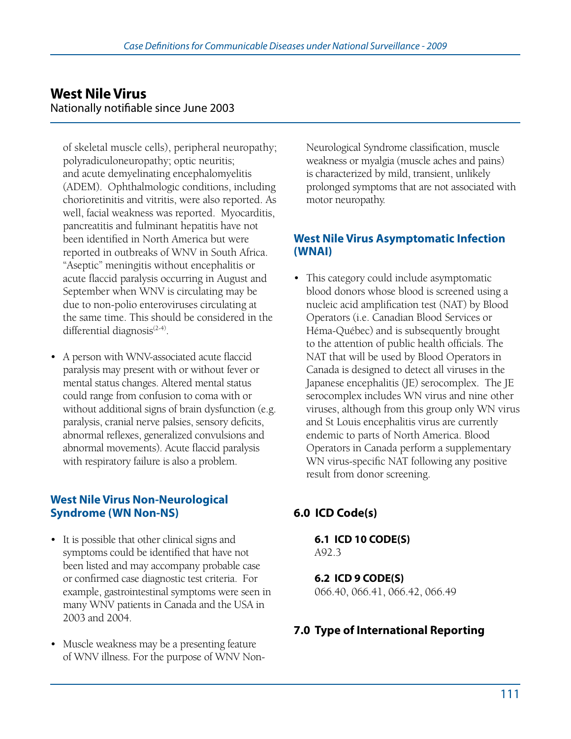of skeletal muscle cells), peripheral neuropathy; polyradiculoneuropathy; optic neuritis; and acute demyelinating encephalomyelitis (ADEM). Ophthalmologic conditions, including chorioretinitis and vitritis, were also reported. As well, facial weakness was reported. Myocarditis, pancreatitis and fulminant hepatitis have not been identified in North America but were reported in outbreaks of WNV in South Africa. "Aseptic" meningitis without encephalitis or acute flaccid paralysis occurring in August and September when WNV is circulating may be due to non-polio enteroviruses circulating at the same time. This should be considered in the differential diagnosis[2-4].

- A person with WNV-associated acute flaccid paralysis may present with or without fever or mental status changes. Altered mental status could range from confusion to coma with or without additional signs of brain dysfunction (e.g. paralysis, cranial nerve palsies, sensory deficits, abnormal reflexes, generalized convulsions and abnormal movements). Acute flaccid paralysis with respiratory failure is also a problem.

### West Nile Virus Non-Neurological Syndrome (WN Non-NS)

- It is possible that other clinical signs and symptoms could be identified that have not been listed and may accompany probable case or confirmed case diagnostic test criteria. For example, gastrointestinal symptoms were seen in many WNV patients in Canada and the USA in 2003 and 2004.
- Muscle weakness may be a presenting feature of WNV illness. For the purpose of WNV Non-Neurological Syndrome classification, muscle weakness or myalgia (muscle aches and pains) is characterized by mild, transient, unlikely prolonged symptoms that are not associated with motor neuropathy.

### West Nile Virus Asymptomatic Infection (WNAI)

- This category could include asymptomatic blood donors whose blood is screened using a nucleic acid amplification test (NAT) by Blood Operators (i.e. Canadian Blood Services or Héma-Québec) and is subsequently brought to the attention of public health officials. The NAT that will be used by Blood Operators in Canada is designed to detect all viruses in the Japanese encephalitis (JE) serocomplex. The JE serocomplex includes WN virus and nine other viruses, although from this group only WN virus and St Louis encephalitis virus are currently endemic to parts of North America. Blood Operators in Canada perform a supplementary WN virus-specific NAT following any positive result from donor screening.

## 6.0 ICD Code(s)

### 6.1 ICD 10 CODE(S)

A92.3

### 6.2 ICD 9 CODE(S)

066.40, 066.41, 066.42, 066.49

## 7.0 Type of International Reporting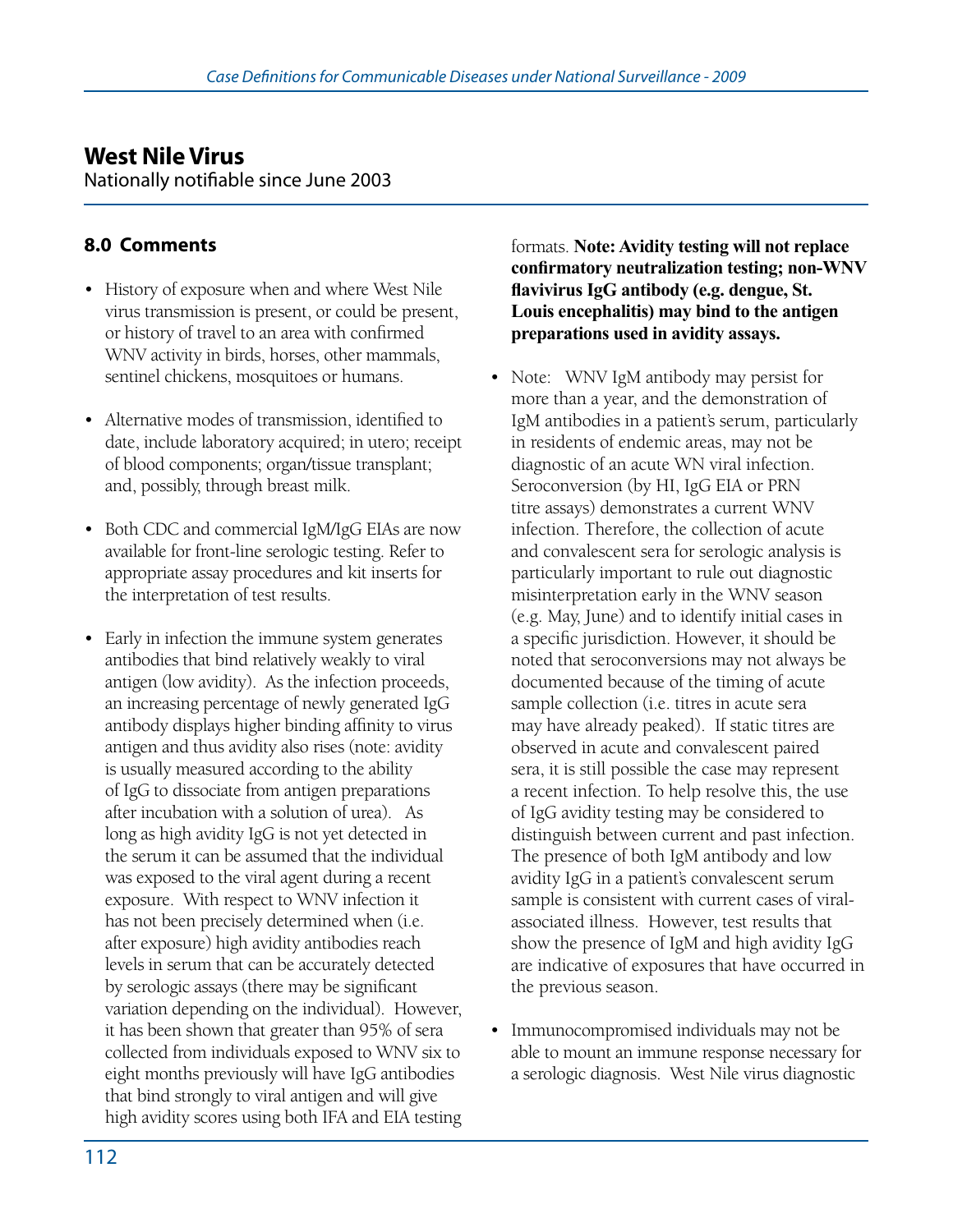# West Nile Virus

Nationally notifiable since June 2003

## 8.0 Comments

- History of exposure when and where West Nile virus transmission is present, or could be present, or history of travel to an area with confirmed WNV activity in birds, horses, other mammals, sentinel chickens, mosquitoes or humans.

- Alternative modes of transmission, identified to date, include laboratory acquired; in utero; receipt of blood components; organ/tissue transplant; and, possibly, through breast milk.

- Both CDC and commercial IgM/IgG EIAs are now available for front-line serologic testing. Refer to appropriate assay procedures and kit inserts for the interpretation of test results.

- Early in infection the immune system generates antibodies that bind relatively weakly to viral antigen (low avidity). As the infection proceeds, an increasing percentage of newly generated IgG antibody displays higher binding affinity to virus antigen and thus avidity also rises (note: avidity is usually measured according to the ability of IgG to dissociate from antigen preparations after incubation with a solution of urea). As long as high avidity IgG is not yet detected in the serum it can be assumed that the individual was exposed to the viral agent during a recent exposure. With respect to WNV infection it has not been precisely determined when (i.e. after exposure) high avidity antibodies reach levels in serum that can be accurately detected by serologic assays (there may be significant variation depending on the individual). However, it has been shown that greater than 95% of sera collected from individuals exposed to WNV six to eight months previously will have IgG antibodies that bind strongly to viral antigen and will give high avidity scores using both IFA and EIA testing formats. **Note: Avidity testing will not replace confirmatory neutralization testing; non-WNV flavivirus IgG antibody (e.g. dengue, St. Louis encephalitis) may bind to the antigen preparations used in avidity assays.**

- Note: WNV IgM antibody may persist for more than a year, and the demonstration of IgM antibodies in a patient's serum, particularly in residents of endemic areas, may not be diagnostic of an acute WN viral infection. Seroconversion (by HI, IgG EIA or PRN titre assays) demonstrates a current WNV infection. Therefore, the collection of acute and convalescent sera for serologic analysis is particularly important to rule out diagnostic misinterpretation early in the WNV season (e.g. May, June) and to identify initial cases in a specific jurisdiction. However, it should be noted that seroconversions may not always be documented because of the timing of acute sample collection (i.e. titres in acute sera may have already peaked). If static titres are observed in acute and convalescent paired sera, it is still possible the case may represent a recent infection. To help resolve this, the use of IgG avidity testing may be considered to distinguish between current and past infection. The presence of both IgM antibody and low avidity IgG in a patient's convalescent serum sample is consistent with current cases of viral-associated illness. However, test results that show the presence of IgM and high avidity IgG are indicative of exposures that have occurred in the previous season.

- Immunocompromised individuals may not be able to mount an immune response necessary for a serologic diagnosis. West Nile virus diagnostic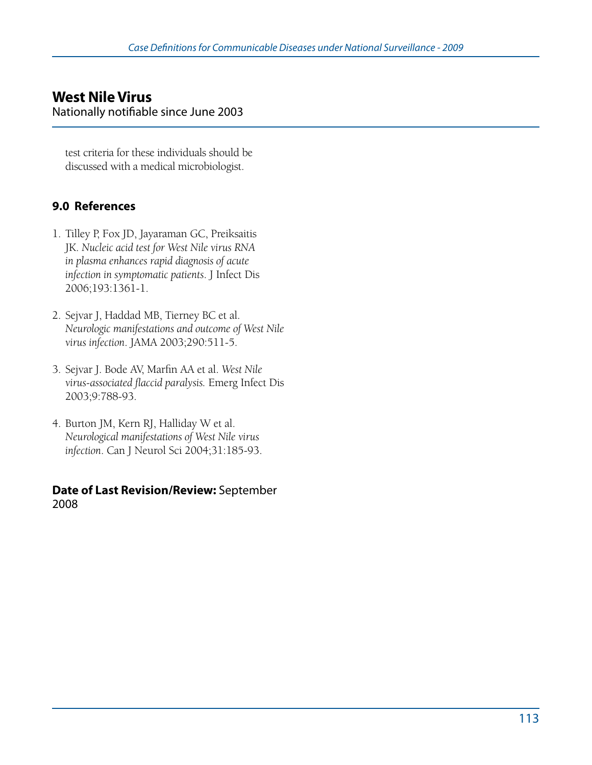test criteria for these individuals should be discussed with a medical microbiologist.

## 9.0 References

1. Tilley P, Fox JD, Jayaraman GC, Preiksaitis JK. *Nucleic acid test for West Nile virus RNA in plasma enhances rapid diagnosis of acute infection in symptomatic patients*. J Infect Dis 2006;193:1361-1.

2. Sejvar J, Haddad MB, Tierney BC et al. *Neurologic manifestations and outcome of West Nile virus infection*. JAMA 2003;290:511-5.

3. Sejvar J. Bode AV, Marfin AA et al. *West Nile virus-associated flaccid paralysis.* Emerg Infect Dis 2003;9:788-93.

4. Burton JM, Kern RJ, Halliday W et al. *Neurological manifestations of West Nile virus infection*. Can J Neurol Sci 2004;31:185-93.

**Date of Last Revision/Review:** September 2008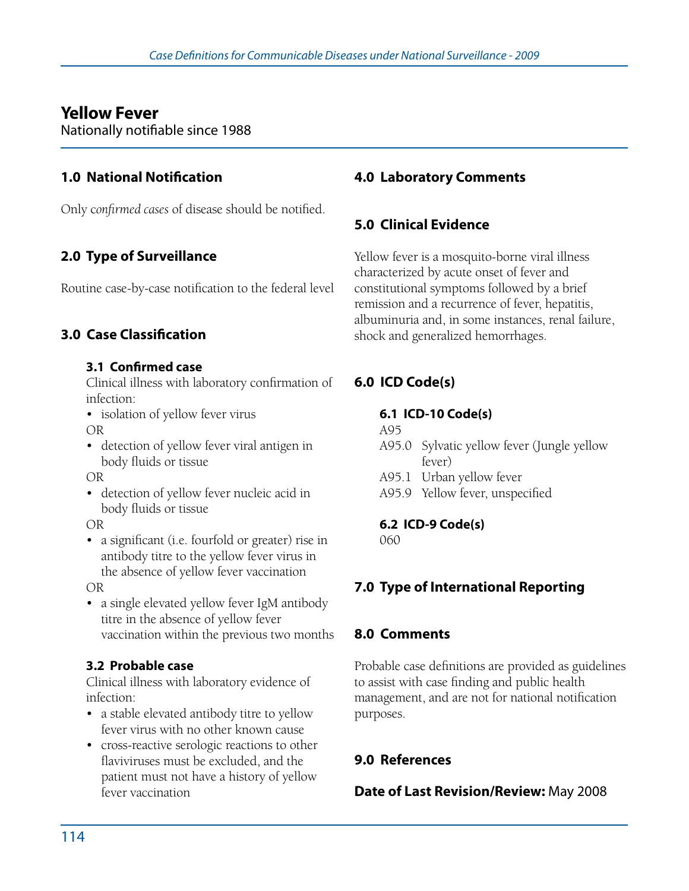# Yellow Fever

Nationally notifiable since 1988

## 1.0 National Notification

Only *confirmed cases* of disease should be notified.

## 2.0 Type of Surveillance

Routine case-by-case notification to the federal level

## 3.0 Case Classification

### 3.1 Confirmed case

Clinical illness with laboratory confirmation of infection:

- isolation of yellow fever virus

OR

- detection of yellow fever viral antigen in body fluids or tissue

OR

- detection of yellow fever nucleic acid in body fluids or tissue

OR

- a significant (i.e. fourfold or greater) rise in antibody titre to the yellow fever virus in the absence of yellow fever vaccination

OR

- a single elevated yellow fever IgM antibody titre in the absence of yellow fever vaccination within the previous two months

### 3.2 Probable case

Clinical illness with laboratory evidence of infection:

- a stable elevated antibody titre to yellow fever virus with no other known cause
- cross-reactive serologic reactions to other flaviviruses must be excluded, and the patient must not have a history of yellow fever vaccination

## 4.0 Laboratory Comments

## 5.0 Clinical Evidence

Yellow fever is a mosquito-borne viral illness characterized by acute onset of fever and constitutional symptoms followed by a brief remission and a recurrence of fever, hepatitis, albuminuria and, in some instances, renal failure, shock and generalized hemorrhages.

## 6.0 ICD Code(s)

### 6.1 ICD-10 Code(s)

A95
A95.0 Sylvatic yellow fever (Jungle yellow fever)
A95.1 Urban yellow fever
A95.9 Yellow fever, unspecified

### 6.2 ICD-9 Code(s)

060

## 7.0 Type of International Reporting

## 8.0 Comments

Probable case definitions are provided as guidelines to assist with case finding and public health management, and are not for national notification purposes.

## 9.0 References

**Date of Last Revision/Review:** May 2008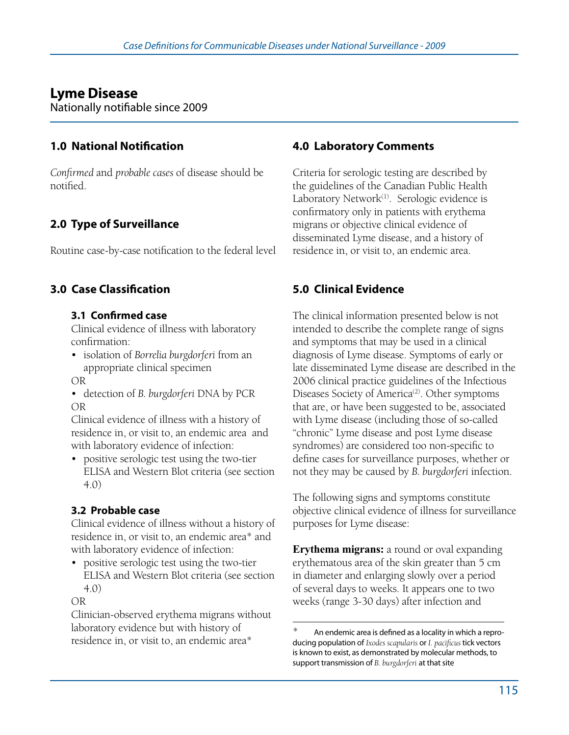# Lyme Disease

Nationally notifiable since 2009

## 1.0 National Notification

*Confirmed* and *probable cases* of disease should be notified.

## 2.0 Type of Surveillance

Routine case-by-case notification to the federal level

## 3.0 Case Classification

### 3.1 Confirmed case

Clinical evidence of illness with laboratory confirmation:

- isolation of *Borrelia burgdorferi* from an appropriate clinical specimen

OR

- detection of *B. burgdorferi* DNA by PCR

OR

Clinical evidence of illness with a history of residence in, or visit to, an endemic area and with laboratory evidence of infection:

- positive serologic test using the two-tier ELISA and Western Blot criteria (see section 4.0)

### 3.2 Probable case

Clinical evidence of illness without a history of residence in, or visit to, an endemic area* and with laboratory evidence of infection:

- positive serologic test using the two-tier ELISA and Western Blot criteria (see section 4.0)

OR

Clinician-observed erythema migrans without laboratory evidence but with history of residence in, or visit to, an endemic area*

## 4.0 Laboratory Comments

Criteria for serologic testing are described by the guidelines of the Canadian Public Health Laboratory Network[1]. Serologic evidence is confirmatory only in patients with erythema migrans or objective clinical evidence of disseminated Lyme disease, and a history of residence in, or visit to, an endemic area.

## 5.0 Clinical Evidence

The clinical information presented below is not intended to describe the complete range of signs and symptoms that may be used in a clinical diagnosis of Lyme disease. Symptoms of early or late disseminated Lyme disease are described in the 2006 clinical practice guidelines of the Infectious Diseases Society of America[2]. Other symptoms that are, or have been suggested to be, associated with Lyme disease (including those of so-called "chronic" Lyme disease and post Lyme disease syndromes) are considered too non-specific to define cases for surveillance purposes, whether or not they may be caused by *B. burgdorferi* infection.

The following signs and symptoms constitute objective clinical evidence of illness for surveillance purposes for Lyme disease:

**Erythema migrans:** a round or oval expanding erythematous area of the skin greater than 5 cm in diameter and enlarging slowly over a period of several days to weeks. It appears one to two weeks (range 3-30 days) after infection and

---

\* An endemic area is defined as a locality in which a reproducing population of *Ixodes scapularis* or *I. pacificus* tick vectors is known to exist, as demonstrated by molecular methods, to support transmission of *B. burgdorferi* at that site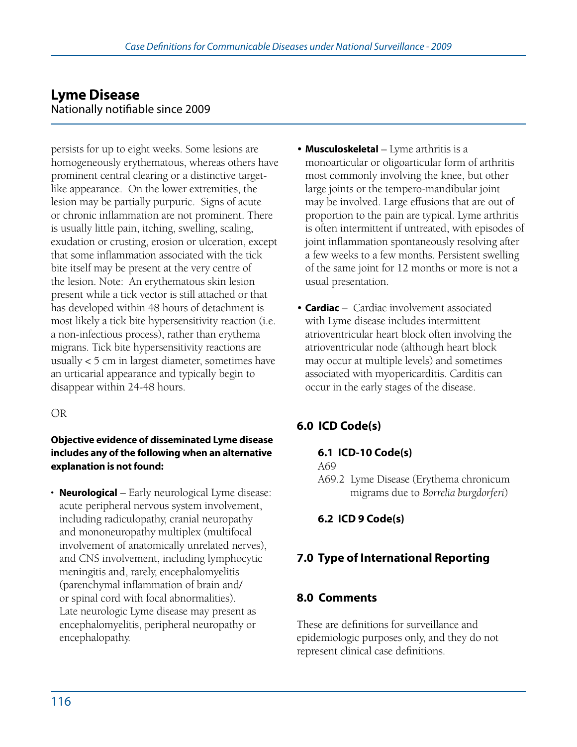## Lyme Disease

Nationally notifiable since 2009

persists for up to eight weeks. Some lesions are homogeneously erythematous, whereas others have prominent central clearing or a distinctive target-like appearance. On the lower extremities, the lesion may be partially purpuric. Signs of acute or chronic inflammation are not prominent. There is usually little pain, itching, swelling, scaling, exudation or crusting, erosion or ulceration, except that some inflammation associated with the tick bite itself may be present at the very centre of the lesion. Note: An erythematous skin lesion present while a tick vector is still attached or that has developed within 48 hours of detachment is most likely a tick bite hypersensitivity reaction (i.e. a non-infectious process), rather than erythema migrans. Tick bite hypersensitivity reactions are usually < 5 cm in largest diameter, sometimes have an urticarial appearance and typically begin to disappear within 24-48 hours.

OR

**Objective evidence of disseminated Lyme disease includes any of the following when an alternative explanation is not found:**

- **Neurological** – Early neurological Lyme disease: acute peripheral nervous system involvement, including radiculopathy, cranial neuropathy and mononeuropathy multiplex (multifocal involvement of anatomically unrelated nerves), and CNS involvement, including lymphocytic meningitis and, rarely, encephalomyelitis (parenchymal inflammation of brain and/or spinal cord with focal abnormalities). Late neurologic Lyme disease may present as encephalomyelitis, peripheral neuropathy or encephalopathy.
- **Musculoskeletal** – Lyme arthritis is a monoarticular or oligoarticular form of arthritis most commonly involving the knee, but other large joints or the tempero-mandibular joint may be involved. Large effusions that are out of proportion to the pain are typical. Lyme arthritis is often intermittent if untreated, with episodes of joint inflammation spontaneously resolving after a few weeks to a few months. Persistent swelling of the same joint for 12 months or more is not a usual presentation.
- **Cardiac** – Cardiac involvement associated with Lyme disease includes intermittent atrioventricular heart block often involving the atrioventricular node (although heart block may occur at multiple levels) and sometimes associated with myopericarditis. Carditis can occur in the early stages of the disease.

### 6.0 ICD Code(s)

#### 6.1 ICD-10 Code(s)

A69

A69.2 Lyme Disease (Erythema chronicum migrams due to *Borrelia burgdorferi*)

#### 6.2 ICD 9 Code(s)

### 7.0 Type of International Reporting

### 8.0 Comments

These are definitions for surveillance and epidemiologic purposes only, and they do not represent clinical case definitions.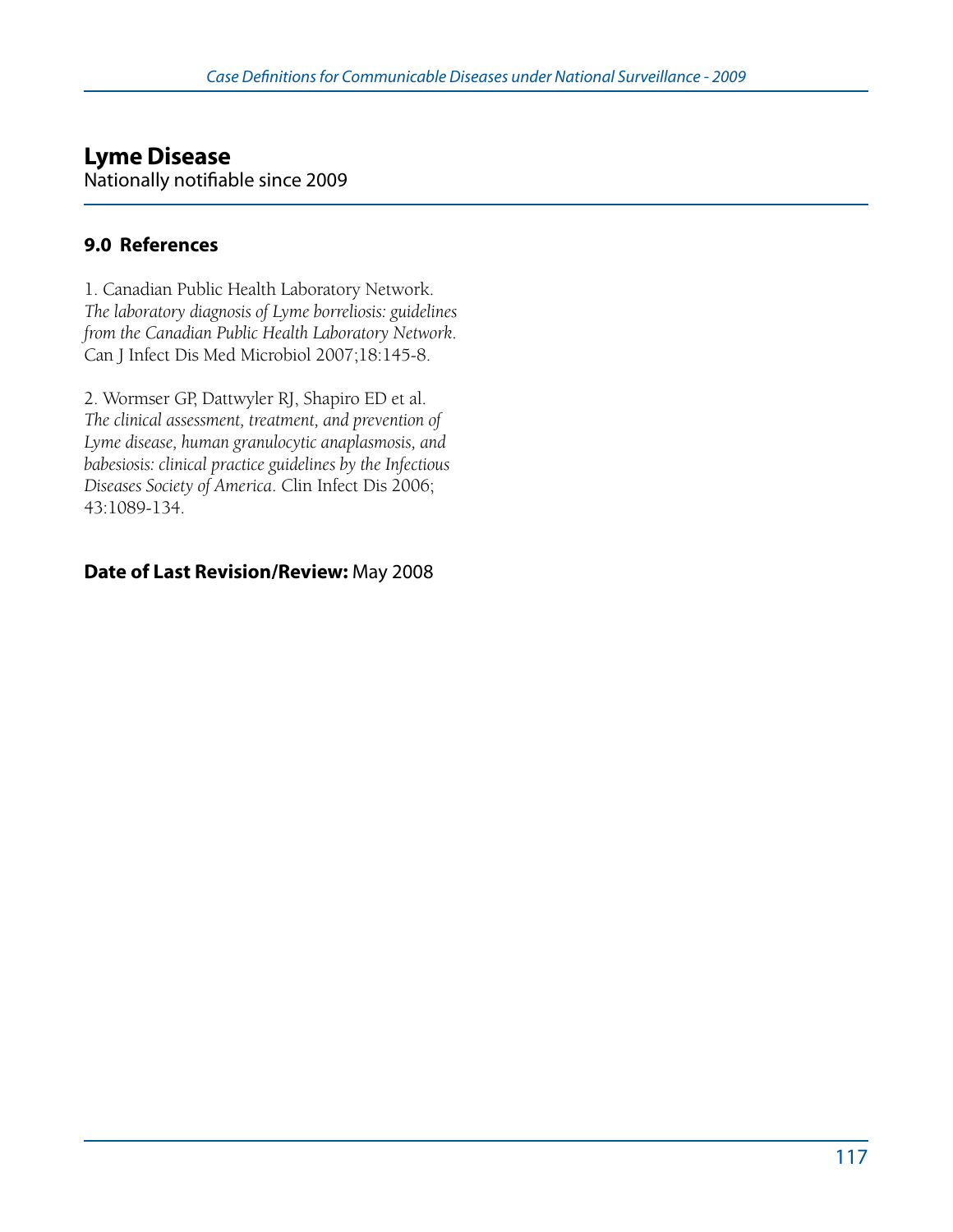# Lyme Disease

Nationally notifiable since 2009

## 9.0 References

1. Canadian Public Health Laboratory Network. *The laboratory diagnosis of Lyme borreliosis: guidelines from the Canadian Public Health Laboratory Network.* Can J Infect Dis Med Microbiol 2007;18:145-8.

2. Wormser GP, Dattwyler RJ, Shapiro ED et al. *The clinical assessment, treatment, and prevention of Lyme disease, human granulocytic anaplasmosis, and babesiosis: clinical practice guidelines by the Infectious Diseases Society of America.* Clin Infect Dis 2006; 43:1089-134.

**Date of Last Revision/Review:** May 2008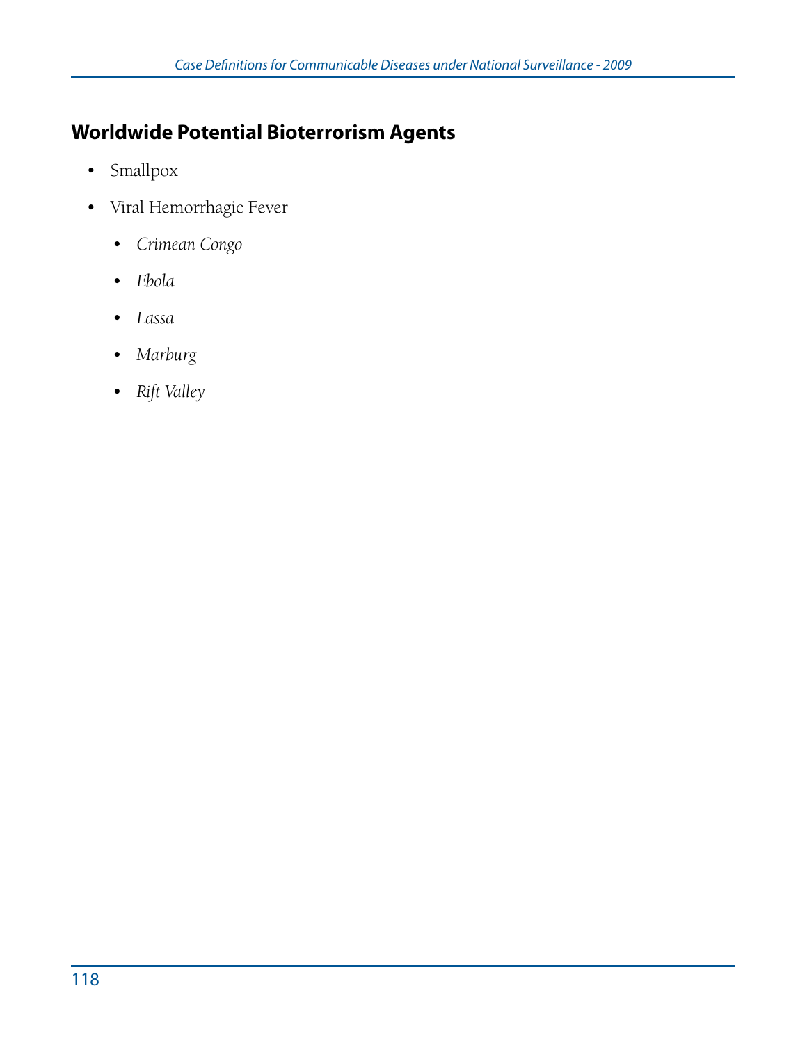## Worldwide Potential Bioterrorism Agents

- Smallpox
- Viral Hemorrhagic Fever
  - *Crimean Congo*
  - *Ebola*
  - *Lassa*
  - *Marburg*
  - *Rift Valley*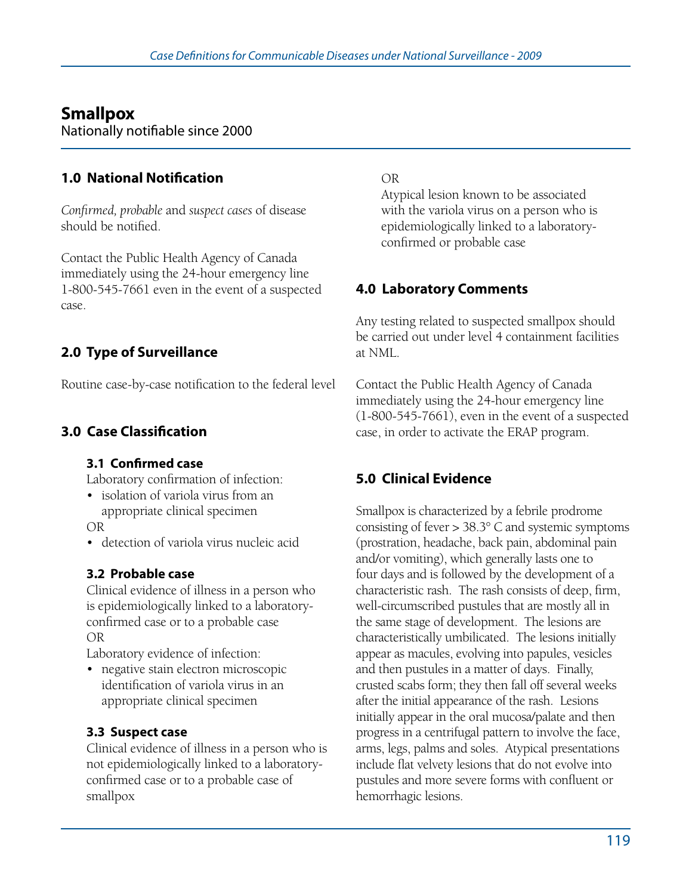# Smallpox

Nationally notifiable since 2000

## 1.0 National Notification

*Confirmed, probable* and *suspect cases* of disease should be notified.

Contact the Public Health Agency of Canada immediately using the 24-hour emergency line 1-800-545-7661 even in the event of a suspected case.

## 2.0 Type of Surveillance

Routine case-by-case notification to the federal level

## 3.0 Case Classification

### 3.1 Confirmed case

Laboratory confirmation of infection:

- isolation of variola virus from an appropriate clinical specimen

OR

- detection of variola virus nucleic acid

### 3.2 Probable case

Clinical evidence of illness in a person who is epidemiologically linked to a laboratory-confirmed case or to a probable case

OR

Laboratory evidence of infection:

- negative stain electron microscopic identification of variola virus in an appropriate clinical specimen

### 3.3 Suspect case

Clinical evidence of illness in a person who is not epidemiologically linked to a laboratory-confirmed case or to a probable case of smallpox

OR

Atypical lesion known to be associated with the variola virus on a person who is epidemiologically linked to a laboratory-confirmed or probable case

## 4.0 Laboratory Comments

Any testing related to suspected smallpox should be carried out under level 4 containment facilities at NML.

Contact the Public Health Agency of Canada immediately using the 24-hour emergency line (1-800-545-7661), even in the event of a suspected case, in order to activate the ERAP program.

## 5.0 Clinical Evidence

Smallpox is characterized by a febrile prodrome consisting of fever > 38.3° C and systemic symptoms (prostration, headache, back pain, abdominal pain and/or vomiting), which generally lasts one to four days and is followed by the development of a characteristic rash. The rash consists of deep, firm, well-circumscribed pustules that are mostly all in the same stage of development. The lesions are characteristically umbilicated. The lesions initially appear as macules, evolving into papules, vesicles and then pustules in a matter of days. Finally, crusted scabs form; they then fall off several weeks after the initial appearance of the rash. Lesions initially appear in the oral mucosa/palate and then progress in a centrifugal pattern to involve the face, arms, legs, palms and soles. Atypical presentations include flat velvety lesions that do not evolve into pustules and more severe forms with confluent or hemorrhagic lesions.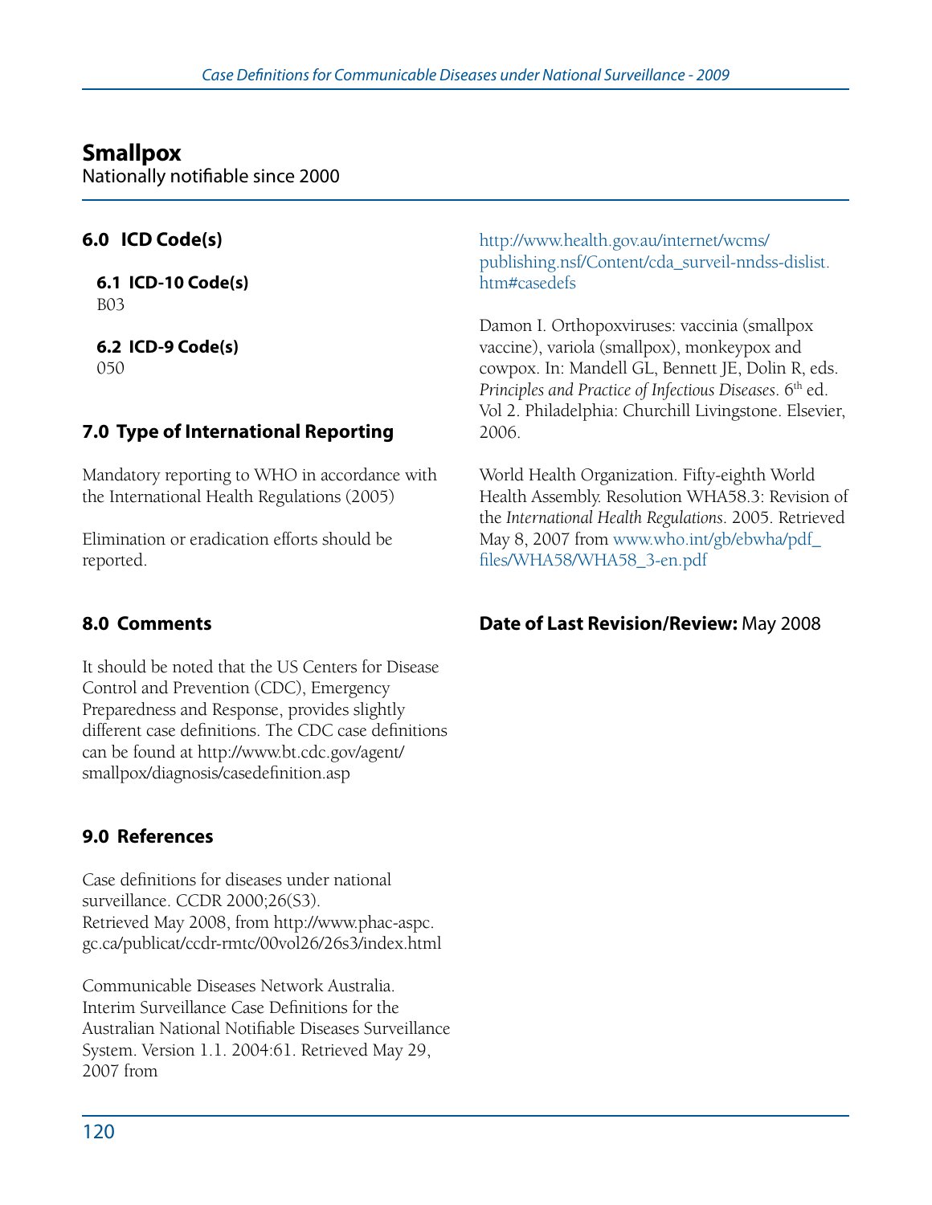# Smallpox

Nationally notifiable since 2000

## 6.0 ICD Code(s)

### 6.1 ICD-10 Code(s)

B03

### 6.2 ICD-9 Code(s)

050

## 7.0 Type of International Reporting

Mandatory reporting to WHO in accordance with the International Health Regulations (2005)

Elimination or eradication efforts should be reported.

## 8.0 Comments

It should be noted that the US Centers for Disease Control and Prevention (CDC), Emergency Preparedness and Response, provides slightly different case definitions. The CDC case definitions can be found at http://www.bt.cdc.gov/agent/smallpox/diagnosis/casedefinition.asp

## 9.0 References

Case definitions for diseases under national surveillance. CCDR 2000;26(S3). Retrieved May 2008, from http://www.phac-aspc.gc.ca/publicat/ccdr-rmtc/00vol26/26s3/index.html

Communicable Diseases Network Australia. Interim Surveillance Case Definitions for the Australian National Notifiable Diseases Surveillance System. Version 1.1. 2004:61. Retrieved May 29, 2007 from http://www.health.gov.au/internet/wcms/publishing.nsf/Content/cda_surveil-nndss-dislist.htm#casedefs

Damon I. Orthopoxviruses: vaccinia (smallpox vaccine), variola (smallpox), monkeypox and cowpox. In: Mandell GL, Bennett JE, Dolin R, eds. *Principles and Practice of Infectious Diseases*. 6th ed. Vol 2. Philadelphia: Churchill Livingstone. Elsevier, 2006.

World Health Organization. Fifty-eighth World Health Assembly. Resolution WHA58.3: Revision of the *International Health Regulations*. 2005. Retrieved May 8, 2007 from www.who.int/gb/ebwha/pdf_files/WHA58/WHA58_3-en.pdf

**Date of Last Revision/Review:** May 2008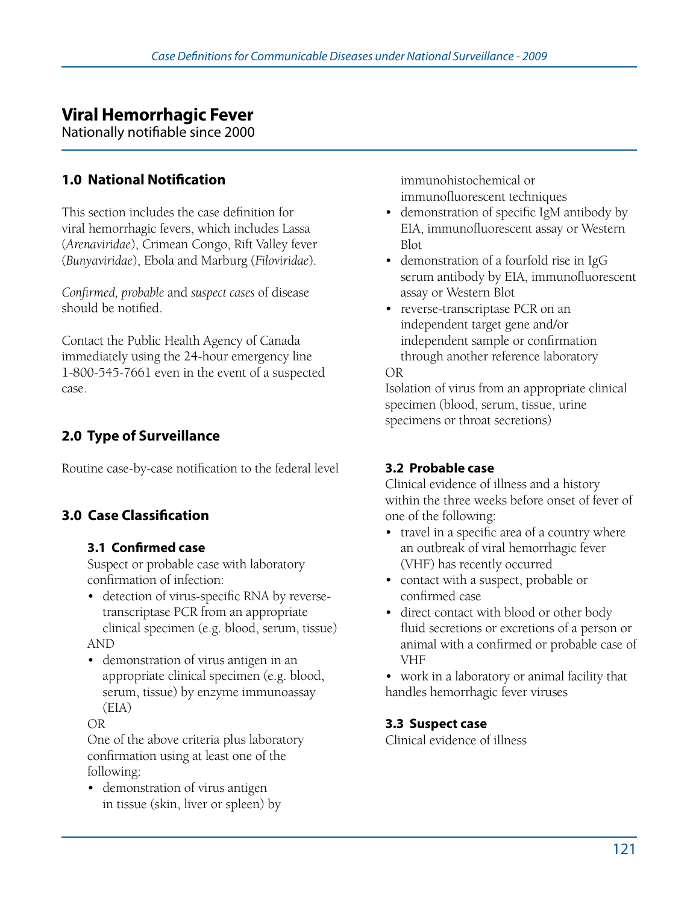# Viral Hemorrhagic Fever

Nationally notifiable since 2000

## 1.0 National Notification

This section includes the case definition for viral hemorrhagic fevers, which includes Lassa (*Arenaviridae*), Crimean Congo, Rift Valley fever (*Bunyaviridae*), Ebola and Marburg (*Filoviridae*).

*Confirmed, probable* and *suspect cases* of disease should be notified.

Contact the Public Health Agency of Canada immediately using the 24-hour emergency line 1-800-545-7661 even in the event of a suspected case.

## 2.0 Type of Surveillance

Routine case-by-case notification to the federal level

## 3.0 Case Classification

### 3.1 Confirmed case

Suspect or probable case with laboratory confirmation of infection:

- detection of virus-specific RNA by reverse-transcriptase PCR from an appropriate clinical specimen (e.g. blood, serum, tissue)

AND

- demonstration of virus antigen in an appropriate clinical specimen (e.g. blood, serum, tissue) by enzyme immunoassay (EIA)

OR

One of the above criteria plus laboratory confirmation using at least one of the following:

- demonstration of virus antigen in tissue (skin, liver or spleen) by immunohistochemical or immunofluorescent techniques
- demonstration of specific IgM antibody by EIA, immunofluorescent assay or Western Blot
- demonstration of a fourfold rise in IgG serum antibody by EIA, immunofluorescent assay or Western Blot
- reverse-transcriptase PCR on an independent target gene and/or independent sample or confirmation through another reference laboratory

OR

Isolation of virus from an appropriate clinical specimen (blood, serum, tissue, urine specimens or throat secretions)

### 3.2 Probable case

Clinical evidence of illness and a history within the three weeks before onset of fever of one of the following:

- travel in a specific area of a country where an outbreak of viral hemorrhagic fever (VHF) has recently occurred
- contact with a suspect, probable or confirmed case
- direct contact with blood or other body fluid secretions or excretions of a person or animal with a confirmed or probable case of VHF
- work in a laboratory or animal facility that handles hemorrhagic fever viruses

### 3.3 Suspect case

Clinical evidence of illness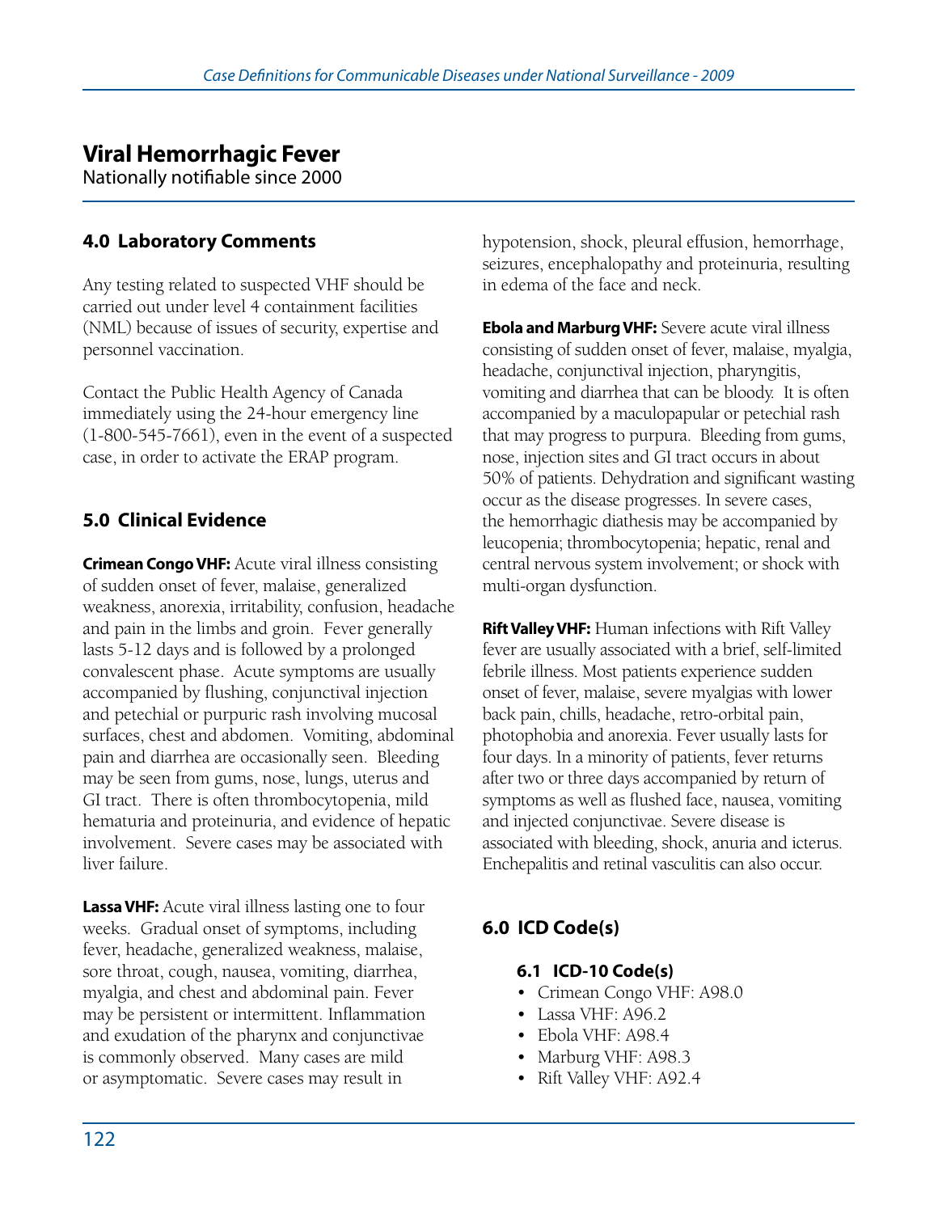# Viral Hemorrhagic Fever

Nationally notifiable since 2000

## 4.0 Laboratory Comments

Any testing related to suspected VHF should be carried out under level 4 containment facilities (NML) because of issues of security, expertise and personnel vaccination.

Contact the Public Health Agency of Canada immediately using the 24-hour emergency line (1-800-545-7661), even in the event of a suspected case, in order to activate the ERAP program.

## 5.0 Clinical Evidence

**Crimean Congo VHF:** Acute viral illness consisting of sudden onset of fever, malaise, generalized weakness, anorexia, irritability, confusion, headache and pain in the limbs and groin. Fever generally lasts 5-12 days and is followed by a prolonged convalescent phase. Acute symptoms are usually accompanied by flushing, conjunctival injection and petechial or purpuric rash involving mucosal surfaces, chest and abdomen. Vomiting, abdominal pain and diarrhea are occasionally seen. Bleeding may be seen from gums, nose, lungs, uterus and GI tract. There is often thrombocytopenia, mild hematuria and proteinuria, and evidence of hepatic involvement. Severe cases may be associated with liver failure.

**Lassa VHF:** Acute viral illness lasting one to four weeks. Gradual onset of symptoms, including fever, headache, generalized weakness, malaise, sore throat, cough, nausea, vomiting, diarrhea, myalgia, and chest and abdominal pain. Fever may be persistent or intermittent. Inflammation and exudation of the pharynx and conjunctivae is commonly observed. Many cases are mild or asymptomatic. Severe cases may result in hypotension, shock, pleural effusion, hemorrhage, seizures, encephalopathy and proteinuria, resulting in edema of the face and neck.

**Ebola and Marburg VHF:** Severe acute viral illness consisting of sudden onset of fever, malaise, myalgia, headache, conjunctival injection, pharyngitis, vomiting and diarrhea that can be bloody. It is often accompanied by a maculopapular or petechial rash that may progress to purpura. Bleeding from gums, nose, injection sites and GI tract occurs in about 50% of patients. Dehydration and significant wasting occur as the disease progresses. In severe cases, the hemorrhagic diathesis may be accompanied by leucopenia; thrombocytopenia; hepatic, renal and central nervous system involvement; or shock with multi-organ dysfunction.

**Rift Valley VHF:** Human infections with Rift Valley fever are usually associated with a brief, self-limited febrile illness. Most patients experience sudden onset of fever, malaise, severe myalgias with lower back pain, chills, headache, retro-orbital pain, photophobia and anorexia. Fever usually lasts for four days. In a minority of patients, fever returns after two or three days accompanied by return of symptoms as well as flushed face, nausea, vomiting and injected conjunctivae. Severe disease is associated with bleeding, shock, anuria and icterus. Enchepalitis and retinal vasculitis can also occur.

## 6.0 ICD Code(s)

### 6.1 ICD-10 Code(s)

- Crimean Congo VHF: A98.0
- Lassa VHF: A96.2
- Ebola VHF: A98.4
- Marburg VHF: A98.3
- Rift Valley VHF: A92.4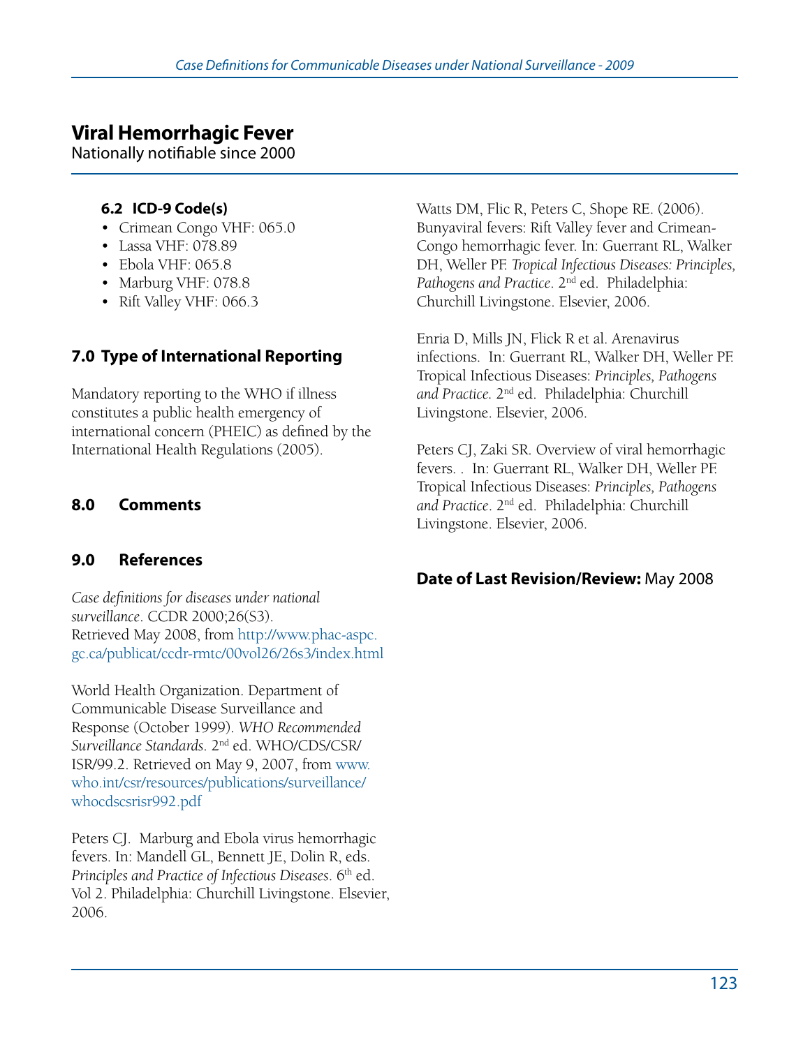# Viral Hemorrhagic Fever

Nationally notifiable since 2000

### 6.2 ICD-9 Code(s)

- Crimean Congo VHF: 065.0
- Lassa VHF: 078.89
- Ebola VHF: 065.8
- Marburg VHF: 078.8
- Rift Valley VHF: 066.3

## 7.0 Type of International Reporting

Mandatory reporting to the WHO if illness constitutes a public health emergency of international concern (PHEIC) as defined by the International Health Regulations (2005).

## 8.0 Comments

## 9.0 References

*Case definitions for diseases under national surveillance*. CCDR 2000;26(S3). Retrieved May 2008, from http://www.phac-aspc.gc.ca/publicat/ccdr-rmtc/00vol26/26s3/index.html

World Health Organization. Department of Communicable Disease Surveillance and Response (October 1999). *WHO Recommended Surveillance Standards*. 2nd ed. WHO/CDS/CSR/ISR/99.2. Retrieved on May 9, 2007, from www.who.int/csr/resources/publications/surveillance/whocdscsrisr992.pdf

Peters CJ. Marburg and Ebola virus hemorrhagic fevers. In: Mandell GL, Bennett JE, Dolin R, eds. *Principles and Practice of Infectious Diseases*. 6th ed. Vol 2. Philadelphia: Churchill Livingstone. Elsevier, 2006.

Watts DM, Flic R, Peters C, Shope RE. (2006). Bunyaviral fevers: Rift Valley fever and Crimean-Congo hemorrhagic fever. In: Guerrant RL, Walker DH, Weller PF. *Tropical Infectious Diseases: Principles, Pathogens and Practice*. 2nd ed. Philadelphia: Churchill Livingstone. Elsevier, 2006.

Enria D, Mills JN, Flick R et al. Arenavirus infections. In: Guerrant RL, Walker DH, Weller PF. Tropical Infectious Diseases: *Principles, Pathogens and Practice*. 2nd ed. Philadelphia: Churchill Livingstone. Elsevier, 2006.

Peters CJ, Zaki SR. Overview of viral hemorrhagic fevers. . In: Guerrant RL, Walker DH, Weller PF. Tropical Infectious Diseases: *Principles, Pathogens and Practice*. 2nd ed. Philadelphia: Churchill Livingstone. Elsevier, 2006.

**Date of Last Revision/Review:** May 2008